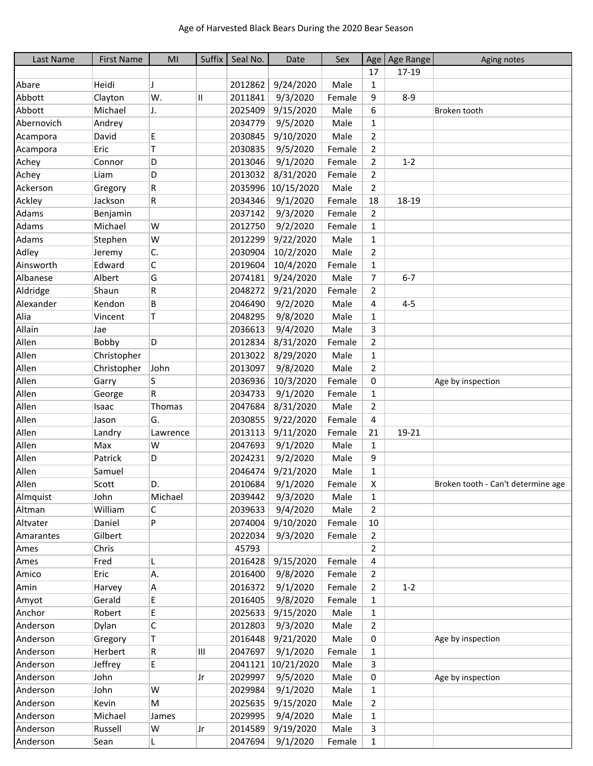# Age of Harvested Black Bears During the 2020 Bear Season

| Last Name | First Name | MI | Suffix | Seal No. | Date | Sex | Age | Age Range | Aging notes |
|---|---|---|---|---|---|---|---|---|---|
| | | | | | | | 17 | 17-19 | |
| Abare | Heidi | J | | 2012862 | 9/24/2020 | Male | 1 | | |
| Abbott | Clayton | W. | II | 2011841 | 9/3/2020 | Female | 9 | 8-9 | |
| Abbott | Michael | J. | | 2025409 | 9/15/2020 | Male | 6 | | Broken tooth |
| Abernovich | Andrey | | | 2034779 | 9/5/2020 | Male | 1 | | |
| Acampora | David | E | | 2030845 | 9/10/2020 | Male | 2 | | |
| Acampora | Eric | T | | 2030835 | 9/5/2020 | Female | 2 | | |
| Achey | Connor | D | | 2013046 | 9/1/2020 | Female | 2 | 1-2 | |
| Achey | Liam | D | | 2013032 | 8/31/2020 | Female | 2 | | |
| Ackerson | Gregory | R | | 2035996 | 10/15/2020 | Male | 2 | | |
| Ackley | Jackson | R | | 2034346 | 9/1/2020 | Female | 18 | 18-19 | |
| Adams | Benjamin | | | 2037142 | 9/3/2020 | Female | 2 | | |
| Adams | Michael | W | | 2012750 | 9/2/2020 | Female | 1 | | |
| Adams | Stephen | W | | 2012299 | 9/22/2020 | Male | 1 | | |
| Adley | Jeremy | C. | | 2030904 | 10/2/2020 | Male | 2 | | |
| Ainsworth | Edward | C | | 2019604 | 10/4/2020 | Female | 1 | | |
| Albanese | Albert | G | | 2074181 | 9/24/2020 | Male | 7 | 6-7 | |
| Aldridge | Shaun | R | | 2048272 | 9/21/2020 | Female | 2 | | |
| Alexander | Kendon | B | | 2046490 | 9/2/2020 | Male | 4 | 4-5 | |
| Alia | Vincent | T | | 2048295 | 9/8/2020 | Male | 1 | | |
| Allain | Jae | | | 2036613 | 9/4/2020 | Male | 3 | | |
| Allen | Bobby | D | | 2012834 | 8/31/2020 | Female | 2 | | |
| Allen | Christopher | | | 2013022 | 8/29/2020 | Male | 1 | | |
| Allen | Christopher | John | | 2013097 | 9/8/2020 | Male | 2 | | |
| Allen | Garry | S | | 2036936 | 10/3/2020 | Female | 0 | | Age by inspection |
| Allen | George | R | | 2034733 | 9/1/2020 | Female | 1 | | |
| Allen | Isaac | Thomas | | 2047684 | 8/31/2020 | Male | 2 | | |
| Allen | Jason | G. | | 2030855 | 9/22/2020 | Female | 4 | | |
| Allen | Landry | Lawrence | | 2013113 | 9/11/2020 | Female | 21 | 19-21 | |
| Allen | Max | W | | 2047693 | 9/1/2020 | Male | 1 | | |
| Allen | Patrick | D | | 2024231 | 9/2/2020 | Male | 9 | | |
| Allen | Samuel | | | 2046474 | 9/21/2020 | Male | 1 | | |
| Allen | Scott | D. | | 2010684 | 9/1/2020 | Female | X | | Broken tooth - Can't determine age |
| Almquist | John | Michael | | 2039442 | 9/3/2020 | Male | 1 | | |
| Altman | William | C | | 2039633 | 9/4/2020 | Male | 2 | | |
| Altvater | Daniel | P | | 2074004 | 9/10/2020 | Female | 10 | | |
| Amarantes | Gilbert | | | 2022034 | 9/3/2020 | Female | 2 | | |
| Ames | Chris | | | 45793 | | | 2 | | |
| Ames | Fred | L | | 2016428 | 9/15/2020 | Female | 4 | | |
| Amico | Eric | A. | | 2016400 | 9/8/2020 | Female | 2 | | |
| Amin | Harvey | A | | 2016372 | 9/1/2020 | Female | 2 | 1-2 | |
| Amyot | Gerald | E | | 2016405 | 9/8/2020 | Female | 1 | | |
| Anchor | Robert | E | | 2025633 | 9/15/2020 | Male | 1 | | |
| Anderson | Dylan | C | | 2012803 | 9/3/2020 | Male | 2 | | |
| Anderson | Gregory | T | | 2016448 | 9/21/2020 | Male | 0 | | Age by inspection |
| Anderson | Herbert | R | III | 2047697 | 9/1/2020 | Female | 1 | | |
| Anderson | Jeffrey | E | | 2041121 | 10/21/2020 | Male | 3 | | |
| Anderson | John | | Jr | 2029997 | 9/5/2020 | Male | 0 | | Age by inspection |
| Anderson | John | W | | 2029984 | 9/1/2020 | Male | 1 | | |
| Anderson | Kevin | M | | 2025635 | 9/15/2020 | Male | 2 | | |
| Anderson | Michael | James | | 2029995 | 9/4/2020 | Male | 1 | | |
| Anderson | Russell | W | Jr | 2014589 | 9/19/2020 | Male | 3 | | |
| Anderson | Sean | L | | 2047694 | 9/1/2020 | Female | 1 | | |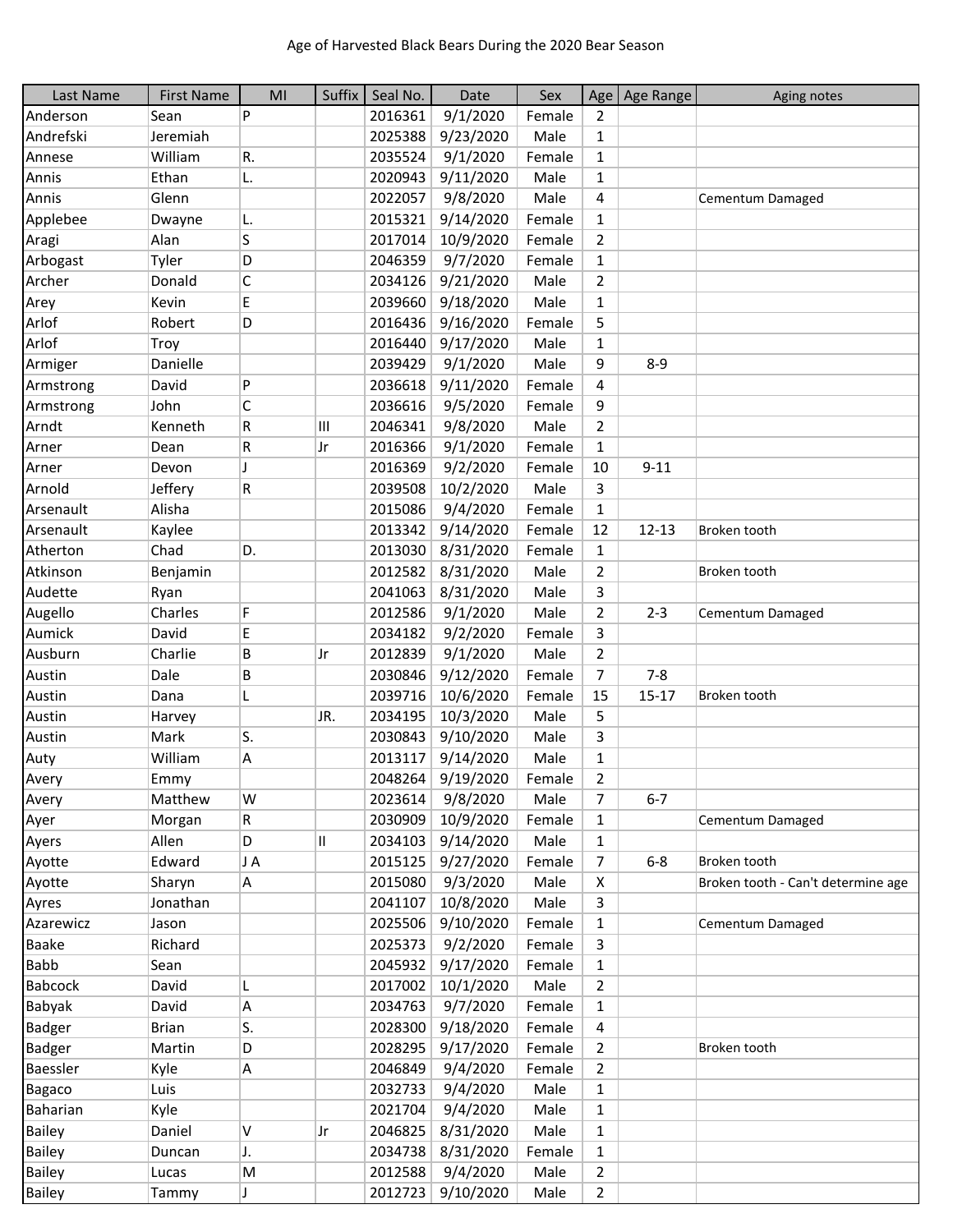Age of Harvested Black Bears During the 2020 Bear Season

| Last Name | First Name | MI | Suffix | Seal No. | Date | Sex | Age | Age Range | Aging notes |
|---|---|---|---|---|---|---|---|---|---|
| Anderson | Sean | P | | 2016361 | 9/1/2020 | Female | 2 | | |
| Andrefski | Jeremiah | | | 2025388 | 9/23/2020 | Male | 1 | | |
| Annese | William | R. | | 2035524 | 9/1/2020 | Female | 1 | | |
| Annis | Ethan | L. | | 2020943 | 9/11/2020 | Male | 1 | | |
| Annis | Glenn | | | 2022057 | 9/8/2020 | Male | 4 | | Cementum Damaged |
| Applebee | Dwayne | L. | | 2015321 | 9/14/2020 | Female | 1 | | |
| Aragi | Alan | S | | 2017014 | 10/9/2020 | Female | 2 | | |
| Arbogast | Tyler | D | | 2046359 | 9/7/2020 | Female | 1 | | |
| Archer | Donald | C | | 2034126 | 9/21/2020 | Male | 2 | | |
| Arey | Kevin | E | | 2039660 | 9/18/2020 | Male | 1 | | |
| Arlof | Robert | D | | 2016436 | 9/16/2020 | Female | 5 | | |
| Arlof | Troy | | | 2016440 | 9/17/2020 | Male | 1 | | |
| Armiger | Danielle | | | 2039429 | 9/1/2020 | Male | 9 | 8-9 | |
| Armstrong | David | P | | 2036618 | 9/11/2020 | Female | 4 | | |
| Armstrong | John | C | | 2036616 | 9/5/2020 | Female | 9 | | |
| Arndt | Kenneth | R | III | 2046341 | 9/8/2020 | Male | 2 | | |
| Arner | Dean | R | Jr | 2016366 | 9/1/2020 | Female | 1 | | |
| Arner | Devon | J | | 2016369 | 9/2/2020 | Female | 10 | 9-11 | |
| Arnold | Jeffery | R | | 2039508 | 10/2/2020 | Male | 3 | | |
| Arsenault | Alisha | | | 2015086 | 9/4/2020 | Female | 1 | | |
| Arsenault | Kaylee | | | 2013342 | 9/14/2020 | Female | 12 | 12-13 | Broken tooth |
| Atherton | Chad | D. | | 2013030 | 8/31/2020 | Female | 1 | | |
| Atkinson | Benjamin | | | 2012582 | 8/31/2020 | Male | 2 | | Broken tooth |
| Audette | Ryan | | | 2041063 | 8/31/2020 | Male | 3 | | |
| Augello | Charles | F | | 2012586 | 9/1/2020 | Male | 2 | 2-3 | Cementum Damaged |
| Aumick | David | E | | 2034182 | 9/2/2020 | Female | 3 | | |
| Ausburn | Charlie | B | Jr | 2012839 | 9/1/2020 | Male | 2 | | |
| Austin | Dale | B | | 2030846 | 9/12/2020 | Female | 7 | 7-8 | |
| Austin | Dana | L | | 2039716 | 10/6/2020 | Female | 15 | 15-17 | Broken tooth |
| Austin | Harvey | | JR. | 2034195 | 10/3/2020 | Male | 5 | | |
| Austin | Mark | S. | | 2030843 | 9/10/2020 | Male | 3 | | |
| Auty | William | A | | 2013117 | 9/14/2020 | Male | 1 | | |
| Avery | Emmy | | | 2048264 | 9/19/2020 | Female | 2 | | |
| Avery | Matthew | W | | 2023614 | 9/8/2020 | Male | 7 | 6-7 | |
| Ayer | Morgan | R | | 2030909 | 10/9/2020 | Female | 1 | | Cementum Damaged |
| Ayers | Allen | D | II | 2034103 | 9/14/2020 | Male | 1 | | |
| Ayotte | Edward | J A | | 2015125 | 9/27/2020 | Female | 7 | 6-8 | Broken tooth |
| Ayotte | Sharyn | A | | 2015080 | 9/3/2020 | Male | X | | Broken tooth - Can't determine age |
| Ayres | Jonathan | | | 2041107 | 10/8/2020 | Male | 3 | | |
| Azarewicz | Jason | | | 2025506 | 9/10/2020 | Female | 1 | | Cementum Damaged |
| Baake | Richard | | | 2025373 | 9/2/2020 | Female | 3 | | |
| Babb | Sean | | | 2045932 | 9/17/2020 | Female | 1 | | |
| Babcock | David | L | | 2017002 | 10/1/2020 | Male | 2 | | |
| Babyak | David | A | | 2034763 | 9/7/2020 | Female | 1 | | |
| Badger | Brian | S. | | 2028300 | 9/18/2020 | Female | 4 | | |
| Badger | Martin | D | | 2028295 | 9/17/2020 | Female | 2 | | Broken tooth |
| Baessler | Kyle | A | | 2046849 | 9/4/2020 | Female | 2 | | |
| Bagaco | Luis | | | 2032733 | 9/4/2020 | Male | 1 | | |
| Baharian | Kyle | | | 2021704 | 9/4/2020 | Male | 1 | | |
| Bailey | Daniel | V | Jr | 2046825 | 8/31/2020 | Male | 1 | | |
| Bailey | Duncan | J. | | 2034738 | 8/31/2020 | Female | 1 | | |
| Bailey | Lucas | M | | 2012588 | 9/4/2020 | Male | 2 | | |
| Bailey | Tammy | J | | 2012723 | 9/10/2020 | Male | 2 | | |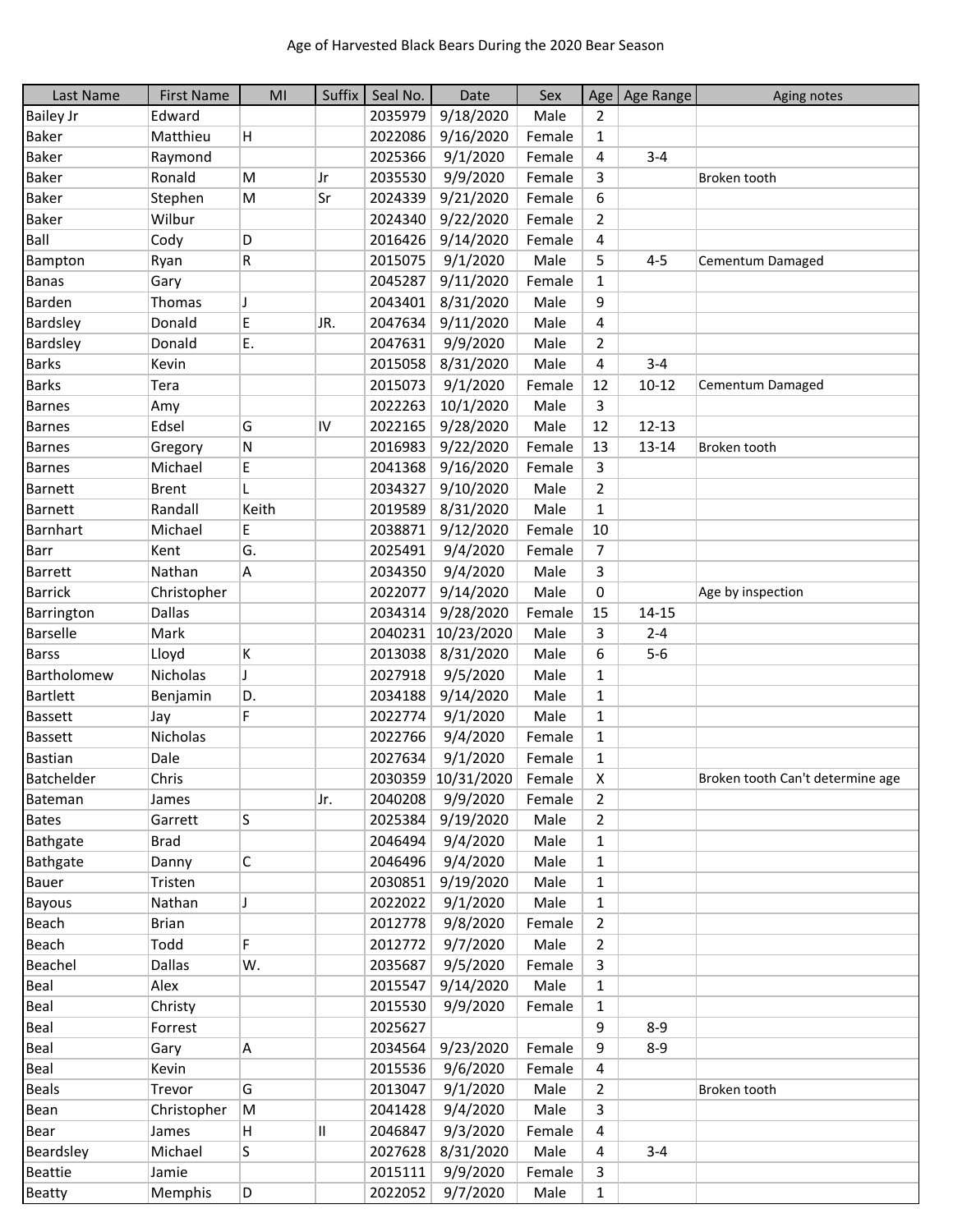Age of Harvested Black Bears During the 2020 Bear Season

| Last Name | First Name | MI | Suffix | Seal No. | Date | Sex | Age | Age Range | Aging notes |
|---|---|---|---|---|---|---|---|---|---|
| Bailey Jr | Edward | | | 2035979 | 9/18/2020 | Male | 2 | | |
| Baker | Matthieu | H | | 2022086 | 9/16/2020 | Female | 1 | | |
| Baker | Raymond | | | 2025366 | 9/1/2020 | Female | 4 | 3-4 | |
| Baker | Ronald | M | Jr | 2035530 | 9/9/2020 | Female | 3 | | Broken tooth |
| Baker | Stephen | M | Sr | 2024339 | 9/21/2020 | Female | 6 | | |
| Baker | Wilbur | | | 2024340 | 9/22/2020 | Female | 2 | | |
| Ball | Cody | D | | 2016426 | 9/14/2020 | Female | 4 | | |
| Bampton | Ryan | R | | 2015075 | 9/1/2020 | Male | 5 | 4-5 | Cementum Damaged |
| Banas | Gary | | | 2045287 | 9/11/2020 | Female | 1 | | |
| Barden | Thomas | J | | 2043401 | 8/31/2020 | Male | 9 | | |
| Bardsley | Donald | E | JR. | 2047634 | 9/11/2020 | Male | 4 | | |
| Bardsley | Donald | E. | | 2047631 | 9/9/2020 | Male | 2 | | |
| Barks | Kevin | | | 2015058 | 8/31/2020 | Male | 4 | 3-4 | |
| Barks | Tera | | | 2015073 | 9/1/2020 | Female | 12 | 10-12 | Cementum Damaged |
| Barnes | Amy | | | 2022263 | 10/1/2020 | Male | 3 | | |
| Barnes | Edsel | G | IV | 2022165 | 9/28/2020 | Male | 12 | 12-13 | |
| Barnes | Gregory | N | | 2016983 | 9/22/2020 | Female | 13 | 13-14 | Broken tooth |
| Barnes | Michael | E | | 2041368 | 9/16/2020 | Female | 3 | | |
| Barnett | Brent | L | | 2034327 | 9/10/2020 | Male | 2 | | |
| Barnett | Randall | Keith | | 2019589 | 8/31/2020 | Male | 1 | | |
| Barnhart | Michael | E | | 2038871 | 9/12/2020 | Female | 10 | | |
| Barr | Kent | G. | | 2025491 | 9/4/2020 | Female | 7 | | |
| Barrett | Nathan | A | | 2034350 | 9/4/2020 | Male | 3 | | |
| Barrick | Christopher | | | 2022077 | 9/14/2020 | Male | 0 | | Age by inspection |
| Barrington | Dallas | | | 2034314 | 9/28/2020 | Female | 15 | 14-15 | |
| Barselle | Mark | | | 2040231 | 10/23/2020 | Male | 3 | 2-4 | |
| Barss | Lloyd | K | | 2013038 | 8/31/2020 | Male | 6 | 5-6 | |
| Bartholomew | Nicholas | J | | 2027918 | 9/5/2020 | Male | 1 | | |
| Bartlett | Benjamin | D. | | 2034188 | 9/14/2020 | Male | 1 | | |
| Bassett | Jay | F | | 2022774 | 9/1/2020 | Male | 1 | | |
| Bassett | Nicholas | | | 2022766 | 9/4/2020 | Female | 1 | | |
| Bastian | Dale | | | 2027634 | 9/1/2020 | Female | 1 | | |
| Batchelder | Chris | | | 2030359 | 10/31/2020 | Female | X | | Broken tooth Can't determine age |
| Bateman | James | | Jr. | 2040208 | 9/9/2020 | Female | 2 | | |
| Bates | Garrett | S | | 2025384 | 9/19/2020 | Male | 2 | | |
| Bathgate | Brad | | | 2046494 | 9/4/2020 | Male | 1 | | |
| Bathgate | Danny | C | | 2046496 | 9/4/2020 | Male | 1 | | |
| Bauer | Tristen | | | 2030851 | 9/19/2020 | Male | 1 | | |
| Bayous | Nathan | J | | 2022022 | 9/1/2020 | Male | 1 | | |
| Beach | Brian | | | 2012778 | 9/8/2020 | Female | 2 | | |
| Beach | Todd | F | | 2012772 | 9/7/2020 | Male | 2 | | |
| Beachel | Dallas | W. | | 2035687 | 9/5/2020 | Female | 3 | | |
| Beal | Alex | | | 2015547 | 9/14/2020 | Male | 1 | | |
| Beal | Christy | | | 2015530 | 9/9/2020 | Female | 1 | | |
| Beal | Forrest | | | 2025627 | | | 9 | 8-9 | |
| Beal | Gary | A | | 2034564 | 9/23/2020 | Female | 9 | 8-9 | |
| Beal | Kevin | | | 2015536 | 9/6/2020 | Female | 4 | | |
| Beals | Trevor | G | | 2013047 | 9/1/2020 | Male | 2 | | Broken tooth |
| Bean | Christopher | M | | 2041428 | 9/4/2020 | Male | 3 | | |
| Bear | James | H | II | 2046847 | 9/3/2020 | Female | 4 | | |
| Beardsley | Michael | S | | 2027628 | 8/31/2020 | Male | 4 | 3-4 | |
| Beattie | Jamie | | | 2015111 | 9/9/2020 | Female | 3 | | |
| Beatty | Memphis | D | | 2022052 | 9/7/2020 | Male | 1 | | |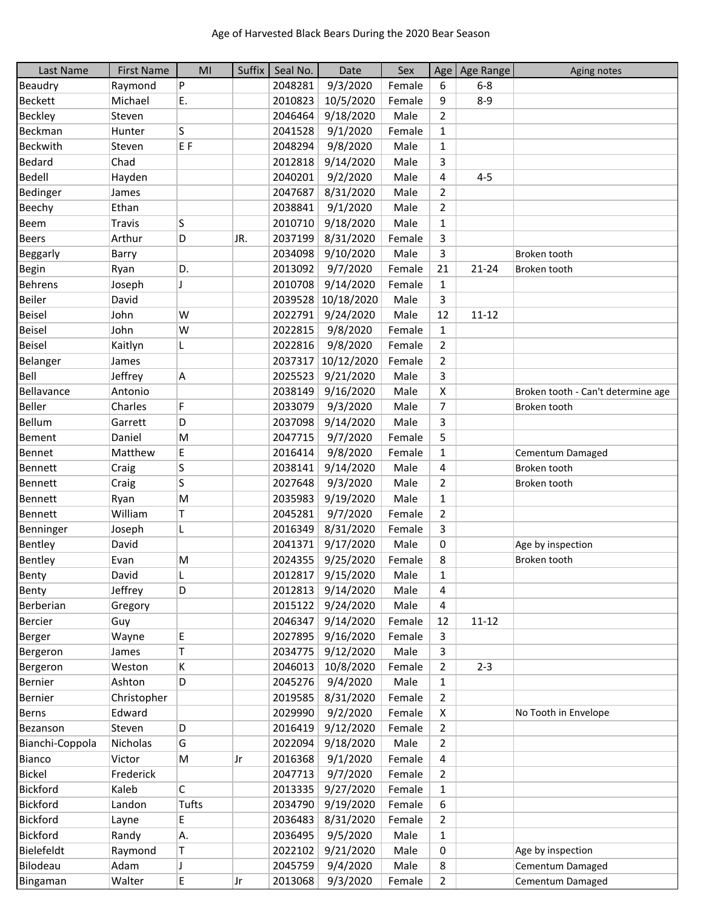# Age of Harvested Black Bears During the 2020 Bear Season

| Last Name | First Name | MI | Suffix | Seal No. | Date | Sex | Age | Age Range | Aging notes |
|---|---|---|---|---|---|---|---|---|---|
| Beaudry | Raymond | P | | 2048281 | 9/3/2020 | Female | 6 | 6-8 | |
| Beckett | Michael | E. | | 2010823 | 10/5/2020 | Female | 9 | 8-9 | |
| Beckley | Steven | | | 2046464 | 9/18/2020 | Male | 2 | | |
| Beckman | Hunter | S | | 2041528 | 9/1/2020 | Female | 1 | | |
| Beckwith | Steven | E F | | 2048294 | 9/8/2020 | Male | 1 | | |
| Bedard | Chad | | | 2012818 | 9/14/2020 | Male | 3 | | |
| Bedell | Hayden | | | 2040201 | 9/2/2020 | Male | 4 | 4-5 | |
| Bedinger | James | | | 2047687 | 8/31/2020 | Male | 2 | | |
| Beechy | Ethan | | | 2038841 | 9/1/2020 | Male | 2 | | |
| Beem | Travis | S | | 2010710 | 9/18/2020 | Male | 1 | | |
| Beers | Arthur | D | JR. | 2037199 | 8/31/2020 | Female | 3 | | |
| Beggarly | Barry | | | 2034098 | 9/10/2020 | Male | 3 | | Broken tooth |
| Begin | Ryan | D. | | 2013092 | 9/7/2020 | Female | 21 | 21-24 | Broken tooth |
| Behrens | Joseph | J | | 2010708 | 9/14/2020 | Female | 1 | | |
| Beiler | David | | | 2039528 | 10/18/2020 | Male | 3 | | |
| Beisel | John | W | | 2022791 | 9/24/2020 | Male | 12 | 11-12 | |
| Beisel | John | W | | 2022815 | 9/8/2020 | Female | 1 | | |
| Beisel | Kaitlyn | L | | 2022816 | 9/8/2020 | Female | 2 | | |
| Belanger | James | | | 2037317 | 10/12/2020 | Female | 2 | | |
| Bell | Jeffrey | A | | 2025523 | 9/21/2020 | Male | 3 | | |
| Bellavance | Antonio | | | 2038149 | 9/16/2020 | Male | X | | Broken tooth - Can't determine age |
| Beller | Charles | F | | 2033079 | 9/3/2020 | Male | 7 | | Broken tooth |
| Bellum | Garrett | D | | 2037098 | 9/14/2020 | Male | 3 | | |
| Bement | Daniel | M | | 2047715 | 9/7/2020 | Female | 5 | | |
| Bennet | Matthew | E | | 2016414 | 9/8/2020 | Female | 1 | | Cementum Damaged |
| Bennett | Craig | S | | 2038141 | 9/14/2020 | Male | 4 | | Broken tooth |
| Bennett | Craig | S | | 2027648 | 9/3/2020 | Male | 2 | | Broken tooth |
| Bennett | Ryan | M | | 2035983 | 9/19/2020 | Male | 1 | | |
| Bennett | William | T | | 2045281 | 9/7/2020 | Female | 2 | | |
| Benninger | Joseph | L | | 2016349 | 8/31/2020 | Female | 3 | | |
| Bentley | David | | | 2041371 | 9/17/2020 | Male | 0 | | Age by inspection |
| Bentley | Evan | M | | 2024355 | 9/25/2020 | Female | 8 | | Broken tooth |
| Benty | David | L | | 2012817 | 9/15/2020 | Male | 1 | | |
| Benty | Jeffrey | D | | 2012813 | 9/14/2020 | Male | 4 | | |
| Berberian | Gregory | | | 2015122 | 9/24/2020 | Male | 4 | | |
| Bercier | Guy | | | 2046347 | 9/14/2020 | Female | 12 | 11-12 | |
| Berger | Wayne | E | | 2027895 | 9/16/2020 | Female | 3 | | |
| Bergeron | James | T | | 2034775 | 9/12/2020 | Male | 3 | | |
| Bergeron | Weston | K | | 2046013 | 10/8/2020 | Female | 2 | 2-3 | |
| Bernier | Ashton | D | | 2045276 | 9/4/2020 | Male | 1 | | |
| Bernier | Christopher | | | 2019585 | 8/31/2020 | Female | 2 | | |
| Berns | Edward | | | 2029990 | 9/2/2020 | Female | X | | No Tooth in Envelope |
| Bezanson | Steven | D | | 2016419 | 9/12/2020 | Female | 2 | | |
| Bianchi-Coppola | Nicholas | G | | 2022094 | 9/18/2020 | Male | 2 | | |
| Bianco | Victor | M | Jr | 2016368 | 9/1/2020 | Female | 4 | | |
| Bickel | Frederick | | | 2047713 | 9/7/2020 | Female | 2 | | |
| Bickford | Kaleb | C | | 2013335 | 9/27/2020 | Female | 1 | | |
| Bickford | Landon | Tufts | | 2034790 | 9/19/2020 | Female | 6 | | |
| Bickford | Layne | E | | 2036483 | 8/31/2020 | Female | 2 | | |
| Bickford | Randy | A. | | 2036495 | 9/5/2020 | Male | 1 | | |
| Bielefeldt | Raymond | T | | 2022102 | 9/21/2020 | Male | 0 | | Age by inspection |
| Bilodeau | Adam | J | | 2045759 | 9/4/2020 | Male | 8 | | Cementum Damaged |
| Bingaman | Walter | E | Jr | 2013068 | 9/3/2020 | Female | 2 | | Cementum Damaged |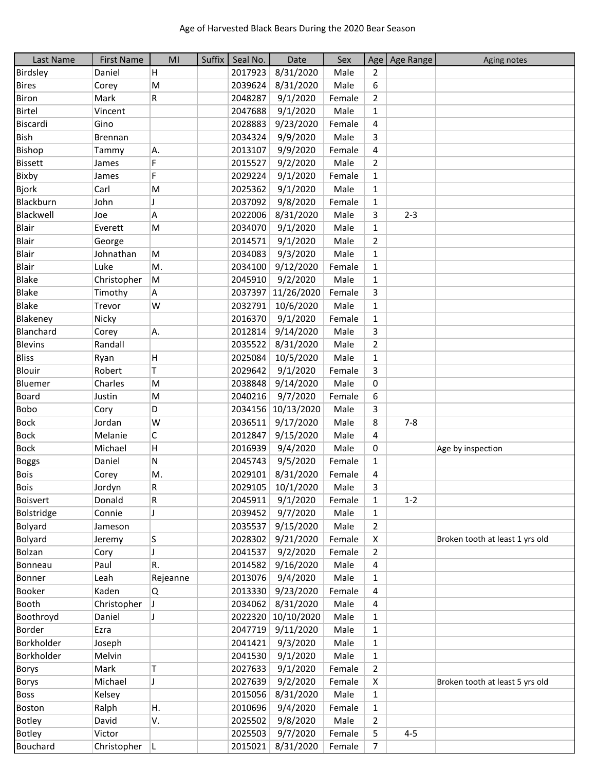Age of Harvested Black Bears During the 2020 Bear Season

| Last Name | First Name | MI | Suffix | Seal No. | Date | Sex | Age | Age Range | Aging notes |
|---|---|---|---|---|---|---|---|---|---|
| Birdsley | Daniel | H | | 2017923 | 8/31/2020 | Male | 2 | | |
| Bires | Corey | M | | 2039624 | 8/31/2020 | Male | 6 | | |
| Biron | Mark | R | | 2048287 | 9/1/2020 | Female | 2 | | |
| Birtel | Vincent | | | 2047688 | 9/1/2020 | Male | 1 | | |
| Biscardi | Gino | | | 2028883 | 9/23/2020 | Female | 4 | | |
| Bish | Brennan | | | 2034324 | 9/9/2020 | Male | 3 | | |
| Bishop | Tammy | A. | | 2013107 | 9/9/2020 | Female | 4 | | |
| Bissett | James | F | | 2015527 | 9/2/2020 | Male | 2 | | |
| Bixby | James | F | | 2029224 | 9/1/2020 | Female | 1 | | |
| Bjork | Carl | M | | 2025362 | 9/1/2020 | Male | 1 | | |
| Blackburn | John | J | | 2037092 | 9/8/2020 | Female | 1 | | |
| Blackwell | Joe | A | | 2022006 | 8/31/2020 | Male | 3 | 2-3 | |
| Blair | Everett | M | | 2034070 | 9/1/2020 | Male | 1 | | |
| Blair | George | | | 2014571 | 9/1/2020 | Male | 2 | | |
| Blair | Johnathan | M | | 2034083 | 9/3/2020 | Male | 1 | | |
| Blair | Luke | M. | | 2034100 | 9/12/2020 | Female | 1 | | |
| Blake | Christopher | M | | 2045910 | 9/2/2020 | Male | 1 | | |
| Blake | Timothy | A | | 2037397 | 11/26/2020 | Female | 3 | | |
| Blake | Trevor | W | | 2032791 | 10/6/2020 | Male | 1 | | |
| Blakeney | Nicky | | | 2016370 | 9/1/2020 | Female | 1 | | |
| Blanchard | Corey | A. | | 2012814 | 9/14/2020 | Male | 3 | | |
| Blevins | Randall | | | 2035522 | 8/31/2020 | Male | 2 | | |
| Bliss | Ryan | H | | 2025084 | 10/5/2020 | Male | 1 | | |
| Blouir | Robert | T | | 2029642 | 9/1/2020 | Female | 3 | | |
| Bluemer | Charles | M | | 2038848 | 9/14/2020 | Male | 0 | | |
| Board | Justin | M | | 2040216 | 9/7/2020 | Female | 6 | | |
| Bobo | Cory | D | | 2034156 | 10/13/2020 | Male | 3 | | |
| Bock | Jordan | W | | 2036511 | 9/17/2020 | Male | 8 | 7-8 | |
| Bock | Melanie | C | | 2012847 | 9/15/2020 | Male | 4 | | |
| Bock | Michael | H | | 2016939 | 9/4/2020 | Male | 0 | | Age by inspection |
| Boggs | Daniel | N | | 2045743 | 9/5/2020 | Female | 1 | | |
| Bois | Corey | M. | | 2029101 | 8/31/2020 | Female | 4 | | |
| Bois | Jordyn | R | | 2029105 | 10/1/2020 | Male | 3 | | |
| Boisvert | Donald | R | | 2045911 | 9/1/2020 | Female | 1 | 1-2 | |
| Bolstridge | Connie | J | | 2039452 | 9/7/2020 | Male | 1 | | |
| Bolyard | Jameson | | | 2035537 | 9/15/2020 | Male | 2 | | |
| Bolyard | Jeremy | S | | 2028302 | 9/21/2020 | Female | X | | Broken tooth at least 1 yrs old |
| Bolzan | Cory | J | | 2041537 | 9/2/2020 | Female | 2 | | |
| Bonneau | Paul | R. | | 2014582 | 9/16/2020 | Male | 4 | | |
| Bonner | Leah | Rejeanne | | 2013076 | 9/4/2020 | Male | 1 | | |
| Booker | Kaden | Q | | 2013330 | 9/23/2020 | Female | 4 | | |
| Booth | Christopher | J | | 2034062 | 8/31/2020 | Male | 4 | | |
| Boothroyd | Daniel | J | | 2022320 | 10/10/2020 | Male | 1 | | |
| Border | Ezra | | | 2047719 | 9/11/2020 | Male | 1 | | |
| Borkholder | Joseph | | | 2041421 | 9/3/2020 | Male | 1 | | |
| Borkholder | Melvin | | | 2041530 | 9/1/2020 | Male | 1 | | |
| Borys | Mark | T | | 2027633 | 9/1/2020 | Female | 2 | | |
| Borys | Michael | J | | 2027639 | 9/2/2020 | Female | X | | Broken tooth at least 5 yrs old |
| Boss | Kelsey | | | 2015056 | 8/31/2020 | Male | 1 | | |
| Boston | Ralph | H. | | 2010696 | 9/4/2020 | Female | 1 | | |
| Botley | David | V. | | 2025502 | 9/8/2020 | Male | 2 | | |
| Botley | Victor | | | 2025503 | 9/7/2020 | Female | 5 | 4-5 | |
| Bouchard | Christopher | L | | 2015021 | 8/31/2020 | Female | 7 | | |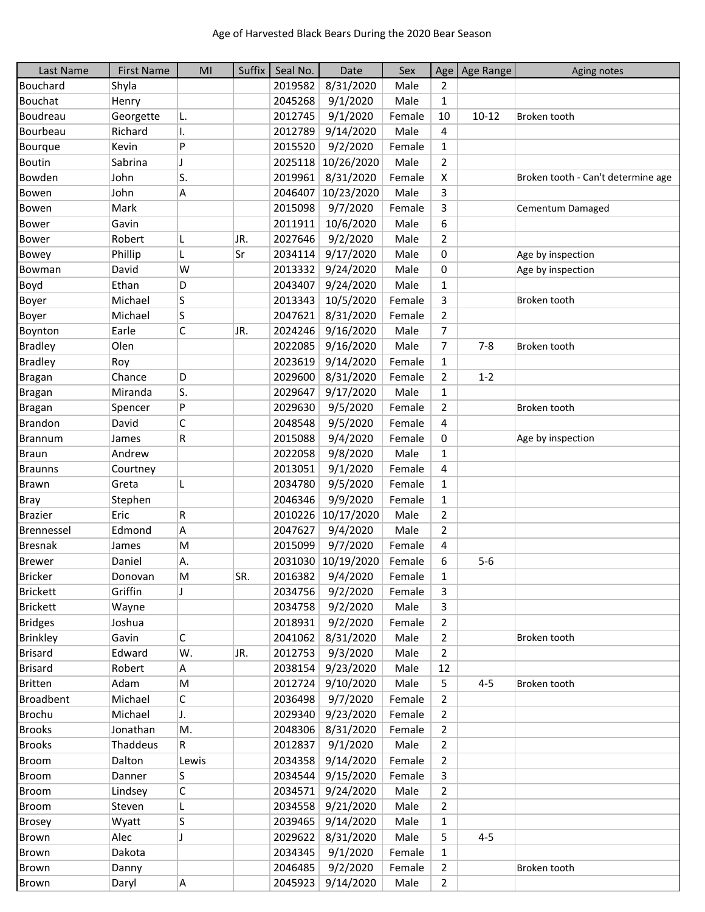# Age of Harvested Black Bears During the 2020 Bear Season

| Last Name | First Name | MI | Suffix | Seal No. | Date | Sex | Age | Age Range | Aging notes |
|---|---|---|---|---|---|---|---|---|---|
| Bouchard | Shyla | | | 2019582 | 8/31/2020 | Male | 2 | | |
| Bouchat | Henry | | | 2045268 | 9/1/2020 | Male | 1 | | |
| Boudreau | Georgette | L. | | 2012745 | 9/1/2020 | Female | 10 | 10-12 | Broken tooth |
| Bourbeau | Richard | I. | | 2012789 | 9/14/2020 | Male | 4 | | |
| Bourque | Kevin | P | | 2015520 | 9/2/2020 | Female | 1 | | |
| Boutin | Sabrina | J | | 2025118 | 10/26/2020 | Male | 2 | | |
| Bowden | John | S. | | 2019961 | 8/31/2020 | Female | X | | Broken tooth - Can't determine age |
| Bowen | John | A | | 2046407 | 10/23/2020 | Male | 3 | | |
| Bowen | Mark | | | 2015098 | 9/7/2020 | Female | 3 | | Cementum Damaged |
| Bower | Gavin | | | 2011911 | 10/6/2020 | Male | 6 | | |
| Bower | Robert | L | JR. | 2027646 | 9/2/2020 | Male | 2 | | |
| Bowey | Phillip | L | Sr | 2034114 | 9/17/2020 | Male | 0 | | Age by inspection |
| Bowman | David | W | | 2013332 | 9/24/2020 | Male | 0 | | Age by inspection |
| Boyd | Ethan | D | | 2043407 | 9/24/2020 | Male | 1 | | |
| Boyer | Michael | S | | 2013343 | 10/5/2020 | Female | 3 | | Broken tooth |
| Boyer | Michael | S | | 2047621 | 8/31/2020 | Female | 2 | | |
| Boynton | Earle | C | JR. | 2024246 | 9/16/2020 | Male | 7 | | |
| Bradley | Olen | | | 2022085 | 9/16/2020 | Male | 7 | 7-8 | Broken tooth |
| Bradley | Roy | | | 2023619 | 9/14/2020 | Female | 1 | | |
| Bragan | Chance | D | | 2029600 | 8/31/2020 | Female | 2 | 1-2 | |
| Bragan | Miranda | S. | | 2029647 | 9/17/2020 | Male | 1 | | |
| Bragan | Spencer | P | | 2029630 | 9/5/2020 | Female | 2 | | Broken tooth |
| Brandon | David | C | | 2048548 | 9/5/2020 | Female | 4 | | |
| Brannum | James | R | | 2015088 | 9/4/2020 | Female | 0 | | Age by inspection |
| Braun | Andrew | | | 2022058 | 9/8/2020 | Male | 1 | | |
| Braunns | Courtney | | | 2013051 | 9/1/2020 | Female | 4 | | |
| Brawn | Greta | L | | 2034780 | 9/5/2020 | Female | 1 | | |
| Bray | Stephen | | | 2046346 | 9/9/2020 | Female | 1 | | |
| Brazier | Eric | R | | 2010226 | 10/17/2020 | Male | 2 | | |
| Brennessel | Edmond | A | | 2047627 | 9/4/2020 | Male | 2 | | |
| Bresnak | James | M | | 2015099 | 9/7/2020 | Female | 4 | | |
| Brewer | Daniel | A. | | 2031030 | 10/19/2020 | Female | 6 | 5-6 | |
| Bricker | Donovan | M | SR. | 2016382 | 9/4/2020 | Female | 1 | | |
| Brickett | Griffin | J | | 2034756 | 9/2/2020 | Female | 3 | | |
| Brickett | Wayne | | | 2034758 | 9/2/2020 | Male | 3 | | |
| Bridges | Joshua | | | 2018931 | 9/2/2020 | Female | 2 | | |
| Brinkley | Gavin | C | | 2041062 | 8/31/2020 | Male | 2 | | Broken tooth |
| Brisard | Edward | W. | JR. | 2012753 | 9/3/2020 | Male | 2 | | |
| Brisard | Robert | A | | 2038154 | 9/23/2020 | Male | 12 | | |
| Britten | Adam | M | | 2012724 | 9/10/2020 | Male | 5 | 4-5 | Broken tooth |
| Broadbent | Michael | C | | 2036498 | 9/7/2020 | Female | 2 | | |
| Brochu | Michael | J. | | 2029340 | 9/23/2020 | Female | 2 | | |
| Brooks | Jonathan | M. | | 2048306 | 8/31/2020 | Female | 2 | | |
| Brooks | Thaddeus | R | | 2012837 | 9/1/2020 | Male | 2 | | |
| Broom | Dalton | Lewis | | 2034358 | 9/14/2020 | Female | 2 | | |
| Broom | Danner | S | | 2034544 | 9/15/2020 | Female | 3 | | |
| Broom | Lindsey | C | | 2034571 | 9/24/2020 | Male | 2 | | |
| Broom | Steven | L | | 2034558 | 9/21/2020 | Male | 2 | | |
| Brosey | Wyatt | S | | 2039465 | 9/14/2020 | Male | 1 | | |
| Brown | Alec | J | | 2029622 | 8/31/2020 | Male | 5 | 4-5 | |
| Brown | Dakota | | | 2034345 | 9/1/2020 | Female | 1 | | |
| Brown | Danny | | | 2046485 | 9/2/2020 | Female | 2 | | Broken tooth |
| Brown | Daryl | A | | 2045923 | 9/14/2020 | Male | 2 | | |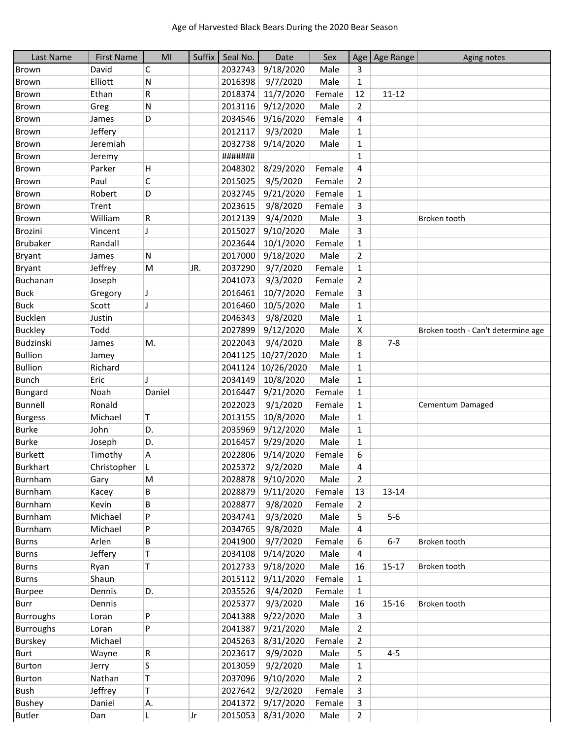Age of Harvested Black Bears During the 2020 Bear Season

| Last Name | First Name | MI | Suffix | Seal No. | Date | Sex | Age | Age Range | Aging notes |
|---|---|---|---|---|---|---|---|---|---|
| Brown | David | C | | 2032743 | 9/18/2020 | Male | 3 | | |
| Brown | Elliott | N | | 2016398 | 9/7/2020 | Male | 1 | | |
| Brown | Ethan | R | | 2018374 | 11/7/2020 | Female | 12 | 11-12 | |
| Brown | Greg | N | | 2013116 | 9/12/2020 | Male | 2 | | |
| Brown | James | D | | 2034546 | 9/16/2020 | Female | 4 | | |
| Brown | Jeffery | | | 2012117 | 9/3/2020 | Male | 1 | | |
| Brown | Jeremiah | | | 2032738 | 9/14/2020 | Male | 1 | | |
| Brown | Jeremy | | | ####### | | | 1 | | |
| Brown | Parker | H | | 2048302 | 8/29/2020 | Female | 4 | | |
| Brown | Paul | C | | 2015025 | 9/5/2020 | Female | 2 | | |
| Brown | Robert | D | | 2032745 | 9/21/2020 | Female | 1 | | |
| Brown | Trent | | | 2023615 | 9/8/2020 | Female | 3 | | |
| Brown | William | R | | 2012139 | 9/4/2020 | Male | 3 | | Broken tooth |
| Brozini | Vincent | J | | 2015027 | 9/10/2020 | Male | 3 | | |
| Brubaker | Randall | | | 2023644 | 10/1/2020 | Female | 1 | | |
| Bryant | James | N | | 2017000 | 9/18/2020 | Male | 2 | | |
| Bryant | Jeffrey | M | JR. | 2037290 | 9/7/2020 | Female | 1 | | |
| Buchanan | Joseph | | | 2041073 | 9/3/2020 | Female | 2 | | |
| Buck | Gregory | J | | 2016461 | 10/7/2020 | Female | 3 | | |
| Buck | Scott | J | | 2016460 | 10/5/2020 | Male | 1 | | |
| Bucklen | Justin | | | 2046343 | 9/8/2020 | Male | 1 | | |
| Buckley | Todd | | | 2027899 | 9/12/2020 | Male | X | | Broken tooth - Can't determine age |
| Budzinski | James | M. | | 2022043 | 9/4/2020 | Male | 8 | 7-8 | |
| Bullion | Jamey | | | 2041125 | 10/27/2020 | Male | 1 | | |
| Bullion | Richard | | | 2041124 | 10/26/2020 | Male | 1 | | |
| Bunch | Eric | J | | 2034149 | 10/8/2020 | Male | 1 | | |
| Bungard | Noah | Daniel | | 2016447 | 9/21/2020 | Female | 1 | | |
| Bunnell | Ronald | | | 2022023 | 9/1/2020 | Female | 1 | | Cementum Damaged |
| Burgess | Michael | T | | 2013155 | 10/8/2020 | Male | 1 | | |
| Burke | John | D. | | 2035969 | 9/12/2020 | Male | 1 | | |
| Burke | Joseph | D. | | 2016457 | 9/29/2020 | Male | 1 | | |
| Burkett | Timothy | A | | 2022806 | 9/14/2020 | Female | 6 | | |
| Burkhart | Christopher | L | | 2025372 | 9/2/2020 | Male | 4 | | |
| Burnham | Gary | M | | 2028878 | 9/10/2020 | Male | 2 | | |
| Burnham | Kacey | B | | 2028879 | 9/11/2020 | Female | 13 | 13-14 | |
| Burnham | Kevin | B | | 2028877 | 9/8/2020 | Female | 2 | | |
| Burnham | Michael | P | | 2034741 | 9/3/2020 | Male | 5 | 5-6 | |
| Burnham | Michael | P | | 2034765 | 9/8/2020 | Male | 4 | | |
| Burns | Arlen | B | | 2041900 | 9/7/2020 | Female | 6 | 6-7 | Broken tooth |
| Burns | Jeffery | T | | 2034108 | 9/14/2020 | Male | 4 | | |
| Burns | Ryan | T | | 2012733 | 9/18/2020 | Male | 16 | 15-17 | Broken tooth |
| Burns | Shaun | | | 2015112 | 9/11/2020 | Female | 1 | | |
| Burpee | Dennis | D. | | 2035526 | 9/4/2020 | Female | 1 | | |
| Burr | Dennis | | | 2025377 | 9/3/2020 | Male | 16 | 15-16 | Broken tooth |
| Burroughs | Loran | P | | 2041388 | 9/22/2020 | Male | 3 | | |
| Burroughs | Loran | P | | 2041387 | 9/21/2020 | Male | 2 | | |
| Burskey | Michael | | | 2045263 | 8/31/2020 | Female | 2 | | |
| Burt | Wayne | R | | 2023617 | 9/9/2020 | Male | 5 | 4-5 | |
| Burton | Jerry | S | | 2013059 | 9/2/2020 | Male | 1 | | |
| Burton | Nathan | T | | 2037096 | 9/10/2020 | Male | 2 | | |
| Bush | Jeffrey | T | | 2027642 | 9/2/2020 | Female | 3 | | |
| Bushey | Daniel | A. | | 2041372 | 9/17/2020 | Female | 3 | | |
| Butler | Dan | L | Jr | 2015053 | 8/31/2020 | Male | 2 | | |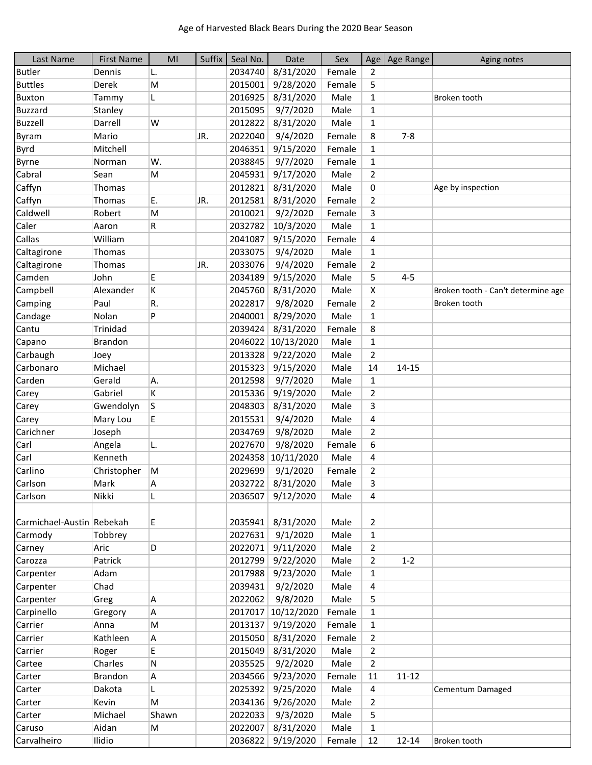Age of Harvested Black Bears During the 2020 Bear Season

| Last Name | First Name | MI | Suffix | Seal No. | Date | Sex | Age | Age Range | Aging notes |
|---|---|---|---|---|---|---|---|---|---|
| Butler | Dennis | L. | | 2034740 | 8/31/2020 | Female | 2 | | |
| Buttles | Derek | M | | 2015001 | 9/28/2020 | Female | 5 | | |
| Buxton | Tammy | L | | 2016925 | 8/31/2020 | Male | 1 | | Broken tooth |
| Buzzard | Stanley | | | 2015095 | 9/7/2020 | Male | 1 | | |
| Buzzell | Darrell | W | | 2012822 | 8/31/2020 | Male | 1 | | |
| Byram | Mario | | JR. | 2022040 | 9/4/2020 | Female | 8 | 7-8 | |
| Byrd | Mitchell | | | 2046351 | 9/15/2020 | Female | 1 | | |
| Byrne | Norman | W. | | 2038845 | 9/7/2020 | Female | 1 | | |
| Cabral | Sean | M | | 2045931 | 9/17/2020 | Male | 2 | | |
| Caffyn | Thomas | | | 2012821 | 8/31/2020 | Male | 0 | | Age by inspection |
| Caffyn | Thomas | E. | JR. | 2012581 | 8/31/2020 | Female | 2 | | |
| Caldwell | Robert | M | | 2010021 | 9/2/2020 | Female | 3 | | |
| Caler | Aaron | R | | 2032782 | 10/3/2020 | Male | 1 | | |
| Callas | William | | | 2041087 | 9/15/2020 | Female | 4 | | |
| Caltagirone | Thomas | | | 2033075 | 9/4/2020 | Male | 1 | | |
| Caltagirone | Thomas | | JR. | 2033076 | 9/4/2020 | Female | 2 | | |
| Camden | John | E | | 2034189 | 9/15/2020 | Male | 5 | 4-5 | |
| Campbell | Alexander | K | | 2045760 | 8/31/2020 | Male | X | | Broken tooth - Can't determine age |
| Camping | Paul | R. | | 2022817 | 9/8/2020 | Female | 2 | | Broken tooth |
| Candage | Nolan | P | | 2040001 | 8/29/2020 | Male | 1 | | |
| Cantu | Trinidad | | | 2039424 | 8/31/2020 | Female | 8 | | |
| Capano | Brandon | | | 2046022 | 10/13/2020 | Male | 1 | | |
| Carbaugh | Joey | | | 2013328 | 9/22/2020 | Male | 2 | | |
| Carbonaro | Michael | | | 2015323 | 9/15/2020 | Male | 14 | 14-15 | |
| Carden | Gerald | A. | | 2012598 | 9/7/2020 | Male | 1 | | |
| Carey | Gabriel | K | | 2015336 | 9/19/2020 | Male | 2 | | |
| Carey | Gwendolyn | S | | 2048303 | 8/31/2020 | Male | 3 | | |
| Carey | Mary Lou | E | | 2015531 | 9/4/2020 | Male | 4 | | |
| Carichner | Joseph | | | 2034769 | 9/8/2020 | Male | 2 | | |
| Carl | Angela | L. | | 2027670 | 9/8/2020 | Female | 6 | | |
| Carl | Kenneth | | | 2024358 | 10/11/2020 | Male | 4 | | |
| Carlino | Christopher | M | | 2029699 | 9/1/2020 | Female | 2 | | |
| Carlson | Mark | A | | 2032722 | 8/31/2020 | Male | 3 | | |
| Carlson | Nikki | L | | 2036507 | 9/12/2020 | Male | 4 | | |
| Carmichael-Austin | Rebekah | E | | 2035941 | 8/31/2020 | Male | 2 | | |
| Carmody | Tobbrey | | | 2027631 | 9/1/2020 | Male | 1 | | |
| Carney | Aric | D | | 2022071 | 9/11/2020 | Male | 2 | | |
| Carozza | Patrick | | | 2012799 | 9/22/2020 | Male | 2 | 1-2 | |
| Carpenter | Adam | | | 2017988 | 9/23/2020 | Male | 1 | | |
| Carpenter | Chad | | | 2039431 | 9/2/2020 | Male | 4 | | |
| Carpenter | Greg | A | | 2022062 | 9/8/2020 | Male | 5 | | |
| Carpinello | Gregory | A | | 2017017 | 10/12/2020 | Female | 1 | | |
| Carrier | Anna | M | | 2013137 | 9/19/2020 | Female | 1 | | |
| Carrier | Kathleen | A | | 2015050 | 8/31/2020 | Female | 2 | | |
| Carrier | Roger | E | | 2015049 | 8/31/2020 | Male | 2 | | |
| Cartee | Charles | N | | 2035525 | 9/2/2020 | Male | 2 | | |
| Carter | Brandon | A | | 2034566 | 9/23/2020 | Female | 11 | 11-12 | |
| Carter | Dakota | L | | 2025392 | 9/25/2020 | Male | 4 | | Cementum Damaged |
| Carter | Kevin | M | | 2034136 | 9/26/2020 | Male | 2 | | |
| Carter | Michael | Shawn | | 2022033 | 9/3/2020 | Male | 5 | | |
| Caruso | Aidan | M | | 2022007 | 8/31/2020 | Male | 1 | | |
| Carvalheiro | Ilidio | | | 2036822 | 9/19/2020 | Female | 12 | 12-14 | Broken tooth |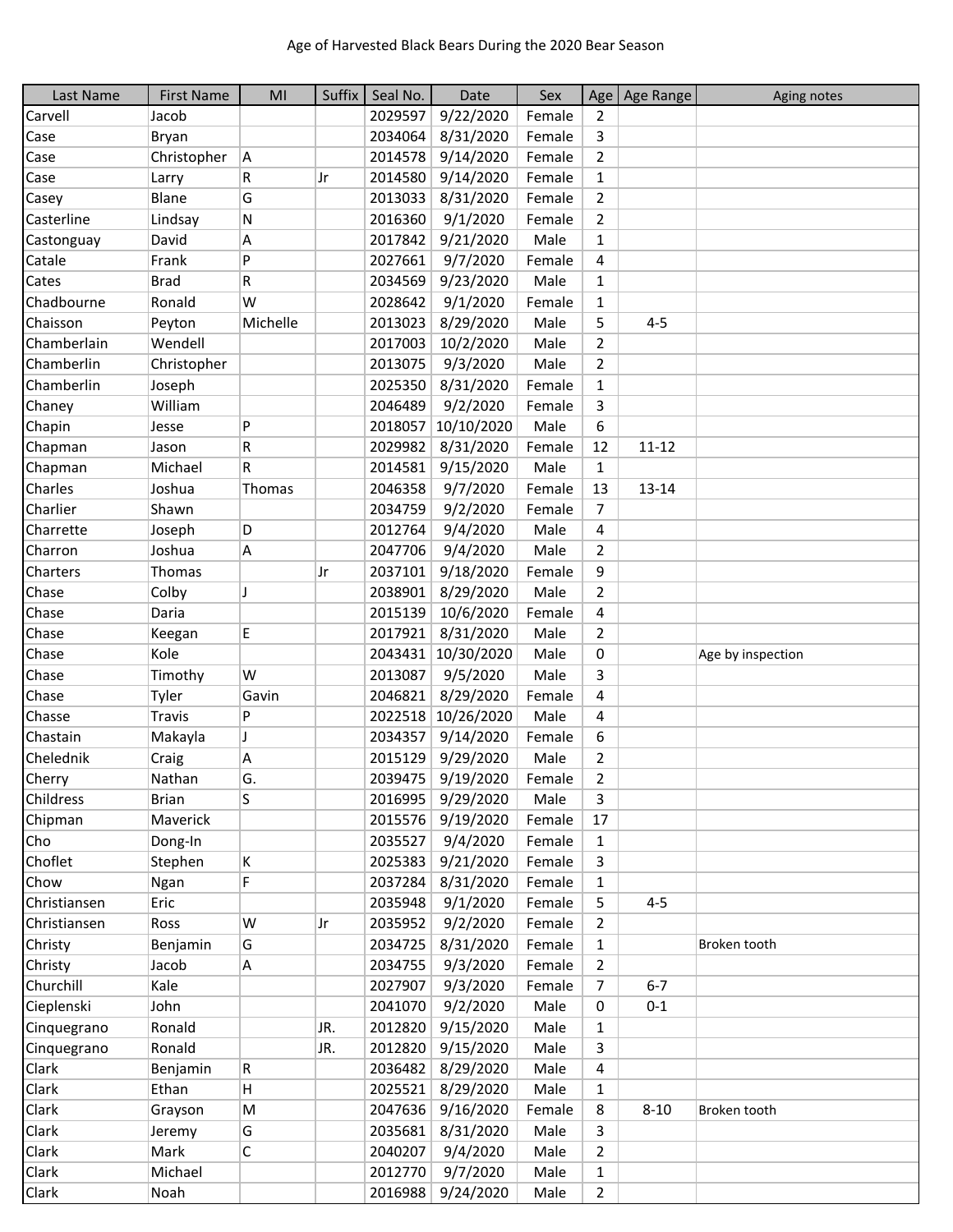Age of Harvested Black Bears During the 2020 Bear Season

| Last Name | First Name | MI | Suffix | Seal No. | Date | Sex | Age | Age Range | Aging notes |
|---|---|---|---|---|---|---|---|---|---|
| Carvell | Jacob | | | 2029597 | 9/22/2020 | Female | 2 | | |
| Case | Bryan | | | 2034064 | 8/31/2020 | Female | 3 | | |
| Case | Christopher | A | | 2014578 | 9/14/2020 | Female | 2 | | |
| Case | Larry | R | Jr | 2014580 | 9/14/2020 | Female | 1 | | |
| Casey | Blane | G | | 2013033 | 8/31/2020 | Female | 2 | | |
| Casterline | Lindsay | N | | 2016360 | 9/1/2020 | Female | 2 | | |
| Castonguay | David | A | | 2017842 | 9/21/2020 | Male | 1 | | |
| Catale | Frank | P | | 2027661 | 9/7/2020 | Female | 4 | | |
| Cates | Brad | R | | 2034569 | 9/23/2020 | Male | 1 | | |
| Chadbourne | Ronald | W | | 2028642 | 9/1/2020 | Female | 1 | | |
| Chaisson | Peyton | Michelle | | 2013023 | 8/29/2020 | Male | 5 | 4-5 | |
| Chamberlain | Wendell | | | 2017003 | 10/2/2020 | Male | 2 | | |
| Chamberlin | Christopher | | | 2013075 | 9/3/2020 | Male | 2 | | |
| Chamberlin | Joseph | | | 2025350 | 8/31/2020 | Female | 1 | | |
| Chaney | William | | | 2046489 | 9/2/2020 | Female | 3 | | |
| Chapin | Jesse | P | | 2018057 | 10/10/2020 | Male | 6 | | |
| Chapman | Jason | R | | 2029982 | 8/31/2020 | Female | 12 | 11-12 | |
| Chapman | Michael | R | | 2014581 | 9/15/2020 | Male | 1 | | |
| Charles | Joshua | Thomas | | 2046358 | 9/7/2020 | Female | 13 | 13-14 | |
| Charlier | Shawn | | | 2034759 | 9/2/2020 | Female | 7 | | |
| Charrette | Joseph | D | | 2012764 | 9/4/2020 | Male | 4 | | |
| Charron | Joshua | A | | 2047706 | 9/4/2020 | Male | 2 | | |
| Charters | Thomas | | Jr | 2037101 | 9/18/2020 | Female | 9 | | |
| Chase | Colby | J | | 2038901 | 8/29/2020 | Male | 2 | | |
| Chase | Daria | | | 2015139 | 10/6/2020 | Female | 4 | | |
| Chase | Keegan | E | | 2017921 | 8/31/2020 | Male | 2 | | |
| Chase | Kole | | | 2043431 | 10/30/2020 | Male | 0 | | Age by inspection |
| Chase | Timothy | W | | 2013087 | 9/5/2020 | Male | 3 | | |
| Chase | Tyler | Gavin | | 2046821 | 8/29/2020 | Female | 4 | | |
| Chasse | Travis | P | | 2022518 | 10/26/2020 | Male | 4 | | |
| Chastain | Makayla | J | | 2034357 | 9/14/2020 | Female | 6 | | |
| Chelednik | Craig | A | | 2015129 | 9/29/2020 | Male | 2 | | |
| Cherry | Nathan | G. | | 2039475 | 9/19/2020 | Female | 2 | | |
| Childress | Brian | S | | 2016995 | 9/29/2020 | Male | 3 | | |
| Chipman | Maverick | | | 2015576 | 9/19/2020 | Female | 17 | | |
| Cho | Dong-In | | | 2035527 | 9/4/2020 | Female | 1 | | |
| Choflet | Stephen | K | | 2025383 | 9/21/2020 | Female | 3 | | |
| Chow | Ngan | F | | 2037284 | 8/31/2020 | Female | 1 | | |
| Christiansen | Eric | | | 2035948 | 9/1/2020 | Female | 5 | 4-5 | |
| Christiansen | Ross | W | Jr | 2035952 | 9/2/2020 | Female | 2 | | |
| Christy | Benjamin | G | | 2034725 | 8/31/2020 | Female | 1 | | Broken tooth |
| Christy | Jacob | A | | 2034755 | 9/3/2020 | Female | 2 | | |
| Churchill | Kale | | | 2027907 | 9/3/2020 | Female | 7 | 6-7 | |
| Cieplenski | John | | | 2041070 | 9/2/2020 | Male | 0 | 0-1 | |
| Cinquegrano | Ronald | | JR. | 2012820 | 9/15/2020 | Male | 1 | | |
| Cinquegrano | Ronald | | JR. | 2012820 | 9/15/2020 | Male | 3 | | |
| Clark | Benjamin | R | | 2036482 | 8/29/2020 | Male | 4 | | |
| Clark | Ethan | H | | 2025521 | 8/29/2020 | Male | 1 | | |
| Clark | Grayson | M | | 2047636 | 9/16/2020 | Female | 8 | 8-10 | Broken tooth |
| Clark | Jeremy | G | | 2035681 | 8/31/2020 | Male | 3 | | |
| Clark | Mark | C | | 2040207 | 9/4/2020 | Male | 2 | | |
| Clark | Michael | | | 2012770 | 9/7/2020 | Male | 1 | | |
| Clark | Noah | | | 2016988 | 9/24/2020 | Male | 2 | | |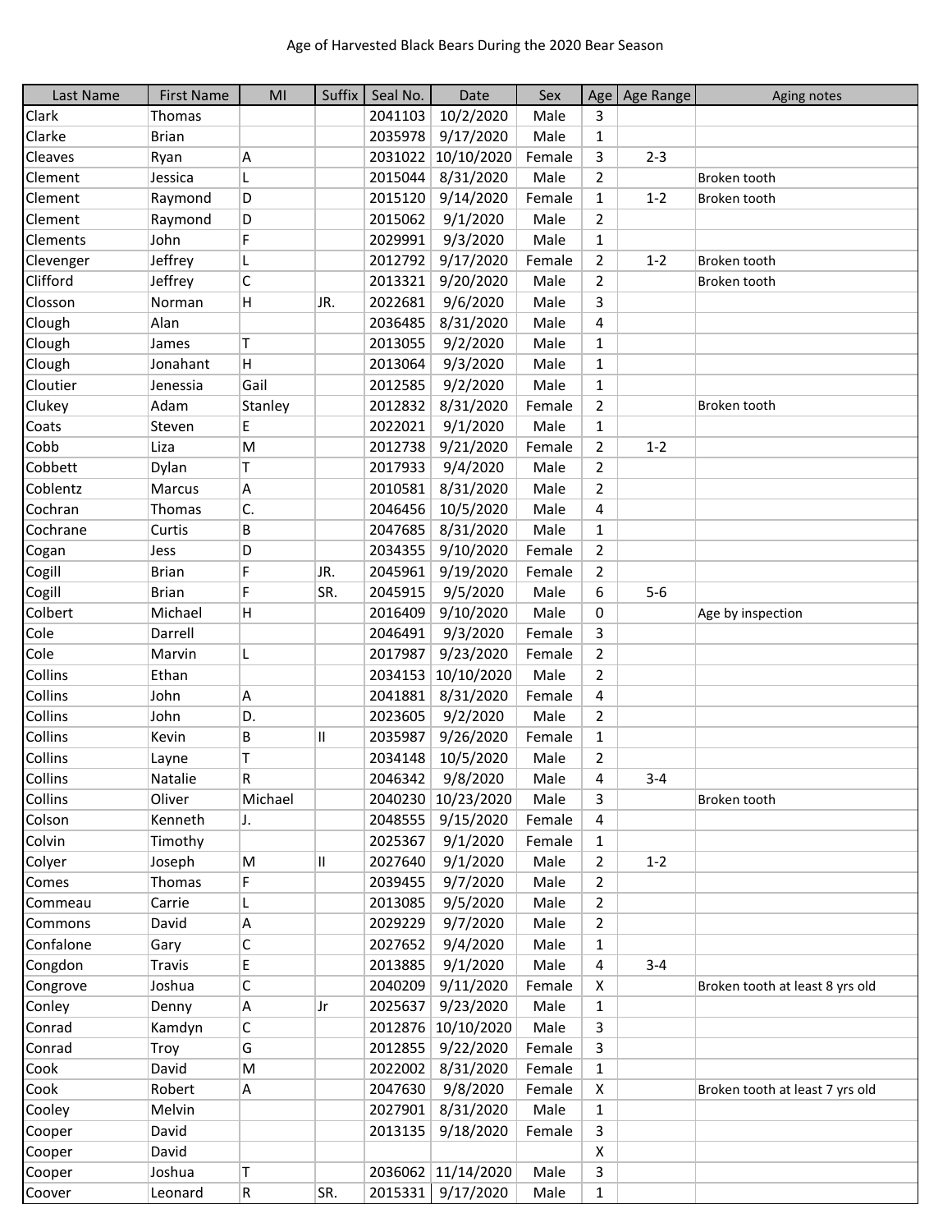# Age of Harvested Black Bears During the 2020 Bear Season

| Last Name | First Name | MI | Suffix | Seal No. | Date | Sex | Age | Age Range | Aging notes |
|---|---|---|---|---|---|---|---|---|---|
| Clark | Thomas | | | 2041103 | 10/2/2020 | Male | 3 | | |
| Clarke | Brian | | | 2035978 | 9/17/2020 | Male | 1 | | |
| Cleaves | Ryan | A | | 2031022 | 10/10/2020 | Female | 3 | 2-3 | |
| Clement | Jessica | L | | 2015044 | 8/31/2020 | Male | 2 | | Broken tooth |
| Clement | Raymond | D | | 2015120 | 9/14/2020 | Female | 1 | 1-2 | Broken tooth |
| Clement | Raymond | D | | 2015062 | 9/1/2020 | Male | 2 | | |
| Clements | John | F | | 2029991 | 9/3/2020 | Male | 1 | | |
| Clevenger | Jeffrey | L | | 2012792 | 9/17/2020 | Female | 2 | 1-2 | Broken tooth |
| Clifford | Jeffrey | C | | 2013321 | 9/20/2020 | Male | 2 | | Broken tooth |
| Closson | Norman | H | JR. | 2022681 | 9/6/2020 | Male | 3 | | |
| Clough | Alan | | | 2036485 | 8/31/2020 | Male | 4 | | |
| Clough | James | T | | 2013055 | 9/2/2020 | Male | 1 | | |
| Clough | Jonahant | H | | 2013064 | 9/3/2020 | Male | 1 | | |
| Cloutier | Jenessia | Gail | | 2012585 | 9/2/2020 | Male | 1 | | |
| Clukey | Adam | Stanley | | 2012832 | 8/31/2020 | Female | 2 | | Broken tooth |
| Coats | Steven | E | | 2022021 | 9/1/2020 | Male | 1 | | |
| Cobb | Liza | M | | 2012738 | 9/21/2020 | Female | 2 | 1-2 | |
| Cobbett | Dylan | T | | 2017933 | 9/4/2020 | Male | 2 | | |
| Coblentz | Marcus | A | | 2010581 | 8/31/2020 | Male | 2 | | |
| Cochran | Thomas | C. | | 2046456 | 10/5/2020 | Male | 4 | | |
| Cochrane | Curtis | B | | 2047685 | 8/31/2020 | Male | 1 | | |
| Cogan | Jess | D | | 2034355 | 9/10/2020 | Female | 2 | | |
| Cogill | Brian | F | JR. | 2045961 | 9/19/2020 | Female | 2 | | |
| Cogill | Brian | F | SR. | 2045915 | 9/5/2020 | Male | 6 | 5-6 | |
| Colbert | Michael | H | | 2016409 | 9/10/2020 | Male | 0 | | Age by inspection |
| Cole | Darrell | | | 2046491 | 9/3/2020 | Female | 3 | | |
| Cole | Marvin | L | | 2017987 | 9/23/2020 | Female | 2 | | |
| Collins | Ethan | | | 2034153 | 10/10/2020 | Male | 2 | | |
| Collins | John | A | | 2041881 | 8/31/2020 | Female | 4 | | |
| Collins | John | D. | | 2023605 | 9/2/2020 | Male | 2 | | |
| Collins | Kevin | B | II | 2035987 | 9/26/2020 | Female | 1 | | |
| Collins | Layne | T | | 2034148 | 10/5/2020 | Male | 2 | | |
| Collins | Natalie | R | | 2046342 | 9/8/2020 | Male | 4 | 3-4 | |
| Collins | Oliver | Michael | | 2040230 | 10/23/2020 | Male | 3 | | Broken tooth |
| Colson | Kenneth | J. | | 2048555 | 9/15/2020 | Female | 4 | | |
| Colvin | Timothy | | | 2025367 | 9/1/2020 | Female | 1 | | |
| Colyer | Joseph | M | II | 2027640 | 9/1/2020 | Male | 2 | 1-2 | |
| Comes | Thomas | F | | 2039455 | 9/7/2020 | Male | 2 | | |
| Commeau | Carrie | L | | 2013085 | 9/5/2020 | Male | 2 | | |
| Commons | David | A | | 2029229 | 9/7/2020 | Male | 2 | | |
| Confalone | Gary | C | | 2027652 | 9/4/2020 | Male | 1 | | |
| Congdon | Travis | E | | 2013885 | 9/1/2020 | Male | 4 | 3-4 | |
| Congrove | Joshua | C | | 2040209 | 9/11/2020 | Female | X | | Broken tooth at least 8 yrs old |
| Conley | Denny | A | Jr | 2025637 | 9/23/2020 | Male | 1 | | |
| Conrad | Kamdyn | C | | 2012876 | 10/10/2020 | Male | 3 | | |
| Conrad | Troy | G | | 2012855 | 9/22/2020 | Female | 3 | | |
| Cook | David | M | | 2022002 | 8/31/2020 | Female | 1 | | |
| Cook | Robert | A | | 2047630 | 9/8/2020 | Female | X | | Broken tooth at least 7 yrs old |
| Cooley | Melvin | | | 2027901 | 8/31/2020 | Male | 1 | | |
| Cooper | David | | | 2013135 | 9/18/2020 | Female | 3 | | |
| Cooper | David | | | | | | X | | |
| Cooper | Joshua | T | | 2036062 | 11/14/2020 | Male | 3 | | |
| Coover | Leonard | R | SR. | 2015331 | 9/17/2020 | Male | 1 | | |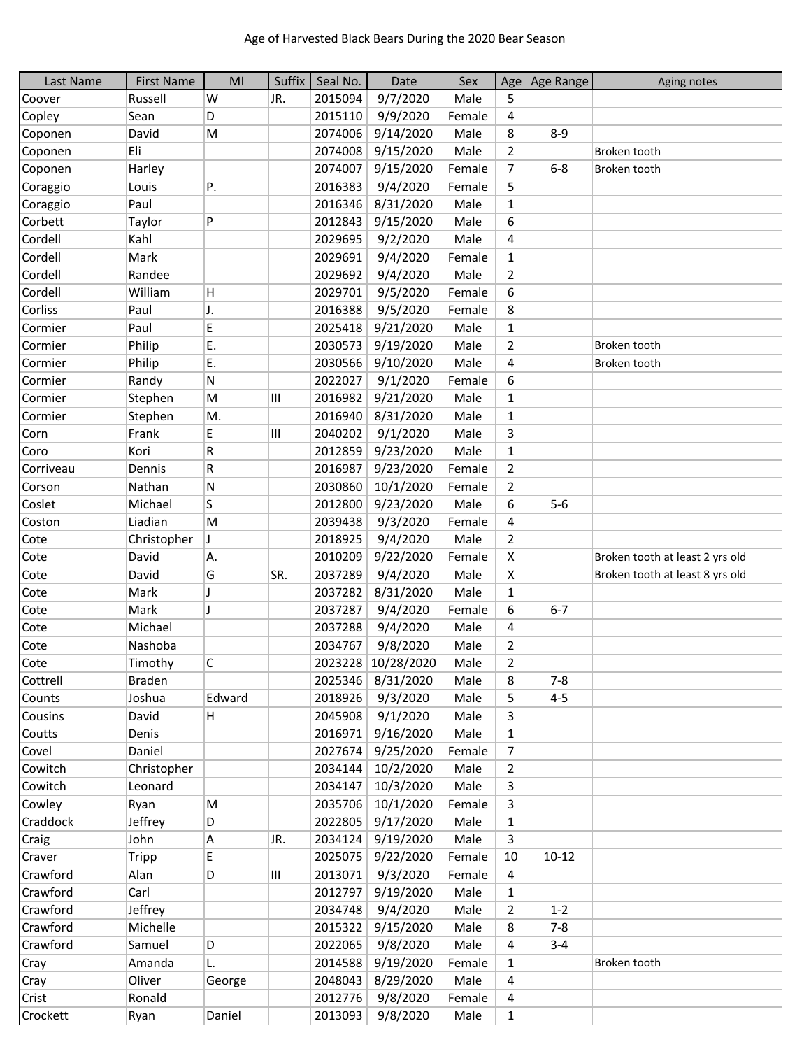Age of Harvested Black Bears During the 2020 Bear Season

| Last Name | First Name | MI | Suffix | Seal No. | Date | Sex | Age | Age Range | Aging notes |
|---|---|---|---|---|---|---|---|---|---|
| Coover | Russell | W | JR. | 2015094 | 9/7/2020 | Male | 5 | | |
| Copley | Sean | D | | 2015110 | 9/9/2020 | Female | 4 | | |
| Coponen | David | M | | 2074006 | 9/14/2020 | Male | 8 | 8-9 | |
| Coponen | Eli | | | 2074008 | 9/15/2020 | Male | 2 | | Broken tooth |
| Coponen | Harley | | | 2074007 | 9/15/2020 | Female | 7 | 6-8 | Broken tooth |
| Coraggio | Louis | P. | | 2016383 | 9/4/2020 | Female | 5 | | |
| Coraggio | Paul | | | 2016346 | 8/31/2020 | Male | 1 | | |
| Corbett | Taylor | P | | 2012843 | 9/15/2020 | Male | 6 | | |
| Cordell | Kahl | | | 2029695 | 9/2/2020 | Male | 4 | | |
| Cordell | Mark | | | 2029691 | 9/4/2020 | Female | 1 | | |
| Cordell | Randee | | | 2029692 | 9/4/2020 | Male | 2 | | |
| Cordell | William | H | | 2029701 | 9/5/2020 | Female | 6 | | |
| Corliss | Paul | J. | | 2016388 | 9/5/2020 | Female | 8 | | |
| Cormier | Paul | E | | 2025418 | 9/21/2020 | Male | 1 | | |
| Cormier | Philip | E. | | 2030573 | 9/19/2020 | Male | 2 | | Broken tooth |
| Cormier | Philip | E. | | 2030566 | 9/10/2020 | Male | 4 | | Broken tooth |
| Cormier | Randy | N | | 2022027 | 9/1/2020 | Female | 6 | | |
| Cormier | Stephen | M | III | 2016982 | 9/21/2020 | Male | 1 | | |
| Cormier | Stephen | M. | | 2016940 | 8/31/2020 | Male | 1 | | |
| Corn | Frank | E | III | 2040202 | 9/1/2020 | Male | 3 | | |
| Coro | Kori | R | | 2012859 | 9/23/2020 | Male | 1 | | |
| Corriveau | Dennis | R | | 2016987 | 9/23/2020 | Female | 2 | | |
| Corson | Nathan | N | | 2030860 | 10/1/2020 | Female | 2 | | |
| Coslet | Michael | S | | 2012800 | 9/23/2020 | Male | 6 | 5-6 | |
| Coston | Liadian | M | | 2039438 | 9/3/2020 | Female | 4 | | |
| Cote | Christopher | J | | 2018925 | 9/4/2020 | Male | 2 | | |
| Cote | David | A. | | 2010209 | 9/22/2020 | Female | X | | Broken tooth at least 2 yrs old |
| Cote | David | G | SR. | 2037289 | 9/4/2020 | Male | X | | Broken tooth at least 8 yrs old |
| Cote | Mark | J | | 2037282 | 8/31/2020 | Male | 1 | | |
| Cote | Mark | J | | 2037287 | 9/4/2020 | Female | 6 | 6-7 | |
| Cote | Michael | | | 2037288 | 9/4/2020 | Male | 4 | | |
| Cote | Nashoba | | | 2034767 | 9/8/2020 | Male | 2 | | |
| Cote | Timothy | C | | 2023228 | 10/28/2020 | Male | 2 | | |
| Cottrell | Braden | | | 2025346 | 8/31/2020 | Male | 8 | 7-8 | |
| Counts | Joshua | Edward | | 2018926 | 9/3/2020 | Male | 5 | 4-5 | |
| Cousins | David | H | | 2045908 | 9/1/2020 | Male | 3 | | |
| Coutts | Denis | | | 2016971 | 9/16/2020 | Male | 1 | | |
| Covel | Daniel | | | 2027674 | 9/25/2020 | Female | 7 | | |
| Cowitch | Christopher | | | 2034144 | 10/2/2020 | Male | 2 | | |
| Cowitch | Leonard | | | 2034147 | 10/3/2020 | Male | 3 | | |
| Cowley | Ryan | M | | 2035706 | 10/1/2020 | Female | 3 | | |
| Craddock | Jeffrey | D | | 2022805 | 9/17/2020 | Male | 1 | | |
| Craig | John | A | JR. | 2034124 | 9/19/2020 | Male | 3 | | |
| Craver | Tripp | E | | 2025075 | 9/22/2020 | Female | 10 | 10-12 | |
| Crawford | Alan | D | III | 2013071 | 9/3/2020 | Female | 4 | | |
| Crawford | Carl | | | 2012797 | 9/19/2020 | Male | 1 | | |
| Crawford | Jeffrey | | | 2034748 | 9/4/2020 | Male | 2 | 1-2 | |
| Crawford | Michelle | | | 2015322 | 9/15/2020 | Male | 8 | 7-8 | |
| Crawford | Samuel | D | | 2022065 | 9/8/2020 | Male | 4 | 3-4 | |
| Cray | Amanda | L. | | 2014588 | 9/19/2020 | Female | 1 | | Broken tooth |
| Cray | Oliver | George | | 2048043 | 8/29/2020 | Male | 4 | | |
| Crist | Ronald | | | 2012776 | 9/8/2020 | Female | 4 | | |
| Crockett | Ryan | Daniel | | 2013093 | 9/8/2020 | Male | 1 | | |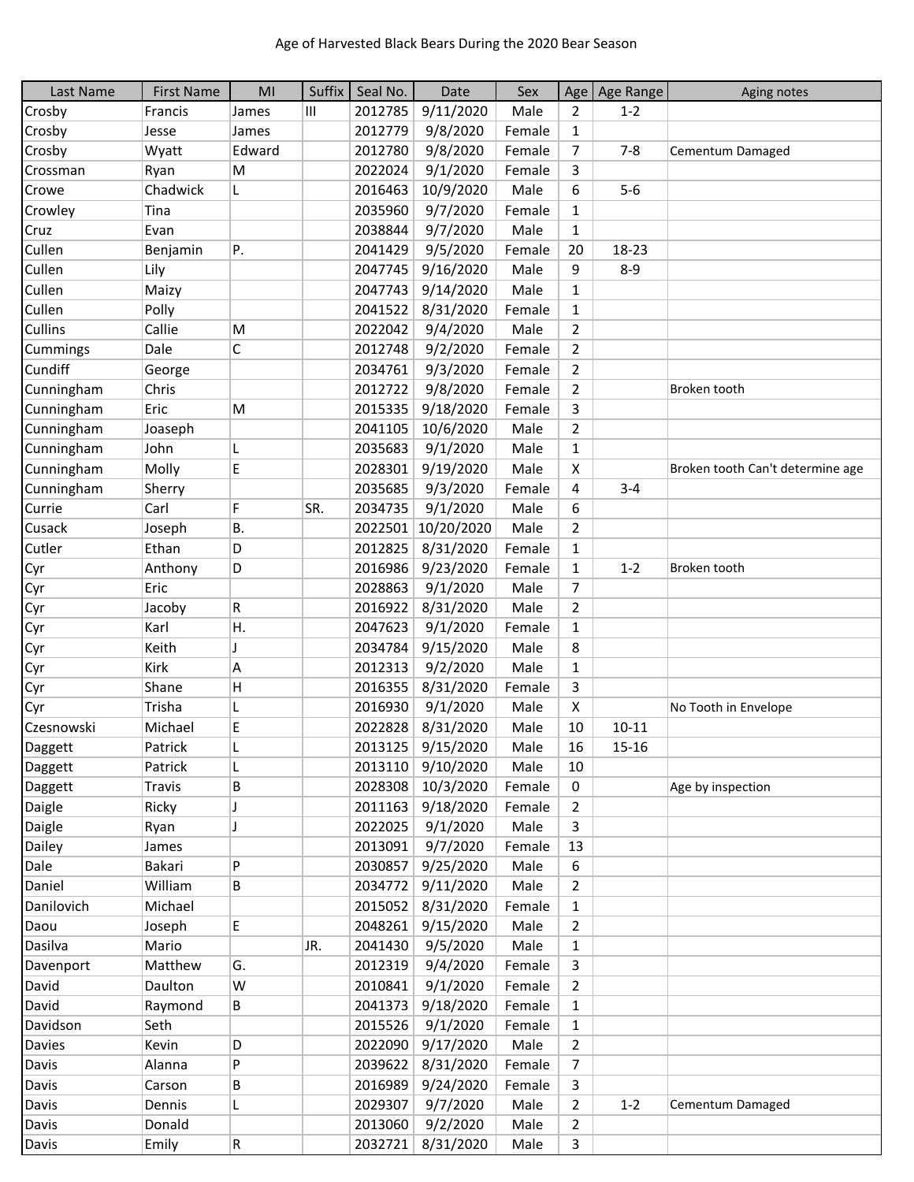Age of Harvested Black Bears During the 2020 Bear Season

| Last Name | First Name | MI | Suffix | Seal No. | Date | Sex | Age | Age Range | Aging notes |
|---|---|---|---|---|---|---|---|---|---|
| Crosby | Francis | James | III | 2012785 | 9/11/2020 | Male | 2 | 1-2 | |
| Crosby | Jesse | James | | 2012779 | 9/8/2020 | Female | 1 | | |
| Crosby | Wyatt | Edward | | 2012780 | 9/8/2020 | Female | 7 | 7-8 | Cementum Damaged |
| Crossman | Ryan | M | | 2022024 | 9/1/2020 | Female | 3 | | |
| Crowe | Chadwick | L | | 2016463 | 10/9/2020 | Male | 6 | 5-6 | |
| Crowley | Tina | | | 2035960 | 9/7/2020 | Female | 1 | | |
| Cruz | Evan | | | 2038844 | 9/7/2020 | Male | 1 | | |
| Cullen | Benjamin | P. | | 2041429 | 9/5/2020 | Female | 20 | 18-23 | |
| Cullen | Lily | | | 2047745 | 9/16/2020 | Male | 9 | 8-9 | |
| Cullen | Maizy | | | 2047743 | 9/14/2020 | Male | 1 | | |
| Cullen | Polly | | | 2041522 | 8/31/2020 | Female | 1 | | |
| Cullins | Callie | M | | 2022042 | 9/4/2020 | Male | 2 | | |
| Cummings | Dale | C | | 2012748 | 9/2/2020 | Female | 2 | | |
| Cundiff | George | | | 2034761 | 9/3/2020 | Female | 2 | | |
| Cunningham | Chris | | | 2012722 | 9/8/2020 | Female | 2 | | Broken tooth |
| Cunningham | Eric | M | | 2015335 | 9/18/2020 | Female | 3 | | |
| Cunningham | Joaseph | | | 2041105 | 10/6/2020 | Male | 2 | | |
| Cunningham | John | L | | 2035683 | 9/1/2020 | Male | 1 | | |
| Cunningham | Molly | E | | 2028301 | 9/19/2020 | Male | X | | Broken tooth Can't determine age |
| Cunningham | Sherry | | | 2035685 | 9/3/2020 | Female | 4 | 3-4 | |
| Currie | Carl | F | SR. | 2034735 | 9/1/2020 | Male | 6 | | |
| Cusack | Joseph | B. | | 2022501 | 10/20/2020 | Male | 2 | | |
| Cutler | Ethan | D | | 2012825 | 8/31/2020 | Female | 1 | | |
| Cyr | Anthony | D | | 2016986 | 9/23/2020 | Female | 1 | 1-2 | Broken tooth |
| Cyr | Eric | | | 2028863 | 9/1/2020 | Male | 7 | | |
| Cyr | Jacoby | R | | 2016922 | 8/31/2020 | Male | 2 | | |
| Cyr | Karl | H. | | 2047623 | 9/1/2020 | Female | 1 | | |
| Cyr | Keith | J | | 2034784 | 9/15/2020 | Male | 8 | | |
| Cyr | Kirk | A | | 2012313 | 9/2/2020 | Male | 1 | | |
| Cyr | Shane | H | | 2016355 | 8/31/2020 | Female | 3 | | |
| Cyr | Trisha | L | | 2016930 | 9/1/2020 | Male | X | | No Tooth in Envelope |
| Czesnowski | Michael | E | | 2022828 | 8/31/2020 | Male | 10 | 10-11 | |
| Daggett | Patrick | L | | 2013125 | 9/15/2020 | Male | 16 | 15-16 | |
| Daggett | Patrick | L | | 2013110 | 9/10/2020 | Male | 10 | | |
| Daggett | Travis | B | | 2028308 | 10/3/2020 | Female | 0 | | Age by inspection |
| Daigle | Ricky | J | | 2011163 | 9/18/2020 | Female | 2 | | |
| Daigle | Ryan | J | | 2022025 | 9/1/2020 | Male | 3 | | |
| Dailey | James | | | 2013091 | 9/7/2020 | Female | 13 | | |
| Dale | Bakari | P | | 2030857 | 9/25/2020 | Male | 6 | | |
| Daniel | William | B | | 2034772 | 9/11/2020 | Male | 2 | | |
| Danilovich | Michael | | | 2015052 | 8/31/2020 | Female | 1 | | |
| Daou | Joseph | E | | 2048261 | 9/15/2020 | Male | 2 | | |
| Dasilva | Mario | | JR. | 2041430 | 9/5/2020 | Male | 1 | | |
| Davenport | Matthew | G. | | 2012319 | 9/4/2020 | Female | 3 | | |
| David | Daulton | W | | 2010841 | 9/1/2020 | Female | 2 | | |
| David | Raymond | B | | 2041373 | 9/18/2020 | Female | 1 | | |
| Davidson | Seth | | | 2015526 | 9/1/2020 | Female | 1 | | |
| Davies | Kevin | D | | 2022090 | 9/17/2020 | Male | 2 | | |
| Davis | Alanna | P | | 2039622 | 8/31/2020 | Female | 7 | | |
| Davis | Carson | B | | 2016989 | 9/24/2020 | Female | 3 | | |
| Davis | Dennis | L | | 2029307 | 9/7/2020 | Male | 2 | 1-2 | Cementum Damaged |
| Davis | Donald | | | 2013060 | 9/2/2020 | Male | 2 | | |
| Davis | Emily | R | | 2032721 | 8/31/2020 | Male | 3 | | |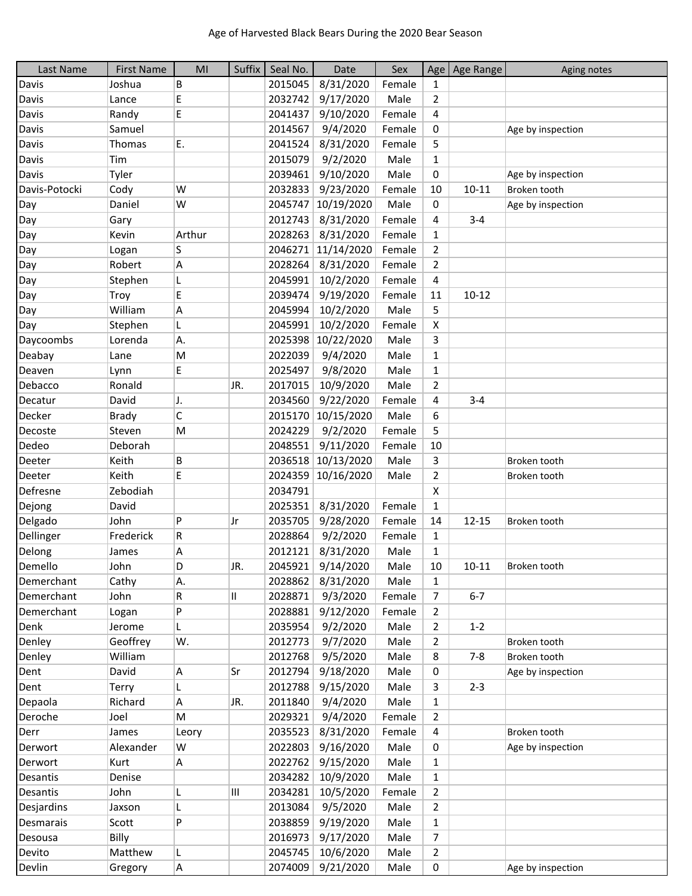# Age of Harvested Black Bears During the 2020 Bear Season

| Last Name | First Name | MI | Suffix | Seal No. | Date | Sex | Age | Age Range | Aging notes |
|---|---|---|---|---|---|---|---|---|---|
| Davis | Joshua | B | | 2015045 | 8/31/2020 | Female | 1 | | |
| Davis | Lance | E | | 2032742 | 9/17/2020 | Male | 2 | | |
| Davis | Randy | E | | 2041437 | 9/10/2020 | Female | 4 | | |
| Davis | Samuel | | | 2014567 | 9/4/2020 | Female | 0 | | Age by inspection |
| Davis | Thomas | E. | | 2041524 | 8/31/2020 | Female | 5 | | |
| Davis | Tim | | | 2015079 | 9/2/2020 | Male | 1 | | |
| Davis | Tyler | | | 2039461 | 9/10/2020 | Male | 0 | | Age by inspection |
| Davis-Potocki | Cody | W | | 2032833 | 9/23/2020 | Female | 10 | 10-11 | Broken tooth |
| Day | Daniel | W | | 2045747 | 10/19/2020 | Male | 0 | | Age by inspection |
| Day | Gary | | | 2012743 | 8/31/2020 | Female | 4 | 3-4 | |
| Day | Kevin | Arthur | | 2028263 | 8/31/2020 | Female | 1 | | |
| Day | Logan | S | | 2046271 | 11/14/2020 | Female | 2 | | |
| Day | Robert | A | | 2028264 | 8/31/2020 | Female | 2 | | |
| Day | Stephen | L | | 2045991 | 10/2/2020 | Female | 4 | | |
| Day | Troy | E | | 2039474 | 9/19/2020 | Female | 11 | 10-12 | |
| Day | William | A | | 2045994 | 10/2/2020 | Male | 5 | | |
| Day | Stephen | L | | 2045991 | 10/2/2020 | Female | X | | |
| Daycoombs | Lorenda | A. | | 2025398 | 10/22/2020 | Male | 3 | | |
| Deabay | Lane | M | | 2022039 | 9/4/2020 | Male | 1 | | |
| Deaven | Lynn | E | | 2025497 | 9/8/2020 | Male | 1 | | |
| Debacco | Ronald | | JR. | 2017015 | 10/9/2020 | Male | 2 | | |
| Decatur | David | J. | | 2034560 | 9/22/2020 | Female | 4 | 3-4 | |
| Decker | Brady | C | | 2015170 | 10/15/2020 | Male | 6 | | |
| Decoste | Steven | M | | 2024229 | 9/2/2020 | Female | 5 | | |
| Dedeo | Deborah | | | 2048551 | 9/11/2020 | Female | 10 | | |
| Deeter | Keith | B | | 2036518 | 10/13/2020 | Male | 3 | | Broken tooth |
| Deeter | Keith | E | | 2024359 | 10/16/2020 | Male | 2 | | Broken tooth |
| Defresne | Zebodiah | | | 2034791 | | | X | | |
| Dejong | David | | | 2025351 | 8/31/2020 | Female | 1 | | |
| Delgado | John | P | Jr | 2035705 | 9/28/2020 | Female | 14 | 12-15 | Broken tooth |
| Dellinger | Frederick | R | | 2028864 | 9/2/2020 | Female | 1 | | |
| Delong | James | A | | 2012121 | 8/31/2020 | Male | 1 | | |
| Demello | John | D | JR. | 2045921 | 9/14/2020 | Male | 10 | 10-11 | Broken tooth |
| Demerchant | Cathy | A. | | 2028862 | 8/31/2020 | Male | 1 | | |
| Demerchant | John | R | II | 2028871 | 9/3/2020 | Female | 7 | 6-7 | |
| Demerchant | Logan | P | | 2028881 | 9/12/2020 | Female | 2 | | |
| Denk | Jerome | L | | 2035954 | 9/2/2020 | Male | 2 | 1-2 | |
| Denley | Geoffrey | W. | | 2012773 | 9/7/2020 | Male | 2 | | Broken tooth |
| Denley | William | | | 2012768 | 9/5/2020 | Male | 8 | 7-8 | Broken tooth |
| Dent | David | A | Sr | 2012794 | 9/18/2020 | Male | 0 | | Age by inspection |
| Dent | Terry | L | | 2012788 | 9/15/2020 | Male | 3 | 2-3 | |
| Depaola | Richard | A | JR. | 2011840 | 9/4/2020 | Male | 1 | | |
| Deroche | Joel | M | | 2029321 | 9/4/2020 | Female | 2 | | |
| Derr | James | Leory | | 2035523 | 8/31/2020 | Female | 4 | | Broken tooth |
| Derwort | Alexander | W | | 2022803 | 9/16/2020 | Male | 0 | | Age by inspection |
| Derwort | Kurt | A | | 2022762 | 9/15/2020 | Male | 1 | | |
| Desantis | Denise | | | 2034282 | 10/9/2020 | Male | 1 | | |
| Desantis | John | L | III | 2034281 | 10/5/2020 | Female | 2 | | |
| Desjardins | Jaxson | L | | 2013084 | 9/5/2020 | Male | 2 | | |
| Desmarais | Scott | P | | 2038859 | 9/19/2020 | Male | 1 | | |
| Desousa | Billy | | | 2016973 | 9/17/2020 | Male | 7 | | |
| Devito | Matthew | L | | 2045745 | 10/6/2020 | Male | 2 | | |
| Devlin | Gregory | A | | 2074009 | 9/21/2020 | Male | 0 | | Age by inspection |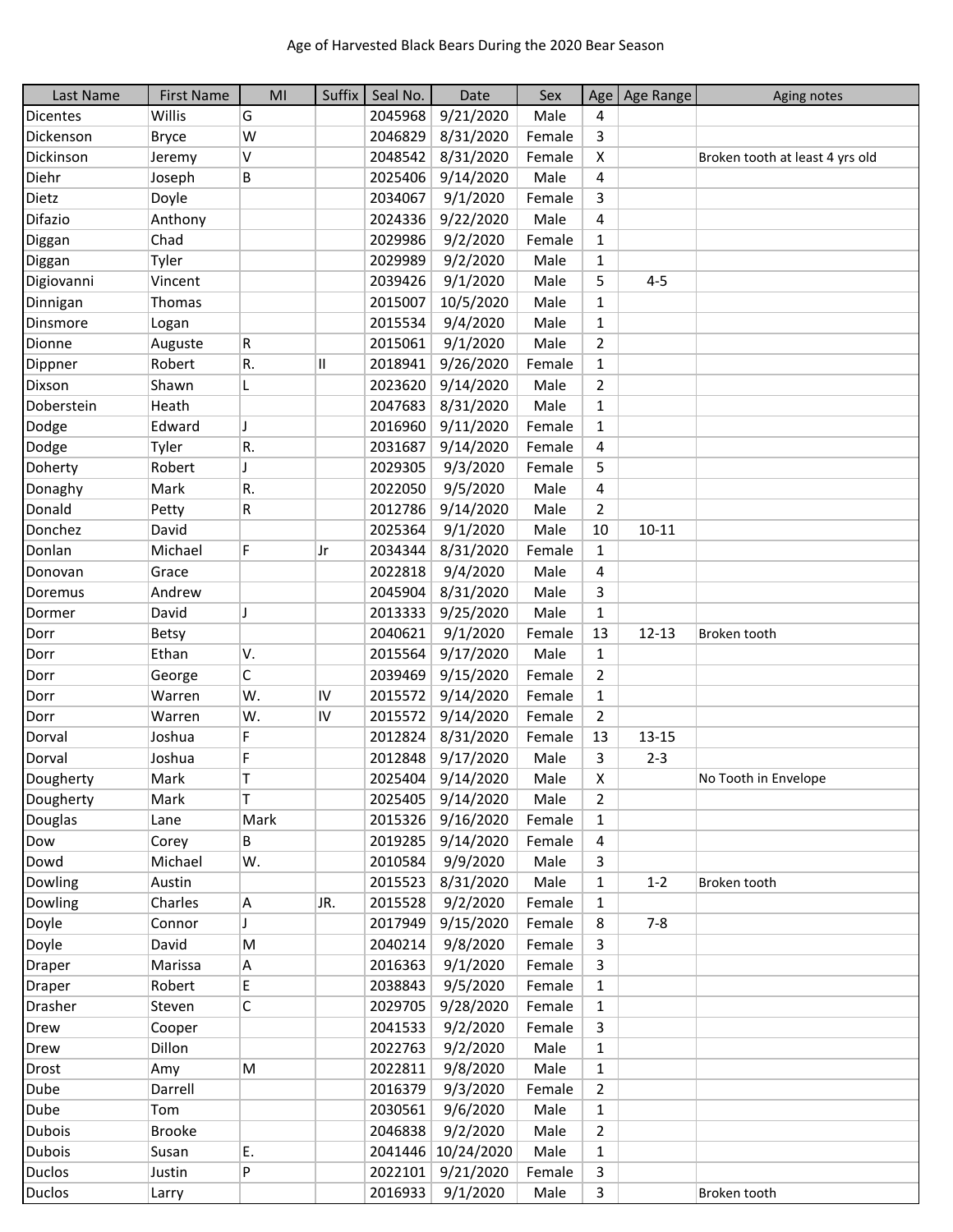Age of Harvested Black Bears During the 2020 Bear Season

| Last Name | First Name | MI | Suffix | Seal No. | Date | Sex | Age | Age Range | Aging notes |
|---|---|---|---|---|---|---|---|---|---|
| Dicentes | Willis | G | | 2045968 | 9/21/2020 | Male | 4 | | |
| Dickenson | Bryce | W | | 2046829 | 8/31/2020 | Female | 3 | | |
| Dickinson | Jeremy | V | | 2048542 | 8/31/2020 | Female | X | | Broken tooth at least 4 yrs old |
| Diehr | Joseph | B | | 2025406 | 9/14/2020 | Male | 4 | | |
| Dietz | Doyle | | | 2034067 | 9/1/2020 | Female | 3 | | |
| Difazio | Anthony | | | 2024336 | 9/22/2020 | Male | 4 | | |
| Diggan | Chad | | | 2029986 | 9/2/2020 | Female | 1 | | |
| Diggan | Tyler | | | 2029989 | 9/2/2020 | Male | 1 | | |
| Digiovanni | Vincent | | | 2039426 | 9/1/2020 | Male | 5 | 4-5 | |
| Dinnigan | Thomas | | | 2015007 | 10/5/2020 | Male | 1 | | |
| Dinsmore | Logan | | | 2015534 | 9/4/2020 | Male | 1 | | |
| Dionne | Auguste | R | | 2015061 | 9/1/2020 | Male | 2 | | |
| Dippner | Robert | R. | II | 2018941 | 9/26/2020 | Female | 1 | | |
| Dixson | Shawn | L | | 2023620 | 9/14/2020 | Male | 2 | | |
| Doberstein | Heath | | | 2047683 | 8/31/2020 | Male | 1 | | |
| Dodge | Edward | J | | 2016960 | 9/11/2020 | Female | 1 | | |
| Dodge | Tyler | R. | | 2031687 | 9/14/2020 | Female | 4 | | |
| Doherty | Robert | J | | 2029305 | 9/3/2020 | Female | 5 | | |
| Donaghy | Mark | R. | | 2022050 | 9/5/2020 | Male | 4 | | |
| Donald | Petty | R | | 2012786 | 9/14/2020 | Male | 2 | | |
| Donchez | David | | | 2025364 | 9/1/2020 | Male | 10 | 10-11 | |
| Donlan | Michael | F | Jr | 2034344 | 8/31/2020 | Female | 1 | | |
| Donovan | Grace | | | 2022818 | 9/4/2020 | Male | 4 | | |
| Doremus | Andrew | | | 2045904 | 8/31/2020 | Male | 3 | | |
| Dormer | David | J | | 2013333 | 9/25/2020 | Male | 1 | | |
| Dorr | Betsy | | | 2040621 | 9/1/2020 | Female | 13 | 12-13 | Broken tooth |
| Dorr | Ethan | V. | | 2015564 | 9/17/2020 | Male | 1 | | |
| Dorr | George | C | | 2039469 | 9/15/2020 | Female | 2 | | |
| Dorr | Warren | W. | IV | 2015572 | 9/14/2020 | Female | 1 | | |
| Dorr | Warren | W. | IV | 2015572 | 9/14/2020 | Female | 2 | | |
| Dorval | Joshua | F | | 2012824 | 8/31/2020 | Female | 13 | 13-15 | |
| Dorval | Joshua | F | | 2012848 | 9/17/2020 | Male | 3 | 2-3 | |
| Dougherty | Mark | T | | 2025404 | 9/14/2020 | Male | X | | No Tooth in Envelope |
| Dougherty | Mark | T | | 2025405 | 9/14/2020 | Male | 2 | | |
| Douglas | Lane | Mark | | 2015326 | 9/16/2020 | Female | 1 | | |
| Dow | Corey | B | | 2019285 | 9/14/2020 | Female | 4 | | |
| Dowd | Michael | W. | | 2010584 | 9/9/2020 | Male | 3 | | |
| Dowling | Austin | | | 2015523 | 8/31/2020 | Male | 1 | 1-2 | Broken tooth |
| Dowling | Charles | A | JR. | 2015528 | 9/2/2020 | Female | 1 | | |
| Doyle | Connor | J | | 2017949 | 9/15/2020 | Female | 8 | 7-8 | |
| Doyle | David | M | | 2040214 | 9/8/2020 | Female | 3 | | |
| Draper | Marissa | A | | 2016363 | 9/1/2020 | Female | 3 | | |
| Draper | Robert | E | | 2038843 | 9/5/2020 | Female | 1 | | |
| Drasher | Steven | C | | 2029705 | 9/28/2020 | Female | 1 | | |
| Drew | Cooper | | | 2041533 | 9/2/2020 | Female | 3 | | |
| Drew | Dillon | | | 2022763 | 9/2/2020 | Male | 1 | | |
| Drost | Amy | M | | 2022811 | 9/8/2020 | Male | 1 | | |
| Dube | Darrell | | | 2016379 | 9/3/2020 | Female | 2 | | |
| Dube | Tom | | | 2030561 | 9/6/2020 | Male | 1 | | |
| Dubois | Brooke | | | 2046838 | 9/2/2020 | Male | 2 | | |
| Dubois | Susan | E. | | 2041446 | 10/24/2020 | Male | 1 | | |
| Duclos | Justin | P | | 2022101 | 9/21/2020 | Female | 3 | | |
| Duclos | Larry | | | 2016933 | 9/1/2020 | Male | 3 | | Broken tooth |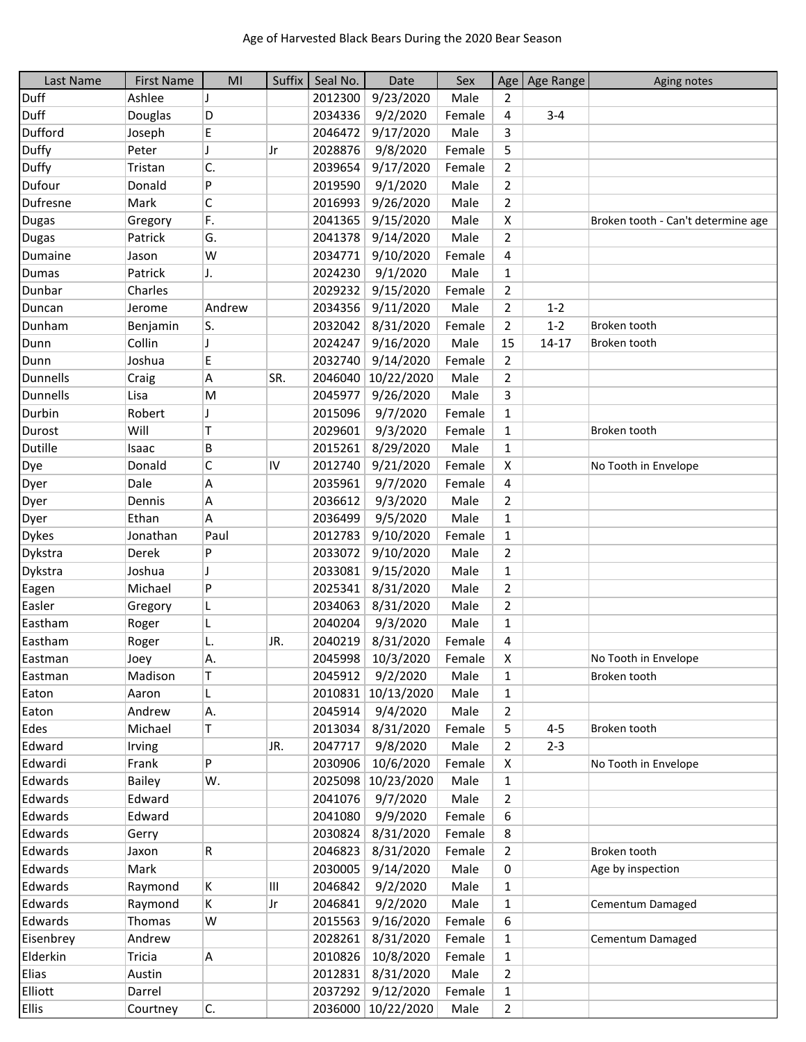Age of Harvested Black Bears During the 2020 Bear Season

| Last Name | First Name | MI | Suffix | Seal No. | Date | Sex | Age | Age Range | Aging notes |
|---|---|---|---|---|---|---|---|---|---|
| Duff | Ashlee | J | | 2012300 | 9/23/2020 | Male | 2 | | |
| Duff | Douglas | D | | 2034336 | 9/2/2020 | Female | 4 | 3-4 | |
| Dufford | Joseph | E | | 2046472 | 9/17/2020 | Male | 3 | | |
| Duffy | Peter | J | Jr | 2028876 | 9/8/2020 | Female | 5 | | |
| Duffy | Tristan | C. | | 2039654 | 9/17/2020 | Female | 2 | | |
| Dufour | Donald | P | | 2019590 | 9/1/2020 | Male | 2 | | |
| Dufresne | Mark | C | | 2016993 | 9/26/2020 | Male | 2 | | |
| Dugas | Gregory | F. | | 2041365 | 9/15/2020 | Male | X | | Broken tooth - Can't determine age |
| Dugas | Patrick | G. | | 2041378 | 9/14/2020 | Male | 2 | | |
| Dumaine | Jason | W | | 2034771 | 9/10/2020 | Female | 4 | | |
| Dumas | Patrick | J. | | 2024230 | 9/1/2020 | Male | 1 | | |
| Dunbar | Charles | | | 2029232 | 9/15/2020 | Female | 2 | | |
| Duncan | Jerome | Andrew | | 2034356 | 9/11/2020 | Male | 2 | 1-2 | |
| Dunham | Benjamin | S. | | 2032042 | 8/31/2020 | Female | 2 | 1-2 | Broken tooth |
| Dunn | Collin | J | | 2024247 | 9/16/2020 | Male | 15 | 14-17 | Broken tooth |
| Dunn | Joshua | E | | 2032740 | 9/14/2020 | Female | 2 | | |
| Dunnells | Craig | A | SR. | 2046040 | 10/22/2020 | Male | 2 | | |
| Dunnells | Lisa | M | | 2045977 | 9/26/2020 | Male | 3 | | |
| Durbin | Robert | J | | 2015096 | 9/7/2020 | Female | 1 | | |
| Durost | Will | T | | 2029601 | 9/3/2020 | Female | 1 | | Broken tooth |
| Dutille | Isaac | B | | 2015261 | 8/29/2020 | Male | 1 | | |
| Dye | Donald | C | IV | 2012740 | 9/21/2020 | Female | X | | No Tooth in Envelope |
| Dyer | Dale | A | | 2035961 | 9/7/2020 | Female | 4 | | |
| Dyer | Dennis | A | | 2036612 | 9/3/2020 | Male | 2 | | |
| Dyer | Ethan | A | | 2036499 | 9/5/2020 | Male | 1 | | |
| Dykes | Jonathan | Paul | | 2012783 | 9/10/2020 | Female | 1 | | |
| Dykstra | Derek | P | | 2033072 | 9/10/2020 | Male | 2 | | |
| Dykstra | Joshua | J | | 2033081 | 9/15/2020 | Male | 1 | | |
| Eagen | Michael | P | | 2025341 | 8/31/2020 | Male | 2 | | |
| Easler | Gregory | L | | 2034063 | 8/31/2020 | Male | 2 | | |
| Eastham | Roger | L | | 2040204 | 9/3/2020 | Male | 1 | | |
| Eastham | Roger | L. | JR. | 2040219 | 8/31/2020 | Female | 4 | | |
| Eastman | Joey | A. | | 2045998 | 10/3/2020 | Female | X | | No Tooth in Envelope |
| Eastman | Madison | T | | 2045912 | 9/2/2020 | Male | 1 | | Broken tooth |
| Eaton | Aaron | L | | 2010831 | 10/13/2020 | Male | 1 | | |
| Eaton | Andrew | A. | | 2045914 | 9/4/2020 | Male | 2 | | |
| Edes | Michael | T | | 2013034 | 8/31/2020 | Female | 5 | 4-5 | Broken tooth |
| Edward | Irving | | JR. | 2047717 | 9/8/2020 | Male | 2 | 2-3 | |
| Edwardi | Frank | P | | 2030906 | 10/6/2020 | Female | X | | No Tooth in Envelope |
| Edwards | Bailey | W. | | 2025098 | 10/23/2020 | Male | 1 | | |
| Edwards | Edward | | | 2041076 | 9/7/2020 | Male | 2 | | |
| Edwards | Edward | | | 2041080 | 9/9/2020 | Female | 6 | | |
| Edwards | Gerry | | | 2030824 | 8/31/2020 | Female | 8 | | |
| Edwards | Jaxon | R | | 2046823 | 8/31/2020 | Female | 2 | | Broken tooth |
| Edwards | Mark | | | 2030005 | 9/14/2020 | Male | 0 | | Age by inspection |
| Edwards | Raymond | K | III | 2046842 | 9/2/2020 | Male | 1 | | |
| Edwards | Raymond | K | Jr | 2046841 | 9/2/2020 | Male | 1 | | Cementum Damaged |
| Edwards | Thomas | W | | 2015563 | 9/16/2020 | Female | 6 | | |
| Eisenbrey | Andrew | | | 2028261 | 8/31/2020 | Female | 1 | | Cementum Damaged |
| Elderkin | Tricia | A | | 2010826 | 10/8/2020 | Female | 1 | | |
| Elias | Austin | | | 2012831 | 8/31/2020 | Male | 2 | | |
| Elliott | Darrel | | | 2037292 | 9/12/2020 | Female | 1 | | |
| Ellis | Courtney | C. | | 2036000 | 10/22/2020 | Male | 2 | | |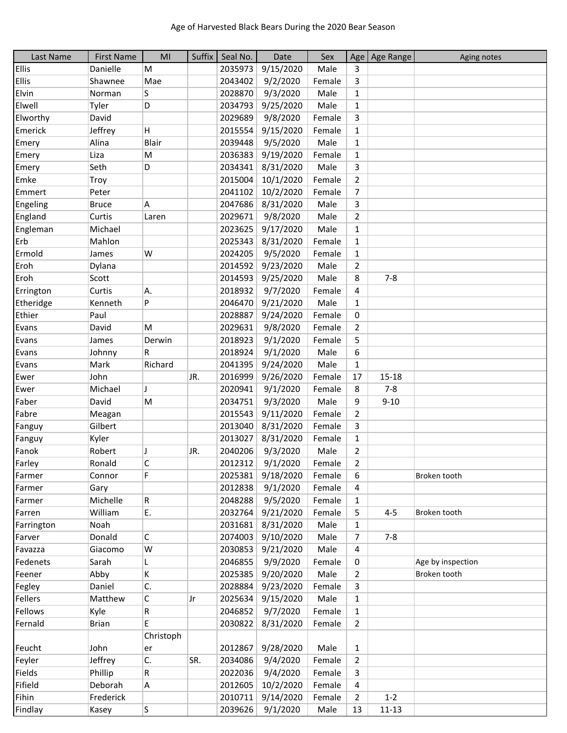Age of Harvested Black Bears During the 2020 Bear Season

| Last Name | First Name | MI | Suffix | Seal No. | Date | Sex | Age | Age Range | Aging notes |
|---|---|---|---|---|---|---|---|---|---|
| Ellis | Danielle | M | | 2035973 | 9/15/2020 | Male | 3 | | |
| Ellis | Shawnee | Mae | | 2043402 | 9/2/2020 | Female | 3 | | |
| Elvin | Norman | S | | 2028870 | 9/3/2020 | Male | 1 | | |
| Elwell | Tyler | D | | 2034793 | 9/25/2020 | Male | 1 | | |
| Elworthy | David | | | 2029689 | 9/8/2020 | Female | 3 | | |
| Emerick | Jeffrey | H | | 2015554 | 9/15/2020 | Female | 1 | | |
| Emery | Alina | Blair | | 2039448 | 9/5/2020 | Male | 1 | | |
| Emery | Liza | M | | 2036383 | 9/19/2020 | Female | 1 | | |
| Emery | Seth | D | | 2034341 | 8/31/2020 | Male | 3 | | |
| Emke | Troy | | | 2015004 | 10/1/2020 | Female | 2 | | |
| Emmert | Peter | | | 2041102 | 10/2/2020 | Female | 7 | | |
| Engeling | Bruce | A | | 2047686 | 8/31/2020 | Male | 3 | | |
| England | Curtis | Laren | | 2029671 | 9/8/2020 | Male | 2 | | |
| Engleman | Michael | | | 2023625 | 9/17/2020 | Male | 1 | | |
| Erb | Mahlon | | | 2025343 | 8/31/2020 | Female | 1 | | |
| Ermold | James | W | | 2024205 | 9/5/2020 | Female | 1 | | |
| Eroh | Dylana | | | 2014592 | 9/23/2020 | Male | 2 | | |
| Eroh | Scott | | | 2014593 | 9/25/2020 | Male | 8 | 7-8 | |
| Errington | Curtis | A. | | 2018932 | 9/7/2020 | Female | 4 | | |
| Etheridge | Kenneth | P | | 2046470 | 9/21/2020 | Male | 1 | | |
| Ethier | Paul | | | 2028887 | 9/24/2020 | Female | 0 | | |
| Evans | David | M | | 2029631 | 9/8/2020 | Female | 2 | | |
| Evans | James | Derwin | | 2018923 | 9/1/2020 | Female | 5 | | |
| Evans | Johnny | R | | 2018924 | 9/1/2020 | Male | 6 | | |
| Evans | Mark | Richard | | 2041395 | 9/24/2020 | Male | 1 | | |
| Ewer | John | | JR. | 2016999 | 9/26/2020 | Female | 17 | 15-18 | |
| Ewer | Michael | J | | 2020941 | 9/1/2020 | Female | 8 | 7-8 | |
| Faber | David | M | | 2034751 | 9/3/2020 | Male | 9 | 9-10 | |
| Fabre | Meagan | | | 2015543 | 9/11/2020 | Female | 2 | | |
| Fanguy | Gilbert | | | 2013040 | 8/31/2020 | Female | 3 | | |
| Fanguy | Kyler | | | 2013027 | 8/31/2020 | Female | 1 | | |
| Fanok | Robert | J | JR. | 2040206 | 9/3/2020 | Male | 2 | | |
| Farley | Ronald | C | | 2012312 | 9/1/2020 | Female | 2 | | |
| Farmer | Connor | F | | 2025381 | 9/18/2020 | Female | 6 | | Broken tooth |
| Farmer | Gary | | | 2012838 | 9/1/2020 | Female | 4 | | |
| Farmer | Michelle | R | | 2048288 | 9/5/2020 | Female | 1 | | |
| Farren | William | E. | | 2032764 | 9/21/2020 | Female | 5 | 4-5 | Broken tooth |
| Farrington | Noah | | | 2031681 | 8/31/2020 | Male | 1 | | |
| Farver | Donald | C | | 2074003 | 9/10/2020 | Male | 7 | 7-8 | |
| Favazza | Giacomo | W | | 2030853 | 9/21/2020 | Male | 4 | | |
| Fedenets | Sarah | L | | 2046855 | 9/9/2020 | Female | 0 | | Age by inspection |
| Feener | Abby | K | | 2025385 | 9/20/2020 | Male | 2 | | Broken tooth |
| Fegley | Daniel | C. | | 2028884 | 9/23/2020 | Female | 3 | | |
| Fellers | Matthew | C | Jr | 2025634 | 9/15/2020 | Male | 1 | | |
| Fellows | Kyle | R | | 2046852 | 9/7/2020 | Female | 1 | | |
| Fernald | Brian | E | | 2030822 | 8/31/2020 | Female | 2 | | |
| Feucht | John | Christopher | | 2012867 | 9/28/2020 | Male | 1 | | |
| Feyler | Jeffrey | C. | SR. | 2034086 | 9/4/2020 | Female | 2 | | |
| Fields | Phillip | R | | 2022036 | 9/4/2020 | Female | 3 | | |
| Fifield | Deborah | A | | 2012605 | 10/2/2020 | Female | 4 | | |
| Fihin | Frederick | | | 2010711 | 9/14/2020 | Female | 2 | 1-2 | |
| Findlay | Kasey | S | | 2039626 | 9/1/2020 | Male | 13 | 11-13 | |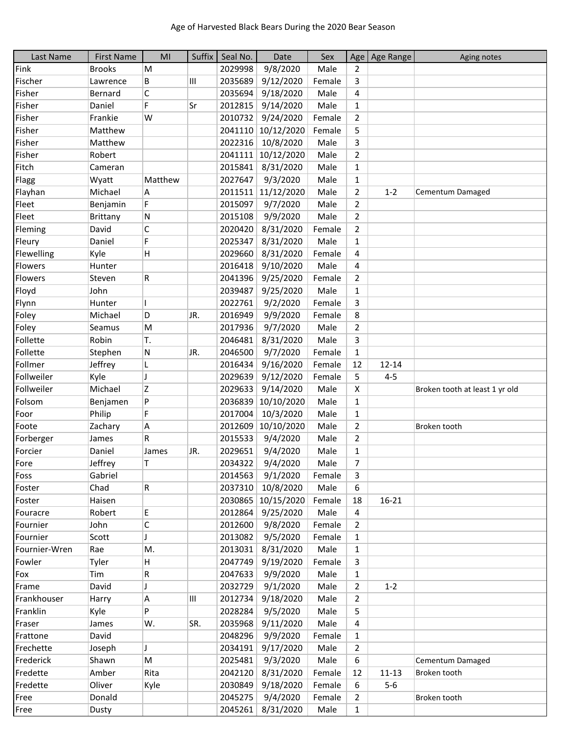Age of Harvested Black Bears During the 2020 Bear Season

| Last Name | First Name | MI | Suffix | Seal No. | Date | Sex | Age | Age Range | Aging notes |
|---|---|---|---|---|---|---|---|---|---|
| Fink | Brooks | M | | 2029998 | 9/8/2020 | Male | 2 | | |
| Fischer | Lawrence | B | III | 2035689 | 9/12/2020 | Female | 3 | | |
| Fisher | Bernard | C | | 2035694 | 9/18/2020 | Male | 4 | | |
| Fisher | Daniel | F | Sr | 2012815 | 9/14/2020 | Male | 1 | | |
| Fisher | Frankie | W | | 2010732 | 9/24/2020 | Female | 2 | | |
| Fisher | Matthew | | | 2041110 | 10/12/2020 | Female | 5 | | |
| Fisher | Matthew | | | 2022316 | 10/8/2020 | Male | 3 | | |
| Fisher | Robert | | | 2041111 | 10/12/2020 | Male | 2 | | |
| Fitch | Cameran | | | 2015841 | 8/31/2020 | Male | 1 | | |
| Flagg | Wyatt | Matthew | | 2027647 | 9/3/2020 | Male | 1 | | |
| Flayhan | Michael | A | | 2011511 | 11/12/2020 | Male | 2 | 1-2 | Cementum Damaged |
| Fleet | Benjamin | F | | 2015097 | 9/7/2020 | Male | 2 | | |
| Fleet | Brittany | N | | 2015108 | 9/9/2020 | Male | 2 | | |
| Fleming | David | C | | 2020420 | 8/31/2020 | Female | 2 | | |
| Fleury | Daniel | F | | 2025347 | 8/31/2020 | Male | 1 | | |
| Flewelling | Kyle | H | | 2029660 | 8/31/2020 | Female | 4 | | |
| Flowers | Hunter | | | 2016418 | 9/10/2020 | Male | 4 | | |
| Flowers | Steven | R | | 2041396 | 9/25/2020 | Female | 2 | | |
| Floyd | John | | | 2039487 | 9/25/2020 | Male | 1 | | |
| Flynn | Hunter | I | | 2022761 | 9/2/2020 | Female | 3 | | |
| Foley | Michael | D | JR. | 2016949 | 9/9/2020 | Female | 8 | | |
| Foley | Seamus | M | | 2017936 | 9/7/2020 | Male | 2 | | |
| Follette | Robin | T. | | 2046481 | 8/31/2020 | Male | 3 | | |
| Follette | Stephen | N | JR. | 2046500 | 9/7/2020 | Female | 1 | | |
| Follmer | Jeffrey | L | | 2016434 | 9/16/2020 | Female | 12 | 12-14 | |
| Follweiler | Kyle | J | | 2029639 | 9/12/2020 | Female | 5 | 4-5 | |
| Follweiler | Michael | Z | | 2029633 | 9/14/2020 | Male | X | | Broken tooth at least 1 yr old |
| Folsom | Benjamen | P | | 2036839 | 10/10/2020 | Male | 1 | | |
| Foor | Philip | F | | 2017004 | 10/3/2020 | Male | 1 | | |
| Foote | Zachary | A | | 2012609 | 10/10/2020 | Male | 2 | | Broken tooth |
| Forberger | James | R | | 2015533 | 9/4/2020 | Male | 2 | | |
| Forcier | Daniel | James | JR. | 2029651 | 9/4/2020 | Male | 1 | | |
| Fore | Jeffrey | T | | 2034322 | 9/4/2020 | Male | 7 | | |
| Foss | Gabriel | | | 2014563 | 9/1/2020 | Female | 3 | | |
| Foster | Chad | R | | 2037310 | 10/8/2020 | Male | 6 | | |
| Foster | Haisen | | | 2030865 | 10/15/2020 | Female | 18 | 16-21 | |
| Fouracre | Robert | E | | 2012864 | 9/25/2020 | Male | 4 | | |
| Fournier | John | C | | 2012600 | 9/8/2020 | Female | 2 | | |
| Fournier | Scott | J | | 2013082 | 9/5/2020 | Female | 1 | | |
| Fournier-Wren | Rae | M. | | 2013031 | 8/31/2020 | Male | 1 | | |
| Fowler | Tyler | H | | 2047749 | 9/19/2020 | Female | 3 | | |
| Fox | Tim | R | | 2047633 | 9/9/2020 | Male | 1 | | |
| Frame | David | J | | 2032729 | 9/1/2020 | Male | 2 | 1-2 | |
| Frankhouser | Harry | A | III | 2012734 | 9/18/2020 | Male | 2 | | |
| Franklin | Kyle | P | | 2028284 | 9/5/2020 | Male | 5 | | |
| Fraser | James | W. | SR. | 2035968 | 9/11/2020 | Male | 4 | | |
| Frattone | David | | | 2048296 | 9/9/2020 | Female | 1 | | |
| Frechette | Joseph | J | | 2034191 | 9/17/2020 | Male | 2 | | |
| Frederick | Shawn | M | | 2025481 | 9/3/2020 | Male | 6 | | Cementum Damaged |
| Fredette | Amber | Rita | | 2042120 | 8/31/2020 | Female | 12 | 11-13 | Broken tooth |
| Fredette | Oliver | Kyle | | 2030849 | 9/18/2020 | Female | 6 | 5-6 | |
| Free | Donald | | | 2045275 | 9/4/2020 | Female | 2 | | Broken tooth |
| Free | Dusty | | | 2045261 | 8/31/2020 | Male | 1 | | |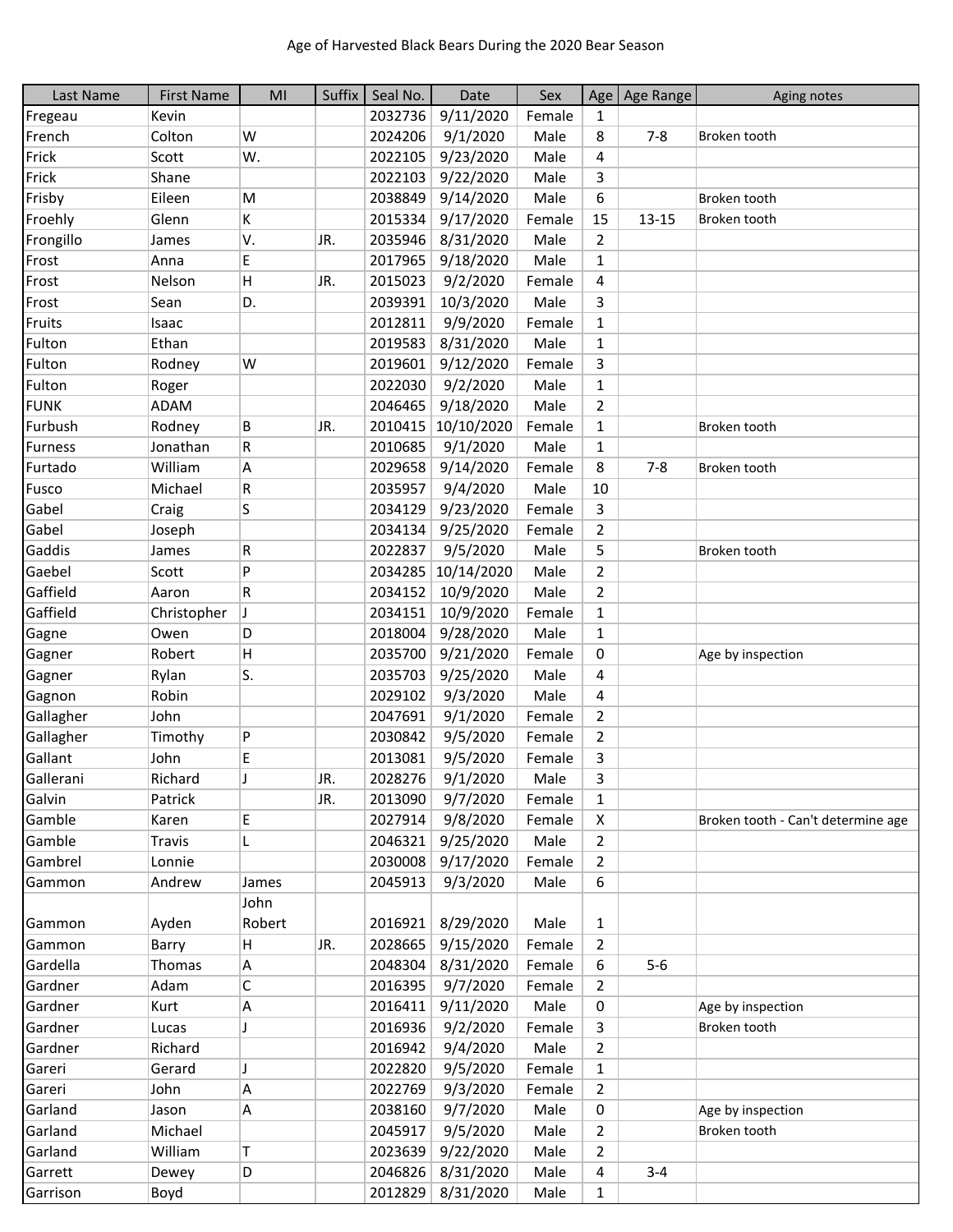# Age of Harvested Black Bears During the 2020 Bear Season

| Last Name | First Name | MI | Suffix | Seal No. | Date | Sex | Age | Age Range | Aging notes |
|---|---|---|---|---|---|---|---|---|---|
| Fregeau | Kevin | | | 2032736 | 9/11/2020 | Female | 1 | | |
| French | Colton | W | | 2024206 | 9/1/2020 | Male | 8 | 7-8 | Broken tooth |
| Frick | Scott | W. | | 2022105 | 9/23/2020 | Male | 4 | | |
| Frick | Shane | | | 2022103 | 9/22/2020 | Male | 3 | | |
| Frisby | Eileen | M | | 2038849 | 9/14/2020 | Male | 6 | | Broken tooth |
| Froehly | Glenn | K | | 2015334 | 9/17/2020 | Female | 15 | 13-15 | Broken tooth |
| Frongillo | James | V. | JR. | 2035946 | 8/31/2020 | Male | 2 | | |
| Frost | Anna | E | | 2017965 | 9/18/2020 | Male | 1 | | |
| Frost | Nelson | H | JR. | 2015023 | 9/2/2020 | Female | 4 | | |
| Frost | Sean | D. | | 2039391 | 10/3/2020 | Male | 3 | | |
| Fruits | Isaac | | | 2012811 | 9/9/2020 | Female | 1 | | |
| Fulton | Ethan | | | 2019583 | 8/31/2020 | Male | 1 | | |
| Fulton | Rodney | W | | 2019601 | 9/12/2020 | Female | 3 | | |
| Fulton | Roger | | | 2022030 | 9/2/2020 | Male | 1 | | |
| FUNK | ADAM | | | 2046465 | 9/18/2020 | Male | 2 | | |
| Furbush | Rodney | B | JR. | 2010415 | 10/10/2020 | Female | 1 | | Broken tooth |
| Furness | Jonathan | R | | 2010685 | 9/1/2020 | Male | 1 | | |
| Furtado | William | A | | 2029658 | 9/14/2020 | Female | 8 | 7-8 | Broken tooth |
| Fusco | Michael | R | | 2035957 | 9/4/2020 | Male | 10 | | |
| Gabel | Craig | S | | 2034129 | 9/23/2020 | Female | 3 | | |
| Gabel | Joseph | | | 2034134 | 9/25/2020 | Female | 2 | | |
| Gaddis | James | R | | 2022837 | 9/5/2020 | Male | 5 | | Broken tooth |
| Gaebel | Scott | P | | 2034285 | 10/14/2020 | Male | 2 | | |
| Gaffield | Aaron | R | | 2034152 | 10/9/2020 | Male | 2 | | |
| Gaffield | Christopher | J | | 2034151 | 10/9/2020 | Female | 1 | | |
| Gagne | Owen | D | | 2018004 | 9/28/2020 | Male | 1 | | |
| Gagner | Robert | H | | 2035700 | 9/21/2020 | Female | 0 | | Age by inspection |
| Gagner | Rylan | S. | | 2035703 | 9/25/2020 | Male | 4 | | |
| Gagnon | Robin | | | 2029102 | 9/3/2020 | Male | 4 | | |
| Gallagher | John | | | 2047691 | 9/1/2020 | Female | 2 | | |
| Gallagher | Timothy | P | | 2030842 | 9/5/2020 | Female | 2 | | |
| Gallant | John | E | | 2013081 | 9/5/2020 | Female | 3 | | |
| Gallerani | Richard | J | JR. | 2028276 | 9/1/2020 | Male | 3 | | |
| Galvin | Patrick | | JR. | 2013090 | 9/7/2020 | Female | 1 | | |
| Gamble | Karen | E | | 2027914 | 9/8/2020 | Female | X | | Broken tooth - Can't determine age |
| Gamble | Travis | L | | 2046321 | 9/25/2020 | Male | 2 | | |
| Gambrel | Lonnie | | | 2030008 | 9/17/2020 | Female | 2 | | |
| Gammon | Andrew | James | | 2045913 | 9/3/2020 | Male | 6 | | |
| Gammon | Ayden | John Robert | | 2016921 | 8/29/2020 | Male | 1 | | |
| Gammon | Barry | H | JR. | 2028665 | 9/15/2020 | Female | 2 | | |
| Gardella | Thomas | A | | 2048304 | 8/31/2020 | Female | 6 | 5-6 | |
| Gardner | Adam | C | | 2016395 | 9/7/2020 | Female | 2 | | |
| Gardner | Kurt | A | | 2016411 | 9/11/2020 | Male | 0 | | Age by inspection |
| Gardner | Lucas | J | | 2016936 | 9/2/2020 | Female | 3 | | Broken tooth |
| Gardner | Richard | | | 2016942 | 9/4/2020 | Male | 2 | | |
| Gareri | Gerard | J | | 2022820 | 9/5/2020 | Female | 1 | | |
| Gareri | John | A | | 2022769 | 9/3/2020 | Female | 2 | | |
| Garland | Jason | A | | 2038160 | 9/7/2020 | Male | 0 | | Age by inspection |
| Garland | Michael | | | 2045917 | 9/5/2020 | Male | 2 | | Broken tooth |
| Garland | William | T | | 2023639 | 9/22/2020 | Male | 2 | | |
| Garrett | Dewey | D | | 2046826 | 8/31/2020 | Male | 4 | 3-4 | |
| Garrison | Boyd | | | 2012829 | 8/31/2020 | Male | 1 | | |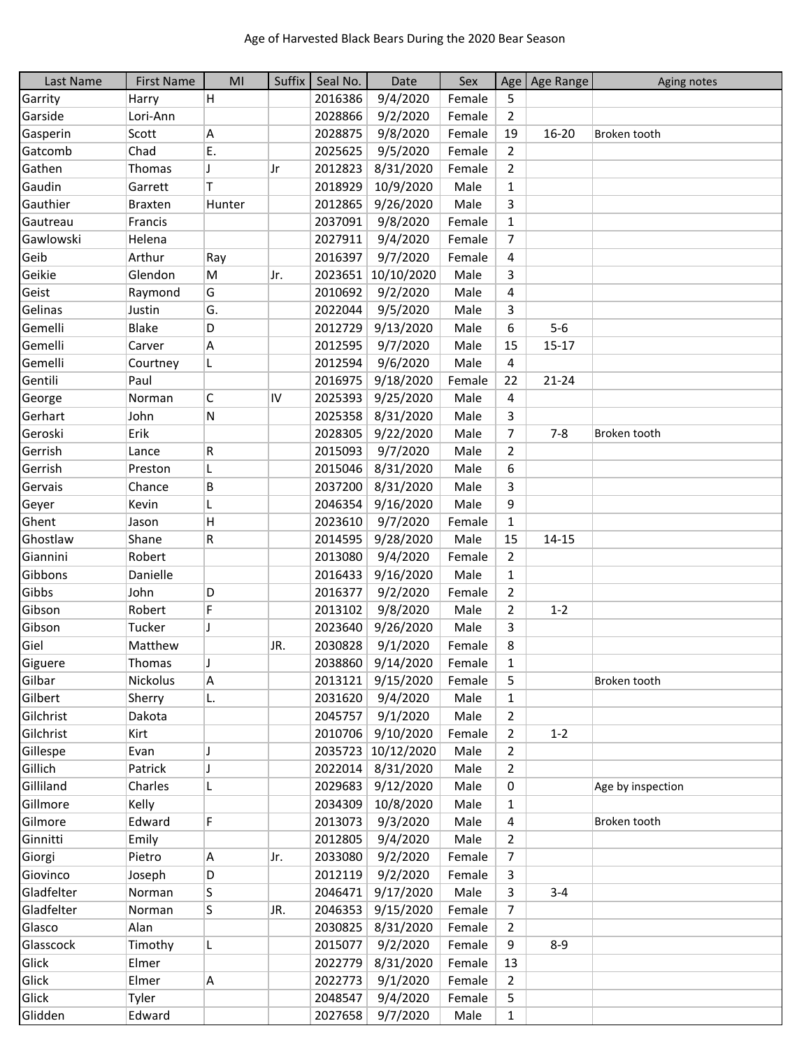Age of Harvested Black Bears During the 2020 Bear Season

| Last Name | First Name | MI | Suffix | Seal No. | Date | Sex | Age | Age Range | Aging notes |
|---|---|---|---|---|---|---|---|---|---|
| Garrity | Harry | H | | 2016386 | 9/4/2020 | Female | 5 | | |
| Garside | Lori-Ann | | | 2028866 | 9/2/2020 | Female | 2 | | |
| Gasperin | Scott | A | | 2028875 | 9/8/2020 | Female | 19 | 16-20 | Broken tooth |
| Gatcomb | Chad | E. | | 2025625 | 9/5/2020 | Female | 2 | | |
| Gathen | Thomas | J | Jr | 2012823 | 8/31/2020 | Female | 2 | | |
| Gaudin | Garrett | T | | 2018929 | 10/9/2020 | Male | 1 | | |
| Gauthier | Braxten | Hunter | | 2012865 | 9/26/2020 | Male | 3 | | |
| Gautreau | Francis | | | 2037091 | 9/8/2020 | Female | 1 | | |
| Gawlowski | Helena | | | 2027911 | 9/4/2020 | Female | 7 | | |
| Geib | Arthur | Ray | | 2016397 | 9/7/2020 | Female | 4 | | |
| Geikie | Glendon | M | Jr. | 2023651 | 10/10/2020 | Male | 3 | | |
| Geist | Raymond | G | | 2010692 | 9/2/2020 | Male | 4 | | |
| Gelinas | Justin | G. | | 2022044 | 9/5/2020 | Male | 3 | | |
| Gemelli | Blake | D | | 2012729 | 9/13/2020 | Male | 6 | 5-6 | |
| Gemelli | Carver | A | | 2012595 | 9/7/2020 | Male | 15 | 15-17 | |
| Gemelli | Courtney | L | | 2012594 | 9/6/2020 | Male | 4 | | |
| Gentili | Paul | | | 2016975 | 9/18/2020 | Female | 22 | 21-24 | |
| George | Norman | C | IV | 2025393 | 9/25/2020 | Male | 4 | | |
| Gerhart | John | N | | 2025358 | 8/31/2020 | Male | 3 | | |
| Geroski | Erik | | | 2028305 | 9/22/2020 | Male | 7 | 7-8 | Broken tooth |
| Gerrish | Lance | R | | 2015093 | 9/7/2020 | Male | 2 | | |
| Gerrish | Preston | L | | 2015046 | 8/31/2020 | Male | 6 | | |
| Gervais | Chance | B | | 2037200 | 8/31/2020 | Male | 3 | | |
| Geyer | Kevin | L | | 2046354 | 9/16/2020 | Male | 9 | | |
| Ghent | Jason | H | | 2023610 | 9/7/2020 | Female | 1 | | |
| Ghostlaw | Shane | R | | 2014595 | 9/28/2020 | Male | 15 | 14-15 | |
| Giannini | Robert | | | 2013080 | 9/4/2020 | Female | 2 | | |
| Gibbons | Danielle | | | 2016433 | 9/16/2020 | Male | 1 | | |
| Gibbs | John | D | | 2016377 | 9/2/2020 | Female | 2 | | |
| Gibson | Robert | F | | 2013102 | 9/8/2020 | Male | 2 | 1-2 | |
| Gibson | Tucker | J | | 2023640 | 9/26/2020 | Male | 3 | | |
| Giel | Matthew | | JR. | 2030828 | 9/1/2020 | Female | 8 | | |
| Giguere | Thomas | J | | 2038860 | 9/14/2020 | Female | 1 | | |
| Gilbar | Nickolus | A | | 2013121 | 9/15/2020 | Female | 5 | | Broken tooth |
| Gilbert | Sherry | L. | | 2031620 | 9/4/2020 | Male | 1 | | |
| Gilchrist | Dakota | | | 2045757 | 9/1/2020 | Male | 2 | | |
| Gilchrist | Kirt | | | 2010706 | 9/10/2020 | Female | 2 | 1-2 | |
| Gillespe | Evan | J | | 2035723 | 10/12/2020 | Male | 2 | | |
| Gillich | Patrick | J | | 2022014 | 8/31/2020 | Male | 2 | | |
| Gilliland | Charles | L | | 2029683 | 9/12/2020 | Male | 0 | | Age by inspection |
| Gillmore | Kelly | | | 2034309 | 10/8/2020 | Male | 1 | | |
| Gilmore | Edward | F | | 2013073 | 9/3/2020 | Male | 4 | | Broken tooth |
| Ginnitti | Emily | | | 2012805 | 9/4/2020 | Male | 2 | | |
| Giorgi | Pietro | A | Jr. | 2033080 | 9/2/2020 | Female | 7 | | |
| Giovinco | Joseph | D | | 2012119 | 9/2/2020 | Female | 3 | | |
| Gladfelter | Norman | S | | 2046471 | 9/17/2020 | Male | 3 | 3-4 | |
| Gladfelter | Norman | S | JR. | 2046353 | 9/15/2020 | Female | 7 | | |
| Glasco | Alan | | | 2030825 | 8/31/2020 | Female | 2 | | |
| Glasscock | Timothy | L | | 2015077 | 9/2/2020 | Female | 9 | 8-9 | |
| Glick | Elmer | | | 2022779 | 8/31/2020 | Female | 13 | | |
| Glick | Elmer | A | | 2022773 | 9/1/2020 | Female | 2 | | |
| Glick | Tyler | | | 2048547 | 9/4/2020 | Female | 5 | | |
| Glidden | Edward | | | 2027658 | 9/7/2020 | Male | 1 | | |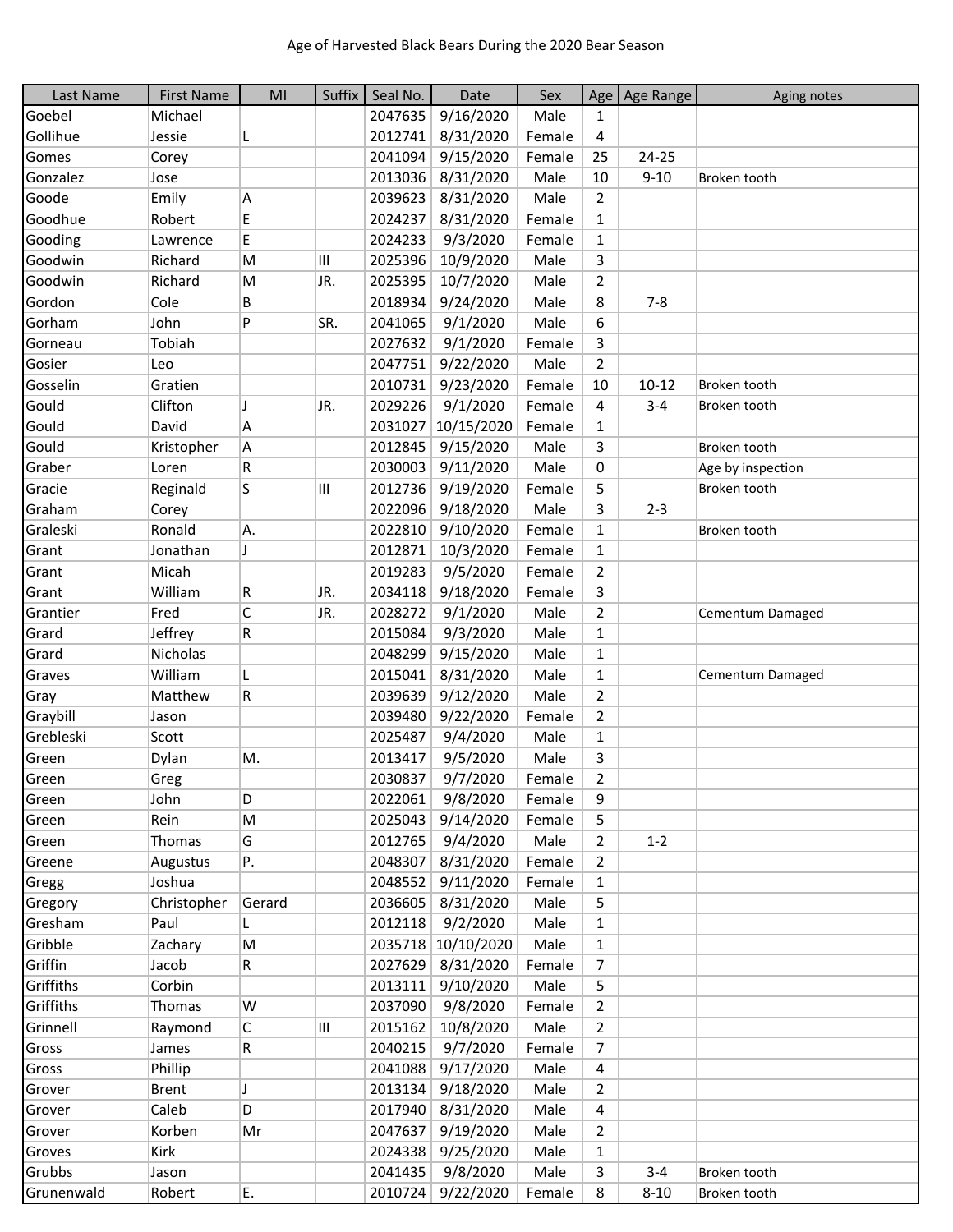Age of Harvested Black Bears During the 2020 Bear Season

| Last Name | First Name | MI | Suffix | Seal No. | Date | Sex | Age | Age Range | Aging notes |
|---|---|---|---|---|---|---|---|---|---|
| Goebel | Michael | | | 2047635 | 9/16/2020 | Male | 1 | | |
| Gollihue | Jessie | L | | 2012741 | 8/31/2020 | Female | 4 | | |
| Gomes | Corey | | | 2041094 | 9/15/2020 | Female | 25 | 24-25 | |
| Gonzalez | Jose | | | 2013036 | 8/31/2020 | Male | 10 | 9-10 | Broken tooth |
| Goode | Emily | A | | 2039623 | 8/31/2020 | Male | 2 | | |
| Goodhue | Robert | E | | 2024237 | 8/31/2020 | Female | 1 | | |
| Gooding | Lawrence | E | | 2024233 | 9/3/2020 | Female | 1 | | |
| Goodwin | Richard | M | III | 2025396 | 10/9/2020 | Male | 3 | | |
| Goodwin | Richard | M | JR. | 2025395 | 10/7/2020 | Male | 2 | | |
| Gordon | Cole | B | | 2018934 | 9/24/2020 | Male | 8 | 7-8 | |
| Gorham | John | P | SR. | 2041065 | 9/1/2020 | Male | 6 | | |
| Gorneau | Tobiah | | | 2027632 | 9/1/2020 | Female | 3 | | |
| Gosier | Leo | | | 2047751 | 9/22/2020 | Male | 2 | | |
| Gosselin | Gratien | | | 2010731 | 9/23/2020 | Female | 10 | 10-12 | Broken tooth |
| Gould | Clifton | J | JR. | 2029226 | 9/1/2020 | Female | 4 | 3-4 | Broken tooth |
| Gould | David | A | | 2031027 | 10/15/2020 | Female | 1 | | |
| Gould | Kristopher | A | | 2012845 | 9/15/2020 | Male | 3 | | Broken tooth |
| Graber | Loren | R | | 2030003 | 9/11/2020 | Male | 0 | | Age by inspection |
| Gracie | Reginald | S | III | 2012736 | 9/19/2020 | Female | 5 | | Broken tooth |
| Graham | Corey | | | 2022096 | 9/18/2020 | Male | 3 | 2-3 | |
| Graleski | Ronald | A. | | 2022810 | 9/10/2020 | Female | 1 | | Broken tooth |
| Grant | Jonathan | J | | 2012871 | 10/3/2020 | Female | 1 | | |
| Grant | Micah | | | 2019283 | 9/5/2020 | Female | 2 | | |
| Grant | William | R | JR. | 2034118 | 9/18/2020 | Female | 3 | | |
| Grantier | Fred | C | JR. | 2028272 | 9/1/2020 | Male | 2 | | Cementum Damaged |
| Grard | Jeffrey | R | | 2015084 | 9/3/2020 | Male | 1 | | |
| Grard | Nicholas | | | 2048299 | 9/15/2020 | Male | 1 | | |
| Graves | William | L | | 2015041 | 8/31/2020 | Male | 1 | | Cementum Damaged |
| Gray | Matthew | R | | 2039639 | 9/12/2020 | Male | 2 | | |
| Graybill | Jason | | | 2039480 | 9/22/2020 | Female | 2 | | |
| Grebleski | Scott | | | 2025487 | 9/4/2020 | Male | 1 | | |
| Green | Dylan | M. | | 2013417 | 9/5/2020 | Male | 3 | | |
| Green | Greg | | | 2030837 | 9/7/2020 | Female | 2 | | |
| Green | John | D | | 2022061 | 9/8/2020 | Female | 9 | | |
| Green | Rein | M | | 2025043 | 9/14/2020 | Female | 5 | | |
| Green | Thomas | G | | 2012765 | 9/4/2020 | Male | 2 | 1-2 | |
| Greene | Augustus | P. | | 2048307 | 8/31/2020 | Female | 2 | | |
| Gregg | Joshua | | | 2048552 | 9/11/2020 | Female | 1 | | |
| Gregory | Christopher | Gerard | | 2036605 | 8/31/2020 | Male | 5 | | |
| Gresham | Paul | L | | 2012118 | 9/2/2020 | Male | 1 | | |
| Gribble | Zachary | M | | 2035718 | 10/10/2020 | Male | 1 | | |
| Griffin | Jacob | R | | 2027629 | 8/31/2020 | Female | 7 | | |
| Griffiths | Corbin | | | 2013111 | 9/10/2020 | Male | 5 | | |
| Griffiths | Thomas | W | | 2037090 | 9/8/2020 | Female | 2 | | |
| Grinnell | Raymond | C | III | 2015162 | 10/8/2020 | Male | 2 | | |
| Gross | James | R | | 2040215 | 9/7/2020 | Female | 7 | | |
| Gross | Phillip | | | 2041088 | 9/17/2020 | Male | 4 | | |
| Grover | Brent | J | | 2013134 | 9/18/2020 | Male | 2 | | |
| Grover | Caleb | D | | 2017940 | 8/31/2020 | Male | 4 | | |
| Grover | Korben | Mr | | 2047637 | 9/19/2020 | Male | 2 | | |
| Groves | Kirk | | | 2024338 | 9/25/2020 | Male | 1 | | |
| Grubbs | Jason | | | 2041435 | 9/8/2020 | Male | 3 | 3-4 | Broken tooth |
| Grunenwald | Robert | E. | | 2010724 | 9/22/2020 | Female | 8 | 8-10 | Broken tooth |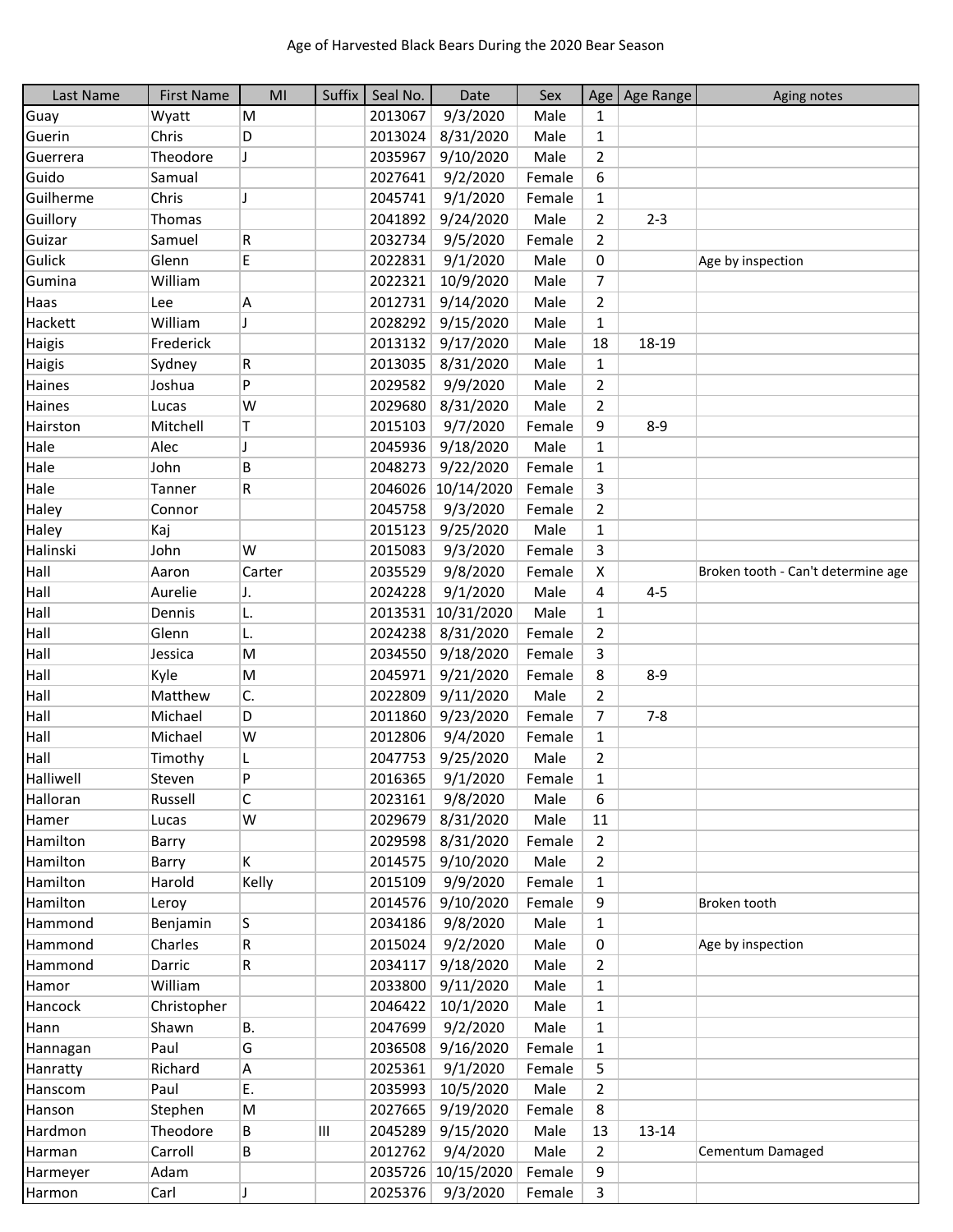Age of Harvested Black Bears During the 2020 Bear Season

| Last Name | First Name | MI | Suffix | Seal No. | Date | Sex | Age | Age Range | Aging notes |
|---|---|---|---|---|---|---|---|---|---|
| Guay | Wyatt | M | | 2013067 | 9/3/2020 | Male | 1 | | |
| Guerin | Chris | D | | 2013024 | 8/31/2020 | Male | 1 | | |
| Guerrera | Theodore | J | | 2035967 | 9/10/2020 | Male | 2 | | |
| Guido | Samual | | | 2027641 | 9/2/2020 | Female | 6 | | |
| Guilherme | Chris | J | | 2045741 | 9/1/2020 | Female | 1 | | |
| Guillory | Thomas | | | 2041892 | 9/24/2020 | Male | 2 | 2-3 | |
| Guizar | Samuel | R | | 2032734 | 9/5/2020 | Female | 2 | | |
| Gulick | Glenn | E | | 2022831 | 9/1/2020 | Male | 0 | | Age by inspection |
| Gumina | William | | | 2022321 | 10/9/2020 | Male | 7 | | |
| Haas | Lee | A | | 2012731 | 9/14/2020 | Male | 2 | | |
| Hackett | William | J | | 2028292 | 9/15/2020 | Male | 1 | | |
| Haigis | Frederick | | | 2013132 | 9/17/2020 | Male | 18 | 18-19 | |
| Haigis | Sydney | R | | 2013035 | 8/31/2020 | Male | 1 | | |
| Haines | Joshua | P | | 2029582 | 9/9/2020 | Male | 2 | | |
| Haines | Lucas | W | | 2029680 | 8/31/2020 | Male | 2 | | |
| Hairston | Mitchell | T | | 2015103 | 9/7/2020 | Female | 9 | 8-9 | |
| Hale | Alec | J | | 2045936 | 9/18/2020 | Male | 1 | | |
| Hale | John | B | | 2048273 | 9/22/2020 | Female | 1 | | |
| Hale | Tanner | R | | 2046026 | 10/14/2020 | Female | 3 | | |
| Haley | Connor | | | 2045758 | 9/3/2020 | Female | 2 | | |
| Haley | Kaj | | | 2015123 | 9/25/2020 | Male | 1 | | |
| Halinski | John | W | | 2015083 | 9/3/2020 | Female | 3 | | |
| Hall | Aaron | Carter | | 2035529 | 9/8/2020 | Female | X | | Broken tooth - Can't determine age |
| Hall | Aurelie | J. | | 2024228 | 9/1/2020 | Male | 4 | 4-5 | |
| Hall | Dennis | L. | | 2013531 | 10/31/2020 | Male | 1 | | |
| Hall | Glenn | L. | | 2024238 | 8/31/2020 | Female | 2 | | |
| Hall | Jessica | M | | 2034550 | 9/18/2020 | Female | 3 | | |
| Hall | Kyle | M | | 2045971 | 9/21/2020 | Female | 8 | 8-9 | |
| Hall | Matthew | C. | | 2022809 | 9/11/2020 | Male | 2 | | |
| Hall | Michael | D | | 2011860 | 9/23/2020 | Female | 7 | 7-8 | |
| Hall | Michael | W | | 2012806 | 9/4/2020 | Female | 1 | | |
| Hall | Timothy | L | | 2047753 | 9/25/2020 | Male | 2 | | |
| Halliwell | Steven | P | | 2016365 | 9/1/2020 | Female | 1 | | |
| Halloran | Russell | C | | 2023161 | 9/8/2020 | Male | 6 | | |
| Hamer | Lucas | W | | 2029679 | 8/31/2020 | Male | 11 | | |
| Hamilton | Barry | | | 2029598 | 8/31/2020 | Female | 2 | | |
| Hamilton | Barry | K | | 2014575 | 9/10/2020 | Male | 2 | | |
| Hamilton | Harold | Kelly | | 2015109 | 9/9/2020 | Female | 1 | | |
| Hamilton | Leroy | | | 2014576 | 9/10/2020 | Female | 9 | | Broken tooth |
| Hammond | Benjamin | S | | 2034186 | 9/8/2020 | Male | 1 | | |
| Hammond | Charles | R | | 2015024 | 9/2/2020 | Male | 0 | | Age by inspection |
| Hammond | Darric | R | | 2034117 | 9/18/2020 | Male | 2 | | |
| Hamor | William | | | 2033800 | 9/11/2020 | Male | 1 | | |
| Hancock | Christopher | | | 2046422 | 10/1/2020 | Male | 1 | | |
| Hann | Shawn | B. | | 2047699 | 9/2/2020 | Male | 1 | | |
| Hannagan | Paul | G | | 2036508 | 9/16/2020 | Female | 1 | | |
| Hanratty | Richard | A | | 2025361 | 9/1/2020 | Female | 5 | | |
| Hanscom | Paul | E. | | 2035993 | 10/5/2020 | Male | 2 | | |
| Hanson | Stephen | M | | 2027665 | 9/19/2020 | Female | 8 | | |
| Hardmon | Theodore | B | III | 2045289 | 9/15/2020 | Male | 13 | 13-14 | |
| Harman | Carroll | B | | 2012762 | 9/4/2020 | Male | 2 | | Cementum Damaged |
| Harmeyer | Adam | | | 2035726 | 10/15/2020 | Female | 9 | | |
| Harmon | Carl | J | | 2025376 | 9/3/2020 | Female | 3 | | |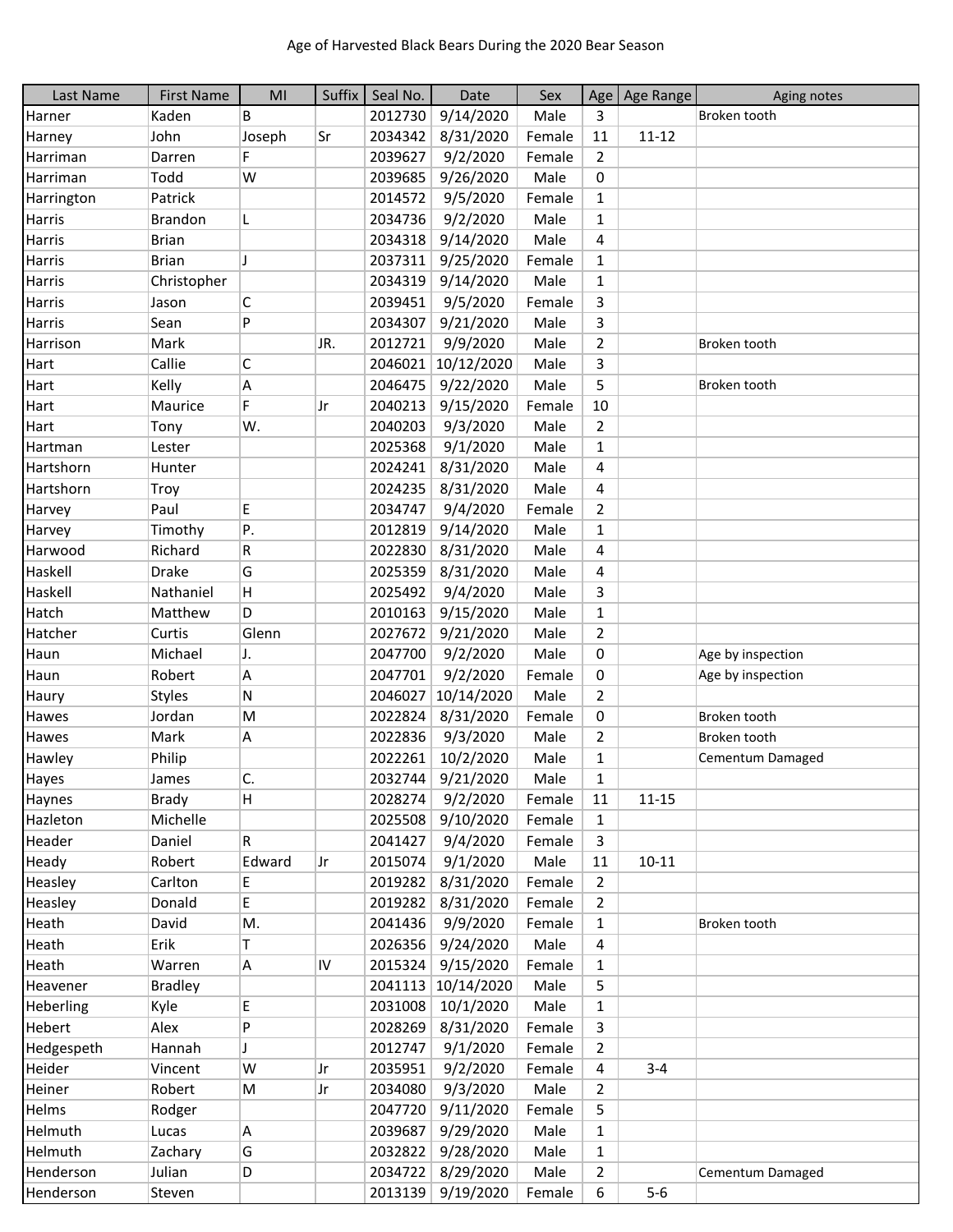Age of Harvested Black Bears During the 2020 Bear Season

| Last Name | First Name | MI | Suffix | Seal No. | Date | Sex | Age | Age Range | Aging notes |
|---|---|---|---|---|---|---|---|---|---|
| Harner | Kaden | B | | 2012730 | 9/14/2020 | Male | 3 | | Broken tooth |
| Harney | John | Joseph | Sr | 2034342 | 8/31/2020 | Female | 11 | 11-12 | |
| Harriman | Darren | F | | 2039627 | 9/2/2020 | Female | 2 | | |
| Harriman | Todd | W | | 2039685 | 9/26/2020 | Male | 0 | | |
| Harrington | Patrick | | | 2014572 | 9/5/2020 | Female | 1 | | |
| Harris | Brandon | L | | 2034736 | 9/2/2020 | Male | 1 | | |
| Harris | Brian | | | 2034318 | 9/14/2020 | Male | 4 | | |
| Harris | Brian | J | | 2037311 | 9/25/2020 | Female | 1 | | |
| Harris | Christopher | | | 2034319 | 9/14/2020 | Male | 1 | | |
| Harris | Jason | C | | 2039451 | 9/5/2020 | Female | 3 | | |
| Harris | Sean | P | | 2034307 | 9/21/2020 | Male | 3 | | |
| Harrison | Mark | | JR. | 2012721 | 9/9/2020 | Male | 2 | | Broken tooth |
| Hart | Callie | C | | 2046021 | 10/12/2020 | Male | 3 | | |
| Hart | Kelly | A | | 2046475 | 9/22/2020 | Male | 5 | | Broken tooth |
| Hart | Maurice | F | Jr | 2040213 | 9/15/2020 | Female | 10 | | |
| Hart | Tony | W. | | 2040203 | 9/3/2020 | Male | 2 | | |
| Hartman | Lester | | | 2025368 | 9/1/2020 | Male | 1 | | |
| Hartshorn | Hunter | | | 2024241 | 8/31/2020 | Male | 4 | | |
| Hartshorn | Troy | | | 2024235 | 8/31/2020 | Male | 4 | | |
| Harvey | Paul | E | | 2034747 | 9/4/2020 | Female | 2 | | |
| Harvey | Timothy | P. | | 2012819 | 9/14/2020 | Male | 1 | | |
| Harwood | Richard | R | | 2022830 | 8/31/2020 | Male | 4 | | |
| Haskell | Drake | G | | 2025359 | 8/31/2020 | Male | 4 | | |
| Haskell | Nathaniel | H | | 2025492 | 9/4/2020 | Male | 3 | | |
| Hatch | Matthew | D | | 2010163 | 9/15/2020 | Male | 1 | | |
| Hatcher | Curtis | Glenn | | 2027672 | 9/21/2020 | Male | 2 | | |
| Haun | Michael | J. | | 2047700 | 9/2/2020 | Male | 0 | | Age by inspection |
| Haun | Robert | A | | 2047701 | 9/2/2020 | Female | 0 | | Age by inspection |
| Haury | Styles | N | | 2046027 | 10/14/2020 | Male | 2 | | |
| Hawes | Jordan | M | | 2022824 | 8/31/2020 | Female | 0 | | Broken tooth |
| Hawes | Mark | A | | 2022836 | 9/3/2020 | Male | 2 | | Broken tooth |
| Hawley | Philip | | | 2022261 | 10/2/2020 | Male | 1 | | Cementum Damaged |
| Hayes | James | C. | | 2032744 | 9/21/2020 | Male | 1 | | |
| Haynes | Brady | H | | 2028274 | 9/2/2020 | Female | 11 | 11-15 | |
| Hazleton | Michelle | | | 2025508 | 9/10/2020 | Female | 1 | | |
| Header | Daniel | R | | 2041427 | 9/4/2020 | Female | 3 | | |
| Heady | Robert | Edward | Jr | 2015074 | 9/1/2020 | Male | 11 | 10-11 | |
| Heasley | Carlton | E | | 2019282 | 8/31/2020 | Female | 2 | | |
| Heasley | Donald | E | | 2019282 | 8/31/2020 | Female | 2 | | |
| Heath | David | M. | | 2041436 | 9/9/2020 | Female | 1 | | Broken tooth |
| Heath | Erik | T | | 2026356 | 9/24/2020 | Male | 4 | | |
| Heath | Warren | A | IV | 2015324 | 9/15/2020 | Female | 1 | | |
| Heavener | Bradley | | | 2041113 | 10/14/2020 | Male | 5 | | |
| Heberling | Kyle | E | | 2031008 | 10/1/2020 | Male | 1 | | |
| Hebert | Alex | P | | 2028269 | 8/31/2020 | Female | 3 | | |
| Hedgespeth | Hannah | J | | 2012747 | 9/1/2020 | Female | 2 | | |
| Heider | Vincent | W | Jr | 2035951 | 9/2/2020 | Female | 4 | 3-4 | |
| Heiner | Robert | M | Jr | 2034080 | 9/3/2020 | Male | 2 | | |
| Helms | Rodger | | | 2047720 | 9/11/2020 | Female | 5 | | |
| Helmuth | Lucas | A | | 2039687 | 9/29/2020 | Male | 1 | | |
| Helmuth | Zachary | G | | 2032822 | 9/28/2020 | Male | 1 | | |
| Henderson | Julian | D | | 2034722 | 8/29/2020 | Male | 2 | | Cementum Damaged |
| Henderson | Steven | | | 2013139 | 9/19/2020 | Female | 6 | 5-6 | |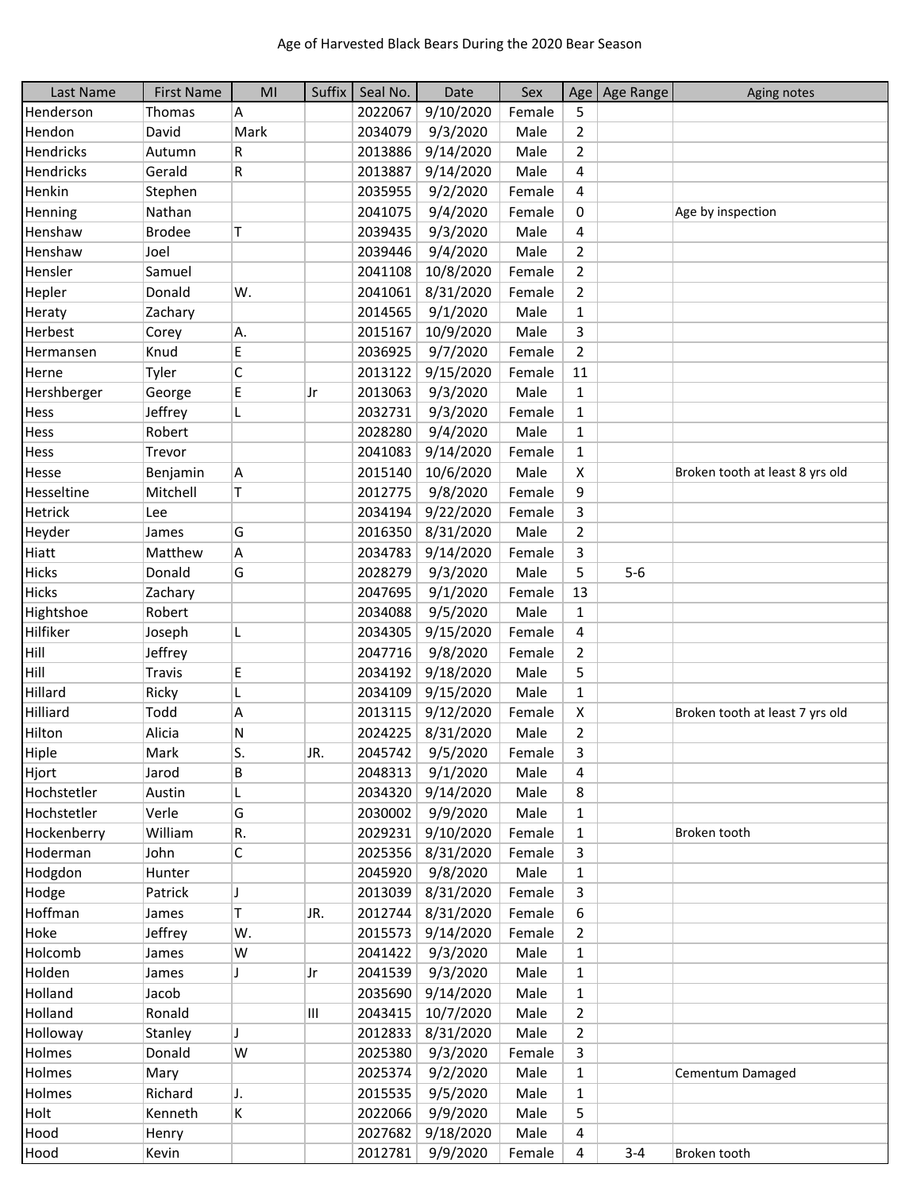Age of Harvested Black Bears During the 2020 Bear Season

| Last Name | First Name | MI | Suffix | Seal No. | Date | Sex | Age | Age Range | Aging notes |
|---|---|---|---|---|---|---|---|---|---|
| Henderson | Thomas | A | | 2022067 | 9/10/2020 | Female | 5 | | |
| Hendon | David | Mark | | 2034079 | 9/3/2020 | Male | 2 | | |
| Hendricks | Autumn | R | | 2013886 | 9/14/2020 | Male | 2 | | |
| Hendricks | Gerald | R | | 2013887 | 9/14/2020 | Male | 4 | | |
| Henkin | Stephen | | | 2035955 | 9/2/2020 | Female | 4 | | |
| Henning | Nathan | | | 2041075 | 9/4/2020 | Female | 0 | | Age by inspection |
| Henshaw | Brodee | T | | 2039435 | 9/3/2020 | Male | 4 | | |
| Henshaw | Joel | | | 2039446 | 9/4/2020 | Male | 2 | | |
| Hensler | Samuel | | | 2041108 | 10/8/2020 | Female | 2 | | |
| Hepler | Donald | W. | | 2041061 | 8/31/2020 | Female | 2 | | |
| Heraty | Zachary | | | 2014565 | 9/1/2020 | Male | 1 | | |
| Herbest | Corey | A. | | 2015167 | 10/9/2020 | Male | 3 | | |
| Hermansen | Knud | E | | 2036925 | 9/7/2020 | Female | 2 | | |
| Herne | Tyler | C | | 2013122 | 9/15/2020 | Female | 11 | | |
| Hershberger | George | E | Jr | 2013063 | 9/3/2020 | Male | 1 | | |
| Hess | Jeffrey | L | | 2032731 | 9/3/2020 | Female | 1 | | |
| Hess | Robert | | | 2028280 | 9/4/2020 | Male | 1 | | |
| Hess | Trevor | | | 2041083 | 9/14/2020 | Female | 1 | | |
| Hesse | Benjamin | A | | 2015140 | 10/6/2020 | Male | X | | Broken tooth at least 8 yrs old |
| Hesseltine | Mitchell | T | | 2012775 | 9/8/2020 | Female | 9 | | |
| Hetrick | Lee | | | 2034194 | 9/22/2020 | Female | 3 | | |
| Heyder | James | G | | 2016350 | 8/31/2020 | Male | 2 | | |
| Hiatt | Matthew | A | | 2034783 | 9/14/2020 | Female | 3 | | |
| Hicks | Donald | G | | 2028279 | 9/3/2020 | Male | 5 | 5-6 | |
| Hicks | Zachary | | | 2047695 | 9/1/2020 | Female | 13 | | |
| Hightshoe | Robert | | | 2034088 | 9/5/2020 | Male | 1 | | |
| Hilfiker | Joseph | L | | 2034305 | 9/15/2020 | Female | 4 | | |
| Hill | Jeffrey | | | 2047716 | 9/8/2020 | Female | 2 | | |
| Hill | Travis | E | | 2034192 | 9/18/2020 | Male | 5 | | |
| Hillard | Ricky | L | | 2034109 | 9/15/2020 | Male | 1 | | |
| Hilliard | Todd | A | | 2013115 | 9/12/2020 | Female | X | | Broken tooth at least 7 yrs old |
| Hilton | Alicia | N | | 2024225 | 8/31/2020 | Male | 2 | | |
| Hiple | Mark | S. | JR. | 2045742 | 9/5/2020 | Female | 3 | | |
| Hjort | Jarod | B | | 2048313 | 9/1/2020 | Male | 4 | | |
| Hochstetler | Austin | L | | 2034320 | 9/14/2020 | Male | 8 | | |
| Hochstetler | Verle | G | | 2030002 | 9/9/2020 | Male | 1 | | |
| Hockenberry | William | R. | | 2029231 | 9/10/2020 | Female | 1 | | Broken tooth |
| Hoderman | John | C | | 2025356 | 8/31/2020 | Female | 3 | | |
| Hodgdon | Hunter | | | 2045920 | 9/8/2020 | Male | 1 | | |
| Hodge | Patrick | J | | 2013039 | 8/31/2020 | Female | 3 | | |
| Hoffman | James | T | JR. | 2012744 | 8/31/2020 | Female | 6 | | |
| Hoke | Jeffrey | W. | | 2015573 | 9/14/2020 | Female | 2 | | |
| Holcomb | James | W | | 2041422 | 9/3/2020 | Male | 1 | | |
| Holden | James | J | Jr | 2041539 | 9/3/2020 | Male | 1 | | |
| Holland | Jacob | | | 2035690 | 9/14/2020 | Male | 1 | | |
| Holland | Ronald | | III | 2043415 | 10/7/2020 | Male | 2 | | |
| Holloway | Stanley | J | | 2012833 | 8/31/2020 | Male | 2 | | |
| Holmes | Donald | W | | 2025380 | 9/3/2020 | Female | 3 | | |
| Holmes | Mary | | | 2025374 | 9/2/2020 | Male | 1 | | Cementum Damaged |
| Holmes | Richard | J. | | 2015535 | 9/5/2020 | Male | 1 | | |
| Holt | Kenneth | K | | 2022066 | 9/9/2020 | Male | 5 | | |
| Hood | Henry | | | 2027682 | 9/18/2020 | Male | 4 | | |
| Hood | Kevin | | | 2012781 | 9/9/2020 | Female | 4 | 3-4 | Broken tooth |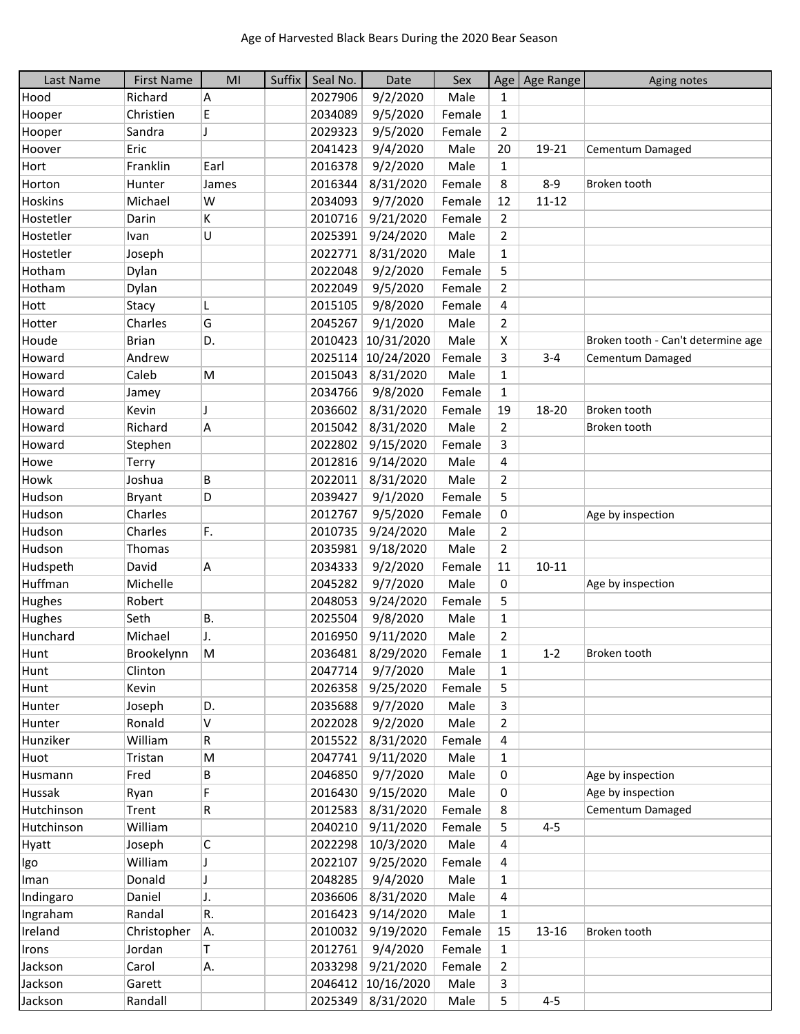Age of Harvested Black Bears During the 2020 Bear Season

| Last Name | First Name | MI | Suffix | Seal No. | Date | Sex | Age | Age Range | Aging notes |
|---|---|---|---|---|---|---|---|---|---|
| Hood | Richard | A | | 2027906 | 9/2/2020 | Male | 1 | | |
| Hooper | Christien | E | | 2034089 | 9/5/2020 | Female | 1 | | |
| Hooper | Sandra | J | | 2029323 | 9/5/2020 | Female | 2 | | |
| Hoover | Eric | | | 2041423 | 9/4/2020 | Male | 20 | 19-21 | Cementum Damaged |
| Hort | Franklin | Earl | | 2016378 | 9/2/2020 | Male | 1 | | |
| Horton | Hunter | James | | 2016344 | 8/31/2020 | Female | 8 | 8-9 | Broken tooth |
| Hoskins | Michael | W | | 2034093 | 9/7/2020 | Female | 12 | 11-12 | |
| Hostetler | Darin | K | | 2010716 | 9/21/2020 | Female | 2 | | |
| Hostetler | Ivan | U | | 2025391 | 9/24/2020 | Male | 2 | | |
| Hostetler | Joseph | | | 2022771 | 8/31/2020 | Male | 1 | | |
| Hotham | Dylan | | | 2022048 | 9/2/2020 | Female | 5 | | |
| Hotham | Dylan | | | 2022049 | 9/5/2020 | Female | 2 | | |
| Hott | Stacy | L | | 2015105 | 9/8/2020 | Female | 4 | | |
| Hotter | Charles | G | | 2045267 | 9/1/2020 | Male | 2 | | |
| Houde | Brian | D. | | 2010423 | 10/31/2020 | Male | X | | Broken tooth - Can't determine age |
| Howard | Andrew | | | 2025114 | 10/24/2020 | Female | 3 | 3-4 | Cementum Damaged |
| Howard | Caleb | M | | 2015043 | 8/31/2020 | Male | 1 | | |
| Howard | Jamey | | | 2034766 | 9/8/2020 | Female | 1 | | |
| Howard | Kevin | J | | 2036602 | 8/31/2020 | Female | 19 | 18-20 | Broken tooth |
| Howard | Richard | A | | 2015042 | 8/31/2020 | Male | 2 | | Broken tooth |
| Howard | Stephen | | | 2022802 | 9/15/2020 | Female | 3 | | |
| Howe | Terry | | | 2012816 | 9/14/2020 | Male | 4 | | |
| Howk | Joshua | B | | 2022011 | 8/31/2020 | Male | 2 | | |
| Hudson | Bryant | D | | 2039427 | 9/1/2020 | Female | 5 | | |
| Hudson | Charles | | | 2012767 | 9/5/2020 | Female | 0 | | Age by inspection |
| Hudson | Charles | F. | | 2010735 | 9/24/2020 | Male | 2 | | |
| Hudson | Thomas | | | 2035981 | 9/18/2020 | Male | 2 | | |
| Hudspeth | David | A | | 2034333 | 9/2/2020 | Female | 11 | 10-11 | |
| Huffman | Michelle | | | 2045282 | 9/7/2020 | Male | 0 | | Age by inspection |
| Hughes | Robert | | | 2048053 | 9/24/2020 | Female | 5 | | |
| Hughes | Seth | B. | | 2025504 | 9/8/2020 | Male | 1 | | |
| Hunchard | Michael | J. | | 2016950 | 9/11/2020 | Male | 2 | | |
| Hunt | Brookelynn | M | | 2036481 | 8/29/2020 | Female | 1 | 1-2 | Broken tooth |
| Hunt | Clinton | | | 2047714 | 9/7/2020 | Male | 1 | | |
| Hunt | Kevin | | | 2026358 | 9/25/2020 | Female | 5 | | |
| Hunter | Joseph | D. | | 2035688 | 9/7/2020 | Male | 3 | | |
| Hunter | Ronald | V | | 2022028 | 9/2/2020 | Male | 2 | | |
| Hunziker | William | R | | 2015522 | 8/31/2020 | Female | 4 | | |
| Huot | Tristan | M | | 2047741 | 9/11/2020 | Male | 1 | | |
| Husmann | Fred | B | | 2046850 | 9/7/2020 | Male | 0 | | Age by inspection |
| Hussak | Ryan | F | | 2016430 | 9/15/2020 | Male | 0 | | Age by inspection |
| Hutchinson | Trent | R | | 2012583 | 8/31/2020 | Female | 8 | | Cementum Damaged |
| Hutchinson | William | | | 2040210 | 9/11/2020 | Female | 5 | 4-5 | |
| Hyatt | Joseph | C | | 2022298 | 10/3/2020 | Male | 4 | | |
| Igo | William | J | | 2022107 | 9/25/2020 | Female | 4 | | |
| Iman | Donald | J | | 2048285 | 9/4/2020 | Male | 1 | | |
| Indingaro | Daniel | J. | | 2036606 | 8/31/2020 | Male | 4 | | |
| Ingraham | Randal | R. | | 2016423 | 9/14/2020 | Male | 1 | | |
| Ireland | Christopher | A. | | 2010032 | 9/19/2020 | Female | 15 | 13-16 | Broken tooth |
| Irons | Jordan | T | | 2012761 | 9/4/2020 | Female | 1 | | |
| Jackson | Carol | A. | | 2033298 | 9/21/2020 | Female | 2 | | |
| Jackson | Garett | | | 2046412 | 10/16/2020 | Male | 3 | | |
| Jackson | Randall | | | 2025349 | 8/31/2020 | Male | 5 | 4-5 | |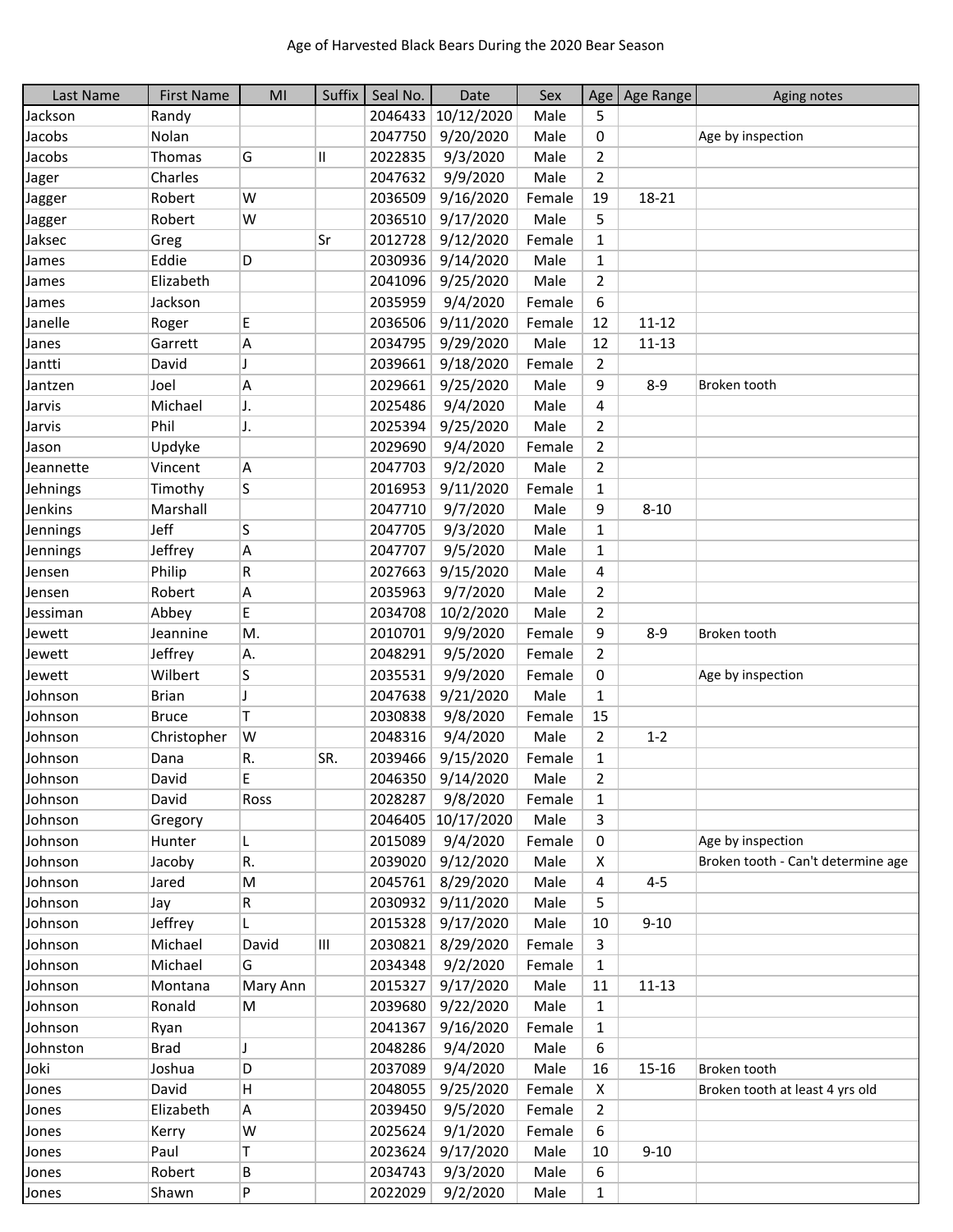# Age of Harvested Black Bears During the 2020 Bear Season

| Last Name | First Name | MI | Suffix | Seal No. | Date | Sex | Age | Age Range | Aging notes |
|---|---|---|---|---|---|---|---|---|---|
| Jackson | Randy | | | 2046433 | 10/12/2020 | Male | 5 | | |
| Jacobs | Nolan | | | 2047750 | 9/20/2020 | Male | 0 | | Age by inspection |
| Jacobs | Thomas | G | II | 2022835 | 9/3/2020 | Male | 2 | | |
| Jager | Charles | | | 2047632 | 9/9/2020 | Male | 2 | | |
| Jagger | Robert | W | | 2036509 | 9/16/2020 | Female | 19 | 18-21 | |
| Jagger | Robert | W | | 2036510 | 9/17/2020 | Male | 5 | | |
| Jaksec | Greg | | Sr | 2012728 | 9/12/2020 | Female | 1 | | |
| James | Eddie | D | | 2030936 | 9/14/2020 | Male | 1 | | |
| James | Elizabeth | | | 2041096 | 9/25/2020 | Male | 2 | | |
| James | Jackson | | | 2035959 | 9/4/2020 | Female | 6 | | |
| Janelle | Roger | E | | 2036506 | 9/11/2020 | Female | 12 | 11-12 | |
| Janes | Garrett | A | | 2034795 | 9/29/2020 | Male | 12 | 11-13 | |
| Jantti | David | J | | 2039661 | 9/18/2020 | Female | 2 | | |
| Jantzen | Joel | A | | 2029661 | 9/25/2020 | Male | 9 | 8-9 | Broken tooth |
| Jarvis | Michael | J. | | 2025486 | 9/4/2020 | Male | 4 | | |
| Jarvis | Phil | J. | | 2025394 | 9/25/2020 | Male | 2 | | |
| Jason | Updyke | | | 2029690 | 9/4/2020 | Female | 2 | | |
| Jeannette | Vincent | A | | 2047703 | 9/2/2020 | Male | 2 | | |
| Jehnings | Timothy | S | | 2016953 | 9/11/2020 | Female | 1 | | |
| Jenkins | Marshall | | | 2047710 | 9/7/2020 | Male | 9 | 8-10 | |
| Jennings | Jeff | S | | 2047705 | 9/3/2020 | Male | 1 | | |
| Jennings | Jeffrey | A | | 2047707 | 9/5/2020 | Male | 1 | | |
| Jensen | Philip | R | | 2027663 | 9/15/2020 | Male | 4 | | |
| Jensen | Robert | A | | 2035963 | 9/7/2020 | Male | 2 | | |
| Jessiman | Abbey | E | | 2034708 | 10/2/2020 | Male | 2 | | |
| Jewett | Jeannine | M. | | 2010701 | 9/9/2020 | Female | 9 | 8-9 | Broken tooth |
| Jewett | Jeffrey | A. | | 2048291 | 9/5/2020 | Female | 2 | | |
| Jewett | Wilbert | S | | 2035531 | 9/9/2020 | Female | 0 | | Age by inspection |
| Johnson | Brian | J | | 2047638 | 9/21/2020 | Male | 1 | | |
| Johnson | Bruce | T | | 2030838 | 9/8/2020 | Female | 15 | | |
| Johnson | Christopher | W | | 2048316 | 9/4/2020 | Male | 2 | 1-2 | |
| Johnson | Dana | R. | SR. | 2039466 | 9/15/2020 | Female | 1 | | |
| Johnson | David | E | | 2046350 | 9/14/2020 | Male | 2 | | |
| Johnson | David | Ross | | 2028287 | 9/8/2020 | Female | 1 | | |
| Johnson | Gregory | | | 2046405 | 10/17/2020 | Male | 3 | | |
| Johnson | Hunter | L | | 2015089 | 9/4/2020 | Female | 0 | | Age by inspection |
| Johnson | Jacoby | R. | | 2039020 | 9/12/2020 | Male | X | | Broken tooth - Can't determine age |
| Johnson | Jared | M | | 2045761 | 8/29/2020 | Male | 4 | 4-5 | |
| Johnson | Jay | R | | 2030932 | 9/11/2020 | Male | 5 | | |
| Johnson | Jeffrey | L | | 2015328 | 9/17/2020 | Male | 10 | 9-10 | |
| Johnson | Michael | David | III | 2030821 | 8/29/2020 | Female | 3 | | |
| Johnson | Michael | G | | 2034348 | 9/2/2020 | Female | 1 | | |
| Johnson | Montana | Mary Ann | | 2015327 | 9/17/2020 | Male | 11 | 11-13 | |
| Johnson | Ronald | M | | 2039680 | 9/22/2020 | Male | 1 | | |
| Johnson | Ryan | | | 2041367 | 9/16/2020 | Female | 1 | | |
| Johnston | Brad | J | | 2048286 | 9/4/2020 | Male | 6 | | |
| Joki | Joshua | D | | 2037089 | 9/4/2020 | Male | 16 | 15-16 | Broken tooth |
| Jones | David | H | | 2048055 | 9/25/2020 | Female | X | | Broken tooth at least 4 yrs old |
| Jones | Elizabeth | A | | 2039450 | 9/5/2020 | Female | 2 | | |
| Jones | Kerry | W | | 2025624 | 9/1/2020 | Female | 6 | | |
| Jones | Paul | T | | 2023624 | 9/17/2020 | Male | 10 | 9-10 | |
| Jones | Robert | B | | 2034743 | 9/3/2020 | Male | 6 | | |
| Jones | Shawn | P | | 2022029 | 9/2/2020 | Male | 1 | | |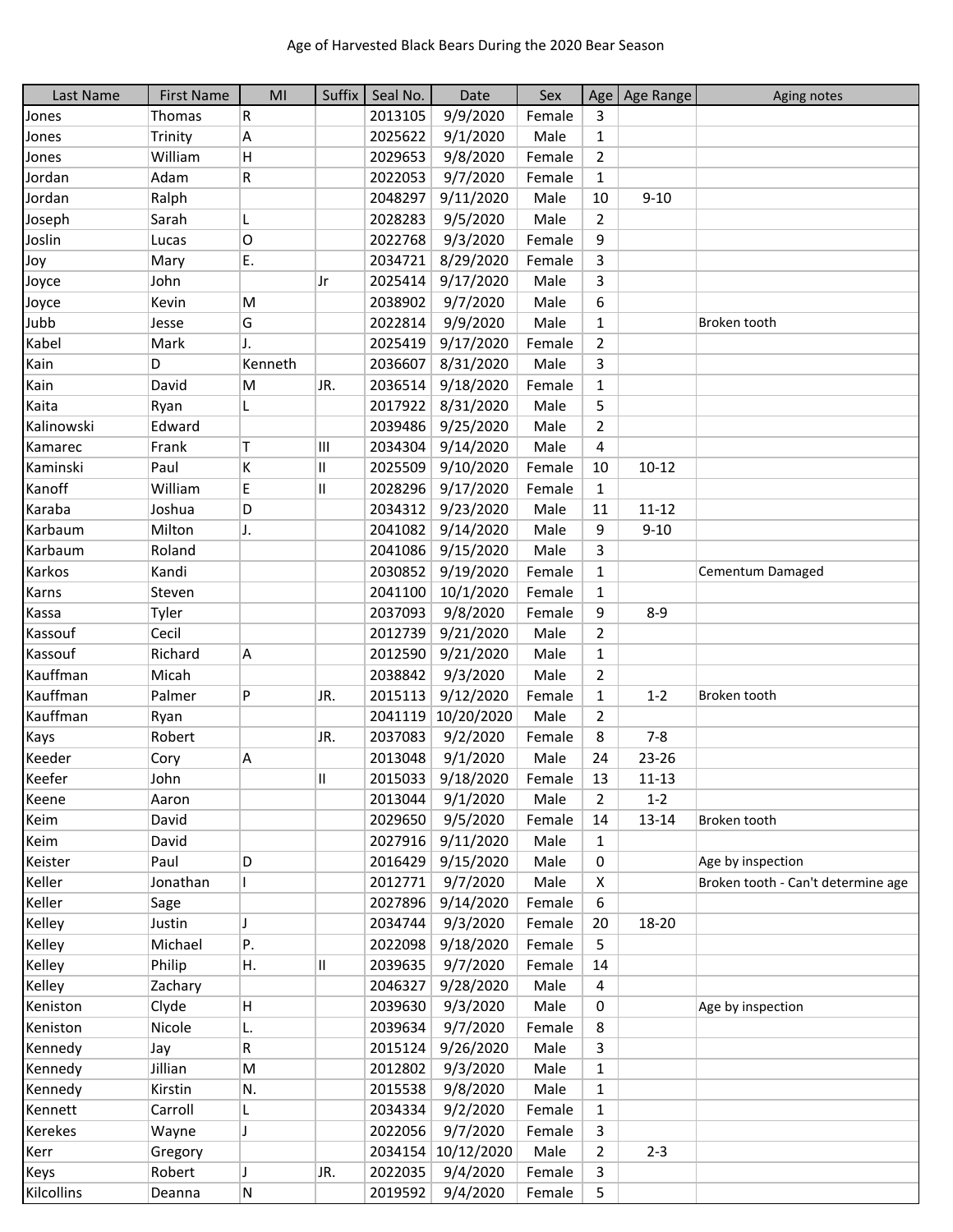Age of Harvested Black Bears During the 2020 Bear Season

| Last Name | First Name | MI | Suffix | Seal No. | Date | Sex | Age | Age Range | Aging notes |
|---|---|---|---|---|---|---|---|---|---|
| Jones | Thomas | R | | 2013105 | 9/9/2020 | Female | 3 | | |
| Jones | Trinity | A | | 2025622 | 9/1/2020 | Male | 1 | | |
| Jones | William | H | | 2029653 | 9/8/2020 | Female | 2 | | |
| Jordan | Adam | R | | 2022053 | 9/7/2020 | Female | 1 | | |
| Jordan | Ralph | | | 2048297 | 9/11/2020 | Male | 10 | 9-10 | |
| Joseph | Sarah | L | | 2028283 | 9/5/2020 | Male | 2 | | |
| Joslin | Lucas | O | | 2022768 | 9/3/2020 | Female | 9 | | |
| Joy | Mary | E. | | 2034721 | 8/29/2020 | Female | 3 | | |
| Joyce | John | | Jr | 2025414 | 9/17/2020 | Male | 3 | | |
| Joyce | Kevin | M | | 2038902 | 9/7/2020 | Male | 6 | | |
| Jubb | Jesse | G | | 2022814 | 9/9/2020 | Male | 1 | | Broken tooth |
| Kabel | Mark | J. | | 2025419 | 9/17/2020 | Female | 2 | | |
| Kain | D | Kenneth | | 2036607 | 8/31/2020 | Male | 3 | | |
| Kain | David | M | JR. | 2036514 | 9/18/2020 | Female | 1 | | |
| Kaita | Ryan | L | | 2017922 | 8/31/2020 | Male | 5 | | |
| Kalinowski | Edward | | | 2039486 | 9/25/2020 | Male | 2 | | |
| Kamarec | Frank | T | III | 2034304 | 9/14/2020 | Male | 4 | | |
| Kaminski | Paul | K | II | 2025509 | 9/10/2020 | Female | 10 | 10-12 | |
| Kanoff | William | E | II | 2028296 | 9/17/2020 | Female | 1 | | |
| Karaba | Joshua | D | | 2034312 | 9/23/2020 | Male | 11 | 11-12 | |
| Karbaum | Milton | J. | | 2041082 | 9/14/2020 | Male | 9 | 9-10 | |
| Karbaum | Roland | | | 2041086 | 9/15/2020 | Male | 3 | | |
| Karkos | Kandi | | | 2030852 | 9/19/2020 | Female | 1 | | Cementum Damaged |
| Karns | Steven | | | 2041100 | 10/1/2020 | Female | 1 | | |
| Kassa | Tyler | | | 2037093 | 9/8/2020 | Female | 9 | 8-9 | |
| Kassouf | Cecil | | | 2012739 | 9/21/2020 | Male | 2 | | |
| Kassouf | Richard | A | | 2012590 | 9/21/2020 | Male | 1 | | |
| Kauffman | Micah | | | 2038842 | 9/3/2020 | Male | 2 | | |
| Kauffman | Palmer | P | JR. | 2015113 | 9/12/2020 | Female | 1 | 1-2 | Broken tooth |
| Kauffman | Ryan | | | 2041119 | 10/20/2020 | Male | 2 | | |
| Kays | Robert | | JR. | 2037083 | 9/2/2020 | Female | 8 | 7-8 | |
| Keeder | Cory | A | | 2013048 | 9/1/2020 | Male | 24 | 23-26 | |
| Keefer | John | | II | 2015033 | 9/18/2020 | Female | 13 | 11-13 | |
| Keene | Aaron | | | 2013044 | 9/1/2020 | Male | 2 | 1-2 | |
| Keim | David | | | 2029650 | 9/5/2020 | Female | 14 | 13-14 | Broken tooth |
| Keim | David | | | 2027916 | 9/11/2020 | Male | 1 | | |
| Keister | Paul | D | | 2016429 | 9/15/2020 | Male | 0 | | Age by inspection |
| Keller | Jonathan | I | | 2012771 | 9/7/2020 | Male | X | | Broken tooth - Can't determine age |
| Keller | Sage | | | 2027896 | 9/14/2020 | Female | 6 | | |
| Kelley | Justin | J | | 2034744 | 9/3/2020 | Female | 20 | 18-20 | |
| Kelley | Michael | P. | | 2022098 | 9/18/2020 | Female | 5 | | |
| Kelley | Philip | H. | II | 2039635 | 9/7/2020 | Female | 14 | | |
| Kelley | Zachary | | | 2046327 | 9/28/2020 | Male | 4 | | |
| Keniston | Clyde | H | | 2039630 | 9/3/2020 | Male | 0 | | Age by inspection |
| Keniston | Nicole | L. | | 2039634 | 9/7/2020 | Female | 8 | | |
| Kennedy | Jay | R | | 2015124 | 9/26/2020 | Male | 3 | | |
| Kennedy | Jillian | M | | 2012802 | 9/3/2020 | Male | 1 | | |
| Kennedy | Kirstin | N. | | 2015538 | 9/8/2020 | Male | 1 | | |
| Kennett | Carroll | L | | 2034334 | 9/2/2020 | Female | 1 | | |
| Kerekes | Wayne | J | | 2022056 | 9/7/2020 | Female | 3 | | |
| Kerr | Gregory | | | 2034154 | 10/12/2020 | Male | 2 | 2-3 | |
| Keys | Robert | J | JR. | 2022035 | 9/4/2020 | Female | 3 | | |
| Kilcollins | Deanna | N | | 2019592 | 9/4/2020 | Female | 5 | | |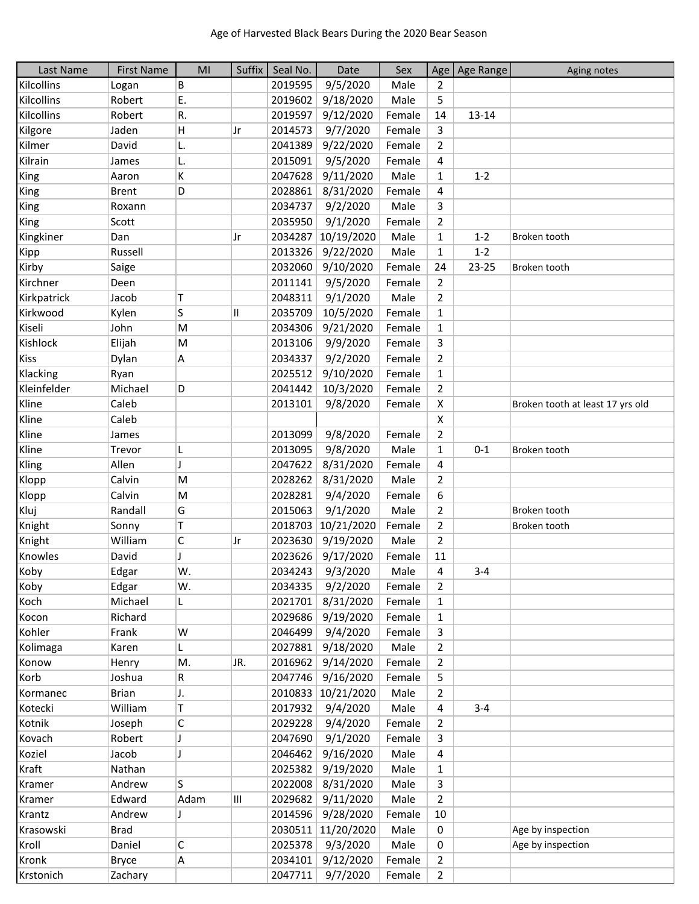Age of Harvested Black Bears During the 2020 Bear Season

| Last Name | First Name | MI | Suffix | Seal No. | Date | Sex | Age | Age Range | Aging notes |
|---|---|---|---|---|---|---|---|---|---|
| Kilcollins | Logan | B | | 2019595 | 9/5/2020 | Male | 2 | | |
| Kilcollins | Robert | E. | | 2019602 | 9/18/2020 | Male | 5 | | |
| Kilcollins | Robert | R. | | 2019597 | 9/12/2020 | Female | 14 | 13-14 | |
| Kilgore | Jaden | H | Jr | 2014573 | 9/7/2020 | Female | 3 | | |
| Kilmer | David | L. | | 2041389 | 9/22/2020 | Female | 2 | | |
| Kilrain | James | L. | | 2015091 | 9/5/2020 | Female | 4 | | |
| King | Aaron | K | | 2047628 | 9/11/2020 | Male | 1 | 1-2 | |
| King | Brent | D | | 2028861 | 8/31/2020 | Female | 4 | | |
| King | Roxann | | | 2034737 | 9/2/2020 | Male | 3 | | |
| King | Scott | | | 2035950 | 9/1/2020 | Female | 2 | | |
| Kingkiner | Dan | | Jr | 2034287 | 10/19/2020 | Male | 1 | 1-2 | Broken tooth |
| Kipp | Russell | | | 2013326 | 9/22/2020 | Male | 1 | 1-2 | |
| Kirby | Saige | | | 2032060 | 9/10/2020 | Female | 24 | 23-25 | Broken tooth |
| Kirchner | Deen | | | 2011141 | 9/5/2020 | Female | 2 | | |
| Kirkpatrick | Jacob | T | | 2048311 | 9/1/2020 | Male | 2 | | |
| Kirkwood | Kylen | S | II | 2035709 | 10/5/2020 | Female | 1 | | |
| Kiseli | John | M | | 2034306 | 9/21/2020 | Female | 1 | | |
| Kishlock | Elijah | M | | 2013106 | 9/9/2020 | Female | 3 | | |
| Kiss | Dylan | A | | 2034337 | 9/2/2020 | Female | 2 | | |
| Klacking | Ryan | | | 2025512 | 9/10/2020 | Female | 1 | | |
| Kleinfelder | Michael | D | | 2041442 | 10/3/2020 | Female | 2 | | |
| Kline | Caleb | | | 2013101 | 9/8/2020 | Female | X | | Broken tooth at least 17 yrs old |
| Kline | Caleb | | | | | | X | | |
| Kline | James | | | 2013099 | 9/8/2020 | Female | 2 | | |
| Kline | Trevor | L | | 2013095 | 9/8/2020 | Male | 1 | 0-1 | Broken tooth |
| Kling | Allen | J | | 2047622 | 8/31/2020 | Female | 4 | | |
| Klopp | Calvin | M | | 2028262 | 8/31/2020 | Male | 2 | | |
| Klopp | Calvin | M | | 2028281 | 9/4/2020 | Female | 6 | | |
| Kluj | Randall | G | | 2015063 | 9/1/2020 | Male | 2 | | Broken tooth |
| Knight | Sonny | T | | 2018703 | 10/21/2020 | Female | 2 | | Broken tooth |
| Knight | William | C | Jr | 2023630 | 9/19/2020 | Male | 2 | | |
| Knowles | David | J | | 2023626 | 9/17/2020 | Female | 11 | | |
| Koby | Edgar | W. | | 2034243 | 9/3/2020 | Male | 4 | 3-4 | |
| Koby | Edgar | W. | | 2034335 | 9/2/2020 | Female | 2 | | |
| Koch | Michael | L | | 2021701 | 8/31/2020 | Female | 1 | | |
| Kocon | Richard | | | 2029686 | 9/19/2020 | Female | 1 | | |
| Kohler | Frank | W | | 2046499 | 9/4/2020 | Female | 3 | | |
| Kolimaga | Karen | L | | 2027881 | 9/18/2020 | Male | 2 | | |
| Konow | Henry | M. | JR. | 2016962 | 9/14/2020 | Female | 2 | | |
| Korb | Joshua | R | | 2047746 | 9/16/2020 | Female | 5 | | |
| Kormanec | Brian | J. | | 2010833 | 10/21/2020 | Male | 2 | | |
| Kotecki | William | T | | 2017932 | 9/4/2020 | Male | 4 | 3-4 | |
| Kotnik | Joseph | C | | 2029228 | 9/4/2020 | Female | 2 | | |
| Kovach | Robert | J | | 2047690 | 9/1/2020 | Female | 3 | | |
| Koziel | Jacob | J | | 2046462 | 9/16/2020 | Male | 4 | | |
| Kraft | Nathan | | | 2025382 | 9/19/2020 | Male | 1 | | |
| Kramer | Andrew | S | | 2022008 | 8/31/2020 | Male | 3 | | |
| Kramer | Edward | Adam | III | 2029682 | 9/11/2020 | Male | 2 | | |
| Krantz | Andrew | J | | 2014596 | 9/28/2020 | Female | 10 | | |
| Krasowski | Brad | | | 2030511 | 11/20/2020 | Male | 0 | | Age by inspection |
| Kroll | Daniel | C | | 2025378 | 9/3/2020 | Male | 0 | | Age by inspection |
| Kronk | Bryce | A | | 2034101 | 9/12/2020 | Female | 2 | | |
| Krstonich | Zachary | | | 2047711 | 9/7/2020 | Female | 2 | | |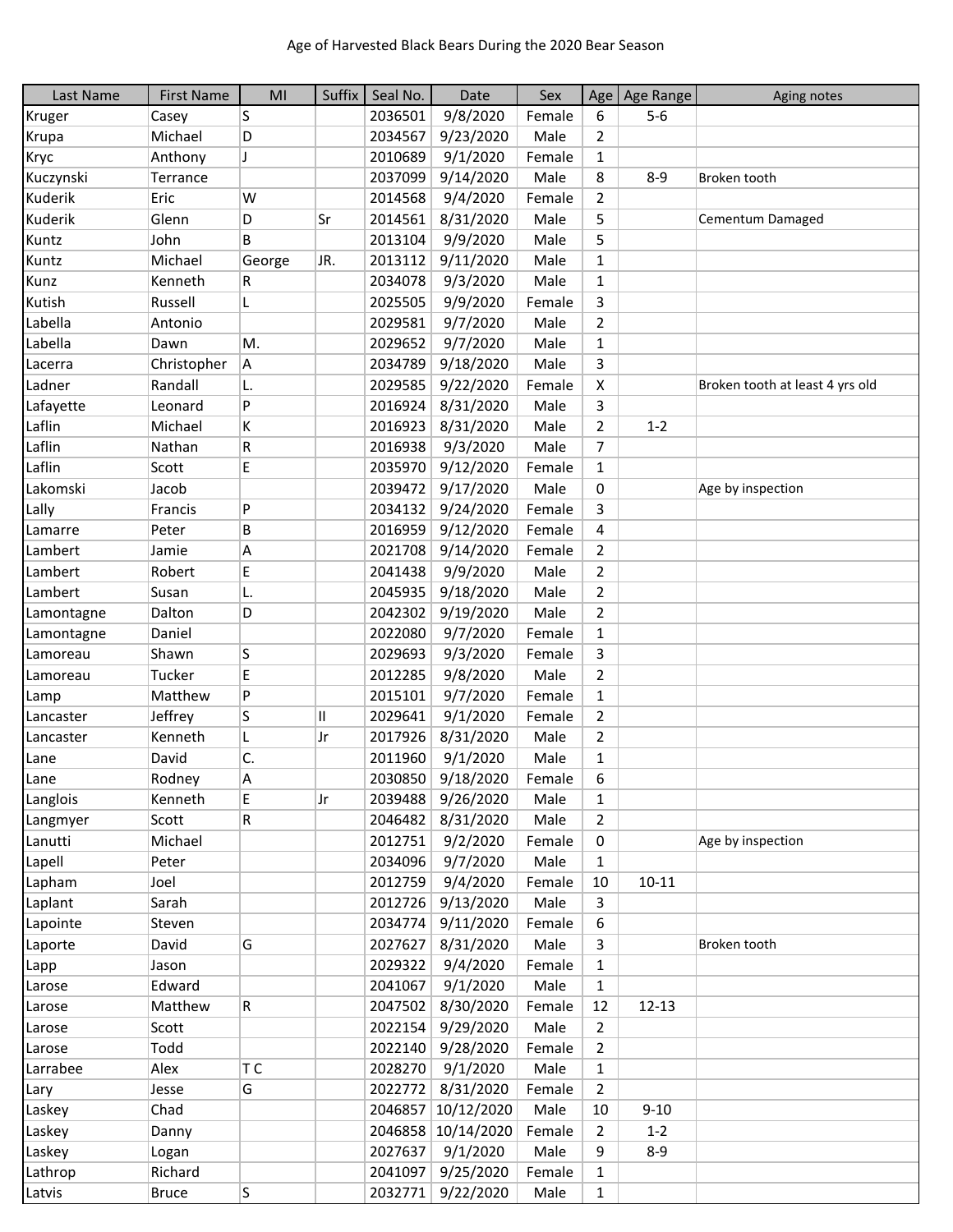Age of Harvested Black Bears During the 2020 Bear Season

| Last Name | First Name | MI | Suffix | Seal No. | Date | Sex | Age | Age Range | Aging notes |
|---|---|---|---|---|---|---|---|---|---|
| Kruger | Casey | S | | 2036501 | 9/8/2020 | Female | 6 | 5-6 | |
| Krupa | Michael | D | | 2034567 | 9/23/2020 | Male | 2 | | |
| Kryc | Anthony | J | | 2010689 | 9/1/2020 | Female | 1 | | |
| Kuczynski | Terrance | | | 2037099 | 9/14/2020 | Male | 8 | 8-9 | Broken tooth |
| Kuderik | Eric | W | | 2014568 | 9/4/2020 | Female | 2 | | |
| Kuderik | Glenn | D | Sr | 2014561 | 8/31/2020 | Male | 5 | | Cementum Damaged |
| Kuntz | John | B | | 2013104 | 9/9/2020 | Male | 5 | | |
| Kuntz | Michael | George | JR. | 2013112 | 9/11/2020 | Male | 1 | | |
| Kunz | Kenneth | R | | 2034078 | 9/3/2020 | Male | 1 | | |
| Kutish | Russell | L | | 2025505 | 9/9/2020 | Female | 3 | | |
| Labella | Antonio | | | 2029581 | 9/7/2020 | Male | 2 | | |
| Labella | Dawn | M. | | 2029652 | 9/7/2020 | Male | 1 | | |
| Lacerra | Christopher | A | | 2034789 | 9/18/2020 | Male | 3 | | |
| Ladner | Randall | L. | | 2029585 | 9/22/2020 | Female | X | | Broken tooth at least 4 yrs old |
| Lafayette | Leonard | P | | 2016924 | 8/31/2020 | Male | 3 | | |
| Laflin | Michael | K | | 2016923 | 8/31/2020 | Male | 2 | 1-2 | |
| Laflin | Nathan | R | | 2016938 | 9/3/2020 | Male | 7 | | |
| Laflin | Scott | E | | 2035970 | 9/12/2020 | Female | 1 | | |
| Lakomski | Jacob | | | 2039472 | 9/17/2020 | Male | 0 | | Age by inspection |
| Lally | Francis | P | | 2034132 | 9/24/2020 | Female | 3 | | |
| Lamarre | Peter | B | | 2016959 | 9/12/2020 | Female | 4 | | |
| Lambert | Jamie | A | | 2021708 | 9/14/2020 | Female | 2 | | |
| Lambert | Robert | E | | 2041438 | 9/9/2020 | Male | 2 | | |
| Lambert | Susan | L. | | 2045935 | 9/18/2020 | Male | 2 | | |
| Lamontagne | Dalton | D | | 2042302 | 9/19/2020 | Male | 2 | | |
| Lamontagne | Daniel | | | 2022080 | 9/7/2020 | Female | 1 | | |
| Lamoreau | Shawn | S | | 2029693 | 9/3/2020 | Female | 3 | | |
| Lamoreau | Tucker | E | | 2012285 | 9/8/2020 | Male | 2 | | |
| Lamp | Matthew | P | | 2015101 | 9/7/2020 | Female | 1 | | |
| Lancaster | Jeffrey | S | II | 2029641 | 9/1/2020 | Female | 2 | | |
| Lancaster | Kenneth | L | Jr | 2017926 | 8/31/2020 | Male | 2 | | |
| Lane | David | C. | | 2011960 | 9/1/2020 | Male | 1 | | |
| Lane | Rodney | A | | 2030850 | 9/18/2020 | Female | 6 | | |
| Langlois | Kenneth | E | Jr | 2039488 | 9/26/2020 | Male | 1 | | |
| Langmyer | Scott | R | | 2046482 | 8/31/2020 | Male | 2 | | |
| Lanutti | Michael | | | 2012751 | 9/2/2020 | Female | 0 | | Age by inspection |
| Lapell | Peter | | | 2034096 | 9/7/2020 | Male | 1 | | |
| Lapham | Joel | | | 2012759 | 9/4/2020 | Female | 10 | 10-11 | |
| Laplant | Sarah | | | 2012726 | 9/13/2020 | Male | 3 | | |
| Lapointe | Steven | | | 2034774 | 9/11/2020 | Female | 6 | | |
| Laporte | David | G | | 2027627 | 8/31/2020 | Male | 3 | | Broken tooth |
| Lapp | Jason | | | 2029322 | 9/4/2020 | Female | 1 | | |
| Larose | Edward | | | 2041067 | 9/1/2020 | Male | 1 | | |
| Larose | Matthew | R | | 2047502 | 8/30/2020 | Female | 12 | 12-13 | |
| Larose | Scott | | | 2022154 | 9/29/2020 | Male | 2 | | |
| Larose | Todd | | | 2022140 | 9/28/2020 | Female | 2 | | |
| Larrabee | Alex | T C | | 2028270 | 9/1/2020 | Male | 1 | | |
| Lary | Jesse | G | | 2022772 | 8/31/2020 | Female | 2 | | |
| Laskey | Chad | | | 2046857 | 10/12/2020 | Male | 10 | 9-10 | |
| Laskey | Danny | | | 2046858 | 10/14/2020 | Female | 2 | 1-2 | |
| Laskey | Logan | | | 2027637 | 9/1/2020 | Male | 9 | 8-9 | |
| Lathrop | Richard | | | 2041097 | 9/25/2020 | Female | 1 | | |
| Latvis | Bruce | S | | 2032771 | 9/22/2020 | Male | 1 | | |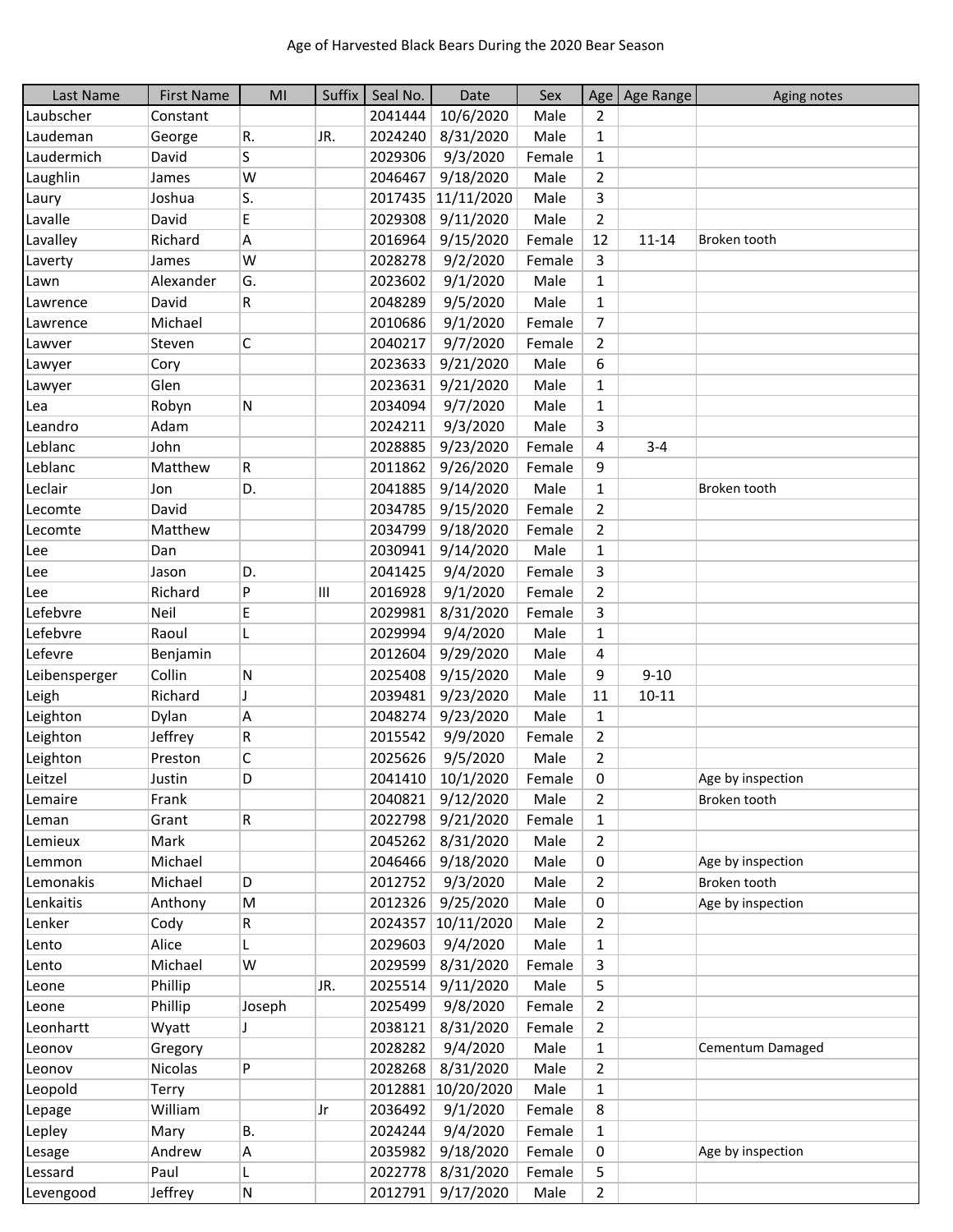Age of Harvested Black Bears During the 2020 Bear Season

| Last Name | First Name | MI | Suffix | Seal No. | Date | Sex | Age | Age Range | Aging notes |
|---|---|---|---|---|---|---|---|---|---|
| Laubscher | Constant | | | 2041444 | 10/6/2020 | Male | 2 | | |
| Laudeman | George | R. | JR. | 2024240 | 8/31/2020 | Male | 1 | | |
| Laudermich | David | S | | 2029306 | 9/3/2020 | Female | 1 | | |
| Laughlin | James | W | | 2046467 | 9/18/2020 | Male | 2 | | |
| Laury | Joshua | S. | | 2017435 | 11/11/2020 | Male | 3 | | |
| Lavalle | David | E | | 2029308 | 9/11/2020 | Male | 2 | | |
| Lavalley | Richard | A | | 2016964 | 9/15/2020 | Female | 12 | 11-14 | Broken tooth |
| Laverty | James | W | | 2028278 | 9/2/2020 | Female | 3 | | |
| Lawn | Alexander | G. | | 2023602 | 9/1/2020 | Male | 1 | | |
| Lawrence | David | R | | 2048289 | 9/5/2020 | Male | 1 | | |
| Lawrence | Michael | | | 2010686 | 9/1/2020 | Female | 7 | | |
| Lawver | Steven | C | | 2040217 | 9/7/2020 | Female | 2 | | |
| Lawyer | Cory | | | 2023633 | 9/21/2020 | Male | 6 | | |
| Lawyer | Glen | | | 2023631 | 9/21/2020 | Male | 1 | | |
| Lea | Robyn | N | | 2034094 | 9/7/2020 | Male | 1 | | |
| Leandro | Adam | | | 2024211 | 9/3/2020 | Male | 3 | | |
| Leblanc | John | | | 2028885 | 9/23/2020 | Female | 4 | 3-4 | |
| Leblanc | Matthew | R | | 2011862 | 9/26/2020 | Female | 9 | | |
| Leclair | Jon | D. | | 2041885 | 9/14/2020 | Male | 1 | | Broken tooth |
| Lecomte | David | | | 2034785 | 9/15/2020 | Female | 2 | | |
| Lecomte | Matthew | | | 2034799 | 9/18/2020 | Female | 2 | | |
| Lee | Dan | | | 2030941 | 9/14/2020 | Male | 1 | | |
| Lee | Jason | D. | | 2041425 | 9/4/2020 | Female | 3 | | |
| Lee | Richard | P | III | 2016928 | 9/1/2020 | Female | 2 | | |
| Lefebvre | Neil | E | | 2029981 | 8/31/2020 | Female | 3 | | |
| Lefebvre | Raoul | L | | 2029994 | 9/4/2020 | Male | 1 | | |
| Lefevre | Benjamin | | | 2012604 | 9/29/2020 | Male | 4 | | |
| Leibensperger | Collin | N | | 2025408 | 9/15/2020 | Male | 9 | 9-10 | |
| Leigh | Richard | J | | 2039481 | 9/23/2020 | Male | 11 | 10-11 | |
| Leighton | Dylan | A | | 2048274 | 9/23/2020 | Male | 1 | | |
| Leighton | Jeffrey | R | | 2015542 | 9/9/2020 | Female | 2 | | |
| Leighton | Preston | C | | 2025626 | 9/5/2020 | Male | 2 | | |
| Leitzel | Justin | D | | 2041410 | 10/1/2020 | Female | 0 | | Age by inspection |
| Lemaire | Frank | | | 2040821 | 9/12/2020 | Male | 2 | | Broken tooth |
| Leman | Grant | R | | 2022798 | 9/21/2020 | Female | 1 | | |
| Lemieux | Mark | | | 2045262 | 8/31/2020 | Male | 2 | | |
| Lemmon | Michael | | | 2046466 | 9/18/2020 | Male | 0 | | Age by inspection |
| Lemonakis | Michael | D | | 2012752 | 9/3/2020 | Male | 2 | | Broken tooth |
| Lenkaitis | Anthony | M | | 2012326 | 9/25/2020 | Male | 0 | | Age by inspection |
| Lenker | Cody | R | | 2024357 | 10/11/2020 | Male | 2 | | |
| Lento | Alice | L | | 2029603 | 9/4/2020 | Male | 1 | | |
| Lento | Michael | W | | 2029599 | 8/31/2020 | Female | 3 | | |
| Leone | Phillip | | JR. | 2025514 | 9/11/2020 | Male | 5 | | |
| Leone | Phillip | Joseph | | 2025499 | 9/8/2020 | Female | 2 | | |
| Leonhartt | Wyatt | J | | 2038121 | 8/31/2020 | Female | 2 | | |
| Leonov | Gregory | | | 2028282 | 9/4/2020 | Male | 1 | | Cementum Damaged |
| Leonov | Nicolas | P | | 2028268 | 8/31/2020 | Male | 2 | | |
| Leopold | Terry | | | 2012881 | 10/20/2020 | Male | 1 | | |
| Lepage | William | | Jr | 2036492 | 9/1/2020 | Female | 8 | | |
| Lepley | Mary | B. | | 2024244 | 9/4/2020 | Female | 1 | | |
| Lesage | Andrew | A | | 2035982 | 9/18/2020 | Female | 0 | | Age by inspection |
| Lessard | Paul | L | | 2022778 | 8/31/2020 | Female | 5 | | |
| Levengood | Jeffrey | N | | 2012791 | 9/17/2020 | Male | 2 | | |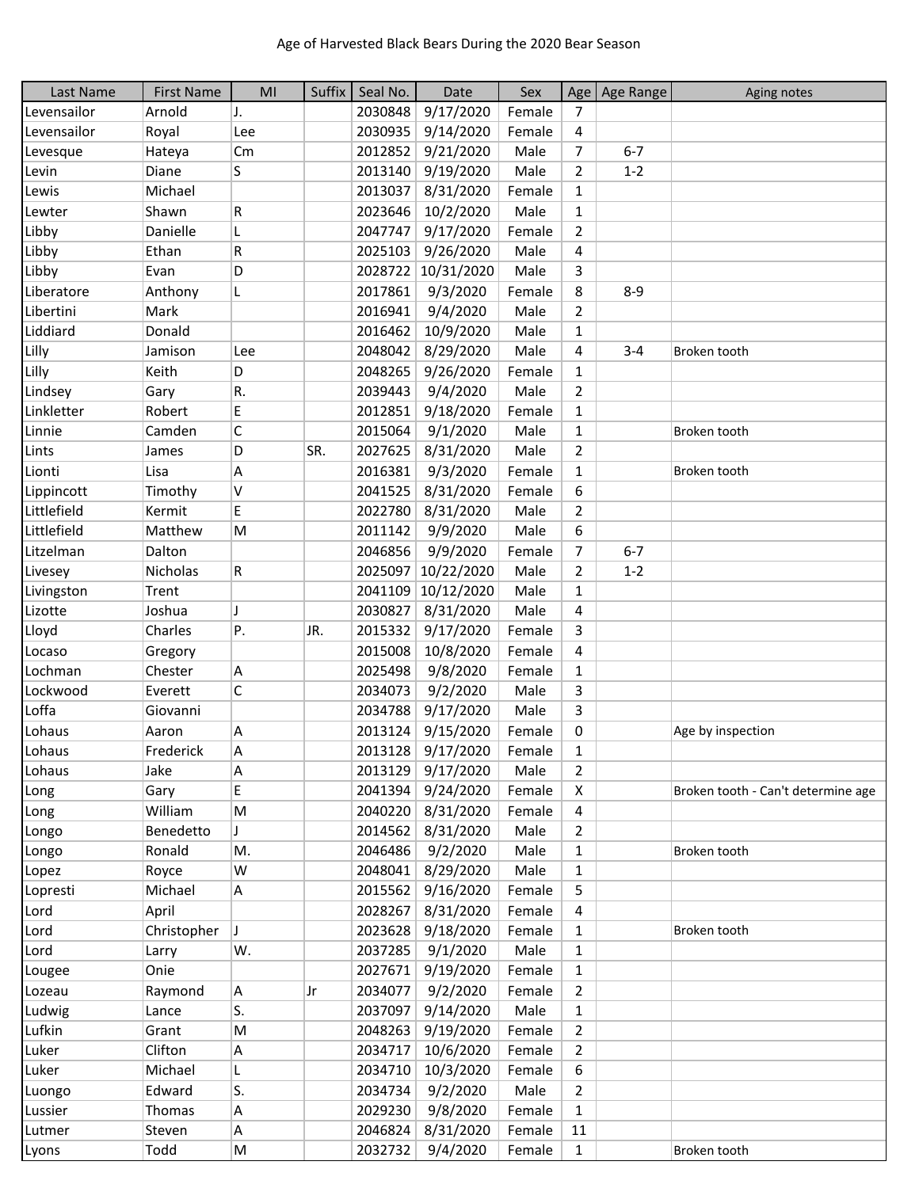Age of Harvested Black Bears During the 2020 Bear Season

| Last Name | First Name | MI | Suffix | Seal No. | Date | Sex | Age | Age Range | Aging notes |
|---|---|---|---|---|---|---|---|---|---|
| Levensailor | Arnold | J. | | 2030848 | 9/17/2020 | Female | 7 | | |
| Levensailor | Royal | Lee | | 2030935 | 9/14/2020 | Female | 4 | | |
| Levesque | Hateya | Cm | | 2012852 | 9/21/2020 | Male | 7 | 6-7 | |
| Levin | Diane | S | | 2013140 | 9/19/2020 | Male | 2 | 1-2 | |
| Lewis | Michael | | | 2013037 | 8/31/2020 | Female | 1 | | |
| Lewter | Shawn | R | | 2023646 | 10/2/2020 | Male | 1 | | |
| Libby | Danielle | L | | 2047747 | 9/17/2020 | Female | 2 | | |
| Libby | Ethan | R | | 2025103 | 9/26/2020 | Male | 4 | | |
| Libby | Evan | D | | 2028722 | 10/31/2020 | Male | 3 | | |
| Liberatore | Anthony | L | | 2017861 | 9/3/2020 | Female | 8 | 8-9 | |
| Libertini | Mark | | | 2016941 | 9/4/2020 | Male | 2 | | |
| Liddiard | Donald | | | 2016462 | 10/9/2020 | Male | 1 | | |
| Lilly | Jamison | Lee | | 2048042 | 8/29/2020 | Male | 4 | 3-4 | Broken tooth |
| Lilly | Keith | D | | 2048265 | 9/26/2020 | Female | 1 | | |
| Lindsey | Gary | R. | | 2039443 | 9/4/2020 | Male | 2 | | |
| Linkletter | Robert | E | | 2012851 | 9/18/2020 | Female | 1 | | |
| Linnie | Camden | C | | 2015064 | 9/1/2020 | Male | 1 | | Broken tooth |
| Lints | James | D | SR. | 2027625 | 8/31/2020 | Male | 2 | | |
| Lionti | Lisa | A | | 2016381 | 9/3/2020 | Female | 1 | | Broken tooth |
| Lippincott | Timothy | V | | 2041525 | 8/31/2020 | Female | 6 | | |
| Littlefield | Kermit | E | | 2022780 | 8/31/2020 | Male | 2 | | |
| Littlefield | Matthew | M | | 2011142 | 9/9/2020 | Male | 6 | | |
| Litzelman | Dalton | | | 2046856 | 9/9/2020 | Female | 7 | 6-7 | |
| Livesey | Nicholas | R | | 2025097 | 10/22/2020 | Male | 2 | 1-2 | |
| Livingston | Trent | | | 2041109 | 10/12/2020 | Male | 1 | | |
| Lizotte | Joshua | J | | 2030827 | 8/31/2020 | Male | 4 | | |
| Lloyd | Charles | P. | JR. | 2015332 | 9/17/2020 | Female | 3 | | |
| Locaso | Gregory | | | 2015008 | 10/8/2020 | Female | 4 | | |
| Lochman | Chester | A | | 2025498 | 9/8/2020 | Female | 1 | | |
| Lockwood | Everett | C | | 2034073 | 9/2/2020 | Male | 3 | | |
| Loffa | Giovanni | | | 2034788 | 9/17/2020 | Male | 3 | | |
| Lohaus | Aaron | A | | 2013124 | 9/15/2020 | Female | 0 | | Age by inspection |
| Lohaus | Frederick | A | | 2013128 | 9/17/2020 | Female | 1 | | |
| Lohaus | Jake | A | | 2013129 | 9/17/2020 | Male | 2 | | |
| Long | Gary | E | | 2041394 | 9/24/2020 | Female | X | | Broken tooth - Can't determine age |
| Long | William | M | | 2040220 | 8/31/2020 | Female | 4 | | |
| Longo | Benedetto | J | | 2014562 | 8/31/2020 | Male | 2 | | |
| Longo | Ronald | M. | | 2046486 | 9/2/2020 | Male | 1 | | Broken tooth |
| Lopez | Royce | W | | 2048041 | 8/29/2020 | Male | 1 | | |
| Lopresti | Michael | A | | 2015562 | 9/16/2020 | Female | 5 | | |
| Lord | April | | | 2028267 | 8/31/2020 | Female | 4 | | |
| Lord | Christopher | J | | 2023628 | 9/18/2020 | Female | 1 | | Broken tooth |
| Lord | Larry | W. | | 2037285 | 9/1/2020 | Male | 1 | | |
| Lougee | Onie | | | 2027671 | 9/19/2020 | Female | 1 | | |
| Lozeau | Raymond | A | Jr | 2034077 | 9/2/2020 | Female | 2 | | |
| Ludwig | Lance | S. | | 2037097 | 9/14/2020 | Male | 1 | | |
| Lufkin | Grant | M | | 2048263 | 9/19/2020 | Female | 2 | | |
| Luker | Clifton | A | | 2034717 | 10/6/2020 | Female | 2 | | |
| Luker | Michael | L | | 2034710 | 10/3/2020 | Female | 6 | | |
| Luongo | Edward | S. | | 2034734 | 9/2/2020 | Male | 2 | | |
| Lussier | Thomas | A | | 2029230 | 9/8/2020 | Female | 1 | | |
| Lutmer | Steven | A | | 2046824 | 8/31/2020 | Female | 11 | | |
| Lyons | Todd | M | | 2032732 | 9/4/2020 | Female | 1 | | Broken tooth |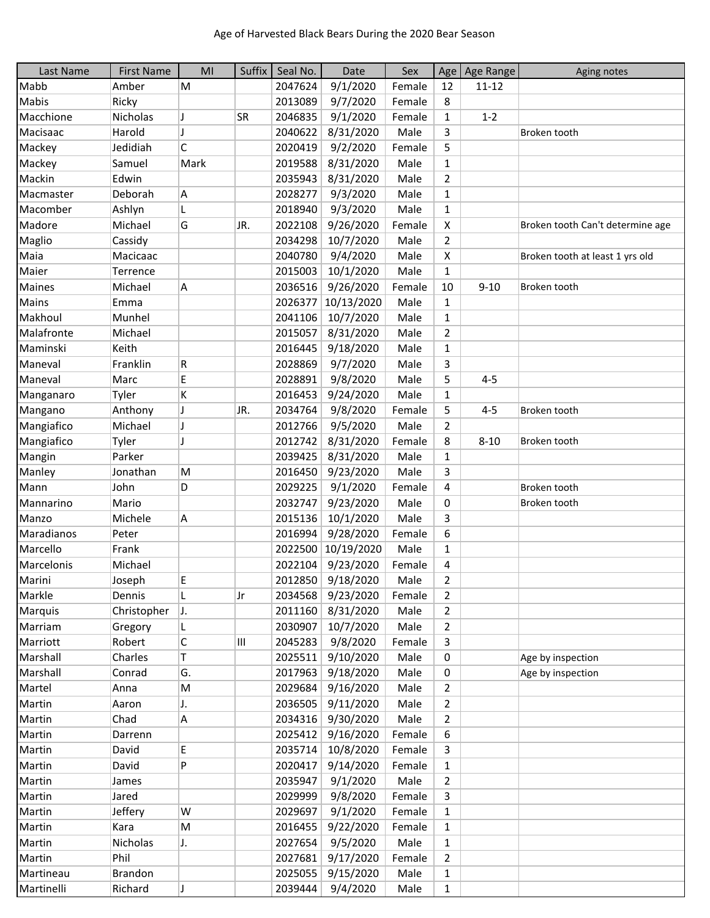Age of Harvested Black Bears During the 2020 Bear Season

| Last Name | First Name | MI | Suffix | Seal No. | Date | Sex | Age | Age Range | Aging notes |
|---|---|---|---|---|---|---|---|---|---|
| Mabb | Amber | M | | 2047624 | 9/1/2020 | Female | 12 | 11-12 | |
| Mabis | Ricky | | | 2013089 | 9/7/2020 | Female | 8 | | |
| Macchione | Nicholas | J | SR | 2046835 | 9/1/2020 | Female | 1 | 1-2 | |
| Macisaac | Harold | J | | 2040622 | 8/31/2020 | Male | 3 | | Broken tooth |
| Mackey | Jedidiah | C | | 2020419 | 9/2/2020 | Female | 5 | | |
| Mackey | Samuel | Mark | | 2019588 | 8/31/2020 | Male | 1 | | |
| Mackin | Edwin | | | 2035943 | 8/31/2020 | Male | 2 | | |
| Macmaster | Deborah | A | | 2028277 | 9/3/2020 | Male | 1 | | |
| Macomber | Ashlyn | L | | 2018940 | 9/3/2020 | Male | 1 | | |
| Madore | Michael | G | JR. | 2022108 | 9/26/2020 | Female | X | | Broken tooth Can't determine age |
| Maglio | Cassidy | | | 2034298 | 10/7/2020 | Male | 2 | | |
| Maia | Macicaac | | | 2040780 | 9/4/2020 | Male | X | | Broken tooth at least 1 yrs old |
| Maier | Terrence | | | 2015003 | 10/1/2020 | Male | 1 | | |
| Maines | Michael | A | | 2036516 | 9/26/2020 | Female | 10 | 9-10 | Broken tooth |
| Mains | Emma | | | 2026377 | 10/13/2020 | Male | 1 | | |
| Makhoul | Munhel | | | 2041106 | 10/7/2020 | Male | 1 | | |
| Malafronte | Michael | | | 2015057 | 8/31/2020 | Male | 2 | | |
| Maminski | Keith | | | 2016445 | 9/18/2020 | Male | 1 | | |
| Maneval | Franklin | R | | 2028869 | 9/7/2020 | Male | 3 | | |
| Maneval | Marc | E | | 2028891 | 9/8/2020 | Male | 5 | 4-5 | |
| Manganaro | Tyler | K | | 2016453 | 9/24/2020 | Male | 1 | | |
| Mangano | Anthony | J | JR. | 2034764 | 9/8/2020 | Female | 5 | 4-5 | Broken tooth |
| Mangiafico | Michael | J | | 2012766 | 9/5/2020 | Male | 2 | | |
| Mangiafico | Tyler | J | | 2012742 | 8/31/2020 | Female | 8 | 8-10 | Broken tooth |
| Mangin | Parker | | | 2039425 | 8/31/2020 | Male | 1 | | |
| Manley | Jonathan | M | | 2016450 | 9/23/2020 | Male | 3 | | |
| Mann | John | D | | 2029225 | 9/1/2020 | Female | 4 | | Broken tooth |
| Mannarino | Mario | | | 2032747 | 9/23/2020 | Male | 0 | | Broken tooth |
| Manzo | Michele | A | | 2015136 | 10/1/2020 | Male | 3 | | |
| Maradianos | Peter | | | 2016994 | 9/28/2020 | Female | 6 | | |
| Marcello | Frank | | | 2022500 | 10/19/2020 | Male | 1 | | |
| Marcelonis | Michael | | | 2022104 | 9/23/2020 | Female | 4 | | |
| Marini | Joseph | E | | 2012850 | 9/18/2020 | Male | 2 | | |
| Markle | Dennis | L | Jr | 2034568 | 9/23/2020 | Female | 2 | | |
| Marquis | Christopher | J. | | 2011160 | 8/31/2020 | Male | 2 | | |
| Marriam | Gregory | L | | 2030907 | 10/7/2020 | Male | 2 | | |
| Marriott | Robert | C | III | 2045283 | 9/8/2020 | Female | 3 | | |
| Marshall | Charles | T | | 2025511 | 9/10/2020 | Male | 0 | | Age by inspection |
| Marshall | Conrad | G. | | 2017963 | 9/18/2020 | Male | 0 | | Age by inspection |
| Martel | Anna | M | | 2029684 | 9/16/2020 | Male | 2 | | |
| Martin | Aaron | J. | | 2036505 | 9/11/2020 | Male | 2 | | |
| Martin | Chad | A | | 2034316 | 9/30/2020 | Male | 2 | | |
| Martin | Darrenn | | | 2025412 | 9/16/2020 | Female | 6 | | |
| Martin | David | E | | 2035714 | 10/8/2020 | Female | 3 | | |
| Martin | David | P | | 2020417 | 9/14/2020 | Female | 1 | | |
| Martin | James | | | 2035947 | 9/1/2020 | Male | 2 | | |
| Martin | Jared | | | 2029999 | 9/8/2020 | Female | 3 | | |
| Martin | Jeffery | W | | 2029697 | 9/1/2020 | Female | 1 | | |
| Martin | Kara | M | | 2016455 | 9/22/2020 | Female | 1 | | |
| Martin | Nicholas | J. | | 2027654 | 9/5/2020 | Male | 1 | | |
| Martin | Phil | | | 2027681 | 9/17/2020 | Female | 2 | | |
| Martineau | Brandon | | | 2025055 | 9/15/2020 | Male | 1 | | |
| Martinelli | Richard | J | | 2039444 | 9/4/2020 | Male | 1 | | |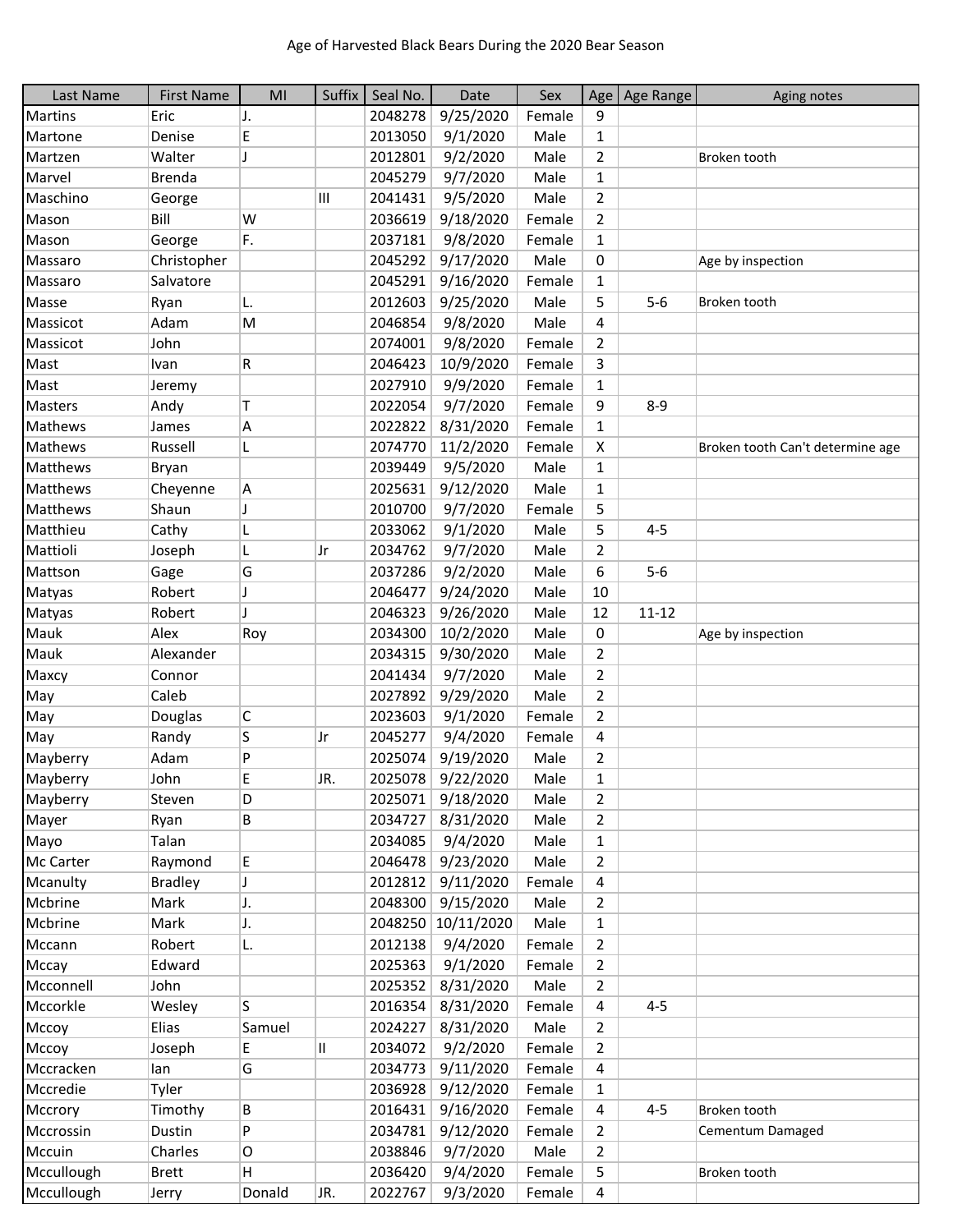Age of Harvested Black Bears During the 2020 Bear Season

| Last Name | First Name | MI | Suffix | Seal No. | Date | Sex | Age | Age Range | Aging notes |
|---|---|---|---|---|---|---|---|---|---|
| Martins | Eric | J. | | 2048278 | 9/25/2020 | Female | 9 | | |
| Martone | Denise | E | | 2013050 | 9/1/2020 | Male | 1 | | |
| Martzen | Walter | J | | 2012801 | 9/2/2020 | Male | 2 | | Broken tooth |
| Marvel | Brenda | | | 2045279 | 9/7/2020 | Male | 1 | | |
| Maschino | George | | III | 2041431 | 9/5/2020 | Male | 2 | | |
| Mason | Bill | W | | 2036619 | 9/18/2020 | Female | 2 | | |
| Mason | George | F. | | 2037181 | 9/8/2020 | Female | 1 | | |
| Massaro | Christopher | | | 2045292 | 9/17/2020 | Male | 0 | | Age by inspection |
| Massaro | Salvatore | | | 2045291 | 9/16/2020 | Female | 1 | | |
| Masse | Ryan | L. | | 2012603 | 9/25/2020 | Male | 5 | 5-6 | Broken tooth |
| Massicot | Adam | M | | 2046854 | 9/8/2020 | Male | 4 | | |
| Massicot | John | | | 2074001 | 9/8/2020 | Female | 2 | | |
| Mast | Ivan | R | | 2046423 | 10/9/2020 | Female | 3 | | |
| Mast | Jeremy | | | 2027910 | 9/9/2020 | Female | 1 | | |
| Masters | Andy | T | | 2022054 | 9/7/2020 | Female | 9 | 8-9 | |
| Mathews | James | A | | 2022822 | 8/31/2020 | Female | 1 | | |
| Mathews | Russell | L | | 2074770 | 11/2/2020 | Female | X | | Broken tooth Can't determine age |
| Matthews | Bryan | | | 2039449 | 9/5/2020 | Male | 1 | | |
| Matthews | Cheyenne | A | | 2025631 | 9/12/2020 | Male | 1 | | |
| Matthews | Shaun | J | | 2010700 | 9/7/2020 | Female | 5 | | |
| Matthieu | Cathy | L | | 2033062 | 9/1/2020 | Male | 5 | 4-5 | |
| Mattioli | Joseph | L | Jr | 2034762 | 9/7/2020 | Male | 2 | | |
| Mattson | Gage | G | | 2037286 | 9/2/2020 | Male | 6 | 5-6 | |
| Matyas | Robert | J | | 2046477 | 9/24/2020 | Male | 10 | | |
| Matyas | Robert | J | | 2046323 | 9/26/2020 | Male | 12 | 11-12 | |
| Mauk | Alex | Roy | | 2034300 | 10/2/2020 | Male | 0 | | Age by inspection |
| Mauk | Alexander | | | 2034315 | 9/30/2020 | Male | 2 | | |
| Maxcy | Connor | | | 2041434 | 9/7/2020 | Male | 2 | | |
| May | Caleb | | | 2027892 | 9/29/2020 | Male | 2 | | |
| May | Douglas | C | | 2023603 | 9/1/2020 | Female | 2 | | |
| May | Randy | S | Jr | 2045277 | 9/4/2020 | Female | 4 | | |
| Mayberry | Adam | P | | 2025074 | 9/19/2020 | Male | 2 | | |
| Mayberry | John | E | JR. | 2025078 | 9/22/2020 | Male | 1 | | |
| Mayberry | Steven | D | | 2025071 | 9/18/2020 | Male | 2 | | |
| Mayer | Ryan | B | | 2034727 | 8/31/2020 | Male | 2 | | |
| Mayo | Talan | | | 2034085 | 9/4/2020 | Male | 1 | | |
| Mc Carter | Raymond | E | | 2046478 | 9/23/2020 | Male | 2 | | |
| Mcanulty | Bradley | J | | 2012812 | 9/11/2020 | Female | 4 | | |
| Mcbrine | Mark | J. | | 2048300 | 9/15/2020 | Male | 2 | | |
| Mcbrine | Mark | J. | | 2048250 | 10/11/2020 | Male | 1 | | |
| Mccann | Robert | L. | | 2012138 | 9/4/2020 | Female | 2 | | |
| Mccay | Edward | | | 2025363 | 9/1/2020 | Female | 2 | | |
| Mcconnell | John | | | 2025352 | 8/31/2020 | Male | 2 | | |
| Mccorkle | Wesley | S | | 2016354 | 8/31/2020 | Female | 4 | 4-5 | |
| Mccoy | Elias | Samuel | | 2024227 | 8/31/2020 | Male | 2 | | |
| Mccoy | Joseph | E | II | 2034072 | 9/2/2020 | Female | 2 | | |
| Mccracken | Ian | G | | 2034773 | 9/11/2020 | Female | 4 | | |
| Mccredie | Tyler | | | 2036928 | 9/12/2020 | Female | 1 | | |
| Mccrory | Timothy | B | | 2016431 | 9/16/2020 | Female | 4 | 4-5 | Broken tooth |
| Mccrossin | Dustin | P | | 2034781 | 9/12/2020 | Female | 2 | | Cementum Damaged |
| Mccuin | Charles | O | | 2038846 | 9/7/2020 | Male | 2 | | |
| Mccullough | Brett | H | | 2036420 | 9/4/2020 | Female | 5 | | Broken tooth |
| Mccullough | Jerry | Donald | JR. | 2022767 | 9/3/2020 | Female | 4 | | |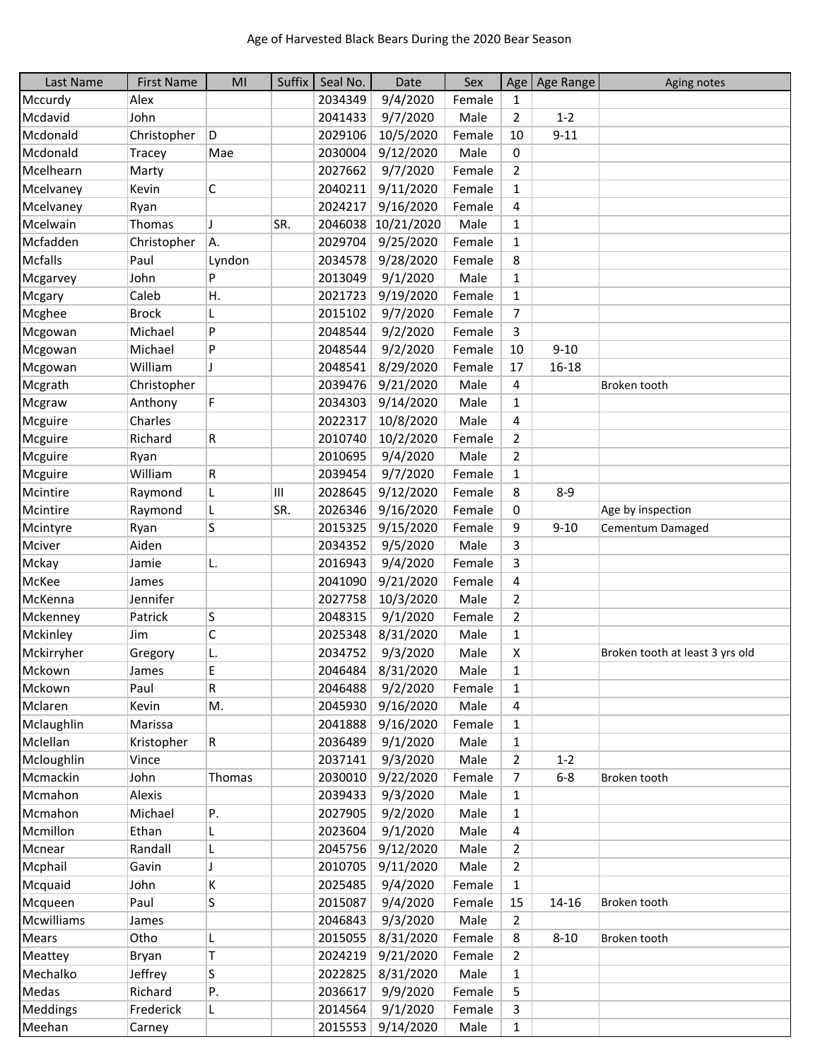Age of Harvested Black Bears During the 2020 Bear Season

| Last Name | First Name | MI | Suffix | Seal No. | Date | Sex | Age | Age Range | Aging notes |
|---|---|---|---|---|---|---|---|---|---|
| Mccurdy | Alex | | | 2034349 | 9/4/2020 | Female | 1 | | |
| Mcdavid | John | | | 2041433 | 9/7/2020 | Male | 2 | 1-2 | |
| Mcdonald | Christopher | D | | 2029106 | 10/5/2020 | Female | 10 | 9-11 | |
| Mcdonald | Tracey | Mae | | 2030004 | 9/12/2020 | Male | 0 | | |
| Mcelhearn | Marty | | | 2027662 | 9/7/2020 | Female | 2 | | |
| Mcelvaney | Kevin | C | | 2040211 | 9/11/2020 | Female | 1 | | |
| Mcelvaney | Ryan | | | 2024217 | 9/16/2020 | Female | 4 | | |
| Mcelwain | Thomas | J | SR. | 2046038 | 10/21/2020 | Male | 1 | | |
| Mcfadden | Christopher | A. | | 2029704 | 9/25/2020 | Female | 1 | | |
| Mcfalls | Paul | Lyndon | | 2034578 | 9/28/2020 | Female | 8 | | |
| Mcgarvey | John | P | | 2013049 | 9/1/2020 | Male | 1 | | |
| Mcgary | Caleb | H. | | 2021723 | 9/19/2020 | Female | 1 | | |
| Mcghee | Brock | L | | 2015102 | 9/7/2020 | Female | 7 | | |
| Mcgowan | Michael | P | | 2048544 | 9/2/2020 | Female | 3 | | |
| Mcgowan | Michael | P | | 2048544 | 9/2/2020 | Female | 10 | 9-10 | |
| Mcgowan | William | J | | 2048541 | 8/29/2020 | Female | 17 | 16-18 | |
| Mcgrath | Christopher | | | 2039476 | 9/21/2020 | Male | 4 | | Broken tooth |
| Mcgraw | Anthony | F | | 2034303 | 9/14/2020 | Male | 1 | | |
| Mcguire | Charles | | | 2022317 | 10/8/2020 | Male | 4 | | |
| Mcguire | Richard | R | | 2010740 | 10/2/2020 | Female | 2 | | |
| Mcguire | Ryan | | | 2010695 | 9/4/2020 | Male | 2 | | |
| Mcguire | William | R | | 2039454 | 9/7/2020 | Female | 1 | | |
| Mcintire | Raymond | L | III | 2028645 | 9/12/2020 | Female | 8 | 8-9 | |
| Mcintire | Raymond | L | SR. | 2026346 | 9/16/2020 | Female | 0 | | Age by inspection |
| Mcintyre | Ryan | S | | 2015325 | 9/15/2020 | Female | 9 | 9-10 | Cementum Damaged |
| Mciver | Aiden | | | 2034352 | 9/5/2020 | Male | 3 | | |
| Mckay | Jamie | L. | | 2016943 | 9/4/2020 | Female | 3 | | |
| McKee | James | | | 2041090 | 9/21/2020 | Female | 4 | | |
| McKenna | Jennifer | | | 2027758 | 10/3/2020 | Male | 2 | | |
| Mckenney | Patrick | S | | 2048315 | 9/1/2020 | Female | 2 | | |
| Mckinley | Jim | C | | 2025348 | 8/31/2020 | Male | 1 | | |
| Mckirryher | Gregory | L. | | 2034752 | 9/3/2020 | Male | X | | Broken tooth at least 3 yrs old |
| Mckown | James | E | | 2046484 | 8/31/2020 | Male | 1 | | |
| Mckown | Paul | R | | 2046488 | 9/2/2020 | Female | 1 | | |
| Mclaren | Kevin | M. | | 2045930 | 9/16/2020 | Male | 4 | | |
| Mclaughlin | Marissa | | | 2041888 | 9/16/2020 | Female | 1 | | |
| Mclellan | Kristopher | R | | 2036489 | 9/1/2020 | Male | 1 | | |
| Mcloughlin | Vince | | | 2037141 | 9/3/2020 | Male | 2 | 1-2 | |
| Mcmackin | John | Thomas | | 2030010 | 9/22/2020 | Female | 7 | 6-8 | Broken tooth |
| Mcmahon | Alexis | | | 2039433 | 9/3/2020 | Male | 1 | | |
| Mcmahon | Michael | P. | | 2027905 | 9/2/2020 | Male | 1 | | |
| Mcmillon | Ethan | L | | 2023604 | 9/1/2020 | Male | 4 | | |
| Mcnear | Randall | L | | 2045756 | 9/12/2020 | Male | 2 | | |
| Mcphail | Gavin | J | | 2010705 | 9/11/2020 | Male | 2 | | |
| Mcquaid | John | K | | 2025485 | 9/4/2020 | Female | 1 | | |
| Mcqueen | Paul | S | | 2015087 | 9/4/2020 | Female | 15 | 14-16 | Broken tooth |
| Mcwilliams | James | | | 2046843 | 9/3/2020 | Male | 2 | | |
| Mears | Otho | L | | 2015055 | 8/31/2020 | Female | 8 | 8-10 | Broken tooth |
| Meattey | Bryan | T | | 2024219 | 9/21/2020 | Female | 2 | | |
| Mechalko | Jeffrey | S | | 2022825 | 8/31/2020 | Male | 1 | | |
| Medas | Richard | P. | | 2036617 | 9/9/2020 | Female | 5 | | |
| Meddings | Frederick | L | | 2014564 | 9/1/2020 | Female | 3 | | |
| Meehan | Carney | | | 2015553 | 9/14/2020 | Male | 1 | | |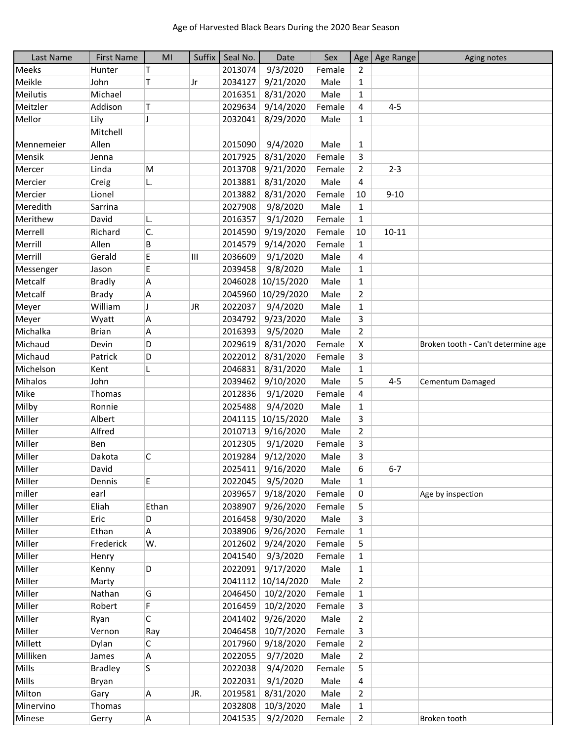# Age of Harvested Black Bears During the 2020 Bear Season

| Last Name | First Name | MI | Suffix | Seal No. | Date | Sex | Age | Age Range | Aging notes |
|---|---|---|---|---|---|---|---|---|---|
| Meeks | Hunter | T | | 2013074 | 9/3/2020 | Female | 2 | | |
| Meikle | John | T | Jr | 2034127 | 9/21/2020 | Male | 1 | | |
| Meilutis | Michael | | | 2016351 | 8/31/2020 | Male | 1 | | |
| Meitzler | Addison | T | | 2029634 | 9/14/2020 | Female | 4 | 4-5 | |
| Mellor | Lily | J | | 2032041 | 8/29/2020 | Male | 1 | | |
| Mennemeier | Mitchell Allen | | | 2015090 | 9/4/2020 | Male | 1 | | |
| Mensik | Jenna | | | 2017925 | 8/31/2020 | Female | 3 | | |
| Mercer | Linda | M | | 2013708 | 9/21/2020 | Female | 2 | 2-3 | |
| Mercier | Creig | L. | | 2013881 | 8/31/2020 | Male | 4 | | |
| Mercier | Lionel | | | 2013882 | 8/31/2020 | Female | 10 | 9-10 | |
| Meredith | Sarrina | | | 2027908 | 9/8/2020 | Male | 1 | | |
| Merithew | David | L. | | 2016357 | 9/1/2020 | Female | 1 | | |
| Merrell | Richard | C. | | 2014590 | 9/19/2020 | Female | 10 | 10-11 | |
| Merrill | Allen | B | | 2014579 | 9/14/2020 | Female | 1 | | |
| Merrill | Gerald | E | III | 2036609 | 9/1/2020 | Male | 4 | | |
| Messenger | Jason | E | | 2039458 | 9/8/2020 | Male | 1 | | |
| Metcalf | Bradly | A | | 2046028 | 10/15/2020 | Male | 1 | | |
| Metcalf | Brady | A | | 2045960 | 10/29/2020 | Male | 2 | | |
| Meyer | William | J | JR | 2022037 | 9/4/2020 | Male | 1 | | |
| Meyer | Wyatt | A | | 2034792 | 9/23/2020 | Male | 3 | | |
| Michalka | Brian | A | | 2016393 | 9/5/2020 | Male | 2 | | |
| Michaud | Devin | D | | 2029619 | 8/31/2020 | Female | X | | Broken tooth - Can't determine age |
| Michaud | Patrick | D | | 2022012 | 8/31/2020 | Female | 3 | | |
| Michelson | Kent | L | | 2046831 | 8/31/2020 | Male | 1 | | |
| Mihalos | John | | | 2039462 | 9/10/2020 | Male | 5 | 4-5 | Cementum Damaged |
| Mike | Thomas | | | 2012836 | 9/1/2020 | Female | 4 | | |
| Milby | Ronnie | | | 2025488 | 9/4/2020 | Male | 1 | | |
| Miller | Albert | | | 2041115 | 10/15/2020 | Male | 3 | | |
| Miller | Alfred | | | 2010713 | 9/16/2020 | Male | 2 | | |
| Miller | Ben | | | 2012305 | 9/1/2020 | Female | 3 | | |
| Miller | Dakota | C | | 2019284 | 9/12/2020 | Male | 3 | | |
| Miller | David | | | 2025411 | 9/16/2020 | Male | 6 | 6-7 | |
| Miller | Dennis | E | | 2022045 | 9/5/2020 | Male | 1 | | |
| miller | earl | | | 2039657 | 9/18/2020 | Female | 0 | | Age by inspection |
| Miller | Eliah | Ethan | | 2038907 | 9/26/2020 | Female | 5 | | |
| Miller | Eric | D | | 2016458 | 9/30/2020 | Male | 3 | | |
| Miller | Ethan | A | | 2038906 | 9/26/2020 | Female | 1 | | |
| Miller | Frederick | W. | | 2012602 | 9/24/2020 | Female | 5 | | |
| Miller | Henry | | | 2041540 | 9/3/2020 | Female | 1 | | |
| Miller | Kenny | D | | 2022091 | 9/17/2020 | Male | 1 | | |
| Miller | Marty | | | 2041112 | 10/14/2020 | Male | 2 | | |
| Miller | Nathan | G | | 2046450 | 10/2/2020 | Female | 1 | | |
| Miller | Robert | F | | 2016459 | 10/2/2020 | Female | 3 | | |
| Miller | Ryan | C | | 2041402 | 9/26/2020 | Male | 2 | | |
| Miller | Vernon | Ray | | 2046458 | 10/7/2020 | Female | 3 | | |
| Millett | Dylan | C | | 2017960 | 9/18/2020 | Female | 2 | | |
| Milliken | James | A | | 2022055 | 9/7/2020 | Male | 2 | | |
| Mills | Bradley | S | | 2022038 | 9/4/2020 | Female | 5 | | |
| Mills | Bryan | | | 2022031 | 9/1/2020 | Male | 4 | | |
| Milton | Gary | A | JR. | 2019581 | 8/31/2020 | Male | 2 | | |
| Minervino | Thomas | | | 2032808 | 10/3/2020 | Male | 1 | | |
| Minese | Gerry | A | | 2041535 | 9/2/2020 | Female | 2 | | Broken tooth |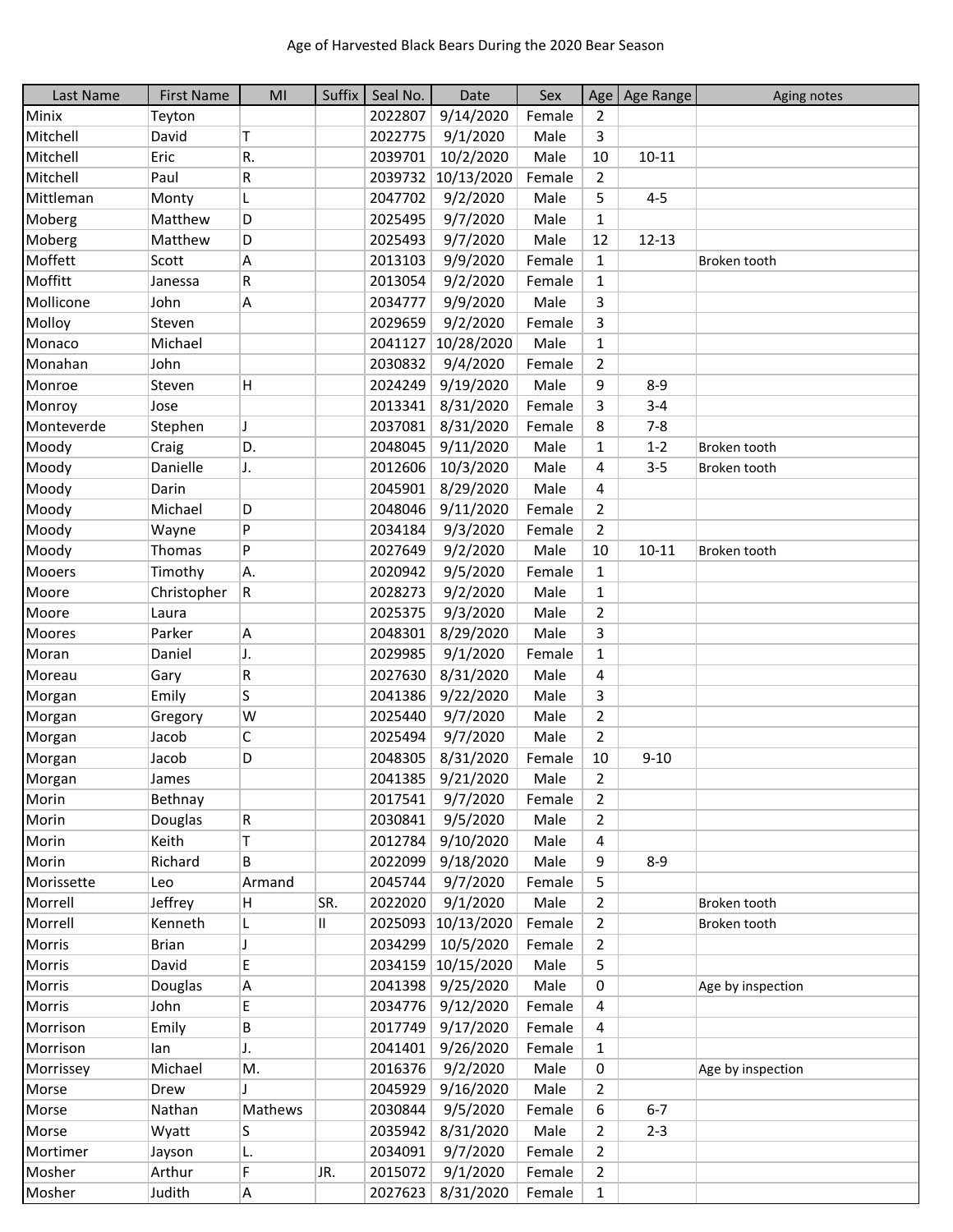Age of Harvested Black Bears During the 2020 Bear Season

| Last Name | First Name | MI | Suffix | Seal No. | Date | Sex | Age | Age Range | Aging notes |
|---|---|---|---|---|---|---|---|---|---|
| Minix | Teyton | | | 2022807 | 9/14/2020 | Female | 2 | | |
| Mitchell | David | T | | 2022775 | 9/1/2020 | Male | 3 | | |
| Mitchell | Eric | R. | | 2039701 | 10/2/2020 | Male | 10 | 10-11 | |
| Mitchell | Paul | R | | 2039732 | 10/13/2020 | Female | 2 | | |
| Mittleman | Monty | L | | 2047702 | 9/2/2020 | Male | 5 | 4-5 | |
| Moberg | Matthew | D | | 2025495 | 9/7/2020 | Male | 1 | | |
| Moberg | Matthew | D | | 2025493 | 9/7/2020 | Male | 12 | 12-13 | |
| Moffett | Scott | A | | 2013103 | 9/9/2020 | Female | 1 | | Broken tooth |
| Moffitt | Janessa | R | | 2013054 | 9/2/2020 | Female | 1 | | |
| Mollicone | John | A | | 2034777 | 9/9/2020 | Male | 3 | | |
| Molloy | Steven | | | 2029659 | 9/2/2020 | Female | 3 | | |
| Monaco | Michael | | | 2041127 | 10/28/2020 | Male | 1 | | |
| Monahan | John | | | 2030832 | 9/4/2020 | Female | 2 | | |
| Monroe | Steven | H | | 2024249 | 9/19/2020 | Male | 9 | 8-9 | |
| Monroy | Jose | | | 2013341 | 8/31/2020 | Female | 3 | 3-4 | |
| Monteverde | Stephen | J | | 2037081 | 8/31/2020 | Female | 8 | 7-8 | |
| Moody | Craig | D. | | 2048045 | 9/11/2020 | Male | 1 | 1-2 | Broken tooth |
| Moody | Danielle | J. | | 2012606 | 10/3/2020 | Male | 4 | 3-5 | Broken tooth |
| Moody | Darin | | | 2045901 | 8/29/2020 | Male | 4 | | |
| Moody | Michael | D | | 2048046 | 9/11/2020 | Female | 2 | | |
| Moody | Wayne | P | | 2034184 | 9/3/2020 | Female | 2 | | |
| Moody | Thomas | P | | 2027649 | 9/2/2020 | Male | 10 | 10-11 | Broken tooth |
| Mooers | Timothy | A. | | 2020942 | 9/5/2020 | Female | 1 | | |
| Moore | Christopher | R | | 2028273 | 9/2/2020 | Male | 1 | | |
| Moore | Laura | | | 2025375 | 9/3/2020 | Male | 2 | | |
| Moores | Parker | A | | 2048301 | 8/29/2020 | Male | 3 | | |
| Moran | Daniel | J. | | 2029985 | 9/1/2020 | Female | 1 | | |
| Moreau | Gary | R | | 2027630 | 8/31/2020 | Male | 4 | | |
| Morgan | Emily | S | | 2041386 | 9/22/2020 | Male | 3 | | |
| Morgan | Gregory | W | | 2025440 | 9/7/2020 | Male | 2 | | |
| Morgan | Jacob | C | | 2025494 | 9/7/2020 | Male | 2 | | |
| Morgan | Jacob | D | | 2048305 | 8/31/2020 | Female | 10 | 9-10 | |
| Morgan | James | | | 2041385 | 9/21/2020 | Male | 2 | | |
| Morin | Bethnay | | | 2017541 | 9/7/2020 | Female | 2 | | |
| Morin | Douglas | R | | 2030841 | 9/5/2020 | Male | 2 | | |
| Morin | Keith | T | | 2012784 | 9/10/2020 | Male | 4 | | |
| Morin | Richard | B | | 2022099 | 9/18/2020 | Male | 9 | 8-9 | |
| Morissette | Leo | Armand | | 2045744 | 9/7/2020 | Female | 5 | | |
| Morrell | Jeffrey | H | SR. | 2022020 | 9/1/2020 | Male | 2 | | Broken tooth |
| Morrell | Kenneth | L | II | 2025093 | 10/13/2020 | Female | 2 | | Broken tooth |
| Morris | Brian | J | | 2034299 | 10/5/2020 | Female | 2 | | |
| Morris | David | E | | 2034159 | 10/15/2020 | Male | 5 | | |
| Morris | Douglas | A | | 2041398 | 9/25/2020 | Male | 0 | | Age by inspection |
| Morris | John | E | | 2034776 | 9/12/2020 | Female | 4 | | |
| Morrison | Emily | B | | 2017749 | 9/17/2020 | Female | 4 | | |
| Morrison | Ian | J. | | 2041401 | 9/26/2020 | Female | 1 | | |
| Morrissey | Michael | M. | | 2016376 | 9/2/2020 | Male | 0 | | Age by inspection |
| Morse | Drew | J | | 2045929 | 9/16/2020 | Male | 2 | | |
| Morse | Nathan | Mathews | | 2030844 | 9/5/2020 | Female | 6 | 6-7 | |
| Morse | Wyatt | S | | 2035942 | 8/31/2020 | Male | 2 | 2-3 | |
| Mortimer | Jayson | L. | | 2034091 | 9/7/2020 | Female | 2 | | |
| Mosher | Arthur | F | JR. | 2015072 | 9/1/2020 | Female | 2 | | |
| Mosher | Judith | A | | 2027623 | 8/31/2020 | Female | 1 | | |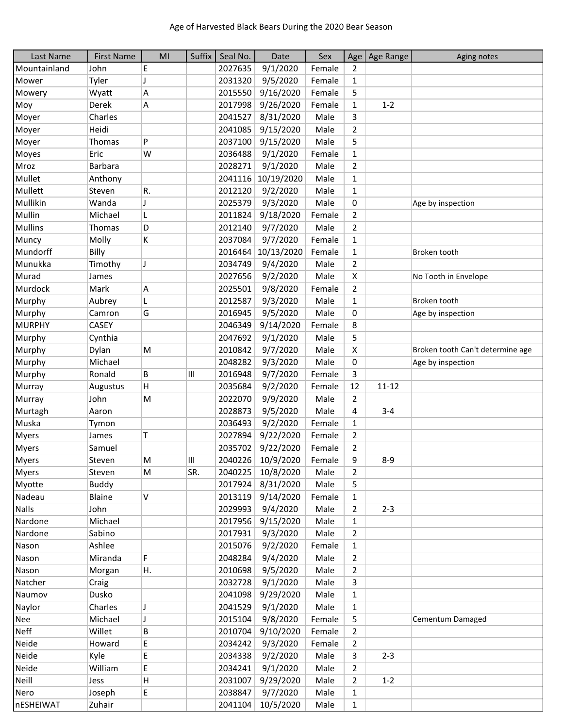Age of Harvested Black Bears During the 2020 Bear Season

| Last Name | First Name | MI | Suffix | Seal No. | Date | Sex | Age | Age Range | Aging notes |
|---|---|---|---|---|---|---|---|---|---|
| Mountainland | John | E | | 2027635 | 9/1/2020 | Female | 2 | | |
| Mower | Tyler | J | | 2031320 | 9/5/2020 | Female | 1 | | |
| Mowery | Wyatt | A | | 2015550 | 9/16/2020 | Female | 5 | | |
| Moy | Derek | A | | 2017998 | 9/26/2020 | Female | 1 | 1-2 | |
| Moyer | Charles | | | 2041527 | 8/31/2020 | Male | 3 | | |
| Moyer | Heidi | | | 2041085 | 9/15/2020 | Male | 2 | | |
| Moyer | Thomas | P | | 2037100 | 9/15/2020 | Male | 5 | | |
| Moyes | Eric | W | | 2036488 | 9/1/2020 | Female | 1 | | |
| Mroz | Barbara | | | 2028271 | 9/1/2020 | Male | 2 | | |
| Mullet | Anthony | | | 2041116 | 10/19/2020 | Male | 1 | | |
| Mullett | Steven | R. | | 2012120 | 9/2/2020 | Male | 1 | | |
| Mullikin | Wanda | J | | 2025379 | 9/3/2020 | Male | 0 | | Age by inspection |
| Mullin | Michael | L | | 2011824 | 9/18/2020 | Female | 2 | | |
| Mullins | Thomas | D | | 2012140 | 9/7/2020 | Male | 2 | | |
| Muncy | Molly | K | | 2037084 | 9/7/2020 | Female | 1 | | |
| Mundorff | Billy | | | 2016464 | 10/13/2020 | Female | 1 | | Broken tooth |
| Munukka | Timothy | J | | 2034749 | 9/4/2020 | Male | 2 | | |
| Murad | James | | | 2027656 | 9/2/2020 | Male | X | | No Tooth in Envelope |
| Murdock | Mark | A | | 2025501 | 9/8/2020 | Female | 2 | | |
| Murphy | Aubrey | L | | 2012587 | 9/3/2020 | Male | 1 | | Broken tooth |
| Murphy | Camron | G | | 2016945 | 9/5/2020 | Male | 0 | | Age by inspection |
| MURPHY | CASEY | | | 2046349 | 9/14/2020 | Female | 8 | | |
| Murphy | Cynthia | | | 2047692 | 9/1/2020 | Male | 5 | | |
| Murphy | Dylan | M | | 2010842 | 9/7/2020 | Male | X | | Broken tooth Can't determine age |
| Murphy | Michael | | | 2048282 | 9/3/2020 | Male | 0 | | Age by inspection |
| Murphy | Ronald | B | III | 2016948 | 9/7/2020 | Female | 3 | | |
| Murray | Augustus | H | | 2035684 | 9/2/2020 | Female | 12 | 11-12 | |
| Murray | John | M | | 2022070 | 9/9/2020 | Male | 2 | | |
| Murtagh | Aaron | | | 2028873 | 9/5/2020 | Male | 4 | 3-4 | |
| Muska | Tymon | | | 2036493 | 9/2/2020 | Female | 1 | | |
| Myers | James | T | | 2027894 | 9/22/2020 | Female | 2 | | |
| Myers | Samuel | | | 2035702 | 9/22/2020 | Female | 2 | | |
| Myers | Steven | M | III | 2040226 | 10/9/2020 | Female | 9 | 8-9 | |
| Myers | Steven | M | SR. | 2040225 | 10/8/2020 | Male | 2 | | |
| Myotte | Buddy | | | 2017924 | 8/31/2020 | Male | 5 | | |
| Nadeau | Blaine | V | | 2013119 | 9/14/2020 | Female | 1 | | |
| Nalls | John | | | 2029993 | 9/4/2020 | Male | 2 | 2-3 | |
| Nardone | Michael | | | 2017956 | 9/15/2020 | Male | 1 | | |
| Nardone | Sabino | | | 2017931 | 9/3/2020 | Male | 2 | | |
| Nason | Ashlee | | | 2015076 | 9/2/2020 | Female | 1 | | |
| Nason | Miranda | F | | 2048284 | 9/4/2020 | Male | 2 | | |
| Nason | Morgan | H. | | 2010698 | 9/5/2020 | Male | 2 | | |
| Natcher | Craig | | | 2032728 | 9/1/2020 | Male | 3 | | |
| Naumov | Dusko | | | 2041098 | 9/29/2020 | Male | 1 | | |
| Naylor | Charles | J | | 2041529 | 9/1/2020 | Male | 1 | | |
| Nee | Michael | J | | 2015104 | 9/8/2020 | Female | 5 | | Cementum Damaged |
| Neff | Willet | B | | 2010704 | 9/10/2020 | Female | 2 | | |
| Neide | Howard | E | | 2034242 | 9/3/2020 | Female | 2 | | |
| Neide | Kyle | E | | 2034338 | 9/2/2020 | Male | 3 | 2-3 | |
| Neide | William | E | | 2034241 | 9/1/2020 | Male | 2 | | |
| Neill | Jess | H | | 2031007 | 9/29/2020 | Male | 2 | 1-2 | |
| Nero | Joseph | E | | 2038847 | 9/7/2020 | Male | 1 | | |
| nESHEIWAT | Zuhair | | | 2041104 | 10/5/2020 | Male | 1 | | |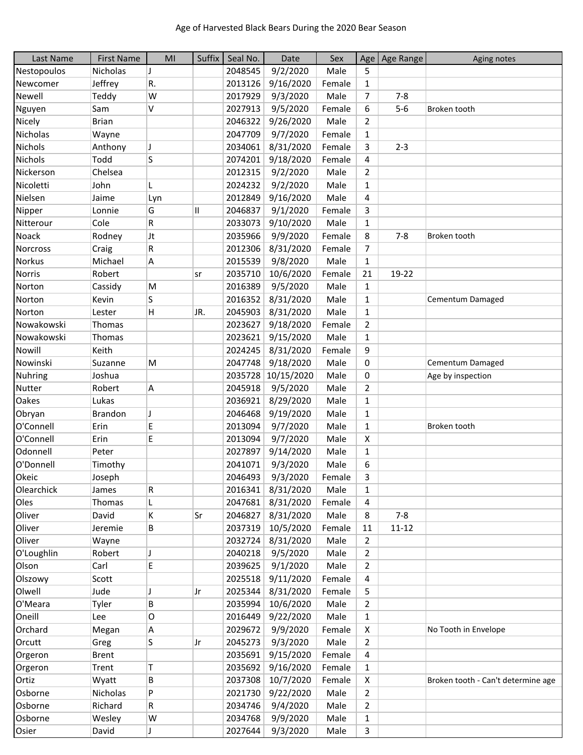Age of Harvested Black Bears During the 2020 Bear Season

| Last Name | First Name | MI | Suffix | Seal No. | Date | Sex | Age | Age Range | Aging notes |
|---|---|---|---|---|---|---|---|---|---|
| Nestopoulos | Nicholas | J | | 2048545 | 9/2/2020 | Male | 5 | | |
| Newcomer | Jeffrey | R. | | 2013126 | 9/16/2020 | Female | 1 | | |
| Newell | Teddy | W | | 2017929 | 9/3/2020 | Male | 7 | 7-8 | |
| Nguyen | Sam | V | | 2027913 | 9/5/2020 | Female | 6 | 5-6 | Broken tooth |
| Nicely | Brian | | | 2046322 | 9/26/2020 | Male | 2 | | |
| Nicholas | Wayne | | | 2047709 | 9/7/2020 | Female | 1 | | |
| Nichols | Anthony | J | | 2034061 | 8/31/2020 | Female | 3 | 2-3 | |
| Nichols | Todd | S | | 2074201 | 9/18/2020 | Female | 4 | | |
| Nickerson | Chelsea | | | 2012315 | 9/2/2020 | Male | 2 | | |
| Nicoletti | John | L | | 2024232 | 9/2/2020 | Male | 1 | | |
| Nielsen | Jaime | Lyn | | 2012849 | 9/16/2020 | Male | 4 | | |
| Nipper | Lonnie | G | II | 2046837 | 9/1/2020 | Female | 3 | | |
| Nitterour | Cole | R | | 2033073 | 9/10/2020 | Male | 1 | | |
| Noack | Rodney | Jt | | 2035966 | 9/9/2020 | Female | 8 | 7-8 | Broken tooth |
| Norcross | Craig | R | | 2012306 | 8/31/2020 | Female | 7 | | |
| Norkus | Michael | A | | 2015539 | 9/8/2020 | Male | 1 | | |
| Norris | Robert | | sr | 2035710 | 10/6/2020 | Female | 21 | 19-22 | |
| Norton | Cassidy | M | | 2016389 | 9/5/2020 | Male | 1 | | |
| Norton | Kevin | S | | 2016352 | 8/31/2020 | Male | 1 | | Cementum Damaged |
| Norton | Lester | H | JR. | 2045903 | 8/31/2020 | Male | 1 | | |
| Nowakowski | Thomas | | | 2023627 | 9/18/2020 | Female | 2 | | |
| Nowakowski | Thomas | | | 2023621 | 9/15/2020 | Male | 1 | | |
| Nowill | Keith | | | 2024245 | 8/31/2020 | Female | 9 | | |
| Nowinski | Suzanne | M | | 2047748 | 9/18/2020 | Male | 0 | | Cementum Damaged |
| Nuhring | Joshua | | | 2035728 | 10/15/2020 | Male | 0 | | Age by inspection |
| Nutter | Robert | A | | 2045918 | 9/5/2020 | Male | 2 | | |
| Oakes | Lukas | | | 2036921 | 8/29/2020 | Male | 1 | | |
| Obryan | Brandon | J | | 2046468 | 9/19/2020 | Male | 1 | | |
| O'Connell | Erin | E | | 2013094 | 9/7/2020 | Male | 1 | | Broken tooth |
| O'Connell | Erin | E | | 2013094 | 9/7/2020 | Male | X | | |
| Odonnell | Peter | | | 2027897 | 9/14/2020 | Male | 1 | | |
| O'Donnell | Timothy | | | 2041071 | 9/3/2020 | Male | 6 | | |
| Okeic | Joseph | | | 2046493 | 9/3/2020 | Female | 3 | | |
| Olearchick | James | R | | 2016341 | 8/31/2020 | Male | 1 | | |
| Oles | Thomas | L | | 2047681 | 8/31/2020 | Female | 4 | | |
| Oliver | David | K | Sr | 2046827 | 8/31/2020 | Male | 8 | 7-8 | |
| Oliver | Jeremie | B | | 2037319 | 10/5/2020 | Female | 11 | 11-12 | |
| Oliver | Wayne | | | 2032724 | 8/31/2020 | Male | 2 | | |
| O'Loughlin | Robert | J | | 2040218 | 9/5/2020 | Male | 2 | | |
| Olson | Carl | E | | 2039625 | 9/1/2020 | Male | 2 | | |
| Olszowy | Scott | | | 2025518 | 9/11/2020 | Female | 4 | | |
| Olwell | Jude | J | Jr | 2025344 | 8/31/2020 | Female | 5 | | |
| O'Meara | Tyler | B | | 2035994 | 10/6/2020 | Male | 2 | | |
| Oneill | Lee | O | | 2016449 | 9/22/2020 | Male | 1 | | |
| Orchard | Megan | A | | 2029672 | 9/9/2020 | Female | X | | No Tooth in Envelope |
| Orcutt | Greg | S | Jr | 2045273 | 9/3/2020 | Male | 2 | | |
| Orgeron | Brent | | | 2035691 | 9/15/2020 | Female | 4 | | |
| Orgeron | Trent | T | | 2035692 | 9/16/2020 | Female | 1 | | |
| Ortiz | Wyatt | B | | 2037308 | 10/7/2020 | Female | X | | Broken tooth - Can't determine age |
| Osborne | Nicholas | P | | 2021730 | 9/22/2020 | Male | 2 | | |
| Osborne | Richard | R | | 2034746 | 9/4/2020 | Male | 2 | | |
| Osborne | Wesley | W | | 2034768 | 9/9/2020 | Male | 1 | | |
| Osier | David | J | | 2027644 | 9/3/2020 | Male | 3 | | |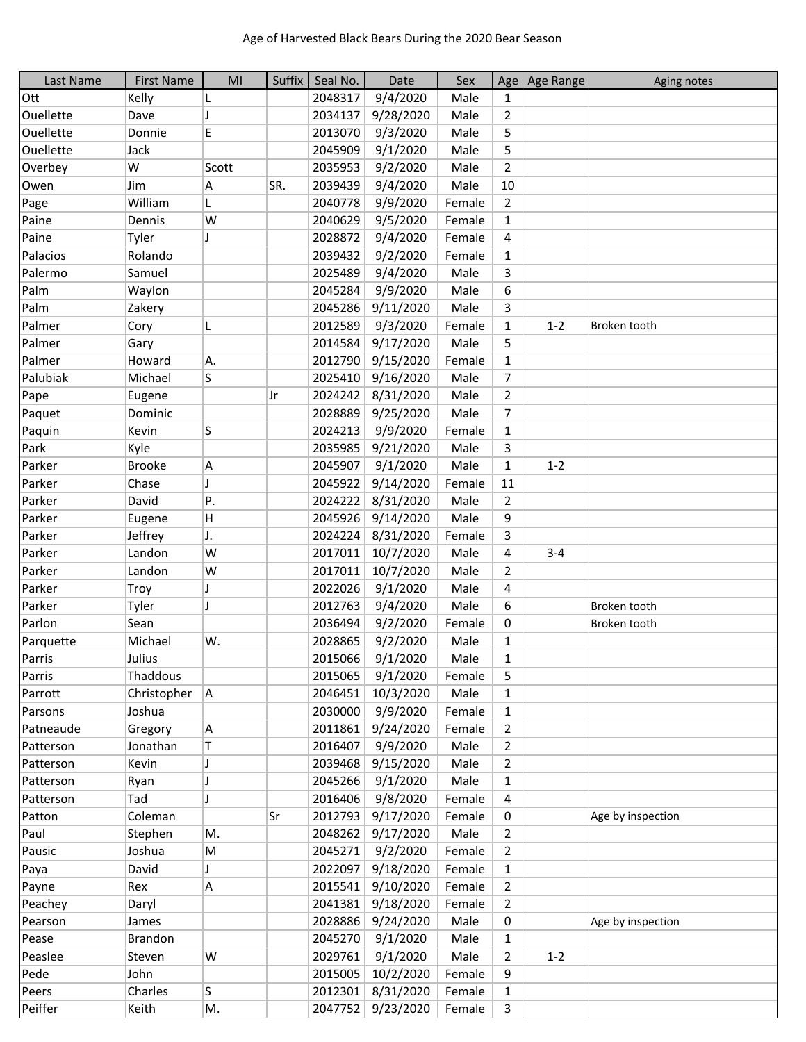# Age of Harvested Black Bears During the 2020 Bear Season

| Last Name | First Name | MI | Suffix | Seal No. | Date | Sex | Age | Age Range | Aging notes |
|---|---|---|---|---|---|---|---|---|---|
| Ott | Kelly | L | | 2048317 | 9/4/2020 | Male | 1 | | |
| Ouellette | Dave | J | | 2034137 | 9/28/2020 | Male | 2 | | |
| Ouellette | Donnie | E | | 2013070 | 9/3/2020 | Male | 5 | | |
| Ouellette | Jack | | | 2045909 | 9/1/2020 | Male | 5 | | |
| Overbey | W | Scott | | 2035953 | 9/2/2020 | Male | 2 | | |
| Owen | Jim | A | SR. | 2039439 | 9/4/2020 | Male | 10 | | |
| Page | William | L | | 2040778 | 9/9/2020 | Female | 2 | | |
| Paine | Dennis | W | | 2040629 | 9/5/2020 | Female | 1 | | |
| Paine | Tyler | J | | 2028872 | 9/4/2020 | Female | 4 | | |
| Palacios | Rolando | | | 2039432 | 9/2/2020 | Female | 1 | | |
| Palermo | Samuel | | | 2025489 | 9/4/2020 | Male | 3 | | |
| Palm | Waylon | | | 2045284 | 9/9/2020 | Male | 6 | | |
| Palm | Zakery | | | 2045286 | 9/11/2020 | Male | 3 | | |
| Palmer | Cory | L | | 2012589 | 9/3/2020 | Female | 1 | 1-2 | Broken tooth |
| Palmer | Gary | | | 2014584 | 9/17/2020 | Male | 5 | | |
| Palmer | Howard | A. | | 2012790 | 9/15/2020 | Female | 1 | | |
| Palubiak | Michael | S | | 2025410 | 9/16/2020 | Male | 7 | | |
| Pape | Eugene | | Jr | 2024242 | 8/31/2020 | Male | 2 | | |
| Paquet | Dominic | | | 2028889 | 9/25/2020 | Male | 7 | | |
| Paquin | Kevin | S | | 2024213 | 9/9/2020 | Female | 1 | | |
| Park | Kyle | | | 2035985 | 9/21/2020 | Male | 3 | | |
| Parker | Brooke | A | | 2045907 | 9/1/2020 | Male | 1 | 1-2 | |
| Parker | Chase | J | | 2045922 | 9/14/2020 | Female | 11 | | |
| Parker | David | P. | | 2024222 | 8/31/2020 | Male | 2 | | |
| Parker | Eugene | H | | 2045926 | 9/14/2020 | Male | 9 | | |
| Parker | Jeffrey | J. | | 2024224 | 8/31/2020 | Female | 3 | | |
| Parker | Landon | W | | 2017011 | 10/7/2020 | Male | 4 | 3-4 | |
| Parker | Landon | W | | 2017011 | 10/7/2020 | Male | 2 | | |
| Parker | Troy | J | | 2022026 | 9/1/2020 | Male | 4 | | |
| Parker | Tyler | J | | 2012763 | 9/4/2020 | Male | 6 | | Broken tooth |
| Parlon | Sean | | | 2036494 | 9/2/2020 | Female | 0 | | Broken tooth |
| Parquette | Michael | W. | | 2028865 | 9/2/2020 | Male | 1 | | |
| Parris | Julius | | | 2015066 | 9/1/2020 | Male | 1 | | |
| Parris | Thaddous | | | 2015065 | 9/1/2020 | Female | 5 | | |
| Parrott | Christopher | A | | 2046451 | 10/3/2020 | Male | 1 | | |
| Parsons | Joshua | | | 2030000 | 9/9/2020 | Female | 1 | | |
| Patneaude | Gregory | A | | 2011861 | 9/24/2020 | Female | 2 | | |
| Patterson | Jonathan | T | | 2016407 | 9/9/2020 | Male | 2 | | |
| Patterson | Kevin | J | | 2039468 | 9/15/2020 | Male | 2 | | |
| Patterson | Ryan | J | | 2045266 | 9/1/2020 | Male | 1 | | |
| Patterson | Tad | J | | 2016406 | 9/8/2020 | Female | 4 | | |
| Patton | Coleman | | Sr | 2012793 | 9/17/2020 | Female | 0 | | Age by inspection |
| Paul | Stephen | M. | | 2048262 | 9/17/2020 | Male | 2 | | |
| Pausic | Joshua | M | | 2045271 | 9/2/2020 | Female | 2 | | |
| Paya | David | J | | 2022097 | 9/18/2020 | Female | 1 | | |
| Payne | Rex | A | | 2015541 | 9/10/2020 | Female | 2 | | |
| Peachey | Daryl | | | 2041381 | 9/18/2020 | Female | 2 | | |
| Pearson | James | | | 2028886 | 9/24/2020 | Male | 0 | | Age by inspection |
| Pease | Brandon | | | 2045270 | 9/1/2020 | Male | 1 | | |
| Peaslee | Steven | W | | 2029761 | 9/1/2020 | Male | 2 | 1-2 | |
| Pede | John | | | 2015005 | 10/2/2020 | Female | 9 | | |
| Peers | Charles | S | | 2012301 | 8/31/2020 | Female | 1 | | |
| Peiffer | Keith | M. | | 2047752 | 9/23/2020 | Female | 3 | | |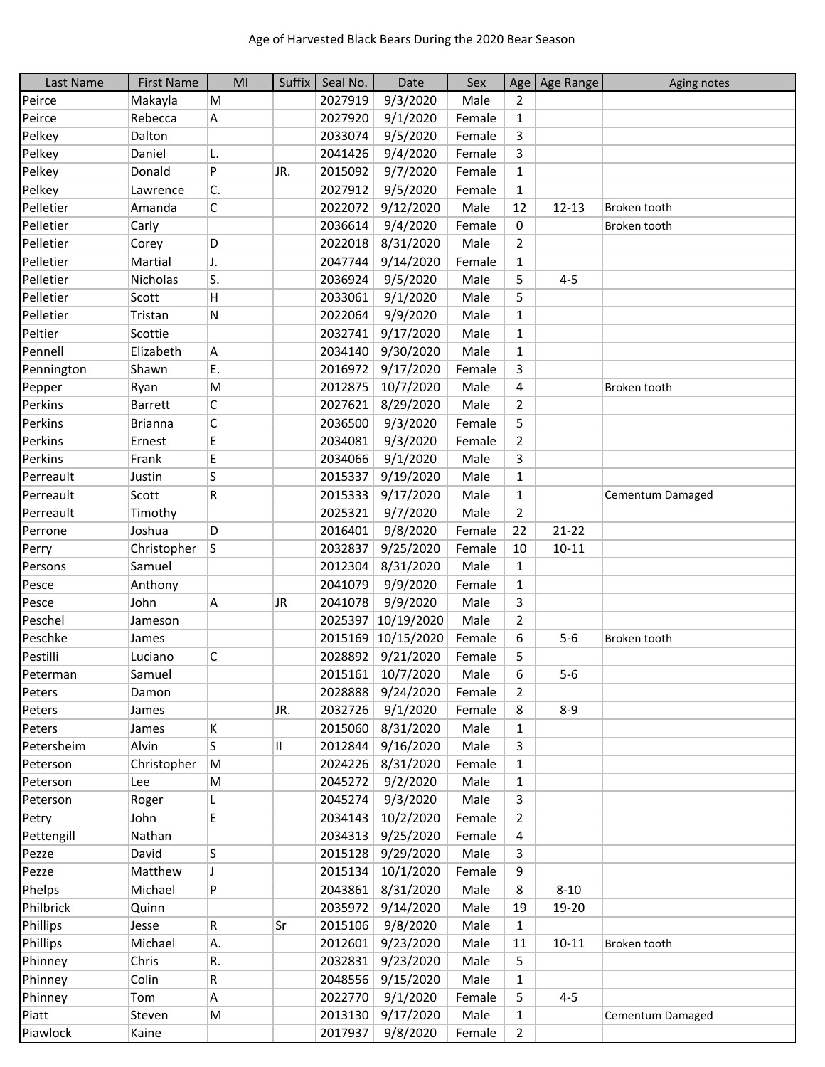Age of Harvested Black Bears During the 2020 Bear Season

| Last Name | First Name | MI | Suffix | Seal No. | Date | Sex | Age | Age Range | Aging notes |
|---|---|---|---|---|---|---|---|---|---|
| Peirce | Makayla | M | | 2027919 | 9/3/2020 | Male | 2 | | |
| Peirce | Rebecca | A | | 2027920 | 9/1/2020 | Female | 1 | | |
| Pelkey | Dalton | | | 2033074 | 9/5/2020 | Female | 3 | | |
| Pelkey | Daniel | L. | | 2041426 | 9/4/2020 | Female | 3 | | |
| Pelkey | Donald | P | JR. | 2015092 | 9/7/2020 | Female | 1 | | |
| Pelkey | Lawrence | C. | | 2027912 | 9/5/2020 | Female | 1 | | |
| Pelletier | Amanda | C | | 2022072 | 9/12/2020 | Male | 12 | 12-13 | Broken tooth |
| Pelletier | Carly | | | 2036614 | 9/4/2020 | Female | 0 | | Broken tooth |
| Pelletier | Corey | D | | 2022018 | 8/31/2020 | Male | 2 | | |
| Pelletier | Martial | J. | | 2047744 | 9/14/2020 | Female | 1 | | |
| Pelletier | Nicholas | S. | | 2036924 | 9/5/2020 | Male | 5 | 4-5 | |
| Pelletier | Scott | H | | 2033061 | 9/1/2020 | Male | 5 | | |
| Pelletier | Tristan | N | | 2022064 | 9/9/2020 | Male | 1 | | |
| Peltier | Scottie | | | 2032741 | 9/17/2020 | Male | 1 | | |
| Pennell | Elizabeth | A | | 2034140 | 9/30/2020 | Male | 1 | | |
| Pennington | Shawn | E. | | 2016972 | 9/17/2020 | Female | 3 | | |
| Pepper | Ryan | M | | 2012875 | 10/7/2020 | Male | 4 | | Broken tooth |
| Perkins | Barrett | C | | 2027621 | 8/29/2020 | Male | 2 | | |
| Perkins | Brianna | C | | 2036500 | 9/3/2020 | Female | 5 | | |
| Perkins | Ernest | E | | 2034081 | 9/3/2020 | Female | 2 | | |
| Perkins | Frank | E | | 2034066 | 9/1/2020 | Male | 3 | | |
| Perreault | Justin | S | | 2015337 | 9/19/2020 | Male | 1 | | |
| Perreault | Scott | R | | 2015333 | 9/17/2020 | Male | 1 | | Cementum Damaged |
| Perreault | Timothy | | | 2025321 | 9/7/2020 | Male | 2 | | |
| Perrone | Joshua | D | | 2016401 | 9/8/2020 | Female | 22 | 21-22 | |
| Perry | Christopher | S | | 2032837 | 9/25/2020 | Female | 10 | 10-11 | |
| Persons | Samuel | | | 2012304 | 8/31/2020 | Male | 1 | | |
| Pesce | Anthony | | | 2041079 | 9/9/2020 | Female | 1 | | |
| Pesce | John | A | JR | 2041078 | 9/9/2020 | Male | 3 | | |
| Peschel | Jameson | | | 2025397 | 10/19/2020 | Male | 2 | | |
| Peschke | James | | | 2015169 | 10/15/2020 | Female | 6 | 5-6 | Broken tooth |
| Pestilli | Luciano | C | | 2028892 | 9/21/2020 | Female | 5 | | |
| Peterman | Samuel | | | 2015161 | 10/7/2020 | Male | 6 | 5-6 | |
| Peters | Damon | | | 2028888 | 9/24/2020 | Female | 2 | | |
| Peters | James | | JR. | 2032726 | 9/1/2020 | Female | 8 | 8-9 | |
| Peters | James | K | | 2015060 | 8/31/2020 | Male | 1 | | |
| Petersheim | Alvin | S | II | 2012844 | 9/16/2020 | Male | 3 | | |
| Peterson | Christopher | M | | 2024226 | 8/31/2020 | Female | 1 | | |
| Peterson | Lee | M | | 2045272 | 9/2/2020 | Male | 1 | | |
| Peterson | Roger | L | | 2045274 | 9/3/2020 | Male | 3 | | |
| Petry | John | E | | 2034143 | 10/2/2020 | Female | 2 | | |
| Pettengill | Nathan | | | 2034313 | 9/25/2020 | Female | 4 | | |
| Pezze | David | S | | 2015128 | 9/29/2020 | Male | 3 | | |
| Pezze | Matthew | J | | 2015134 | 10/1/2020 | Female | 9 | | |
| Phelps | Michael | P | | 2043861 | 8/31/2020 | Male | 8 | 8-10 | |
| Philbrick | Quinn | | | 2035972 | 9/14/2020 | Male | 19 | 19-20 | |
| Phillips | Jesse | R | Sr | 2015106 | 9/8/2020 | Male | 1 | | |
| Phillips | Michael | A. | | 2012601 | 9/23/2020 | Male | 11 | 10-11 | Broken tooth |
| Phinney | Chris | R. | | 2032831 | 9/23/2020 | Male | 5 | | |
| Phinney | Colin | R | | 2048556 | 9/15/2020 | Male | 1 | | |
| Phinney | Tom | A | | 2022770 | 9/1/2020 | Female | 5 | 4-5 | |
| Piatt | Steven | M | | 2013130 | 9/17/2020 | Male | 1 | | Cementum Damaged |
| Piawlock | Kaine | | | 2017937 | 9/8/2020 | Female | 2 | | |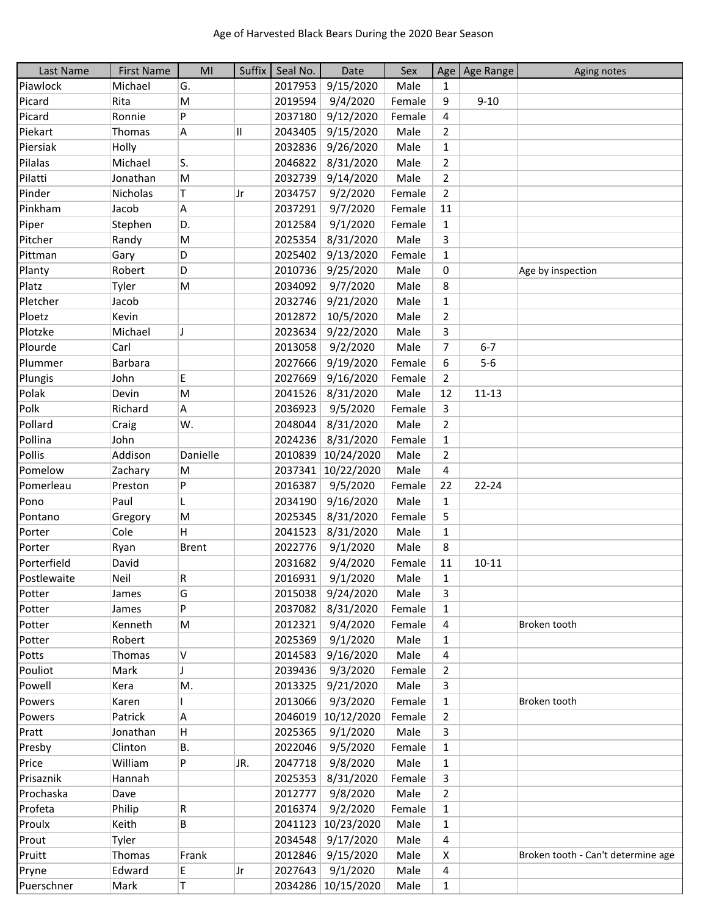Age of Harvested Black Bears During the 2020 Bear Season

| Last Name | First Name | MI | Suffix | Seal No. | Date | Sex | Age | Age Range | Aging notes |
|---|---|---|---|---|---|---|---|---|---|
| Piawlock | Michael | G. | | 2017953 | 9/15/2020 | Male | 1 | | |
| Picard | Rita | M | | 2019594 | 9/4/2020 | Female | 9 | 9-10 | |
| Picard | Ronnie | P | | 2037180 | 9/12/2020 | Female | 4 | | |
| Piekart | Thomas | A | II | 2043405 | 9/15/2020 | Male | 2 | | |
| Piersiak | Holly | | | 2032836 | 9/26/2020 | Male | 1 | | |
| Pilalas | Michael | S. | | 2046822 | 8/31/2020 | Male | 2 | | |
| Pilatti | Jonathan | M | | 2032739 | 9/14/2020 | Male | 2 | | |
| Pinder | Nicholas | T | Jr | 2034757 | 9/2/2020 | Female | 2 | | |
| Pinkham | Jacob | A | | 2037291 | 9/7/2020 | Female | 11 | | |
| Piper | Stephen | D. | | 2012584 | 9/1/2020 | Female | 1 | | |
| Pitcher | Randy | M | | 2025354 | 8/31/2020 | Male | 3 | | |
| Pittman | Gary | D | | 2025402 | 9/13/2020 | Female | 1 | | |
| Planty | Robert | D | | 2010736 | 9/25/2020 | Male | 0 | | Age by inspection |
| Platz | Tyler | M | | 2034092 | 9/7/2020 | Male | 8 | | |
| Pletcher | Jacob | | | 2032746 | 9/21/2020 | Male | 1 | | |
| Ploetz | Kevin | | | 2012872 | 10/5/2020 | Male | 2 | | |
| Plotzke | Michael | J | | 2023634 | 9/22/2020 | Male | 3 | | |
| Plourde | Carl | | | 2013058 | 9/2/2020 | Male | 7 | 6-7 | |
| Plummer | Barbara | | | 2027666 | 9/19/2020 | Female | 6 | 5-6 | |
| Plungis | John | E | | 2027669 | 9/16/2020 | Female | 2 | | |
| Polak | Devin | M | | 2041526 | 8/31/2020 | Male | 12 | 11-13 | |
| Polk | Richard | A | | 2036923 | 9/5/2020 | Female | 3 | | |
| Pollard | Craig | W. | | 2048044 | 8/31/2020 | Male | 2 | | |
| Pollina | John | | | 2024236 | 8/31/2020 | Female | 1 | | |
| Pollis | Addison | Danielle | | 2010839 | 10/24/2020 | Male | 2 | | |
| Pomelow | Zachary | M | | 2037341 | 10/22/2020 | Male | 4 | | |
| Pomerleau | Preston | P | | 2016387 | 9/5/2020 | Female | 22 | 22-24 | |
| Pono | Paul | L | | 2034190 | 9/16/2020 | Male | 1 | | |
| Pontano | Gregory | M | | 2025345 | 8/31/2020 | Female | 5 | | |
| Porter | Cole | H | | 2041523 | 8/31/2020 | Male | 1 | | |
| Porter | Ryan | Brent | | 2022776 | 9/1/2020 | Male | 8 | | |
| Porterfield | David | | | 2031682 | 9/4/2020 | Female | 11 | 10-11 | |
| Postlewaite | Neil | R | | 2016931 | 9/1/2020 | Male | 1 | | |
| Potter | James | G | | 2015038 | 9/24/2020 | Male | 3 | | |
| Potter | James | P | | 2037082 | 8/31/2020 | Female | 1 | | |
| Potter | Kenneth | M | | 2012321 | 9/4/2020 | Female | 4 | | Broken tooth |
| Potter | Robert | | | 2025369 | 9/1/2020 | Male | 1 | | |
| Potts | Thomas | V | | 2014583 | 9/16/2020 | Male | 4 | | |
| Pouliot | Mark | J | | 2039436 | 9/3/2020 | Female | 2 | | |
| Powell | Kera | M. | | 2013325 | 9/21/2020 | Male | 3 | | |
| Powers | Karen | I | | 2013066 | 9/3/2020 | Female | 1 | | Broken tooth |
| Powers | Patrick | A | | 2046019 | 10/12/2020 | Female | 2 | | |
| Pratt | Jonathan | H | | 2025365 | 9/1/2020 | Male | 3 | | |
| Presby | Clinton | B. | | 2022046 | 9/5/2020 | Female | 1 | | |
| Price | William | P | JR. | 2047718 | 9/8/2020 | Male | 1 | | |
| Prisaznik | Hannah | | | 2025353 | 8/31/2020 | Female | 3 | | |
| Prochaska | Dave | | | 2012777 | 9/8/2020 | Male | 2 | | |
| Profeta | Philip | R | | 2016374 | 9/2/2020 | Female | 1 | | |
| Proulx | Keith | B | | 2041123 | 10/23/2020 | Male | 1 | | |
| Prout | Tyler | | | 2034548 | 9/17/2020 | Male | 4 | | |
| Pruitt | Thomas | Frank | | 2012846 | 9/15/2020 | Male | X | | Broken tooth - Can't determine age |
| Pryne | Edward | E | Jr | 2027643 | 9/1/2020 | Male | 4 | | |
| Puerschner | Mark | T | | 2034286 | 10/15/2020 | Male | 1 | | |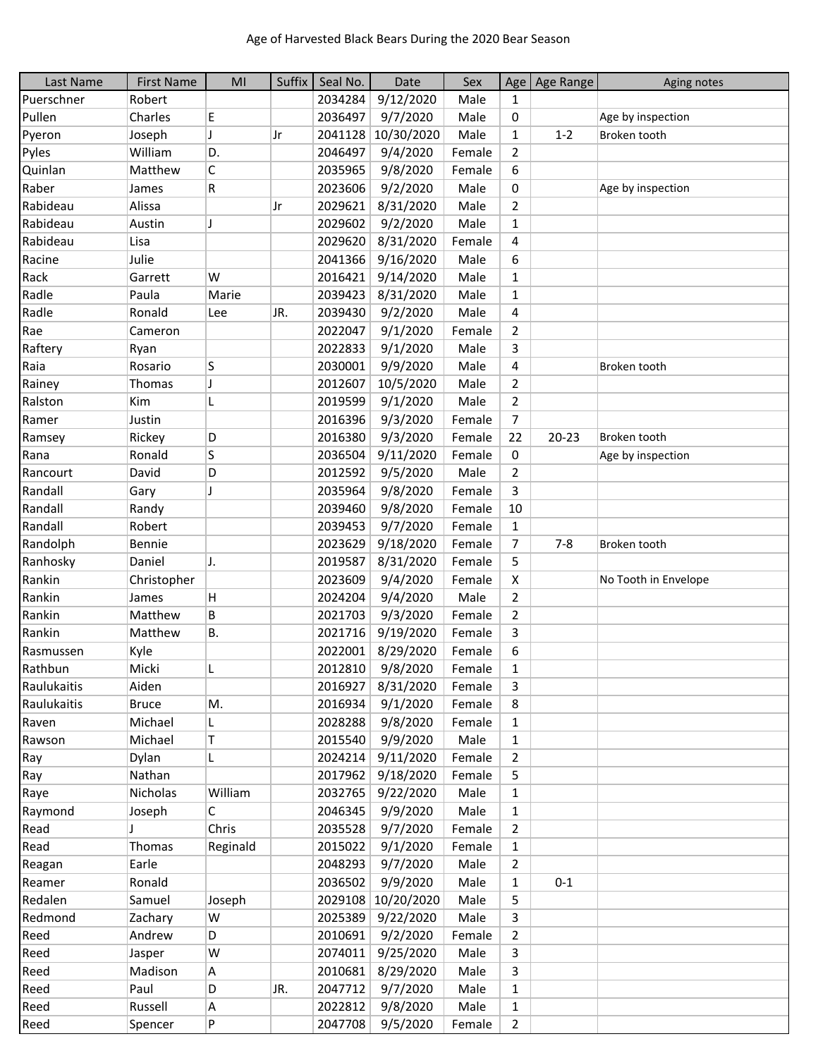Age of Harvested Black Bears During the 2020 Bear Season

| Last Name | First Name | MI | Suffix | Seal No. | Date | Sex | Age | Age Range | Aging notes |
|---|---|---|---|---|---|---|---|---|---|
| Puerschner | Robert | | | 2034284 | 9/12/2020 | Male | 1 | | |
| Pullen | Charles | E | | 2036497 | 9/7/2020 | Male | 0 | | Age by inspection |
| Pyeron | Joseph | J | Jr | 2041128 | 10/30/2020 | Male | 1 | 1-2 | Broken tooth |
| Pyles | William | D. | | 2046497 | 9/4/2020 | Female | 2 | | |
| Quinlan | Matthew | C | | 2035965 | 9/8/2020 | Female | 6 | | |
| Raber | James | R | | 2023606 | 9/2/2020 | Male | 0 | | Age by inspection |
| Rabideau | Alissa | | Jr | 2029621 | 8/31/2020 | Male | 2 | | |
| Rabideau | Austin | J | | 2029602 | 9/2/2020 | Male | 1 | | |
| Rabideau | Lisa | | | 2029620 | 8/31/2020 | Female | 4 | | |
| Racine | Julie | | | 2041366 | 9/16/2020 | Male | 6 | | |
| Rack | Garrett | W | | 2016421 | 9/14/2020 | Male | 1 | | |
| Radle | Paula | Marie | | 2039423 | 8/31/2020 | Male | 1 | | |
| Radle | Ronald | Lee | JR. | 2039430 | 9/2/2020 | Male | 4 | | |
| Rae | Cameron | | | 2022047 | 9/1/2020 | Female | 2 | | |
| Raftery | Ryan | | | 2022833 | 9/1/2020 | Male | 3 | | |
| Raia | Rosario | S | | 2030001 | 9/9/2020 | Male | 4 | | Broken tooth |
| Rainey | Thomas | J | | 2012607 | 10/5/2020 | Male | 2 | | |
| Ralston | Kim | L | | 2019599 | 9/1/2020 | Male | 2 | | |
| Ramer | Justin | | | 2016396 | 9/3/2020 | Female | 7 | | |
| Ramsey | Rickey | D | | 2016380 | 9/3/2020 | Female | 22 | 20-23 | Broken tooth |
| Rana | Ronald | S | | 2036504 | 9/11/2020 | Female | 0 | | Age by inspection |
| Rancourt | David | D | | 2012592 | 9/5/2020 | Male | 2 | | |
| Randall | Gary | J | | 2035964 | 9/8/2020 | Female | 3 | | |
| Randall | Randy | | | 2039460 | 9/8/2020 | Female | 10 | | |
| Randall | Robert | | | 2039453 | 9/7/2020 | Female | 1 | | |
| Randolph | Bennie | | | 2023629 | 9/18/2020 | Female | 7 | 7-8 | Broken tooth |
| Ranhosky | Daniel | J. | | 2019587 | 8/31/2020 | Female | 5 | | |
| Rankin | Christopher | | | 2023609 | 9/4/2020 | Female | X | | No Tooth in Envelope |
| Rankin | James | H | | 2024204 | 9/4/2020 | Male | 2 | | |
| Rankin | Matthew | B | | 2021703 | 9/3/2020 | Female | 2 | | |
| Rankin | Matthew | B. | | 2021716 | 9/19/2020 | Female | 3 | | |
| Rasmussen | Kyle | | | 2022001 | 8/29/2020 | Female | 6 | | |
| Rathbun | Micki | L | | 2012810 | 9/8/2020 | Female | 1 | | |
| Raulukaitis | Aiden | | | 2016927 | 8/31/2020 | Female | 3 | | |
| Raulukaitis | Bruce | M. | | 2016934 | 9/1/2020 | Female | 8 | | |
| Raven | Michael | L | | 2028288 | 9/8/2020 | Female | 1 | | |
| Rawson | Michael | T | | 2015540 | 9/9/2020 | Male | 1 | | |
| Ray | Dylan | L | | 2024214 | 9/11/2020 | Female | 2 | | |
| Ray | Nathan | | | 2017962 | 9/18/2020 | Female | 5 | | |
| Raye | Nicholas | William | | 2032765 | 9/22/2020 | Male | 1 | | |
| Raymond | Joseph | C | | 2046345 | 9/9/2020 | Male | 1 | | |
| Read | J | Chris | | 2035528 | 9/7/2020 | Female | 2 | | |
| Read | Thomas | Reginald | | 2015022 | 9/1/2020 | Female | 1 | | |
| Reagan | Earle | | | 2048293 | 9/7/2020 | Male | 2 | | |
| Reamer | Ronald | | | 2036502 | 9/9/2020 | Male | 1 | 0-1 | |
| Redalen | Samuel | Joseph | | 2029108 | 10/20/2020 | Male | 5 | | |
| Redmond | Zachary | W | | 2025389 | 9/22/2020 | Male | 3 | | |
| Reed | Andrew | D | | 2010691 | 9/2/2020 | Female | 2 | | |
| Reed | Jasper | W | | 2074011 | 9/25/2020 | Male | 3 | | |
| Reed | Madison | A | | 2010681 | 8/29/2020 | Male | 3 | | |
| Reed | Paul | D | JR. | 2047712 | 9/7/2020 | Male | 1 | | |
| Reed | Russell | A | | 2022812 | 9/8/2020 | Male | 1 | | |
| Reed | Spencer | P | | 2047708 | 9/5/2020 | Female | 2 | | |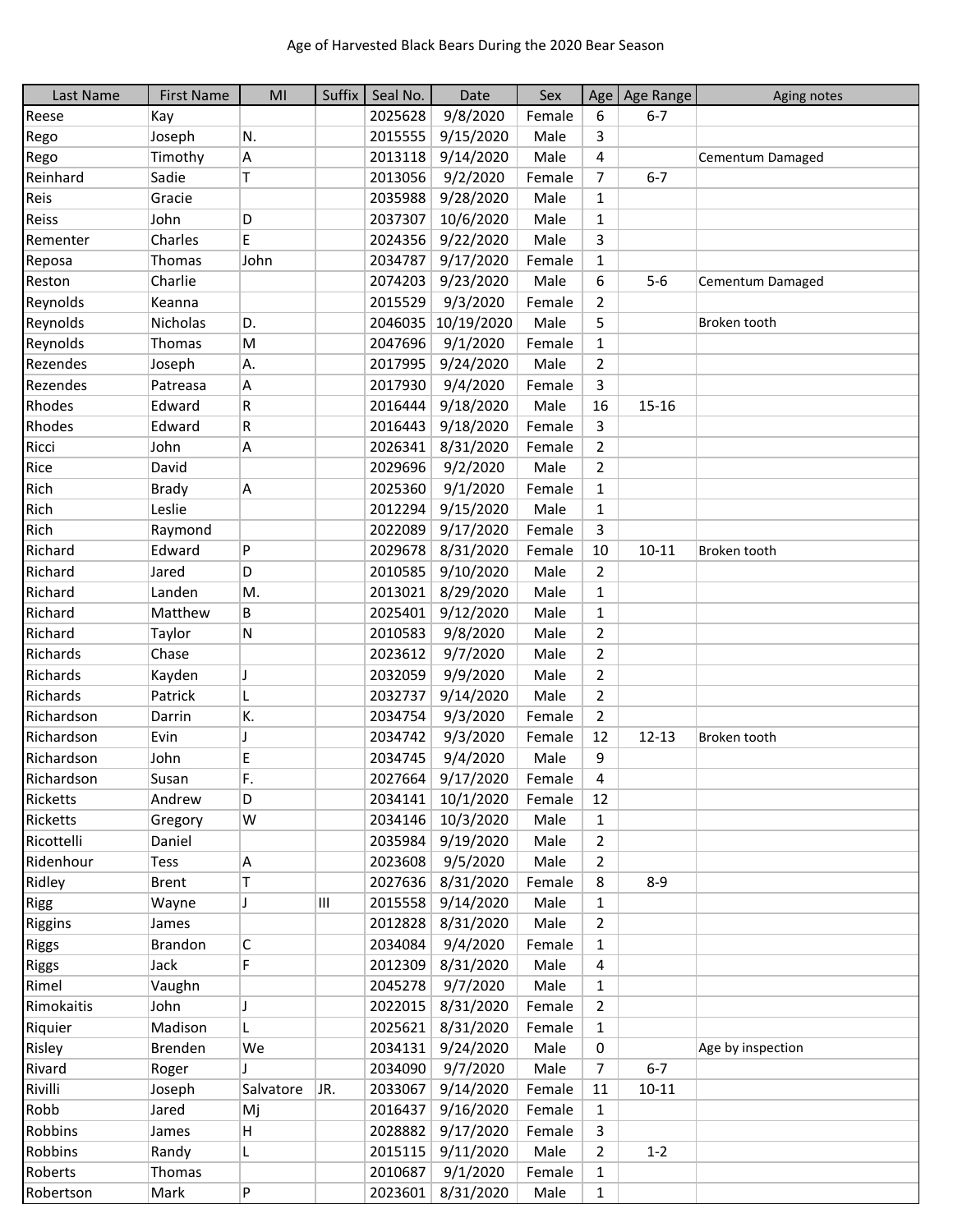Age of Harvested Black Bears During the 2020 Bear Season

| Last Name | First Name | MI | Suffix | Seal No. | Date | Sex | Age | Age Range | Aging notes |
|---|---|---|---|---|---|---|---|---|---|
| Reese | Kay | | | 2025628 | 9/8/2020 | Female | 6 | 6-7 | |
| Rego | Joseph | N. | | 2015555 | 9/15/2020 | Male | 3 | | |
| Rego | Timothy | A | | 2013118 | 9/14/2020 | Male | 4 | | Cementum Damaged |
| Reinhard | Sadie | T | | 2013056 | 9/2/2020 | Female | 7 | 6-7 | |
| Reis | Gracie | | | 2035988 | 9/28/2020 | Male | 1 | | |
| Reiss | John | D | | 2037307 | 10/6/2020 | Male | 1 | | |
| Rementer | Charles | E | | 2024356 | 9/22/2020 | Male | 3 | | |
| Reposa | Thomas | John | | 2034787 | 9/17/2020 | Female | 1 | | |
| Reston | Charlie | | | 2074203 | 9/23/2020 | Male | 6 | 5-6 | Cementum Damaged |
| Reynolds | Keanna | | | 2015529 | 9/3/2020 | Female | 2 | | |
| Reynolds | Nicholas | D. | | 2046035 | 10/19/2020 | Male | 5 | | Broken tooth |
| Reynolds | Thomas | M | | 2047696 | 9/1/2020 | Female | 1 | | |
| Rezendes | Joseph | A. | | 2017995 | 9/24/2020 | Male | 2 | | |
| Rezendes | Patreasa | A | | 2017930 | 9/4/2020 | Female | 3 | | |
| Rhodes | Edward | R | | 2016444 | 9/18/2020 | Male | 16 | 15-16 | |
| Rhodes | Edward | R | | 2016443 | 9/18/2020 | Female | 3 | | |
| Ricci | John | A | | 2026341 | 8/31/2020 | Female | 2 | | |
| Rice | David | | | 2029696 | 9/2/2020 | Male | 2 | | |
| Rich | Brady | A | | 2025360 | 9/1/2020 | Female | 1 | | |
| Rich | Leslie | | | 2012294 | 9/15/2020 | Male | 1 | | |
| Rich | Raymond | | | 2022089 | 9/17/2020 | Female | 3 | | |
| Richard | Edward | P | | 2029678 | 8/31/2020 | Female | 10 | 10-11 | Broken tooth |
| Richard | Jared | D | | 2010585 | 9/10/2020 | Male | 2 | | |
| Richard | Landen | M. | | 2013021 | 8/29/2020 | Male | 1 | | |
| Richard | Matthew | B | | 2025401 | 9/12/2020 | Male | 1 | | |
| Richard | Taylor | N | | 2010583 | 9/8/2020 | Male | 2 | | |
| Richards | Chase | | | 2023612 | 9/7/2020 | Male | 2 | | |
| Richards | Kayden | J | | 2032059 | 9/9/2020 | Male | 2 | | |
| Richards | Patrick | L | | 2032737 | 9/14/2020 | Male | 2 | | |
| Richardson | Darrin | K. | | 2034754 | 9/3/2020 | Female | 2 | | |
| Richardson | Evin | J | | 2034742 | 9/3/2020 | Female | 12 | 12-13 | Broken tooth |
| Richardson | John | E | | 2034745 | 9/4/2020 | Male | 9 | | |
| Richardson | Susan | F. | | 2027664 | 9/17/2020 | Female | 4 | | |
| Ricketts | Andrew | D | | 2034141 | 10/1/2020 | Female | 12 | | |
| Ricketts | Gregory | W | | 2034146 | 10/3/2020 | Male | 1 | | |
| Ricottelli | Daniel | | | 2035984 | 9/19/2020 | Male | 2 | | |
| Ridenhour | Tess | A | | 2023608 | 9/5/2020 | Male | 2 | | |
| Ridley | Brent | T | | 2027636 | 8/31/2020 | Female | 8 | 8-9 | |
| Rigg | Wayne | J | III | 2015558 | 9/14/2020 | Male | 1 | | |
| Riggins | James | | | 2012828 | 8/31/2020 | Male | 2 | | |
| Riggs | Brandon | C | | 2034084 | 9/4/2020 | Female | 1 | | |
| Riggs | Jack | F | | 2012309 | 8/31/2020 | Male | 4 | | |
| Rimel | Vaughn | | | 2045278 | 9/7/2020 | Male | 1 | | |
| Rimokaitis | John | J | | 2022015 | 8/31/2020 | Female | 2 | | |
| Riquier | Madison | L | | 2025621 | 8/31/2020 | Female | 1 | | |
| Risley | Brenden | We | | 2034131 | 9/24/2020 | Male | 0 | | Age by inspection |
| Rivard | Roger | J | | 2034090 | 9/7/2020 | Male | 7 | 6-7 | |
| Rivilli | Joseph | Salvatore | JR. | 2033067 | 9/14/2020 | Female | 11 | 10-11 | |
| Robb | Jared | Mj | | 2016437 | 9/16/2020 | Female | 1 | | |
| Robbins | James | H | | 2028882 | 9/17/2020 | Female | 3 | | |
| Robbins | Randy | L | | 2015115 | 9/11/2020 | Male | 2 | 1-2 | |
| Roberts | Thomas | | | 2010687 | 9/1/2020 | Female | 1 | | |
| Robertson | Mark | P | | 2023601 | 8/31/2020 | Male | 1 | | |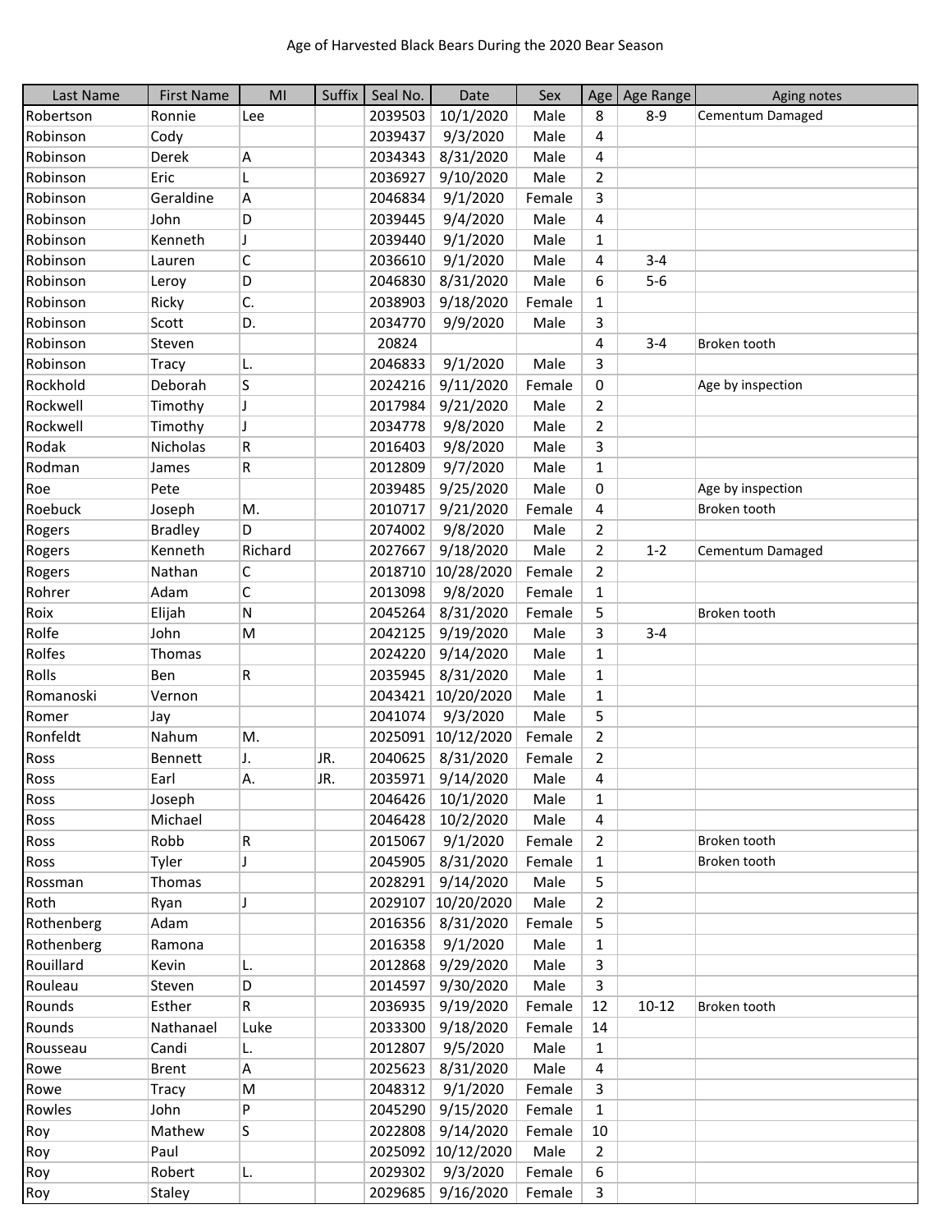Age of Harvested Black Bears During the 2020 Bear Season

| Last Name | First Name | MI | Suffix | Seal No. | Date | Sex | Age | Age Range | Aging notes |
|---|---|---|---|---|---|---|---|---|---|
| Robertson | Ronnie | Lee | | 2039503 | 10/1/2020 | Male | 8 | 8-9 | Cementum Damaged |
| Robinson | Cody | | | 2039437 | 9/3/2020 | Male | 4 | | |
| Robinson | Derek | A | | 2034343 | 8/31/2020 | Male | 4 | | |
| Robinson | Eric | L | | 2036927 | 9/10/2020 | Male | 2 | | |
| Robinson | Geraldine | A | | 2046834 | 9/1/2020 | Female | 3 | | |
| Robinson | John | D | | 2039445 | 9/4/2020 | Male | 4 | | |
| Robinson | Kenneth | J | | 2039440 | 9/1/2020 | Male | 1 | | |
| Robinson | Lauren | C | | 2036610 | 9/1/2020 | Male | 4 | 3-4 | |
| Robinson | Leroy | D | | 2046830 | 8/31/2020 | Male | 6 | 5-6 | |
| Robinson | Ricky | C. | | 2038903 | 9/18/2020 | Female | 1 | | |
| Robinson | Scott | D. | | 2034770 | 9/9/2020 | Male | 3 | | |
| Robinson | Steven | | | 20824 | | | 4 | 3-4 | Broken tooth |
| Robinson | Tracy | L. | | 2046833 | 9/1/2020 | Male | 3 | | |
| Rockhold | Deborah | S | | 2024216 | 9/11/2020 | Female | 0 | | Age by inspection |
| Rockwell | Timothy | J | | 2017984 | 9/21/2020 | Male | 2 | | |
| Rockwell | Timothy | J | | 2034778 | 9/8/2020 | Male | 2 | | |
| Rodak | Nicholas | R | | 2016403 | 9/8/2020 | Male | 3 | | |
| Rodman | James | R | | 2012809 | 9/7/2020 | Male | 1 | | |
| Roe | Pete | | | 2039485 | 9/25/2020 | Male | 0 | | Age by inspection |
| Roebuck | Joseph | M. | | 2010717 | 9/21/2020 | Female | 4 | | Broken tooth |
| Rogers | Bradley | D | | 2074002 | 9/8/2020 | Male | 2 | | |
| Rogers | Kenneth | Richard | | 2027667 | 9/18/2020 | Male | 2 | 1-2 | Cementum Damaged |
| Rogers | Nathan | C | | 2018710 | 10/28/2020 | Female | 2 | | |
| Rohrer | Adam | C | | 2013098 | 9/8/2020 | Female | 1 | | |
| Roix | Elijah | N | | 2045264 | 8/31/2020 | Female | 5 | | Broken tooth |
| Rolfe | John | M | | 2042125 | 9/19/2020 | Male | 3 | 3-4 | |
| Rolfes | Thomas | | | 2024220 | 9/14/2020 | Male | 1 | | |
| Rolls | Ben | R | | 2035945 | 8/31/2020 | Male | 1 | | |
| Romanoski | Vernon | | | 2043421 | 10/20/2020 | Male | 1 | | |
| Romer | Jay | | | 2041074 | 9/3/2020 | Male | 5 | | |
| Ronfeldt | Nahum | M. | | 2025091 | 10/12/2020 | Female | 2 | | |
| Ross | Bennett | J. | JR. | 2040625 | 8/31/2020 | Female | 2 | | |
| Ross | Earl | A. | JR. | 2035971 | 9/14/2020 | Male | 4 | | |
| Ross | Joseph | | | 2046426 | 10/1/2020 | Male | 1 | | |
| Ross | Michael | | | 2046428 | 10/2/2020 | Male | 4 | | |
| Ross | Robb | R | | 2015067 | 9/1/2020 | Female | 2 | | Broken tooth |
| Ross | Tyler | J | | 2045905 | 8/31/2020 | Female | 1 | | Broken tooth |
| Rossman | Thomas | | | 2028291 | 9/14/2020 | Male | 5 | | |
| Roth | Ryan | J | | 2029107 | 10/20/2020 | Male | 2 | | |
| Rothenberg | Adam | | | 2016356 | 8/31/2020 | Female | 5 | | |
| Rothenberg | Ramona | | | 2016358 | 9/1/2020 | Male | 1 | | |
| Rouillard | Kevin | L. | | 2012868 | 9/29/2020 | Male | 3 | | |
| Rouleau | Steven | D | | 2014597 | 9/30/2020 | Male | 3 | | |
| Rounds | Esther | R | | 2036935 | 9/19/2020 | Female | 12 | 10-12 | Broken tooth |
| Rounds | Nathanael | Luke | | 2033300 | 9/18/2020 | Female | 14 | | |
| Rousseau | Candi | L. | | 2012807 | 9/5/2020 | Male | 1 | | |
| Rowe | Brent | A | | 2025623 | 8/31/2020 | Male | 4 | | |
| Rowe | Tracy | M | | 2048312 | 9/1/2020 | Female | 3 | | |
| Rowles | John | P | | 2045290 | 9/15/2020 | Female | 1 | | |
| Roy | Mathew | S | | 2022808 | 9/14/2020 | Female | 10 | | |
| Roy | Paul | | | 2025092 | 10/12/2020 | Male | 2 | | |
| Roy | Robert | L. | | 2029302 | 9/3/2020 | Female | 6 | | |
| Roy | Staley | | | 2029685 | 9/16/2020 | Female | 3 | | |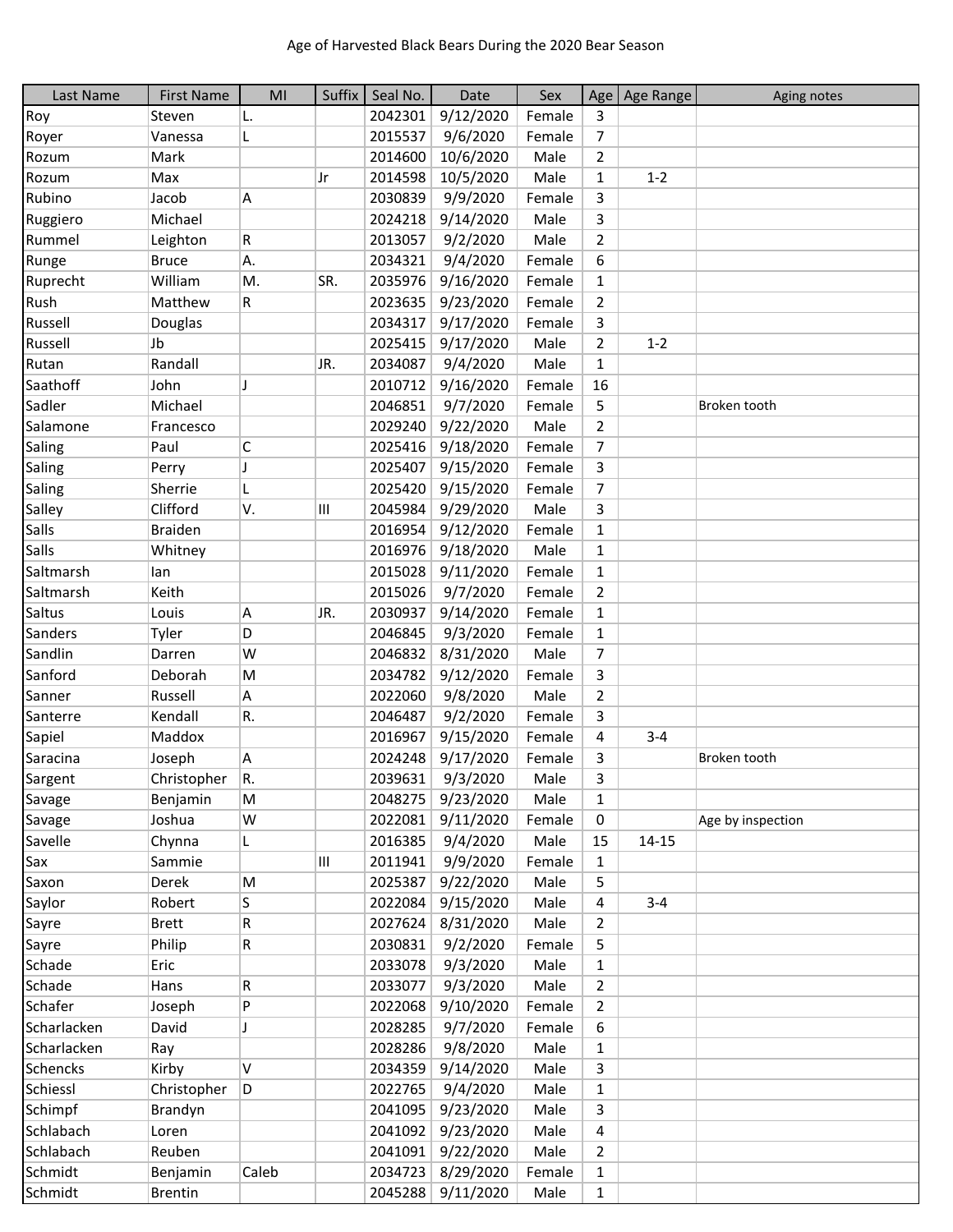Age of Harvested Black Bears During the 2020 Bear Season

| Last Name | First Name | MI | Suffix | Seal No. | Date | Sex | Age | Age Range | Aging notes |
|---|---|---|---|---|---|---|---|---|---|
| Roy | Steven | L. | | 2042301 | 9/12/2020 | Female | 3 | | |
| Royer | Vanessa | L | | 2015537 | 9/6/2020 | Female | 7 | | |
| Rozum | Mark | | | 2014600 | 10/6/2020 | Male | 2 | | |
| Rozum | Max | | Jr | 2014598 | 10/5/2020 | Male | 1 | 1-2 | |
| Rubino | Jacob | A | | 2030839 | 9/9/2020 | Female | 3 | | |
| Ruggiero | Michael | | | 2024218 | 9/14/2020 | Male | 3 | | |
| Rummel | Leighton | R | | 2013057 | 9/2/2020 | Male | 2 | | |
| Runge | Bruce | A. | | 2034321 | 9/4/2020 | Female | 6 | | |
| Ruprecht | William | M. | SR. | 2035976 | 9/16/2020 | Female | 1 | | |
| Rush | Matthew | R | | 2023635 | 9/23/2020 | Female | 2 | | |
| Russell | Douglas | | | 2034317 | 9/17/2020 | Female | 3 | | |
| Russell | Jb | | | 2025415 | 9/17/2020 | Male | 2 | 1-2 | |
| Rutan | Randall | | JR. | 2034087 | 9/4/2020 | Male | 1 | | |
| Saathoff | John | J | | 2010712 | 9/16/2020 | Female | 16 | | |
| Sadler | Michael | | | 2046851 | 9/7/2020 | Female | 5 | | Broken tooth |
| Salamone | Francesco | | | 2029240 | 9/22/2020 | Male | 2 | | |
| Saling | Paul | C | | 2025416 | 9/18/2020 | Female | 7 | | |
| Saling | Perry | J | | 2025407 | 9/15/2020 | Female | 3 | | |
| Saling | Sherrie | L | | 2025420 | 9/15/2020 | Female | 7 | | |
| Salley | Clifford | V. | III | 2045984 | 9/29/2020 | Male | 3 | | |
| Salls | Braiden | | | 2016954 | 9/12/2020 | Female | 1 | | |
| Salls | Whitney | | | 2016976 | 9/18/2020 | Male | 1 | | |
| Saltmarsh | Ian | | | 2015028 | 9/11/2020 | Female | 1 | | |
| Saltmarsh | Keith | | | 2015026 | 9/7/2020 | Female | 2 | | |
| Saltus | Louis | A | JR. | 2030937 | 9/14/2020 | Female | 1 | | |
| Sanders | Tyler | D | | 2046845 | 9/3/2020 | Female | 1 | | |
| Sandlin | Darren | W | | 2046832 | 8/31/2020 | Male | 7 | | |
| Sanford | Deborah | M | | 2034782 | 9/12/2020 | Female | 3 | | |
| Sanner | Russell | A | | 2022060 | 9/8/2020 | Male | 2 | | |
| Santerre | Kendall | R. | | 2046487 | 9/2/2020 | Female | 3 | | |
| Sapiel | Maddox | | | 2016967 | 9/15/2020 | Female | 4 | 3-4 | |
| Saracina | Joseph | A | | 2024248 | 9/17/2020 | Female | 3 | | Broken tooth |
| Sargent | Christopher | R. | | 2039631 | 9/3/2020 | Male | 3 | | |
| Savage | Benjamin | M | | 2048275 | 9/23/2020 | Male | 1 | | |
| Savage | Joshua | W | | 2022081 | 9/11/2020 | Female | 0 | | Age by inspection |
| Savelle | Chynna | L | | 2016385 | 9/4/2020 | Male | 15 | 14-15 | |
| Sax | Sammie | | III | 2011941 | 9/9/2020 | Female | 1 | | |
| Saxon | Derek | M | | 2025387 | 9/22/2020 | Male | 5 | | |
| Saylor | Robert | S | | 2022084 | 9/15/2020 | Male | 4 | 3-4 | |
| Sayre | Brett | R | | 2027624 | 8/31/2020 | Male | 2 | | |
| Sayre | Philip | R | | 2030831 | 9/2/2020 | Female | 5 | | |
| Schade | Eric | | | 2033078 | 9/3/2020 | Male | 1 | | |
| Schade | Hans | R | | 2033077 | 9/3/2020 | Male | 2 | | |
| Schafer | Joseph | P | | 2022068 | 9/10/2020 | Female | 2 | | |
| Scharlacken | David | J | | 2028285 | 9/7/2020 | Female | 6 | | |
| Scharlacken | Ray | | | 2028286 | 9/8/2020 | Male | 1 | | |
| Schencks | Kirby | V | | 2034359 | 9/14/2020 | Male | 3 | | |
| Schiessl | Christopher | D | | 2022765 | 9/4/2020 | Male | 1 | | |
| Schimpf | Brandyn | | | 2041095 | 9/23/2020 | Male | 3 | | |
| Schlabach | Loren | | | 2041092 | 9/23/2020 | Male | 4 | | |
| Schlabach | Reuben | | | 2041091 | 9/22/2020 | Male | 2 | | |
| Schmidt | Benjamin | Caleb | | 2034723 | 8/29/2020 | Female | 1 | | |
| Schmidt | Brentin | | | 2045288 | 9/11/2020 | Male | 1 | | |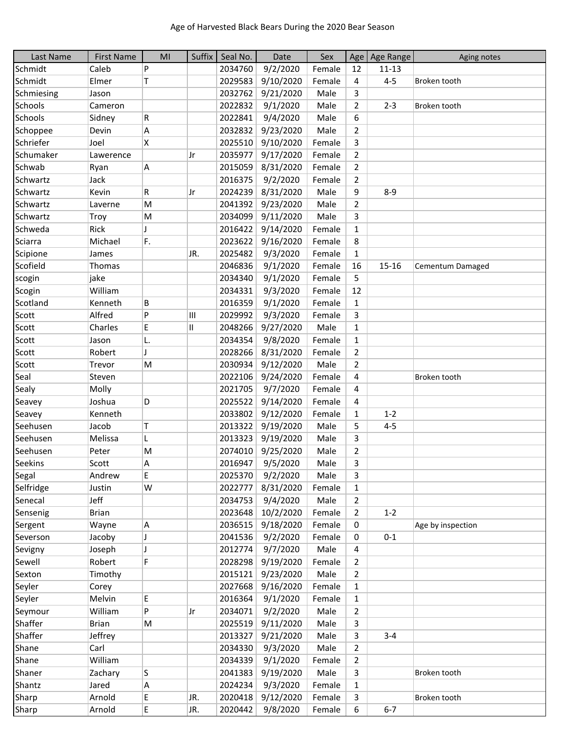Age of Harvested Black Bears During the 2020 Bear Season

| Last Name | First Name | MI | Suffix | Seal No. | Date | Sex | Age | Age Range | Aging notes |
|---|---|---|---|---|---|---|---|---|---|
| Schmidt | Caleb | P | | 2034760 | 9/2/2020 | Female | 12 | 11-13 | |
| Schmidt | Elmer | T | | 2029583 | 9/10/2020 | Female | 4 | 4-5 | Broken tooth |
| Schmiesing | Jason | | | 2032762 | 9/21/2020 | Male | 3 | | |
| Schools | Cameron | | | 2022832 | 9/1/2020 | Male | 2 | 2-3 | Broken tooth |
| Schools | Sidney | R | | 2022841 | 9/4/2020 | Male | 6 | | |
| Schoppee | Devin | A | | 2032832 | 9/23/2020 | Male | 2 | | |
| Schriefer | Joel | X | | 2025510 | 9/10/2020 | Female | 3 | | |
| Schumaker | Lawerence | | Jr | 2035977 | 9/17/2020 | Female | 2 | | |
| Schwab | Ryan | A | | 2015059 | 8/31/2020 | Female | 2 | | |
| Schwartz | Jack | | | 2016375 | 9/2/2020 | Female | 2 | | |
| Schwartz | Kevin | R | Jr | 2024239 | 8/31/2020 | Male | 9 | 8-9 | |
| Schwartz | Laverne | M | | 2041392 | 9/23/2020 | Male | 2 | | |
| Schwartz | Troy | M | | 2034099 | 9/11/2020 | Male | 3 | | |
| Schweda | Rick | J | | 2016422 | 9/14/2020 | Female | 1 | | |
| Sciarra | Michael | F. | | 2023622 | 9/16/2020 | Female | 8 | | |
| Scipione | James | | JR. | 2025482 | 9/3/2020 | Female | 1 | | |
| Scofield | Thomas | | | 2046836 | 9/1/2020 | Female | 16 | 15-16 | Cementum Damaged |
| scogin | jake | | | 2034340 | 9/1/2020 | Female | 5 | | |
| Scogin | William | | | 2034331 | 9/3/2020 | Female | 12 | | |
| Scotland | Kenneth | B | | 2016359 | 9/1/2020 | Female | 1 | | |
| Scott | Alfred | P | III | 2029992 | 9/3/2020 | Female | 3 | | |
| Scott | Charles | E | II | 2048266 | 9/27/2020 | Male | 1 | | |
| Scott | Jason | L. | | 2034354 | 9/8/2020 | Female | 1 | | |
| Scott | Robert | J | | 2028266 | 8/31/2020 | Female | 2 | | |
| Scott | Trevor | M | | 2030934 | 9/12/2020 | Male | 2 | | |
| Seal | Steven | | | 2022106 | 9/24/2020 | Female | 4 | | Broken tooth |
| Sealy | Molly | | | 2021705 | 9/7/2020 | Female | 4 | | |
| Seavey | Joshua | D | | 2025522 | 9/14/2020 | Female | 4 | | |
| Seavey | Kenneth | | | 2033802 | 9/12/2020 | Female | 1 | 1-2 | |
| Seehusen | Jacob | T | | 2013322 | 9/19/2020 | Male | 5 | 4-5 | |
| Seehusen | Melissa | L | | 2013323 | 9/19/2020 | Male | 3 | | |
| Seehusen | Peter | M | | 2074010 | 9/25/2020 | Male | 2 | | |
| Seekins | Scott | A | | 2016947 | 9/5/2020 | Male | 3 | | |
| Segal | Andrew | E | | 2025370 | 9/2/2020 | Male | 3 | | |
| Selfridge | Justin | W | | 2022777 | 8/31/2020 | Female | 1 | | |
| Senecal | Jeff | | | 2034753 | 9/4/2020 | Male | 2 | | |
| Sensenig | Brian | | | 2023648 | 10/2/2020 | Female | 2 | 1-2 | |
| Sergent | Wayne | A | | 2036515 | 9/18/2020 | Female | 0 | | Age by inspection |
| Severson | Jacoby | J | | 2041536 | 9/2/2020 | Female | 0 | 0-1 | |
| Sevigny | Joseph | J | | 2012774 | 9/7/2020 | Male | 4 | | |
| Sewell | Robert | F | | 2028298 | 9/19/2020 | Female | 2 | | |
| Sexton | Timothy | | | 2015121 | 9/23/2020 | Male | 2 | | |
| Seyler | Corey | | | 2027668 | 9/16/2020 | Female | 1 | | |
| Seyler | Melvin | E | | 2016364 | 9/1/2020 | Female | 1 | | |
| Seymour | William | P | Jr | 2034071 | 9/2/2020 | Male | 2 | | |
| Shaffer | Brian | M | | 2025519 | 9/11/2020 | Male | 3 | | |
| Shaffer | Jeffrey | | | 2013327 | 9/21/2020 | Male | 3 | 3-4 | |
| Shane | Carl | | | 2034330 | 9/3/2020 | Male | 2 | | |
| Shane | William | | | 2034339 | 9/1/2020 | Female | 2 | | |
| Shaner | Zachary | S | | 2041383 | 9/19/2020 | Male | 3 | | Broken tooth |
| Shantz | Jared | A | | 2024234 | 9/3/2020 | Female | 1 | | |
| Sharp | Arnold | E | JR. | 2020418 | 9/12/2020 | Female | 3 | | Broken tooth |
| Sharp | Arnold | E | JR. | 2020442 | 9/8/2020 | Female | 6 | 6-7 | |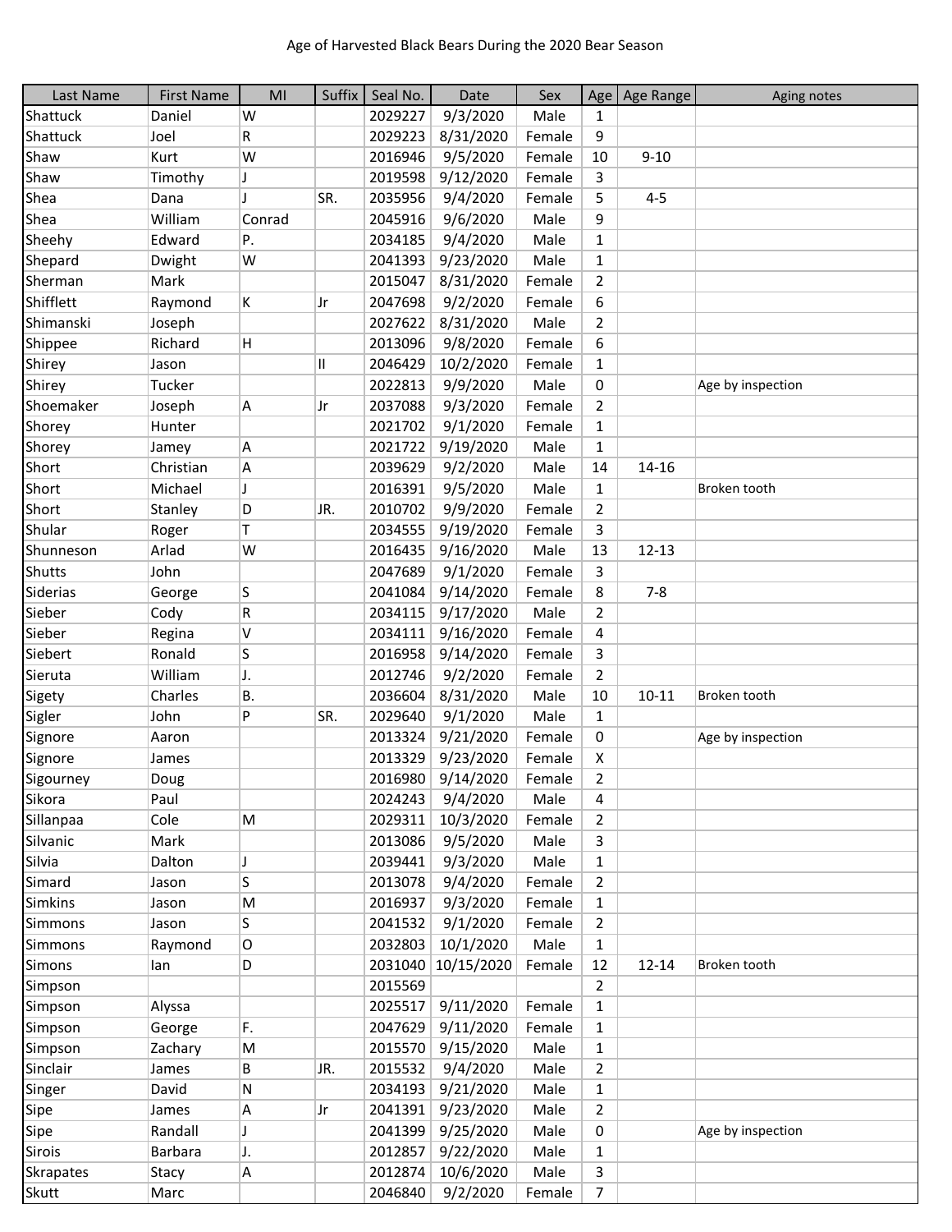Age of Harvested Black Bears During the 2020 Bear Season

| Last Name | First Name | MI | Suffix | Seal No. | Date | Sex | Age | Age Range | Aging notes |
|---|---|---|---|---|---|---|---|---|---|
| Shattuck | Daniel | W | | 2029227 | 9/3/2020 | Male | 1 | | |
| Shattuck | Joel | R | | 2029223 | 8/31/2020 | Female | 9 | | |
| Shaw | Kurt | W | | 2016946 | 9/5/2020 | Female | 10 | 9-10 | |
| Shaw | Timothy | J | | 2019598 | 9/12/2020 | Female | 3 | | |
| Shea | Dana | J | SR. | 2035956 | 9/4/2020 | Female | 5 | 4-5 | |
| Shea | William | Conrad | | 2045916 | 9/6/2020 | Male | 9 | | |
| Sheehy | Edward | P. | | 2034185 | 9/4/2020 | Male | 1 | | |
| Shepard | Dwight | W | | 2041393 | 9/23/2020 | Male | 1 | | |
| Sherman | Mark | | | 2015047 | 8/31/2020 | Female | 2 | | |
| Shifflett | Raymond | K | Jr | 2047698 | 9/2/2020 | Female | 6 | | |
| Shimanski | Joseph | | | 2027622 | 8/31/2020 | Male | 2 | | |
| Shippee | Richard | H | | 2013096 | 9/8/2020 | Female | 6 | | |
| Shirey | Jason | | II | 2046429 | 10/2/2020 | Female | 1 | | |
| Shirey | Tucker | | | 2022813 | 9/9/2020 | Male | 0 | | Age by inspection |
| Shoemaker | Joseph | A | Jr | 2037088 | 9/3/2020 | Female | 2 | | |
| Shorey | Hunter | | | 2021702 | 9/1/2020 | Female | 1 | | |
| Shorey | Jamey | A | | 2021722 | 9/19/2020 | Male | 1 | | |
| Short | Christian | A | | 2039629 | 9/2/2020 | Male | 14 | 14-16 | |
| Short | Michael | J | | 2016391 | 9/5/2020 | Male | 1 | | Broken tooth |
| Short | Stanley | D | JR. | 2010702 | 9/9/2020 | Female | 2 | | |
| Shular | Roger | T | | 2034555 | 9/19/2020 | Female | 3 | | |
| Shunneson | Arlad | W | | 2016435 | 9/16/2020 | Male | 13 | 12-13 | |
| Shutts | John | | | 2047689 | 9/1/2020 | Female | 3 | | |
| Siderias | George | S | | 2041084 | 9/14/2020 | Female | 8 | 7-8 | |
| Sieber | Cody | R | | 2034115 | 9/17/2020 | Male | 2 | | |
| Sieber | Regina | V | | 2034111 | 9/16/2020 | Female | 4 | | |
| Siebert | Ronald | S | | 2016958 | 9/14/2020 | Female | 3 | | |
| Sieruta | William | J. | | 2012746 | 9/2/2020 | Female | 2 | | |
| Sigety | Charles | B. | | 2036604 | 8/31/2020 | Male | 10 | 10-11 | Broken tooth |
| Sigler | John | P | SR. | 2029640 | 9/1/2020 | Male | 1 | | |
| Signore | Aaron | | | 2013324 | 9/21/2020 | Female | 0 | | Age by inspection |
| Signore | James | | | 2013329 | 9/23/2020 | Female | X | | |
| Sigourney | Doug | | | 2016980 | 9/14/2020 | Female | 2 | | |
| Sikora | Paul | | | 2024243 | 9/4/2020 | Male | 4 | | |
| Sillanpaa | Cole | M | | 2029311 | 10/3/2020 | Female | 2 | | |
| Silvanic | Mark | | | 2013086 | 9/5/2020 | Male | 3 | | |
| Silvia | Dalton | J | | 2039441 | 9/3/2020 | Male | 1 | | |
| Simard | Jason | S | | 2013078 | 9/4/2020 | Female | 2 | | |
| Simkins | Jason | M | | 2016937 | 9/3/2020 | Female | 1 | | |
| Simmons | Jason | S | | 2041532 | 9/1/2020 | Female | 2 | | |
| Simmons | Raymond | O | | 2032803 | 10/1/2020 | Male | 1 | | |
| Simons | Ian | D | | 2031040 | 10/15/2020 | Female | 12 | 12-14 | Broken tooth |
| Simpson | | | | 2015569 | | | 2 | | |
| Simpson | Alyssa | | | 2025517 | 9/11/2020 | Female | 1 | | |
| Simpson | George | F. | | 2047629 | 9/11/2020 | Female | 1 | | |
| Simpson | Zachary | M | | 2015570 | 9/15/2020 | Male | 1 | | |
| Sinclair | James | B | JR. | 2015532 | 9/4/2020 | Male | 2 | | |
| Singer | David | N | | 2034193 | 9/21/2020 | Male | 1 | | |
| Sipe | James | A | Jr | 2041391 | 9/23/2020 | Male | 2 | | |
| Sipe | Randall | J | | 2041399 | 9/25/2020 | Male | 0 | | Age by inspection |
| Sirois | Barbara | J. | | 2012857 | 9/22/2020 | Male | 1 | | |
| Skrapates | Stacy | A | | 2012874 | 10/6/2020 | Male | 3 | | |
| Skutt | Marc | | | 2046840 | 9/2/2020 | Female | 7 | | |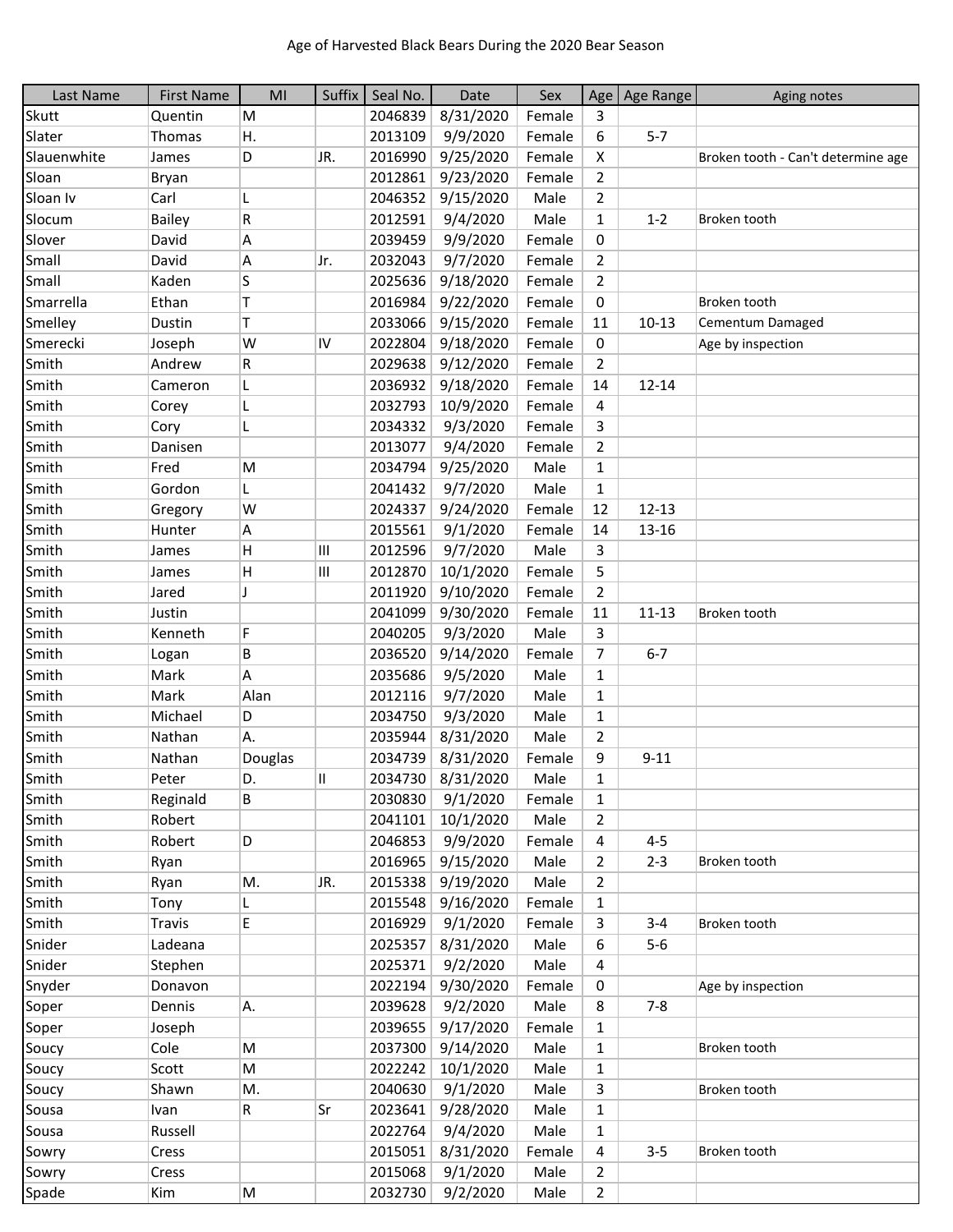Age of Harvested Black Bears During the 2020 Bear Season

| Last Name | First Name | MI | Suffix | Seal No. | Date | Sex | Age | Age Range | Aging notes |
|---|---|---|---|---|---|---|---|---|---|
| Skutt | Quentin | M | | 2046839 | 8/31/2020 | Female | 3 | | |
| Slater | Thomas | H. | | 2013109 | 9/9/2020 | Female | 6 | 5-7 | |
| Slauenwhite | James | D | JR. | 2016990 | 9/25/2020 | Female | X | | Broken tooth - Can't determine age |
| Sloan | Bryan | | | 2012861 | 9/23/2020 | Female | 2 | | |
| Sloan Iv | Carl | L | | 2046352 | 9/15/2020 | Male | 2 | | |
| Slocum | Bailey | R | | 2012591 | 9/4/2020 | Male | 1 | 1-2 | Broken tooth |
| Slover | David | A | | 2039459 | 9/9/2020 | Female | 0 | | |
| Small | David | A | Jr. | 2032043 | 9/7/2020 | Female | 2 | | |
| Small | Kaden | S | | 2025636 | 9/18/2020 | Female | 2 | | |
| Smarrella | Ethan | T | | 2016984 | 9/22/2020 | Female | 0 | | Broken tooth |
| Smelley | Dustin | T | | 2033066 | 9/15/2020 | Female | 11 | 10-13 | Cementum Damaged |
| Smerecki | Joseph | W | IV | 2022804 | 9/18/2020 | Female | 0 | | Age by inspection |
| Smith | Andrew | R | | 2029638 | 9/12/2020 | Female | 2 | | |
| Smith | Cameron | L | | 2036932 | 9/18/2020 | Female | 14 | 12-14 | |
| Smith | Corey | L | | 2032793 | 10/9/2020 | Female | 4 | | |
| Smith | Cory | L | | 2034332 | 9/3/2020 | Female | 3 | | |
| Smith | Danisen | | | 2013077 | 9/4/2020 | Female | 2 | | |
| Smith | Fred | M | | 2034794 | 9/25/2020 | Male | 1 | | |
| Smith | Gordon | L | | 2041432 | 9/7/2020 | Male | 1 | | |
| Smith | Gregory | W | | 2024337 | 9/24/2020 | Female | 12 | 12-13 | |
| Smith | Hunter | A | | 2015561 | 9/1/2020 | Female | 14 | 13-16 | |
| Smith | James | H | III | 2012596 | 9/7/2020 | Male | 3 | | |
| Smith | James | H | III | 2012870 | 10/1/2020 | Female | 5 | | |
| Smith | Jared | J | | 2011920 | 9/10/2020 | Female | 2 | | |
| Smith | Justin | | | 2041099 | 9/30/2020 | Female | 11 | 11-13 | Broken tooth |
| Smith | Kenneth | F | | 2040205 | 9/3/2020 | Male | 3 | | |
| Smith | Logan | B | | 2036520 | 9/14/2020 | Female | 7 | 6-7 | |
| Smith | Mark | A | | 2035686 | 9/5/2020 | Male | 1 | | |
| Smith | Mark | Alan | | 2012116 | 9/7/2020 | Male | 1 | | |
| Smith | Michael | D | | 2034750 | 9/3/2020 | Male | 1 | | |
| Smith | Nathan | A. | | 2035944 | 8/31/2020 | Male | 2 | | |
| Smith | Nathan | Douglas | | 2034739 | 8/31/2020 | Female | 9 | 9-11 | |
| Smith | Peter | D. | II | 2034730 | 8/31/2020 | Male | 1 | | |
| Smith | Reginald | B | | 2030830 | 9/1/2020 | Female | 1 | | |
| Smith | Robert | | | 2041101 | 10/1/2020 | Male | 2 | | |
| Smith | Robert | D | | 2046853 | 9/9/2020 | Female | 4 | 4-5 | |
| Smith | Ryan | | | 2016965 | 9/15/2020 | Male | 2 | 2-3 | Broken tooth |
| Smith | Ryan | M. | JR. | 2015338 | 9/19/2020 | Male | 2 | | |
| Smith | Tony | L | | 2015548 | 9/16/2020 | Female | 1 | | |
| Smith | Travis | E | | 2016929 | 9/1/2020 | Female | 3 | 3-4 | Broken tooth |
| Snider | Ladeana | | | 2025357 | 8/31/2020 | Male | 6 | 5-6 | |
| Snider | Stephen | | | 2025371 | 9/2/2020 | Male | 4 | | |
| Snyder | Donavon | | | 2022194 | 9/30/2020 | Female | 0 | | Age by inspection |
| Soper | Dennis | A. | | 2039628 | 9/2/2020 | Male | 8 | 7-8 | |
| Soper | Joseph | | | 2039655 | 9/17/2020 | Female | 1 | | |
| Soucy | Cole | M | | 2037300 | 9/14/2020 | Male | 1 | | Broken tooth |
| Soucy | Scott | M | | 2022242 | 10/1/2020 | Male | 1 | | |
| Soucy | Shawn | M. | | 2040630 | 9/1/2020 | Male | 3 | | Broken tooth |
| Sousa | Ivan | R | Sr | 2023641 | 9/28/2020 | Male | 1 | | |
| Sousa | Russell | | | 2022764 | 9/4/2020 | Male | 1 | | |
| Sowry | Cress | | | 2015051 | 8/31/2020 | Female | 4 | 3-5 | Broken tooth |
| Sowry | Cress | | | 2015068 | 9/1/2020 | Male | 2 | | |
| Spade | Kim | M | | 2032730 | 9/2/2020 | Male | 2 | | |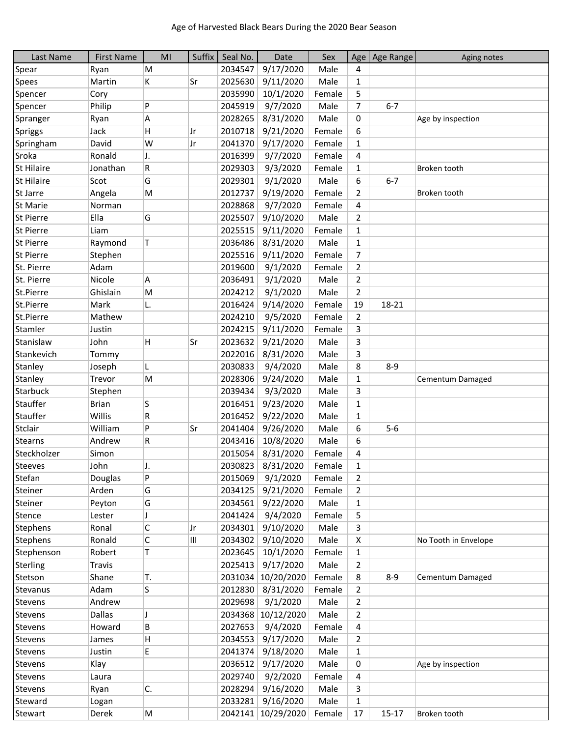Age of Harvested Black Bears During the 2020 Bear Season

| Last Name | First Name | MI | Suffix | Seal No. | Date | Sex | Age | Age Range | Aging notes |
|---|---|---|---|---|---|---|---|---|---|
| Spear | Ryan | M | | 2034547 | 9/17/2020 | Male | 4 | | |
| Spees | Martin | K | Sr | 2025630 | 9/11/2020 | Male | 1 | | |
| Spencer | Cory | | | 2035990 | 10/1/2020 | Female | 5 | | |
| Spencer | Philip | P | | 2045919 | 9/7/2020 | Male | 7 | 6-7 | |
| Spranger | Ryan | A | | 2028265 | 8/31/2020 | Male | 0 | | Age by inspection |
| Spriggs | Jack | H | Jr | 2010718 | 9/21/2020 | Female | 6 | | |
| Springham | David | W | Jr | 2041370 | 9/17/2020 | Female | 1 | | |
| Sroka | Ronald | J. | | 2016399 | 9/7/2020 | Female | 4 | | |
| St Hilaire | Jonathan | R | | 2029303 | 9/3/2020 | Female | 1 | | Broken tooth |
| St Hilaire | Scot | G | | 2029301 | 9/1/2020 | Male | 6 | 6-7 | |
| St Jarre | Angela | M | | 2012737 | 9/19/2020 | Female | 2 | | Broken tooth |
| St Marie | Norman | | | 2028868 | 9/7/2020 | Female | 4 | | |
| St Pierre | Ella | G | | 2025507 | 9/10/2020 | Male | 2 | | |
| St Pierre | Liam | | | 2025515 | 9/11/2020 | Female | 1 | | |
| St Pierre | Raymond | T | | 2036486 | 8/31/2020 | Male | 1 | | |
| St Pierre | Stephen | | | 2025516 | 9/11/2020 | Female | 7 | | |
| St. Pierre | Adam | | | 2019600 | 9/1/2020 | Female | 2 | | |
| St. Pierre | Nicole | A | | 2036491 | 9/1/2020 | Male | 2 | | |
| St.Pierre | Ghislain | M | | 2024212 | 9/1/2020 | Male | 2 | | |
| St.Pierre | Mark | L. | | 2016424 | 9/14/2020 | Female | 19 | 18-21 | |
| St.Pierre | Mathew | | | 2024210 | 9/5/2020 | Female | 2 | | |
| Stamler | Justin | | | 2024215 | 9/11/2020 | Female | 3 | | |
| Stanislaw | John | H | Sr | 2023632 | 9/21/2020 | Male | 3 | | |
| Stankevich | Tommy | | | 2022016 | 8/31/2020 | Male | 3 | | |
| Stanley | Joseph | L | | 2030833 | 9/4/2020 | Male | 8 | 8-9 | |
| Stanley | Trevor | M | | 2028306 | 9/24/2020 | Male | 1 | | Cementum Damaged |
| Starbuck | Stephen | | | 2039434 | 9/3/2020 | Male | 3 | | |
| Stauffer | Brian | S | | 2016451 | 9/23/2020 | Male | 1 | | |
| Stauffer | Willis | R | | 2016452 | 9/22/2020 | Male | 1 | | |
| Stclair | William | P | Sr | 2041404 | 9/26/2020 | Male | 6 | 5-6 | |
| Stearns | Andrew | R | | 2043416 | 10/8/2020 | Male | 6 | | |
| Steckholzer | Simon | | | 2015054 | 8/31/2020 | Female | 4 | | |
| Steeves | John | J. | | 2030823 | 8/31/2020 | Female | 1 | | |
| Stefan | Douglas | P | | 2015069 | 9/1/2020 | Female | 2 | | |
| Steiner | Arden | G | | 2034125 | 9/21/2020 | Female | 2 | | |
| Steiner | Peyton | G | | 2034561 | 9/22/2020 | Male | 1 | | |
| Stence | Lester | J | | 2041424 | 9/4/2020 | Female | 5 | | |
| Stephens | Ronal | C | Jr | 2034301 | 9/10/2020 | Male | 3 | | |
| Stephens | Ronald | C | III | 2034302 | 9/10/2020 | Male | X | | No Tooth in Envelope |
| Stephenson | Robert | T | | 2023645 | 10/1/2020 | Female | 1 | | |
| Sterling | Travis | | | 2025413 | 9/17/2020 | Male | 2 | | |
| Stetson | Shane | T. | | 2031034 | 10/20/2020 | Female | 8 | 8-9 | Cementum Damaged |
| Stevanus | Adam | S | | 2012830 | 8/31/2020 | Female | 2 | | |
| Stevens | Andrew | | | 2029698 | 9/1/2020 | Male | 2 | | |
| Stevens | Dallas | J | | 2034368 | 10/12/2020 | Male | 2 | | |
| Stevens | Howard | B | | 2027653 | 9/4/2020 | Female | 4 | | |
| Stevens | James | H | | 2034553 | 9/17/2020 | Male | 2 | | |
| Stevens | Justin | E | | 2041374 | 9/18/2020 | Male | 1 | | |
| Stevens | Klay | | | 2036512 | 9/17/2020 | Male | 0 | | Age by inspection |
| Stevens | Laura | | | 2029740 | 9/2/2020 | Female | 4 | | |
| Stevens | Ryan | C. | | 2028294 | 9/16/2020 | Male | 3 | | |
| Steward | Logan | | | 2033281 | 9/16/2020 | Male | 1 | | |
| Stewart | Derek | M | | 2042141 | 10/29/2020 | Female | 17 | 15-17 | Broken tooth |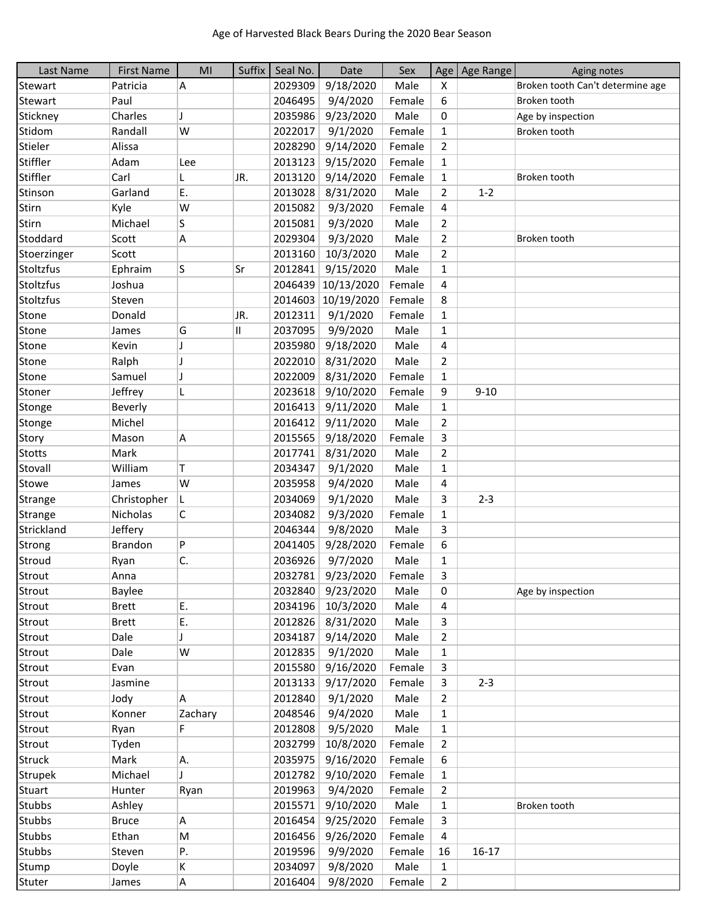Age of Harvested Black Bears During the 2020 Bear Season

| Last Name | First Name | MI | Suffix | Seal No. | Date | Sex | Age | Age Range | Aging notes |
|---|---|---|---|---|---|---|---|---|---|
| Stewart | Patricia | A | | 2029309 | 9/18/2020 | Male | X | | Broken tooth Can't determine age |
| Stewart | Paul | | | 2046495 | 9/4/2020 | Female | 6 | | Broken tooth |
| Stickney | Charles | J | | 2035986 | 9/23/2020 | Male | 0 | | Age by inspection |
| Stidom | Randall | W | | 2022017 | 9/1/2020 | Female | 1 | | Broken tooth |
| Stieler | Alissa | | | 2028290 | 9/14/2020 | Female | 2 | | |
| Stiffler | Adam | Lee | | 2013123 | 9/15/2020 | Female | 1 | | |
| Stiffler | Carl | L | JR. | 2013120 | 9/14/2020 | Female | 1 | | Broken tooth |
| Stinson | Garland | E. | | 2013028 | 8/31/2020 | Male | 2 | 1-2 | |
| Stirn | Kyle | W | | 2015082 | 9/3/2020 | Female | 4 | | |
| Stirn | Michael | S | | 2015081 | 9/3/2020 | Male | 2 | | |
| Stoddard | Scott | A | | 2029304 | 9/3/2020 | Male | 2 | | Broken tooth |
| Stoerzinger | Scott | | | 2013160 | 10/3/2020 | Male | 2 | | |
| Stoltzfus | Ephraim | S | Sr | 2012841 | 9/15/2020 | Male | 1 | | |
| Stoltzfus | Joshua | | | 2046439 | 10/13/2020 | Female | 4 | | |
| Stoltzfus | Steven | | | 2014603 | 10/19/2020 | Female | 8 | | |
| Stone | Donald | | JR. | 2012311 | 9/1/2020 | Female | 1 | | |
| Stone | James | G | II | 2037095 | 9/9/2020 | Male | 1 | | |
| Stone | Kevin | J | | 2035980 | 9/18/2020 | Male | 4 | | |
| Stone | Ralph | J | | 2022010 | 8/31/2020 | Male | 2 | | |
| Stone | Samuel | J | | 2022009 | 8/31/2020 | Female | 1 | | |
| Stoner | Jeffrey | L | | 2023618 | 9/10/2020 | Female | 9 | 9-10 | |
| Stonge | Beverly | | | 2016413 | 9/11/2020 | Male | 1 | | |
| Stonge | Michel | | | 2016412 | 9/11/2020 | Male | 2 | | |
| Story | Mason | A | | 2015565 | 9/18/2020 | Female | 3 | | |
| Stotts | Mark | | | 2017741 | 8/31/2020 | Male | 2 | | |
| Stovall | William | T | | 2034347 | 9/1/2020 | Male | 1 | | |
| Stowe | James | W | | 2035958 | 9/4/2020 | Male | 4 | | |
| Strange | Christopher | L | | 2034069 | 9/1/2020 | Male | 3 | 2-3 | |
| Strange | Nicholas | C | | 2034082 | 9/3/2020 | Female | 1 | | |
| Strickland | Jeffery | | | 2046344 | 9/8/2020 | Male | 3 | | |
| Strong | Brandon | P | | 2041405 | 9/28/2020 | Female | 6 | | |
| Stroud | Ryan | C. | | 2036926 | 9/7/2020 | Male | 1 | | |
| Strout | Anna | | | 2032781 | 9/23/2020 | Female | 3 | | |
| Strout | Baylee | | | 2032840 | 9/23/2020 | Male | 0 | | Age by inspection |
| Strout | Brett | E. | | 2034196 | 10/3/2020 | Male | 4 | | |
| Strout | Brett | E. | | 2012826 | 8/31/2020 | Male | 3 | | |
| Strout | Dale | J | | 2034187 | 9/14/2020 | Male | 2 | | |
| Strout | Dale | W | | 2012835 | 9/1/2020 | Male | 1 | | |
| Strout | Evan | | | 2015580 | 9/16/2020 | Female | 3 | | |
| Strout | Jasmine | | | 2013133 | 9/17/2020 | Female | 3 | 2-3 | |
| Strout | Jody | A | | 2012840 | 9/1/2020 | Male | 2 | | |
| Strout | Konner | Zachary | | 2048546 | 9/4/2020 | Male | 1 | | |
| Strout | Ryan | F | | 2012808 | 9/5/2020 | Male | 1 | | |
| Strout | Tyden | | | 2032799 | 10/8/2020 | Female | 2 | | |
| Struck | Mark | A. | | 2035975 | 9/16/2020 | Female | 6 | | |
| Strupek | Michael | J | | 2012782 | 9/10/2020 | Female | 1 | | |
| Stuart | Hunter | Ryan | | 2019963 | 9/4/2020 | Female | 2 | | |
| Stubbs | Ashley | | | 2015571 | 9/10/2020 | Male | 1 | | Broken tooth |
| Stubbs | Bruce | A | | 2016454 | 9/25/2020 | Female | 3 | | |
| Stubbs | Ethan | M | | 2016456 | 9/26/2020 | Female | 4 | | |
| Stubbs | Steven | P. | | 2019596 | 9/9/2020 | Female | 16 | 16-17 | |
| Stump | Doyle | K | | 2034097 | 9/8/2020 | Male | 1 | | |
| Stuter | James | A | | 2016404 | 9/8/2020 | Female | 2 | | |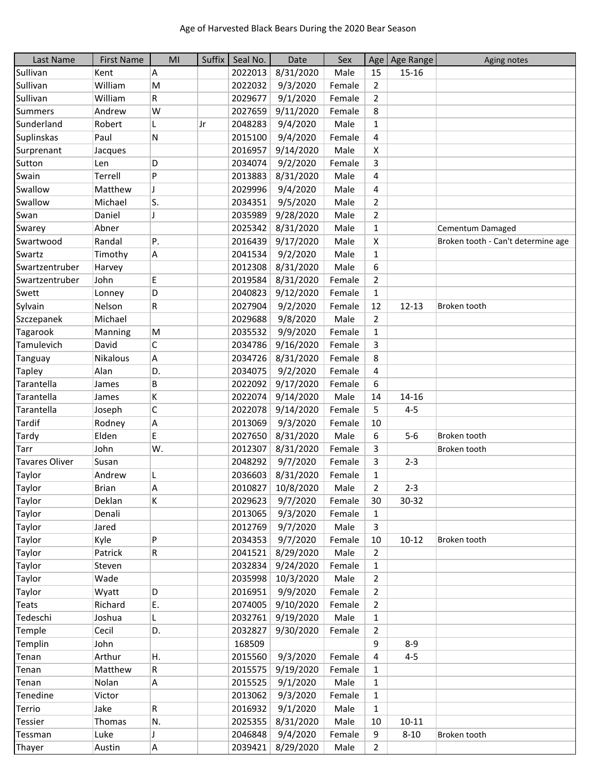Age of Harvested Black Bears During the 2020 Bear Season

| Last Name | First Name | MI | Suffix | Seal No. | Date | Sex | Age | Age Range | Aging notes |
|---|---|---|---|---|---|---|---|---|---|
| Sullivan | Kent | A | | 2022013 | 8/31/2020 | Male | 15 | 15-16 | |
| Sullivan | William | M | | 2022032 | 9/3/2020 | Female | 2 | | |
| Sullivan | William | R | | 2029677 | 9/1/2020 | Female | 2 | | |
| Summers | Andrew | W | | 2027659 | 9/11/2020 | Female | 8 | | |
| Sunderland | Robert | L | Jr | 2048283 | 9/4/2020 | Male | 1 | | |
| Suplinskas | Paul | N | | 2015100 | 9/4/2020 | Female | 4 | | |
| Surprenant | Jacques | | | 2016957 | 9/14/2020 | Male | X | | |
| Sutton | Len | D | | 2034074 | 9/2/2020 | Female | 3 | | |
| Swain | Terrell | P | | 2013883 | 8/31/2020 | Male | 4 | | |
| Swallow | Matthew | J | | 2029996 | 9/4/2020 | Male | 4 | | |
| Swallow | Michael | S. | | 2034351 | 9/5/2020 | Male | 2 | | |
| Swan | Daniel | J | | 2035989 | 9/28/2020 | Male | 2 | | |
| Swarey | Abner | | | 2025342 | 8/31/2020 | Male | 1 | | Cementum Damaged |
| Swartwood | Randal | P. | | 2016439 | 9/17/2020 | Male | X | | Broken tooth - Can't determine age |
| Swartz | Timothy | A | | 2041534 | 9/2/2020 | Male | 1 | | |
| Swartzentruber | Harvey | | | 2012308 | 8/31/2020 | Male | 6 | | |
| Swartzentruber | John | E | | 2019584 | 8/31/2020 | Female | 2 | | |
| Swett | Lonney | D | | 2040823 | 9/12/2020 | Female | 1 | | |
| Sylvain | Nelson | R | | 2027904 | 9/2/2020 | Female | 12 | 12-13 | Broken tooth |
| Szczepanek | Michael | | | 2029688 | 9/8/2020 | Male | 2 | | |
| Tagarook | Manning | M | | 2035532 | 9/9/2020 | Female | 1 | | |
| Tamulevich | David | C | | 2034786 | 9/16/2020 | Female | 3 | | |
| Tanguay | Nikalous | A | | 2034726 | 8/31/2020 | Female | 8 | | |
| Tapley | Alan | D. | | 2034075 | 9/2/2020 | Female | 4 | | |
| Tarantella | James | B | | 2022092 | 9/17/2020 | Female | 6 | | |
| Tarantella | James | K | | 2022074 | 9/14/2020 | Male | 14 | 14-16 | |
| Tarantella | Joseph | C | | 2022078 | 9/14/2020 | Female | 5 | 4-5 | |
| Tardif | Rodney | A | | 2013069 | 9/3/2020 | Female | 10 | | |
| Tardy | Elden | E | | 2027650 | 8/31/2020 | Male | 6 | 5-6 | Broken tooth |
| Tarr | John | W. | | 2012307 | 8/31/2020 | Female | 3 | | Broken tooth |
| Tavares Oliver | Susan | | | 2048292 | 9/7/2020 | Female | 3 | 2-3 | |
| Taylor | Andrew | L | | 2036603 | 8/31/2020 | Female | 1 | | |
| Taylor | Brian | A | | 2010827 | 10/8/2020 | Male | 2 | 2-3 | |
| Taylor | Deklan | K | | 2029623 | 9/7/2020 | Female | 30 | 30-32 | |
| Taylor | Denali | | | 2013065 | 9/3/2020 | Female | 1 | | |
| Taylor | Jared | | | 2012769 | 9/7/2020 | Male | 3 | | |
| Taylor | Kyle | P | | 2034353 | 9/7/2020 | Female | 10 | 10-12 | Broken tooth |
| Taylor | Patrick | R | | 2041521 | 8/29/2020 | Male | 2 | | |
| Taylor | Steven | | | 2032834 | 9/24/2020 | Female | 1 | | |
| Taylor | Wade | | | 2035998 | 10/3/2020 | Male | 2 | | |
| Taylor | Wyatt | D | | 2016951 | 9/9/2020 | Female | 2 | | |
| Teats | Richard | E. | | 2074005 | 9/10/2020 | Female | 2 | | |
| Tedeschi | Joshua | L | | 2032761 | 9/19/2020 | Male | 1 | | |
| Temple | Cecil | D. | | 2032827 | 9/30/2020 | Female | 2 | | |
| Templin | John | | | 168509 | | | 9 | 8-9 | |
| Tenan | Arthur | H. | | 2015560 | 9/3/2020 | Female | 4 | 4-5 | |
| Tenan | Matthew | R | | 2015575 | 9/19/2020 | Female | 1 | | |
| Tenan | Nolan | A | | 2015525 | 9/1/2020 | Male | 1 | | |
| Tenedine | Victor | | | 2013062 | 9/3/2020 | Female | 1 | | |
| Terrio | Jake | R | | 2016932 | 9/1/2020 | Male | 1 | | |
| Tessier | Thomas | N. | | 2025355 | 8/31/2020 | Male | 10 | 10-11 | |
| Tessman | Luke | J | | 2046848 | 9/4/2020 | Female | 9 | 8-10 | Broken tooth |
| Thayer | Austin | A | | 2039421 | 8/29/2020 | Male | 2 | | |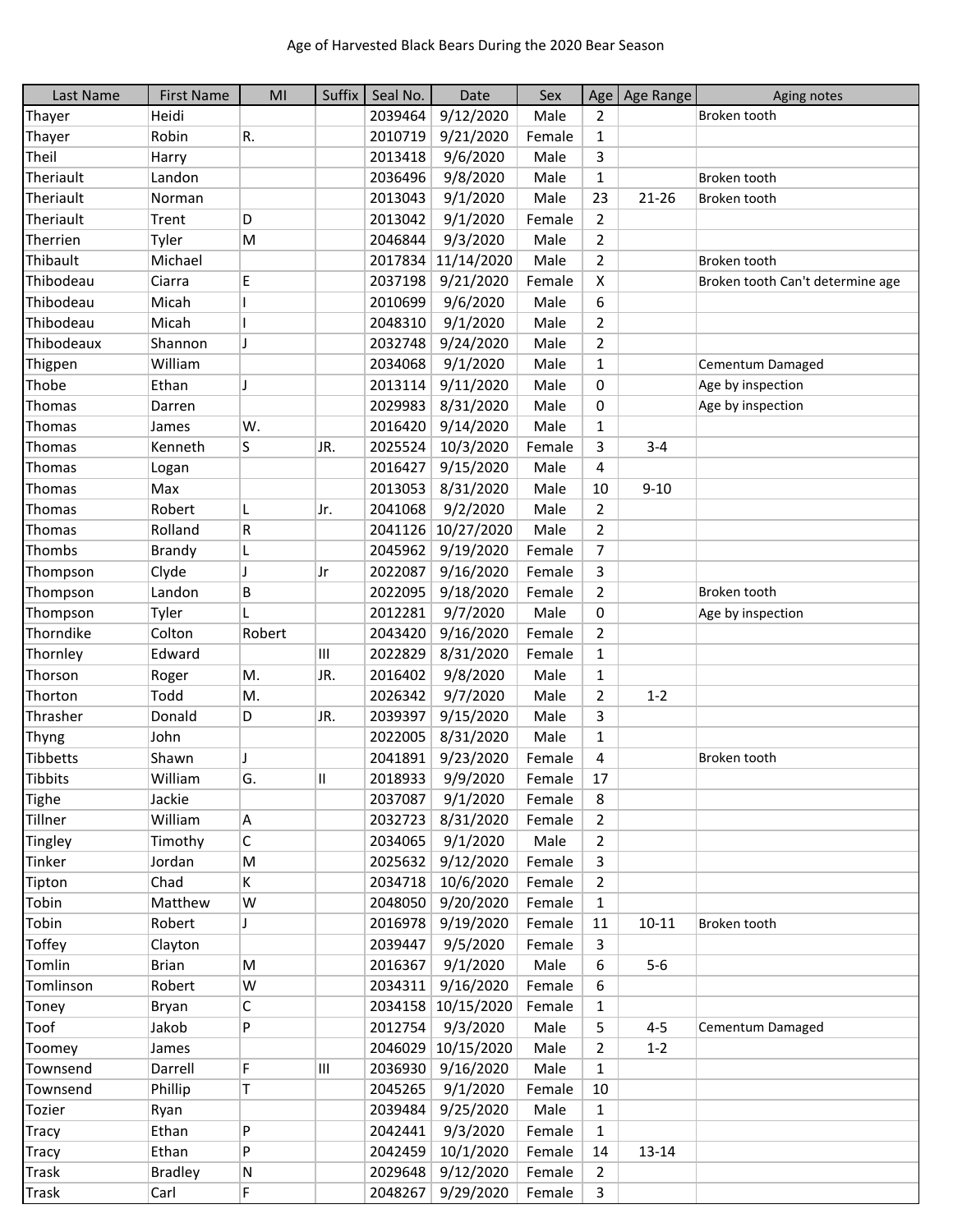Age of Harvested Black Bears During the 2020 Bear Season

| Last Name | First Name | MI | Suffix | Seal No. | Date | Sex | Age | Age Range | Aging notes |
|---|---|---|---|---|---|---|---|---|---|
| Thayer | Heidi | | | 2039464 | 9/12/2020 | Male | 2 | | Broken tooth |
| Thayer | Robin | R. | | 2010719 | 9/21/2020 | Female | 1 | | |
| Theil | Harry | | | 2013418 | 9/6/2020 | Male | 3 | | |
| Theriault | Landon | | | 2036496 | 9/8/2020 | Male | 1 | | Broken tooth |
| Theriault | Norman | | | 2013043 | 9/1/2020 | Male | 23 | 21-26 | Broken tooth |
| Theriault | Trent | D | | 2013042 | 9/1/2020 | Female | 2 | | |
| Therrien | Tyler | M | | 2046844 | 9/3/2020 | Male | 2 | | |
| Thibault | Michael | | | 2017834 | 11/14/2020 | Male | 2 | | Broken tooth |
| Thibodeau | Ciarra | E | | 2037198 | 9/21/2020 | Female | X | | Broken tooth Can't determine age |
| Thibodeau | Micah | I | | 2010699 | 9/6/2020 | Male | 6 | | |
| Thibodeau | Micah | I | | 2048310 | 9/1/2020 | Male | 2 | | |
| Thibodeaux | Shannon | J | | 2032748 | 9/24/2020 | Male | 2 | | |
| Thigpen | William | | | 2034068 | 9/1/2020 | Male | 1 | | Cementum Damaged |
| Thobe | Ethan | J | | 2013114 | 9/11/2020 | Male | 0 | | Age by inspection |
| Thomas | Darren | | | 2029983 | 8/31/2020 | Male | 0 | | Age by inspection |
| Thomas | James | W. | | 2016420 | 9/14/2020 | Male | 1 | | |
| Thomas | Kenneth | S | JR. | 2025524 | 10/3/2020 | Female | 3 | 3-4 | |
| Thomas | Logan | | | 2016427 | 9/15/2020 | Male | 4 | | |
| Thomas | Max | | | 2013053 | 8/31/2020 | Male | 10 | 9-10 | |
| Thomas | Robert | L | Jr. | 2041068 | 9/2/2020 | Male | 2 | | |
| Thomas | Rolland | R | | 2041126 | 10/27/2020 | Male | 2 | | |
| Thombs | Brandy | L | | 2045962 | 9/19/2020 | Female | 7 | | |
| Thompson | Clyde | J | Jr | 2022087 | 9/16/2020 | Female | 3 | | |
| Thompson | Landon | B | | 2022095 | 9/18/2020 | Female | 2 | | Broken tooth |
| Thompson | Tyler | L | | 2012281 | 9/7/2020 | Male | 0 | | Age by inspection |
| Thorndike | Colton | Robert | | 2043420 | 9/16/2020 | Female | 2 | | |
| Thornley | Edward | | III | 2022829 | 8/31/2020 | Female | 1 | | |
| Thorson | Roger | M. | JR. | 2016402 | 9/8/2020 | Male | 1 | | |
| Thorton | Todd | M. | | 2026342 | 9/7/2020 | Male | 2 | 1-2 | |
| Thrasher | Donald | D | JR. | 2039397 | 9/15/2020 | Male | 3 | | |
| Thyng | John | | | 2022005 | 8/31/2020 | Male | 1 | | |
| Tibbetts | Shawn | J | | 2041891 | 9/23/2020 | Female | 4 | | Broken tooth |
| Tibbits | William | G. | II | 2018933 | 9/9/2020 | Female | 17 | | |
| Tighe | Jackie | | | 2037087 | 9/1/2020 | Female | 8 | | |
| Tillner | William | A | | 2032723 | 8/31/2020 | Female | 2 | | |
| Tingley | Timothy | C | | 2034065 | 9/1/2020 | Male | 2 | | |
| Tinker | Jordan | M | | 2025632 | 9/12/2020 | Female | 3 | | |
| Tipton | Chad | K | | 2034718 | 10/6/2020 | Female | 2 | | |
| Tobin | Matthew | W | | 2048050 | 9/20/2020 | Female | 1 | | |
| Tobin | Robert | J | | 2016978 | 9/19/2020 | Female | 11 | 10-11 | Broken tooth |
| Toffey | Clayton | | | 2039447 | 9/5/2020 | Female | 3 | | |
| Tomlin | Brian | M | | 2016367 | 9/1/2020 | Male | 6 | 5-6 | |
| Tomlinson | Robert | W | | 2034311 | 9/16/2020 | Female | 6 | | |
| Toney | Bryan | C | | 2034158 | 10/15/2020 | Female | 1 | | |
| Toof | Jakob | P | | 2012754 | 9/3/2020 | Male | 5 | 4-5 | Cementum Damaged |
| Toomey | James | | | 2046029 | 10/15/2020 | Male | 2 | 1-2 | |
| Townsend | Darrell | F | III | 2036930 | 9/16/2020 | Male | 1 | | |
| Townsend | Phillip | T | | 2045265 | 9/1/2020 | Female | 10 | | |
| Tozier | Ryan | | | 2039484 | 9/25/2020 | Male | 1 | | |
| Tracy | Ethan | P | | 2042441 | 9/3/2020 | Female | 1 | | |
| Tracy | Ethan | P | | 2042459 | 10/1/2020 | Female | 14 | 13-14 | |
| Trask | Bradley | N | | 2029648 | 9/12/2020 | Female | 2 | | |
| Trask | Carl | F | | 2048267 | 9/29/2020 | Female | 3 | | |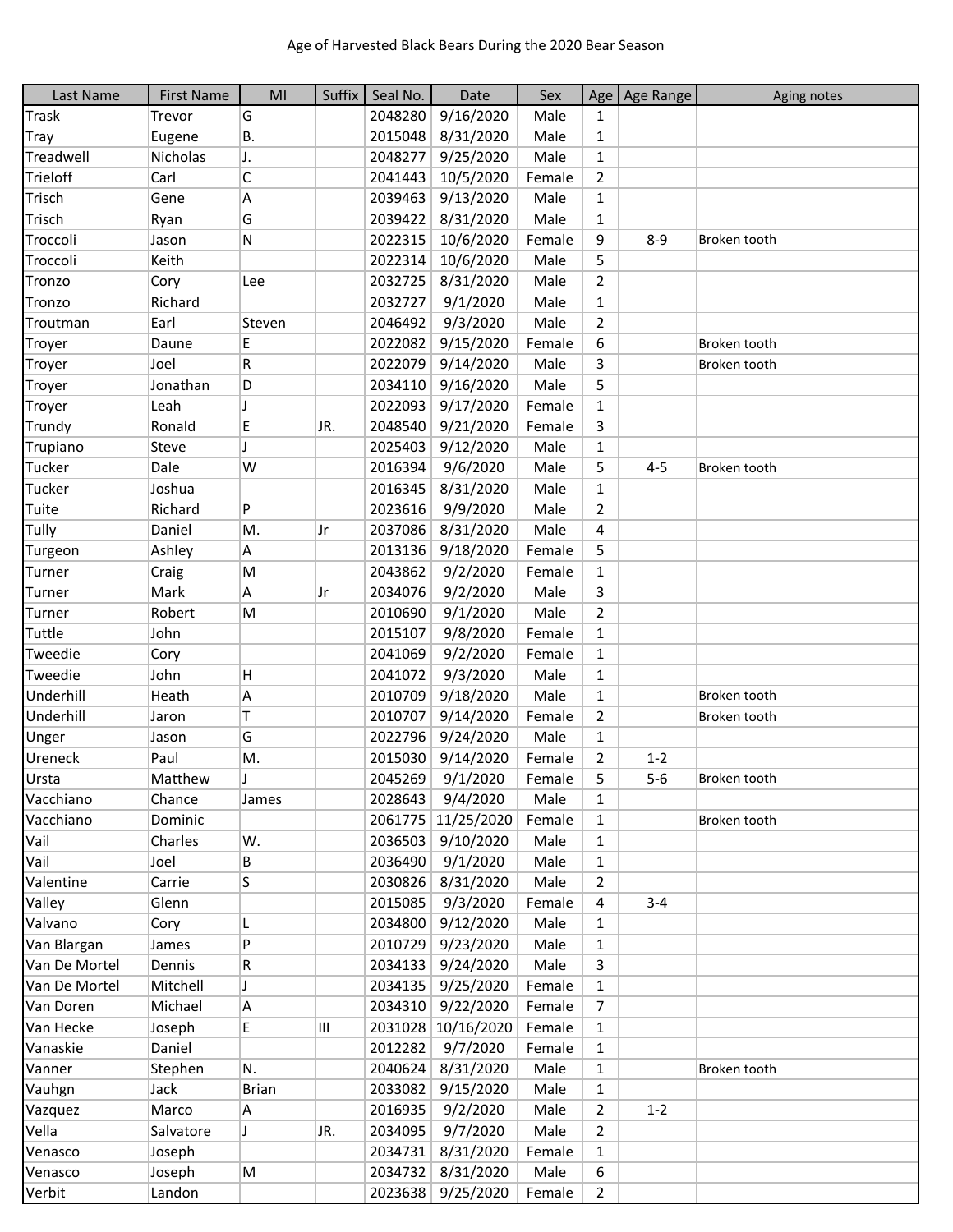Age of Harvested Black Bears During the 2020 Bear Season

| Last Name | First Name | MI | Suffix | Seal No. | Date | Sex | Age | Age Range | Aging notes |
|---|---|---|---|---|---|---|---|---|---|
| Trask | Trevor | G | | 2048280 | 9/16/2020 | Male | 1 | | |
| Tray | Eugene | B. | | 2015048 | 8/31/2020 | Male | 1 | | |
| Treadwell | Nicholas | J. | | 2048277 | 9/25/2020 | Male | 1 | | |
| Trieloff | Carl | C | | 2041443 | 10/5/2020 | Female | 2 | | |
| Trisch | Gene | A | | 2039463 | 9/13/2020 | Male | 1 | | |
| Trisch | Ryan | G | | 2039422 | 8/31/2020 | Male | 1 | | |
| Troccoli | Jason | N | | 2022315 | 10/6/2020 | Female | 9 | 8-9 | Broken tooth |
| Troccoli | Keith | | | 2022314 | 10/6/2020 | Male | 5 | | |
| Tronzo | Cory | Lee | | 2032725 | 8/31/2020 | Male | 2 | | |
| Tronzo | Richard | | | 2032727 | 9/1/2020 | Male | 1 | | |
| Troutman | Earl | Steven | | 2046492 | 9/3/2020 | Male | 2 | | |
| Troyer | Daune | E | | 2022082 | 9/15/2020 | Female | 6 | | Broken tooth |
| Troyer | Joel | R | | 2022079 | 9/14/2020 | Male | 3 | | Broken tooth |
| Troyer | Jonathan | D | | 2034110 | 9/16/2020 | Male | 5 | | |
| Troyer | Leah | J | | 2022093 | 9/17/2020 | Female | 1 | | |
| Trundy | Ronald | E | JR. | 2048540 | 9/21/2020 | Female | 3 | | |
| Trupiano | Steve | J | | 2025403 | 9/12/2020 | Male | 1 | | |
| Tucker | Dale | W | | 2016394 | 9/6/2020 | Male | 5 | 4-5 | Broken tooth |
| Tucker | Joshua | | | 2016345 | 8/31/2020 | Male | 1 | | |
| Tuite | Richard | P | | 2023616 | 9/9/2020 | Male | 2 | | |
| Tully | Daniel | M. | Jr | 2037086 | 8/31/2020 | Male | 4 | | |
| Turgeon | Ashley | A | | 2013136 | 9/18/2020 | Female | 5 | | |
| Turner | Craig | M | | 2043862 | 9/2/2020 | Female | 1 | | |
| Turner | Mark | A | Jr | 2034076 | 9/2/2020 | Male | 3 | | |
| Turner | Robert | M | | 2010690 | 9/1/2020 | Male | 2 | | |
| Tuttle | John | | | 2015107 | 9/8/2020 | Female | 1 | | |
| Tweedie | Cory | | | 2041069 | 9/2/2020 | Female | 1 | | |
| Tweedie | John | H | | 2041072 | 9/3/2020 | Male | 1 | | |
| Underhill | Heath | A | | 2010709 | 9/18/2020 | Male | 1 | | Broken tooth |
| Underhill | Jaron | T | | 2010707 | 9/14/2020 | Female | 2 | | Broken tooth |
| Unger | Jason | G | | 2022796 | 9/24/2020 | Male | 1 | | |
| Ureneck | Paul | M. | | 2015030 | 9/14/2020 | Female | 2 | 1-2 | |
| Ursta | Matthew | J | | 2045269 | 9/1/2020 | Female | 5 | 5-6 | Broken tooth |
| Vacchiano | Chance | James | | 2028643 | 9/4/2020 | Male | 1 | | |
| Vacchiano | Dominic | | | 2061775 | 11/25/2020 | Female | 1 | | Broken tooth |
| Vail | Charles | W. | | 2036503 | 9/10/2020 | Male | 1 | | |
| Vail | Joel | B | | 2036490 | 9/1/2020 | Male | 1 | | |
| Valentine | Carrie | S | | 2030826 | 8/31/2020 | Male | 2 | | |
| Valley | Glenn | | | 2015085 | 9/3/2020 | Female | 4 | 3-4 | |
| Valvano | Cory | L | | 2034800 | 9/12/2020 | Male | 1 | | |
| Van Blargan | James | P | | 2010729 | 9/23/2020 | Male | 1 | | |
| Van De Mortel | Dennis | R | | 2034133 | 9/24/2020 | Male | 3 | | |
| Van De Mortel | Mitchell | J | | 2034135 | 9/25/2020 | Female | 1 | | |
| Van Doren | Michael | A | | 2034310 | 9/22/2020 | Female | 7 | | |
| Van Hecke | Joseph | E | III | 2031028 | 10/16/2020 | Female | 1 | | |
| Vanaskie | Daniel | | | 2012282 | 9/7/2020 | Female | 1 | | |
| Vanner | Stephen | N. | | 2040624 | 8/31/2020 | Male | 1 | | Broken tooth |
| Vauhgn | Jack | Brian | | 2033082 | 9/15/2020 | Male | 1 | | |
| Vazquez | Marco | A | | 2016935 | 9/2/2020 | Male | 2 | 1-2 | |
| Vella | Salvatore | J | JR. | 2034095 | 9/7/2020 | Male | 2 | | |
| Venasco | Joseph | | | 2034731 | 8/31/2020 | Female | 1 | | |
| Venasco | Joseph | M | | 2034732 | 8/31/2020 | Male | 6 | | |
| Verbit | Landon | | | 2023638 | 9/25/2020 | Female | 2 | | |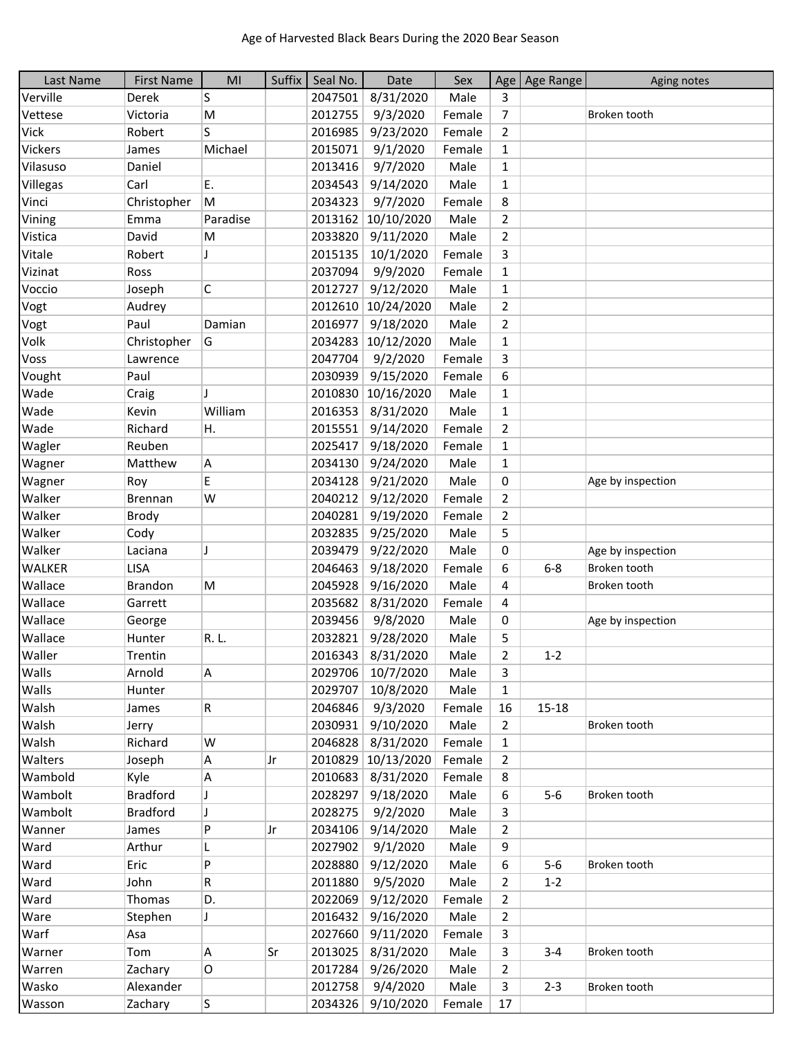Age of Harvested Black Bears During the 2020 Bear Season

| Last Name | First Name | MI | Suffix | Seal No. | Date | Sex | Age | Age Range | Aging notes |
|---|---|---|---|---|---|---|---|---|---|
| Verville | Derek | S | | 2047501 | 8/31/2020 | Male | 3 | | |
| Vettese | Victoria | M | | 2012755 | 9/3/2020 | Female | 7 | | Broken tooth |
| Vick | Robert | S | | 2016985 | 9/23/2020 | Female | 2 | | |
| Vickers | James | Michael | | 2015071 | 9/1/2020 | Female | 1 | | |
| Vilasuso | Daniel | | | 2013416 | 9/7/2020 | Male | 1 | | |
| Villegas | Carl | E. | | 2034543 | 9/14/2020 | Male | 1 | | |
| Vinci | Christopher | M | | 2034323 | 9/7/2020 | Female | 8 | | |
| Vining | Emma | Paradise | | 2013162 | 10/10/2020 | Male | 2 | | |
| Vistica | David | M | | 2033820 | 9/11/2020 | Male | 2 | | |
| Vitale | Robert | J | | 2015135 | 10/1/2020 | Female | 3 | | |
| Vizinat | Ross | | | 2037094 | 9/9/2020 | Female | 1 | | |
| Voccio | Joseph | C | | 2012727 | 9/12/2020 | Male | 1 | | |
| Vogt | Audrey | | | 2012610 | 10/24/2020 | Male | 2 | | |
| Vogt | Paul | Damian | | 2016977 | 9/18/2020 | Male | 2 | | |
| Volk | Christopher | G | | 2034283 | 10/12/2020 | Male | 1 | | |
| Voss | Lawrence | | | 2047704 | 9/2/2020 | Female | 3 | | |
| Vought | Paul | | | 2030939 | 9/15/2020 | Female | 6 | | |
| Wade | Craig | J | | 2010830 | 10/16/2020 | Male | 1 | | |
| Wade | Kevin | William | | 2016353 | 8/31/2020 | Male | 1 | | |
| Wade | Richard | H. | | 2015551 | 9/14/2020 | Female | 2 | | |
| Wagler | Reuben | | | 2025417 | 9/18/2020 | Female | 1 | | |
| Wagner | Matthew | A | | 2034130 | 9/24/2020 | Male | 1 | | |
| Wagner | Roy | E | | 2034128 | 9/21/2020 | Male | 0 | | Age by inspection |
| Walker | Brennan | W | | 2040212 | 9/12/2020 | Female | 2 | | |
| Walker | Brody | | | 2040281 | 9/19/2020 | Female | 2 | | |
| Walker | Cody | | | 2032835 | 9/25/2020 | Male | 5 | | |
| Walker | Laciana | J | | 2039479 | 9/22/2020 | Male | 0 | | Age by inspection |
| WALKER | LISA | | | 2046463 | 9/18/2020 | Female | 6 | 6-8 | Broken tooth |
| Wallace | Brandon | M | | 2045928 | 9/16/2020 | Male | 4 | | Broken tooth |
| Wallace | Garrett | | | 2035682 | 8/31/2020 | Female | 4 | | |
| Wallace | George | | | 2039456 | 9/8/2020 | Male | 0 | | Age by inspection |
| Wallace | Hunter | R. L. | | 2032821 | 9/28/2020 | Male | 5 | | |
| Waller | Trentin | | | 2016343 | 8/31/2020 | Male | 2 | 1-2 | |
| Walls | Arnold | A | | 2029706 | 10/7/2020 | Male | 3 | | |
| Walls | Hunter | | | 2029707 | 10/8/2020 | Male | 1 | | |
| Walsh | James | R | | 2046846 | 9/3/2020 | Female | 16 | 15-18 | |
| Walsh | Jerry | | | 2030931 | 9/10/2020 | Male | 2 | | Broken tooth |
| Walsh | Richard | W | | 2046828 | 8/31/2020 | Female | 1 | | |
| Walters | Joseph | A | Jr | 2010829 | 10/13/2020 | Female | 2 | | |
| Wambold | Kyle | A | | 2010683 | 8/31/2020 | Female | 8 | | |
| Wambolt | Bradford | J | | 2028297 | 9/18/2020 | Male | 6 | 5-6 | Broken tooth |
| Wambolt | Bradford | J | | 2028275 | 9/2/2020 | Male | 3 | | |
| Wanner | James | P | Jr | 2034106 | 9/14/2020 | Male | 2 | | |
| Ward | Arthur | L | | 2027902 | 9/1/2020 | Male | 9 | | |
| Ward | Eric | P | | 2028880 | 9/12/2020 | Male | 6 | 5-6 | Broken tooth |
| Ward | John | R | | 2011880 | 9/5/2020 | Male | 2 | 1-2 | |
| Ward | Thomas | D. | | 2022069 | 9/12/2020 | Female | 2 | | |
| Ware | Stephen | J | | 2016432 | 9/16/2020 | Male | 2 | | |
| Warf | Asa | | | 2027660 | 9/11/2020 | Female | 3 | | |
| Warner | Tom | A | Sr | 2013025 | 8/31/2020 | Male | 3 | 3-4 | Broken tooth |
| Warren | Zachary | O | | 2017284 | 9/26/2020 | Male | 2 | | |
| Wasko | Alexander | | | 2012758 | 9/4/2020 | Male | 3 | 2-3 | Broken tooth |
| Wasson | Zachary | S | | 2034326 | 9/10/2020 | Female | 17 | | |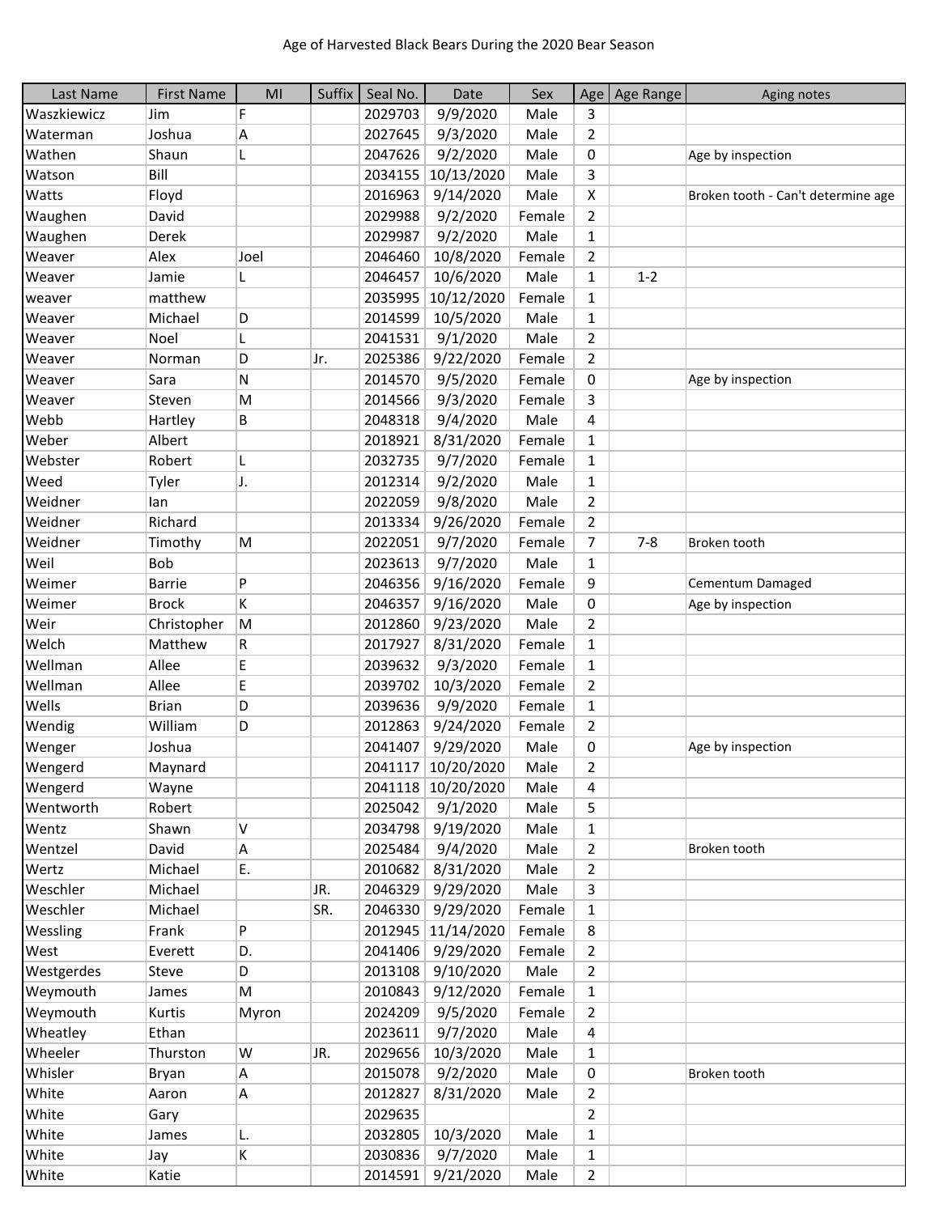Age of Harvested Black Bears During the 2020 Bear Season

| Last Name | First Name | MI | Suffix | Seal No. | Date | Sex | Age | Age Range | Aging notes |
|---|---|---|---|---|---|---|---|---|---|
| Waszkiewicz | Jim | F | | 2029703 | 9/9/2020 | Male | 3 | | |
| Waterman | Joshua | A | | 2027645 | 9/3/2020 | Male | 2 | | |
| Wathen | Shaun | L | | 2047626 | 9/2/2020 | Male | 0 | | Age by inspection |
| Watson | Bill | | | 2034155 | 10/13/2020 | Male | 3 | | |
| Watts | Floyd | | | 2016963 | 9/14/2020 | Male | X | | Broken tooth - Can't determine age |
| Waughen | David | | | 2029988 | 9/2/2020 | Female | 2 | | |
| Waughen | Derek | | | 2029987 | 9/2/2020 | Male | 1 | | |
| Weaver | Alex | Joel | | 2046460 | 10/8/2020 | Female | 2 | | |
| Weaver | Jamie | L | | 2046457 | 10/6/2020 | Male | 1 | 1-2 | |
| weaver | matthew | | | 2035995 | 10/12/2020 | Female | 1 | | |
| Weaver | Michael | D | | 2014599 | 10/5/2020 | Male | 1 | | |
| Weaver | Noel | L | | 2041531 | 9/1/2020 | Male | 2 | | |
| Weaver | Norman | D | Jr. | 2025386 | 9/22/2020 | Female | 2 | | |
| Weaver | Sara | N | | 2014570 | 9/5/2020 | Female | 0 | | Age by inspection |
| Weaver | Steven | M | | 2014566 | 9/3/2020 | Female | 3 | | |
| Webb | Hartley | B | | 2048318 | 9/4/2020 | Male | 4 | | |
| Weber | Albert | | | 2018921 | 8/31/2020 | Female | 1 | | |
| Webster | Robert | L | | 2032735 | 9/7/2020 | Female | 1 | | |
| Weed | Tyler | J. | | 2012314 | 9/2/2020 | Male | 1 | | |
| Weidner | Ian | | | 2022059 | 9/8/2020 | Male | 2 | | |
| Weidner | Richard | | | 2013334 | 9/26/2020 | Female | 2 | | |
| Weidner | Timothy | M | | 2022051 | 9/7/2020 | Female | 7 | 7-8 | Broken tooth |
| Weil | Bob | | | 2023613 | 9/7/2020 | Male | 1 | | |
| Weimer | Barrie | P | | 2046356 | 9/16/2020 | Female | 9 | | Cementum Damaged |
| Weimer | Brock | K | | 2046357 | 9/16/2020 | Male | 0 | | Age by inspection |
| Weir | Christopher | M | | 2012860 | 9/23/2020 | Male | 2 | | |
| Welch | Matthew | R | | 2017927 | 8/31/2020 | Female | 1 | | |
| Wellman | Allee | E | | 2039632 | 9/3/2020 | Female | 1 | | |
| Wellman | Allee | E | | 2039702 | 10/3/2020 | Female | 2 | | |
| Wells | Brian | D | | 2039636 | 9/9/2020 | Female | 1 | | |
| Wendig | William | D | | 2012863 | 9/24/2020 | Female | 2 | | |
| Wenger | Joshua | | | 2041407 | 9/29/2020 | Male | 0 | | Age by inspection |
| Wengerd | Maynard | | | 2041117 | 10/20/2020 | Male | 2 | | |
| Wengerd | Wayne | | | 2041118 | 10/20/2020 | Male | 4 | | |
| Wentworth | Robert | | | 2025042 | 9/1/2020 | Male | 5 | | |
| Wentz | Shawn | V | | 2034798 | 9/19/2020 | Male | 1 | | |
| Wentzel | David | A | | 2025484 | 9/4/2020 | Male | 2 | | Broken tooth |
| Wertz | Michael | E. | | 2010682 | 8/31/2020 | Male | 2 | | |
| Weschler | Michael | | JR. | 2046329 | 9/29/2020 | Male | 3 | | |
| Weschler | Michael | | SR. | 2046330 | 9/29/2020 | Female | 1 | | |
| Wessling | Frank | P | | 2012945 | 11/14/2020 | Female | 8 | | |
| West | Everett | D. | | 2041406 | 9/29/2020 | Female | 2 | | |
| Westgerdes | Steve | D | | 2013108 | 9/10/2020 | Male | 2 | | |
| Weymouth | James | M | | 2010843 | 9/12/2020 | Female | 1 | | |
| Weymouth | Kurtis | Myron | | 2024209 | 9/5/2020 | Female | 2 | | |
| Wheatley | Ethan | | | 2023611 | 9/7/2020 | Male | 4 | | |
| Wheeler | Thurston | W | JR. | 2029656 | 10/3/2020 | Male | 1 | | |
| Whisler | Bryan | A | | 2015078 | 9/2/2020 | Male | 0 | | Broken tooth |
| White | Aaron | A | | 2012827 | 8/31/2020 | Male | 2 | | |
| White | Gary | | | 2029635 | | | 2 | | |
| White | James | L. | | 2032805 | 10/3/2020 | Male | 1 | | |
| White | Jay | K | | 2030836 | 9/7/2020 | Male | 1 | | |
| White | Katie | | | 2014591 | 9/21/2020 | Male | 2 | | |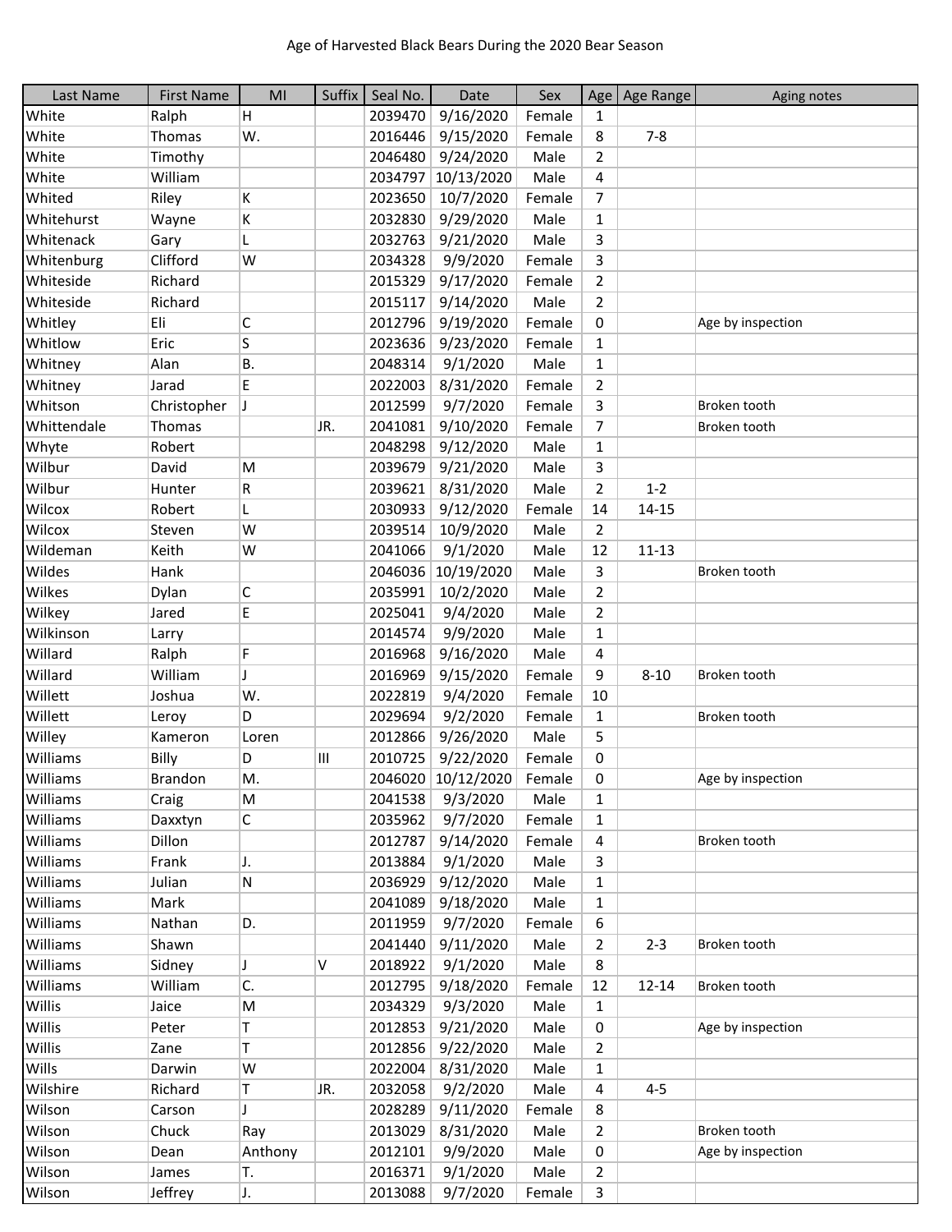Age of Harvested Black Bears During the 2020 Bear Season

| Last Name | First Name | MI | Suffix | Seal No. | Date | Sex | Age | Age Range | Aging notes |
|---|---|---|---|---|---|---|---|---|---|
| White | Ralph | H | | 2039470 | 9/16/2020 | Female | 1 | | |
| White | Thomas | W. | | 2016446 | 9/15/2020 | Female | 8 | 7-8 | |
| White | Timothy | | | 2046480 | 9/24/2020 | Male | 2 | | |
| White | William | | | 2034797 | 10/13/2020 | Male | 4 | | |
| Whited | Riley | K | | 2023650 | 10/7/2020 | Female | 7 | | |
| Whitehurst | Wayne | K | | 2032830 | 9/29/2020 | Male | 1 | | |
| Whitenack | Gary | L | | 2032763 | 9/21/2020 | Male | 3 | | |
| Whitenburg | Clifford | W | | 2034328 | 9/9/2020 | Female | 3 | | |
| Whiteside | Richard | | | 2015329 | 9/17/2020 | Female | 2 | | |
| Whiteside | Richard | | | 2015117 | 9/14/2020 | Male | 2 | | |
| Whitley | Eli | C | | 2012796 | 9/19/2020 | Female | 0 | | Age by inspection |
| Whitlow | Eric | S | | 2023636 | 9/23/2020 | Female | 1 | | |
| Whitney | Alan | B. | | 2048314 | 9/1/2020 | Male | 1 | | |
| Whitney | Jarad | E | | 2022003 | 8/31/2020 | Female | 2 | | |
| Whitson | Christopher | J | | 2012599 | 9/7/2020 | Female | 3 | | Broken tooth |
| Whittendale | Thomas | | JR. | 2041081 | 9/10/2020 | Female | 7 | | Broken tooth |
| Whyte | Robert | | | 2048298 | 9/12/2020 | Male | 1 | | |
| Wilbur | David | M | | 2039679 | 9/21/2020 | Male | 3 | | |
| Wilbur | Hunter | R | | 2039621 | 8/31/2020 | Male | 2 | 1-2 | |
| Wilcox | Robert | L | | 2030933 | 9/12/2020 | Female | 14 | 14-15 | |
| Wilcox | Steven | W | | 2039514 | 10/9/2020 | Male | 2 | | |
| Wildeman | Keith | W | | 2041066 | 9/1/2020 | Male | 12 | 11-13 | |
| Wildes | Hank | | | 2046036 | 10/19/2020 | Male | 3 | | Broken tooth |
| Wilkes | Dylan | C | | 2035991 | 10/2/2020 | Male | 2 | | |
| Wilkey | Jared | E | | 2025041 | 9/4/2020 | Male | 2 | | |
| Wilkinson | Larry | | | 2014574 | 9/9/2020 | Male | 1 | | |
| Willard | Ralph | F | | 2016968 | 9/16/2020 | Male | 4 | | |
| Willard | William | J | | 2016969 | 9/15/2020 | Female | 9 | 8-10 | Broken tooth |
| Willett | Joshua | W. | | 2022819 | 9/4/2020 | Female | 10 | | |
| Willett | Leroy | D | | 2029694 | 9/2/2020 | Female | 1 | | Broken tooth |
| Willey | Kameron | Loren | | 2012866 | 9/26/2020 | Male | 5 | | |
| Williams | Billy | D | III | 2010725 | 9/22/2020 | Female | 0 | | |
| Williams | Brandon | M. | | 2046020 | 10/12/2020 | Female | 0 | | Age by inspection |
| Williams | Craig | M | | 2041538 | 9/3/2020 | Male | 1 | | |
| Williams | Daxxtyn | C | | 2035962 | 9/7/2020 | Female | 1 | | |
| Williams | Dillon | | | 2012787 | 9/14/2020 | Female | 4 | | Broken tooth |
| Williams | Frank | J. | | 2013884 | 9/1/2020 | Male | 3 | | |
| Williams | Julian | N | | 2036929 | 9/12/2020 | Male | 1 | | |
| Williams | Mark | | | 2041089 | 9/18/2020 | Male | 1 | | |
| Williams | Nathan | D. | | 2011959 | 9/7/2020 | Female | 6 | | |
| Williams | Shawn | | | 2041440 | 9/11/2020 | Male | 2 | 2-3 | Broken tooth |
| Williams | Sidney | J | V | 2018922 | 9/1/2020 | Male | 8 | | |
| Williams | William | C. | | 2012795 | 9/18/2020 | Female | 12 | 12-14 | Broken tooth |
| Willis | Jaice | M | | 2034329 | 9/3/2020 | Male | 1 | | |
| Willis | Peter | T | | 2012853 | 9/21/2020 | Male | 0 | | Age by inspection |
| Willis | Zane | T | | 2012856 | 9/22/2020 | Male | 2 | | |
| Wills | Darwin | W | | 2022004 | 8/31/2020 | Male | 1 | | |
| Wilshire | Richard | T | JR. | 2032058 | 9/2/2020 | Male | 4 | 4-5 | |
| Wilson | Carson | J | | 2028289 | 9/11/2020 | Female | 8 | | |
| Wilson | Chuck | Ray | | 2013029 | 8/31/2020 | Male | 2 | | Broken tooth |
| Wilson | Dean | Anthony | | 2012101 | 9/9/2020 | Male | 0 | | Age by inspection |
| Wilson | James | T. | | 2016371 | 9/1/2020 | Male | 2 | | |
| Wilson | Jeffrey | J. | | 2013088 | 9/7/2020 | Female | 3 | | |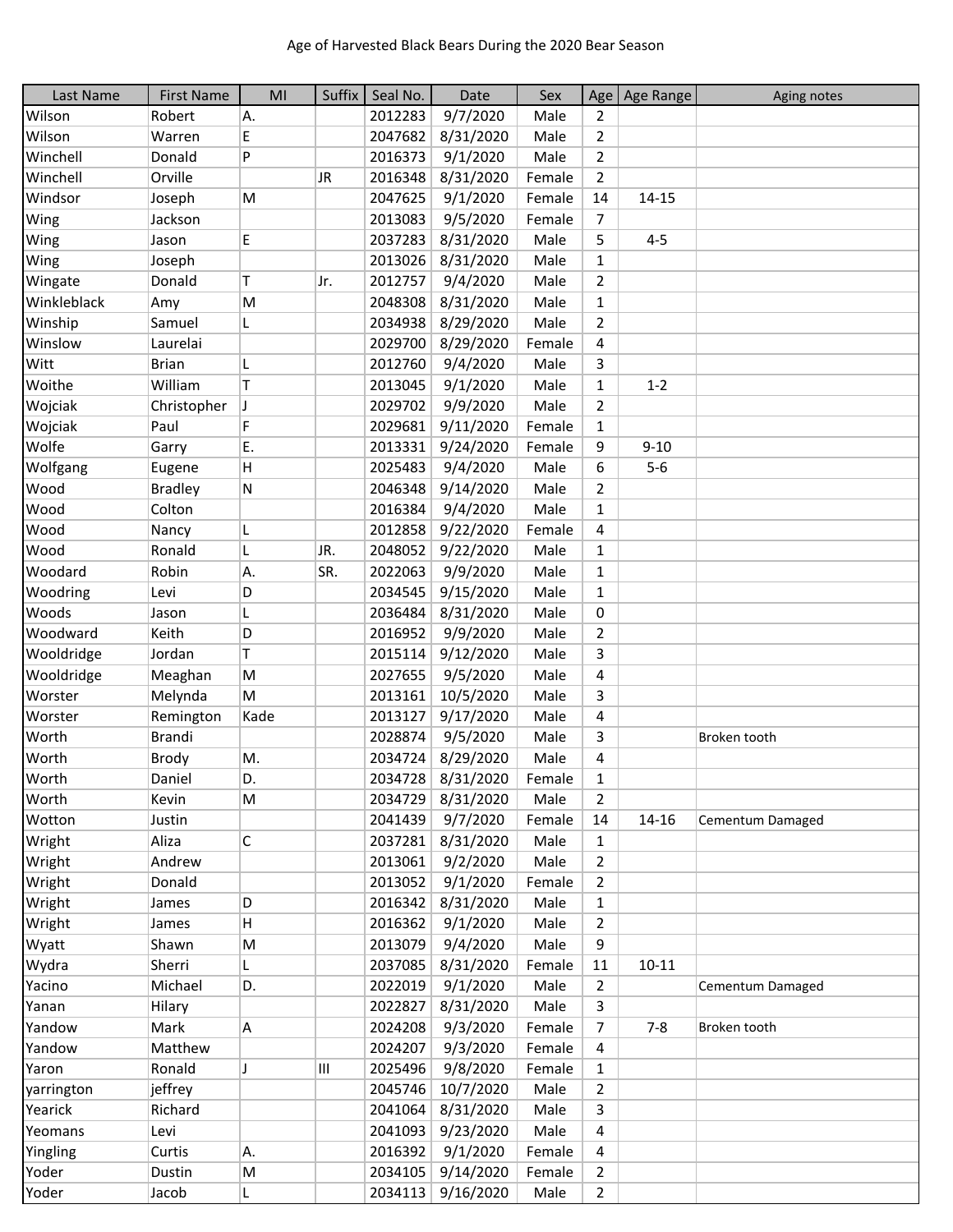Age of Harvested Black Bears During the 2020 Bear Season

| Last Name | First Name | MI | Suffix | Seal No. | Date | Sex | Age | Age Range | Aging notes |
|---|---|---|---|---|---|---|---|---|---|
| Wilson | Robert | A. | | 2012283 | 9/7/2020 | Male | 2 | | |
| Wilson | Warren | E | | 2047682 | 8/31/2020 | Male | 2 | | |
| Winchell | Donald | P | | 2016373 | 9/1/2020 | Male | 2 | | |
| Winchell | Orville | | JR | 2016348 | 8/31/2020 | Female | 2 | | |
| Windsor | Joseph | M | | 2047625 | 9/1/2020 | Female | 14 | 14-15 | |
| Wing | Jackson | | | 2013083 | 9/5/2020 | Female | 7 | | |
| Wing | Jason | E | | 2037283 | 8/31/2020 | Male | 5 | 4-5 | |
| Wing | Joseph | | | 2013026 | 8/31/2020 | Male | 1 | | |
| Wingate | Donald | T | Jr. | 2012757 | 9/4/2020 | Male | 2 | | |
| Winkleblack | Amy | M | | 2048308 | 8/31/2020 | Male | 1 | | |
| Winship | Samuel | L | | 2034938 | 8/29/2020 | Male | 2 | | |
| Winslow | Laurelai | | | 2029700 | 8/29/2020 | Female | 4 | | |
| Witt | Brian | L | | 2012760 | 9/4/2020 | Male | 3 | | |
| Woithe | William | T | | 2013045 | 9/1/2020 | Male | 1 | 1-2 | |
| Wojciak | Christopher | J | | 2029702 | 9/9/2020 | Male | 2 | | |
| Wojciak | Paul | F | | 2029681 | 9/11/2020 | Female | 1 | | |
| Wolfe | Garry | E. | | 2013331 | 9/24/2020 | Female | 9 | 9-10 | |
| Wolfgang | Eugene | H | | 2025483 | 9/4/2020 | Male | 6 | 5-6 | |
| Wood | Bradley | N | | 2046348 | 9/14/2020 | Male | 2 | | |
| Wood | Colton | | | 2016384 | 9/4/2020 | Male | 1 | | |
| Wood | Nancy | L | | 2012858 | 9/22/2020 | Female | 4 | | |
| Wood | Ronald | L | JR. | 2048052 | 9/22/2020 | Male | 1 | | |
| Woodard | Robin | A. | SR. | 2022063 | 9/9/2020 | Male | 1 | | |
| Woodring | Levi | D | | 2034545 | 9/15/2020 | Male | 1 | | |
| Woods | Jason | L | | 2036484 | 8/31/2020 | Male | 0 | | |
| Woodward | Keith | D | | 2016952 | 9/9/2020 | Male | 2 | | |
| Wooldridge | Jordan | T | | 2015114 | 9/12/2020 | Male | 3 | | |
| Wooldridge | Meaghan | M | | 2027655 | 9/5/2020 | Male | 4 | | |
| Worster | Melynda | M | | 2013161 | 10/5/2020 | Male | 3 | | |
| Worster | Remington | Kade | | 2013127 | 9/17/2020 | Male | 4 | | |
| Worth | Brandi | | | 2028874 | 9/5/2020 | Male | 3 | | Broken tooth |
| Worth | Brody | M. | | 2034724 | 8/29/2020 | Male | 4 | | |
| Worth | Daniel | D. | | 2034728 | 8/31/2020 | Female | 1 | | |
| Worth | Kevin | M | | 2034729 | 8/31/2020 | Male | 2 | | |
| Wotton | Justin | | | 2041439 | 9/7/2020 | Female | 14 | 14-16 | Cementum Damaged |
| Wright | Aliza | C | | 2037281 | 8/31/2020 | Male | 1 | | |
| Wright | Andrew | | | 2013061 | 9/2/2020 | Male | 2 | | |
| Wright | Donald | | | 2013052 | 9/1/2020 | Female | 2 | | |
| Wright | James | D | | 2016342 | 8/31/2020 | Male | 1 | | |
| Wright | James | H | | 2016362 | 9/1/2020 | Male | 2 | | |
| Wyatt | Shawn | M | | 2013079 | 9/4/2020 | Male | 9 | | |
| Wydra | Sherri | L | | 2037085 | 8/31/2020 | Female | 11 | 10-11 | |
| Yacino | Michael | D. | | 2022019 | 9/1/2020 | Male | 2 | | Cementum Damaged |
| Yanan | Hilary | | | 2022827 | 8/31/2020 | Male | 3 | | |
| Yandow | Mark | A | | 2024208 | 9/3/2020 | Female | 7 | 7-8 | Broken tooth |
| Yandow | Matthew | | | 2024207 | 9/3/2020 | Female | 4 | | |
| Yaron | Ronald | J | III | 2025496 | 9/8/2020 | Female | 1 | | |
| yarrington | jeffrey | | | 2045746 | 10/7/2020 | Male | 2 | | |
| Yearick | Richard | | | 2041064 | 8/31/2020 | Male | 3 | | |
| Yeomans | Levi | | | 2041093 | 9/23/2020 | Male | 4 | | |
| Yingling | Curtis | A. | | 2016392 | 9/1/2020 | Female | 4 | | |
| Yoder | Dustin | M | | 2034105 | 9/14/2020 | Female | 2 | | |
| Yoder | Jacob | L | | 2034113 | 9/16/2020 | Male | 2 | | |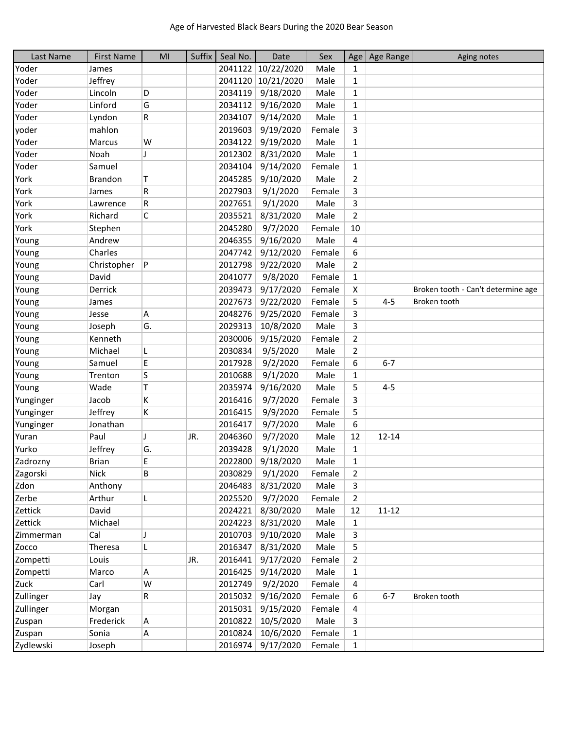Age of Harvested Black Bears During the 2020 Bear Season

| Last Name | First Name | MI | Suffix | Seal No. | Date | Sex | Age | Age Range | Aging notes |
|---|---|---|---|---|---|---|---|---|---|
| Yoder | James | | | 2041122 | 10/22/2020 | Male | 1 | | |
| Yoder | Jeffrey | | | 2041120 | 10/21/2020 | Male | 1 | | |
| Yoder | Lincoln | D | | 2034119 | 9/18/2020 | Male | 1 | | |
| Yoder | Linford | G | | 2034112 | 9/16/2020 | Male | 1 | | |
| Yoder | Lyndon | R | | 2034107 | 9/14/2020 | Male | 1 | | |
| yoder | mahlon | | | 2019603 | 9/19/2020 | Female | 3 | | |
| Yoder | Marcus | W | | 2034122 | 9/19/2020 | Male | 1 | | |
| Yoder | Noah | J | | 2012302 | 8/31/2020 | Male | 1 | | |
| Yoder | Samuel | | | 2034104 | 9/14/2020 | Female | 1 | | |
| York | Brandon | T | | 2045285 | 9/10/2020 | Male | 2 | | |
| York | James | R | | 2027903 | 9/1/2020 | Female | 3 | | |
| York | Lawrence | R | | 2027651 | 9/1/2020 | Male | 3 | | |
| York | Richard | C | | 2035521 | 8/31/2020 | Male | 2 | | |
| York | Stephen | | | 2045280 | 9/7/2020 | Female | 10 | | |
| Young | Andrew | | | 2046355 | 9/16/2020 | Male | 4 | | |
| Young | Charles | | | 2047742 | 9/12/2020 | Female | 6 | | |
| Young | Christopher | P | | 2012798 | 9/22/2020 | Male | 2 | | |
| Young | David | | | 2041077 | 9/8/2020 | Female | 1 | | |
| Young | Derrick | | | 2039473 | 9/17/2020 | Female | X | | Broken tooth - Can't determine age |
| Young | James | | | 2027673 | 9/22/2020 | Female | 5 | 4-5 | Broken tooth |
| Young | Jesse | A | | 2048276 | 9/25/2020 | Female | 3 | | |
| Young | Joseph | G. | | 2029313 | 10/8/2020 | Male | 3 | | |
| Young | Kenneth | | | 2030006 | 9/15/2020 | Female | 2 | | |
| Young | Michael | L | | 2030834 | 9/5/2020 | Male | 2 | | |
| Young | Samuel | E | | 2017928 | 9/2/2020 | Female | 6 | 6-7 | |
| Young | Trenton | S | | 2010688 | 9/1/2020 | Male | 1 | | |
| Young | Wade | T | | 2035974 | 9/16/2020 | Male | 5 | 4-5 | |
| Yunginger | Jacob | K | | 2016416 | 9/7/2020 | Female | 3 | | |
| Yunginger | Jeffrey | K | | 2016415 | 9/9/2020 | Female | 5 | | |
| Yunginger | Jonathan | | | 2016417 | 9/7/2020 | Male | 6 | | |
| Yuran | Paul | J | JR. | 2046360 | 9/7/2020 | Male | 12 | 12-14 | |
| Yurko | Jeffrey | G. | | 2039428 | 9/1/2020 | Male | 1 | | |
| Zadrozny | Brian | E | | 2022800 | 9/18/2020 | Male | 1 | | |
| Zagorski | Nick | B | | 2030829 | 9/1/2020 | Female | 2 | | |
| Zdon | Anthony | | | 2046483 | 8/31/2020 | Male | 3 | | |
| Zerbe | Arthur | L | | 2025520 | 9/7/2020 | Female | 2 | | |
| Zettick | David | | | 2024221 | 8/30/2020 | Male | 12 | 11-12 | |
| Zettick | Michael | | | 2024223 | 8/31/2020 | Male | 1 | | |
| Zimmerman | Cal | J | | 2010703 | 9/10/2020 | Male | 3 | | |
| Zocco | Theresa | L | | 2016347 | 8/31/2020 | Male | 5 | | |
| Zompetti | Louis | | JR. | 2016441 | 9/17/2020 | Female | 2 | | |
| Zompetti | Marco | A | | 2016425 | 9/14/2020 | Male | 1 | | |
| Zuck | Carl | W | | 2012749 | 9/2/2020 | Female | 4 | | |
| Zullinger | Jay | R | | 2015032 | 9/16/2020 | Female | 6 | 6-7 | Broken tooth |
| Zullinger | Morgan | | | 2015031 | 9/15/2020 | Female | 4 | | |
| Zuspan | Frederick | A | | 2010822 | 10/5/2020 | Male | 3 | | |
| Zuspan | Sonia | A | | 2010824 | 10/6/2020 | Female | 1 | | |
| Zydlewski | Joseph | | | 2016974 | 9/17/2020 | Female | 1 | | |